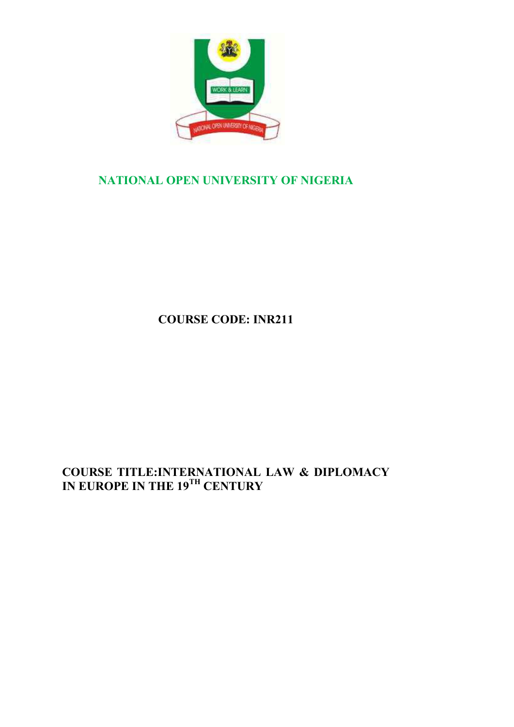# NATIONAL OPEN UNIVERSITY OF NIGERIA

**COURSE CODE: INR211**

**COURSE TITLE:INTERNATIONAL LAW & DIPLOMACY IN EUROPE IN THE 19$^{TH}$ CENTURY**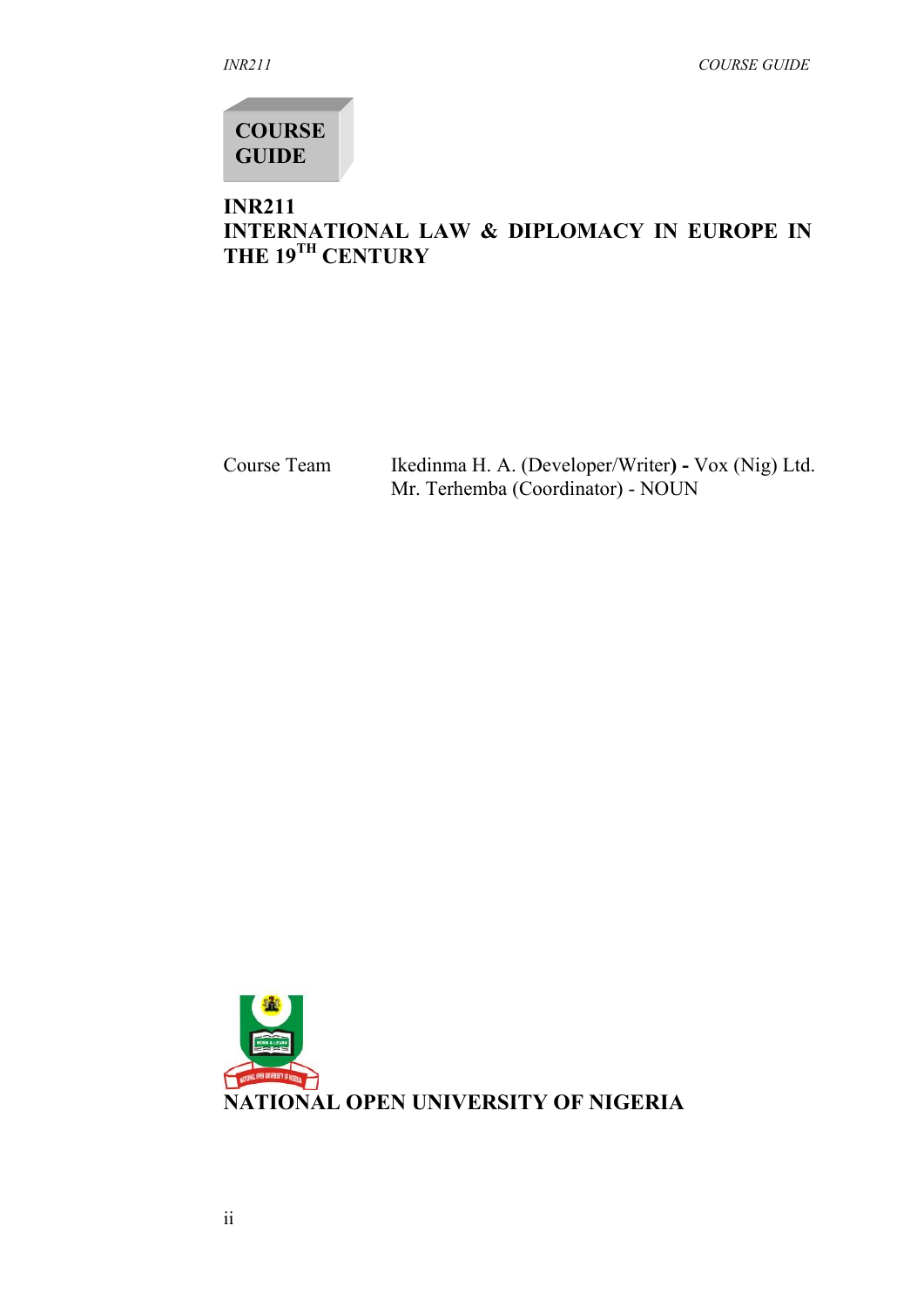**COURSE GUIDE**

# INR211
# INTERNATIONAL LAW & DIPLOMACY IN EUROPE IN THE 19TH CENTURY

| Course Team | Ikedinma H. A. (Developer/Writer) - Vox (Nig) Ltd. |
| --- | --- |
| | Mr. Terhemba (Coordinator) - NOUN |

**NATIONAL OPEN UNIVERSITY OF NIGERIA**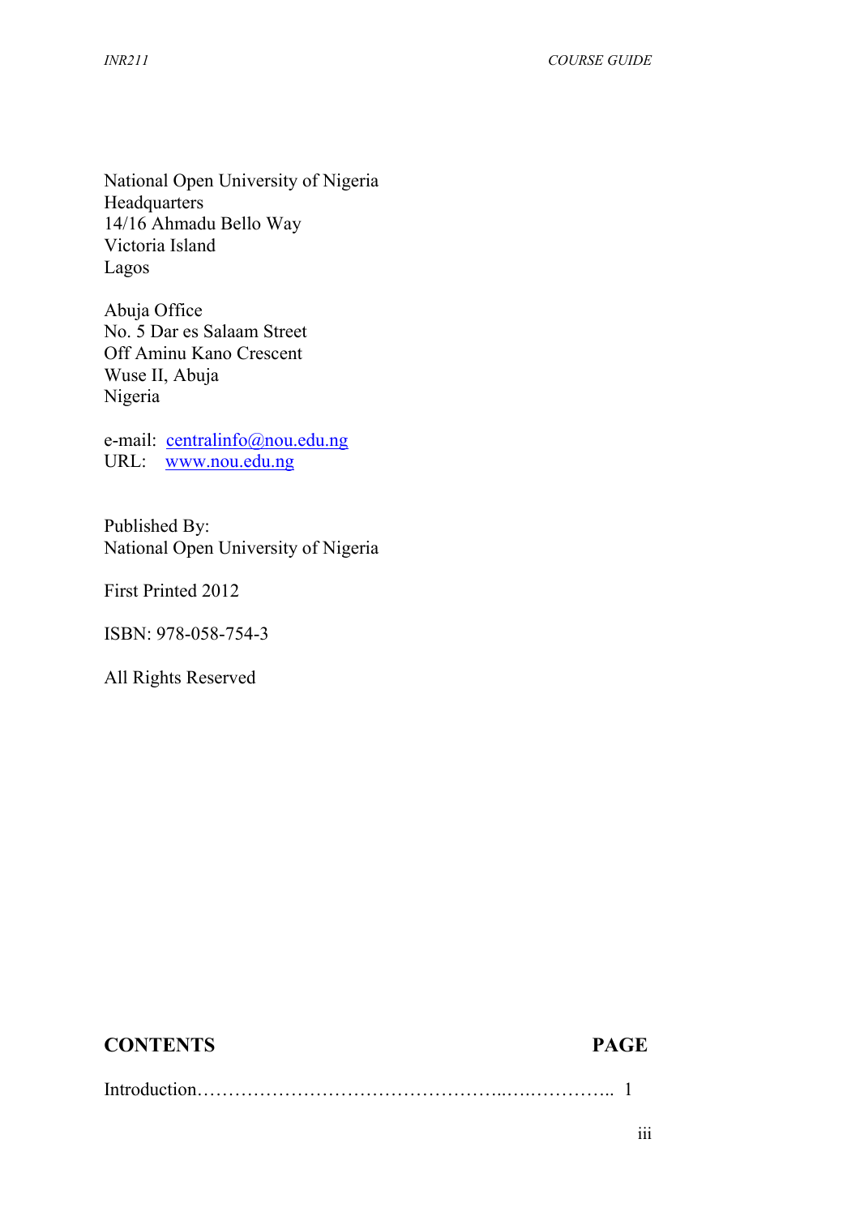National Open University of Nigeria  
Headquarters  
14/16 Ahmadu Bello Way  
Victoria Island  
Lagos

Abuja Office  
No. 5 Dar es Salaam Street  
Off Aminu Kano Crescent  
Wuse II, Abuja  
Nigeria

e-mail: centralinfo@nou.edu.ng  
URL: www.nou.edu.ng

Published By:  
National Open University of Nigeria

First Printed 2012

ISBN: 978-058-754-3

All Rights Reserved

**CONTENTS** **PAGE**

Introduction……………………………………………..….………….. 1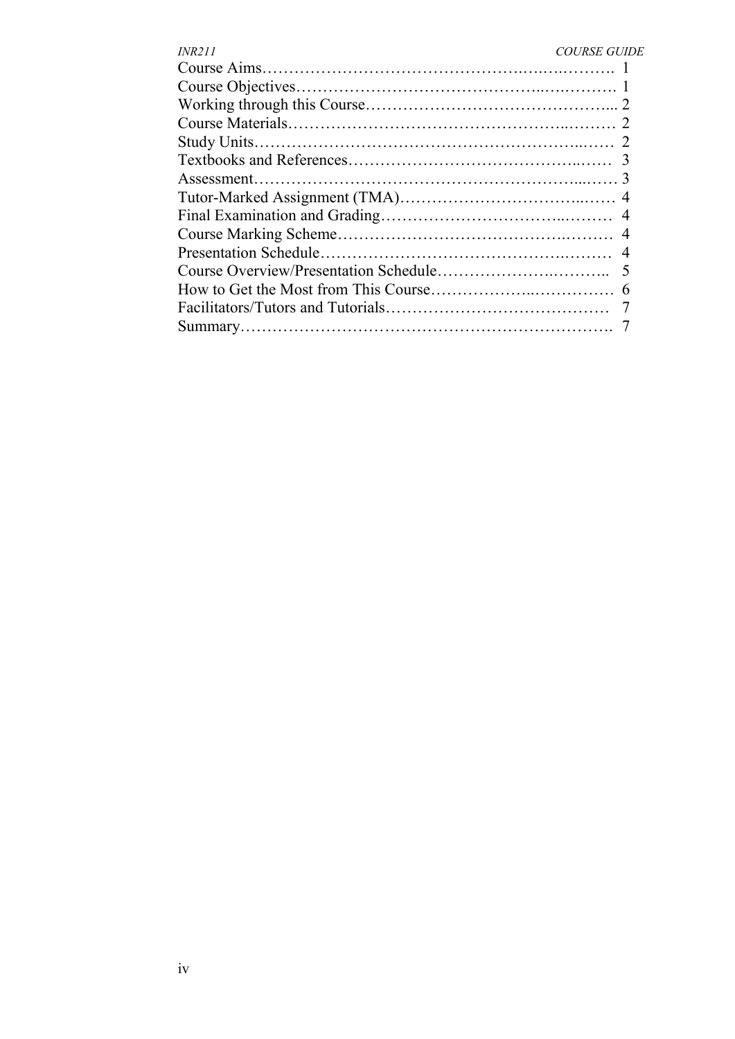Course Aims……………………………………………………………. 1
Course Objectives…………………………………………………… 1
Working through this Course………………………………………... 2
Course Materials……………………………………………………… 2
Study Units…………………………………………………………… 2
Textbooks and References…………………………………………… 3
Assessment…………………………………………………………… 3
Tutor-Marked Assignment (TMA)…………………………………… 4
Final Examination and Grading……………………………………… 4
Course Marking Scheme……………………………………………… 4
Presentation Schedule………………………………………………… 4
Course Overview/Presentation Schedule…………………………… 5
How to Get the Most from This Course……………………………… 6
Facilitators/Tutors and Tutorials…………………………………… 7
Summary……………………………………………………………… 7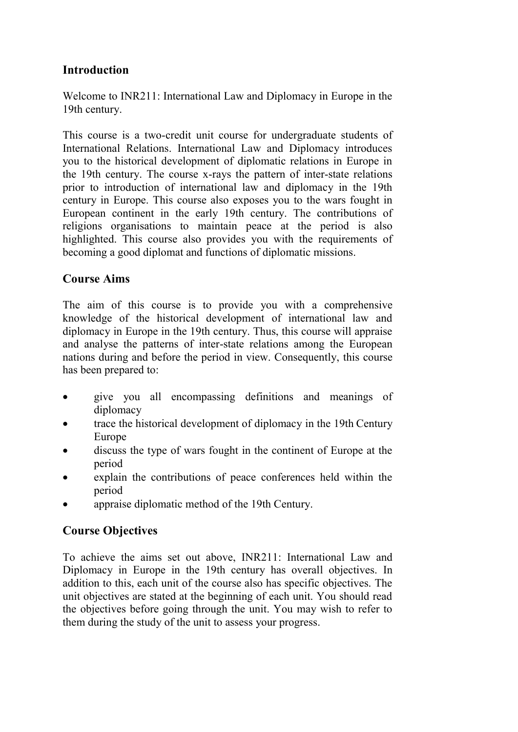## Introduction

Welcome to INR211: International Law and Diplomacy in Europe in the 19th century.

This course is a two-credit unit course for undergraduate students of International Relations. International Law and Diplomacy introduces you to the historical development of diplomatic relations in Europe in the 19th century. The course x-rays the pattern of inter-state relations prior to introduction of international law and diplomacy in the 19th century in Europe. This course also exposes you to the wars fought in European continent in the early 19th century. The contributions of religions organisations to maintain peace at the period is also highlighted. This course also provides you with the requirements of becoming a good diplomat and functions of diplomatic missions.

## Course Aims

The aim of this course is to provide you with a comprehensive knowledge of the historical development of international law and diplomacy in Europe in the 19th century. Thus, this course will appraise and analyse the patterns of inter-state relations among the European nations during and before the period in view. Consequently, this course has been prepared to:

- give you all encompassing definitions and meanings of diplomacy
- trace the historical development of diplomacy in the 19th Century Europe
- discuss the type of wars fought in the continent of Europe at the period
- explain the contributions of peace conferences held within the period
- appraise diplomatic method of the 19th Century.

## Course Objectives

To achieve the aims set out above, INR211: International Law and Diplomacy in Europe in the 19th century has overall objectives. In addition to this, each unit of the course also has specific objectives. The unit objectives are stated at the beginning of each unit. You should read the objectives before going through the unit. You may wish to refer to them during the study of the unit to assess your progress.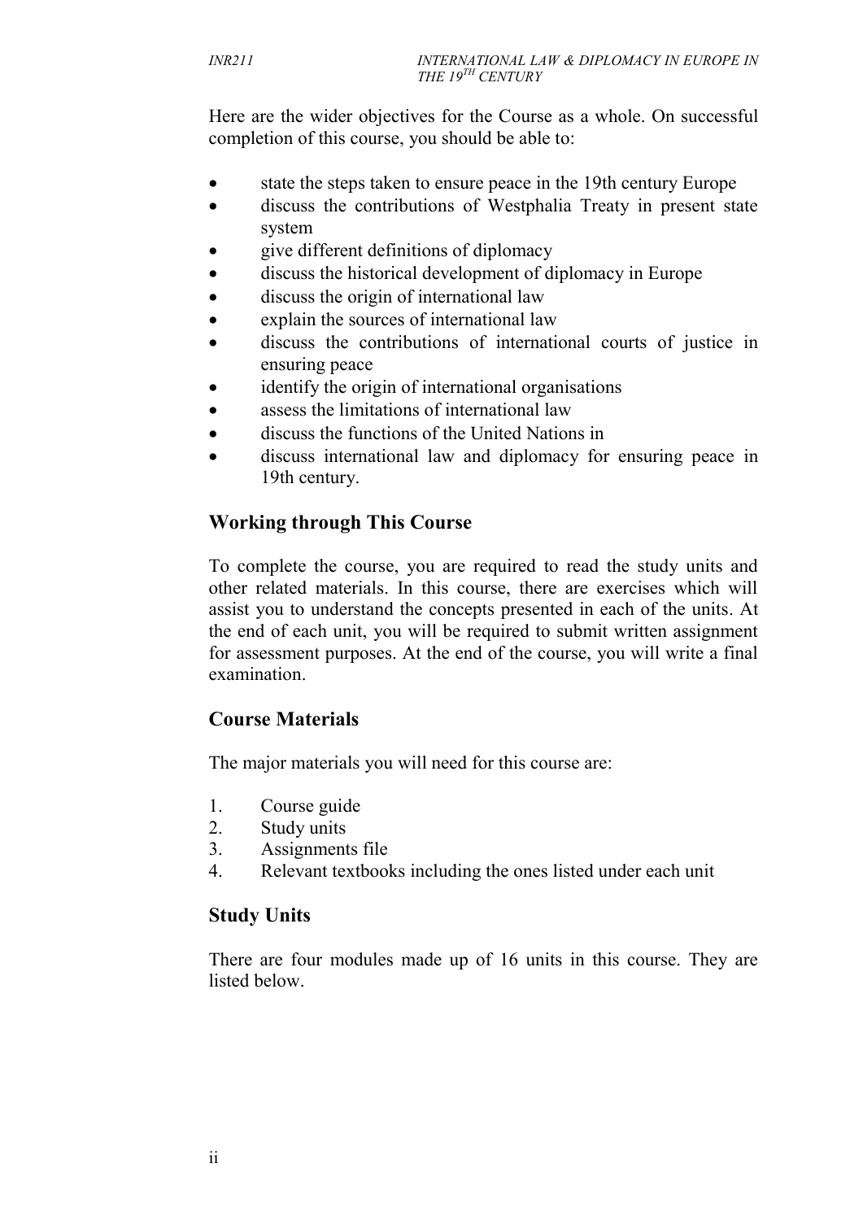Here are the wider objectives for the Course as a whole. On successful completion of this course, you should be able to:

- state the steps taken to ensure peace in the 19th century Europe
- discuss the contributions of Westphalia Treaty in present state system
- give different definitions of diplomacy
- discuss the historical development of diplomacy in Europe
- discuss the origin of international law
- explain the sources of international law
- discuss the contributions of international courts of justice in ensuring peace
- identify the origin of international organisations
- assess the limitations of international law
- discuss the functions of the United Nations in
- discuss international law and diplomacy for ensuring peace in 19th century.

## Working through This Course

To complete the course, you are required to read the study units and other related materials. In this course, there are exercises which will assist you to understand the concepts presented in each of the units. At the end of each unit, you will be required to submit written assignment for assessment purposes. At the end of the course, you will write a final examination.

## Course Materials

The major materials you will need for this course are:

1. Course guide
2. Study units
3. Assignments file
4. Relevant textbooks including the ones listed under each unit

## Study Units

There are four modules made up of 16 units in this course. They are listed below.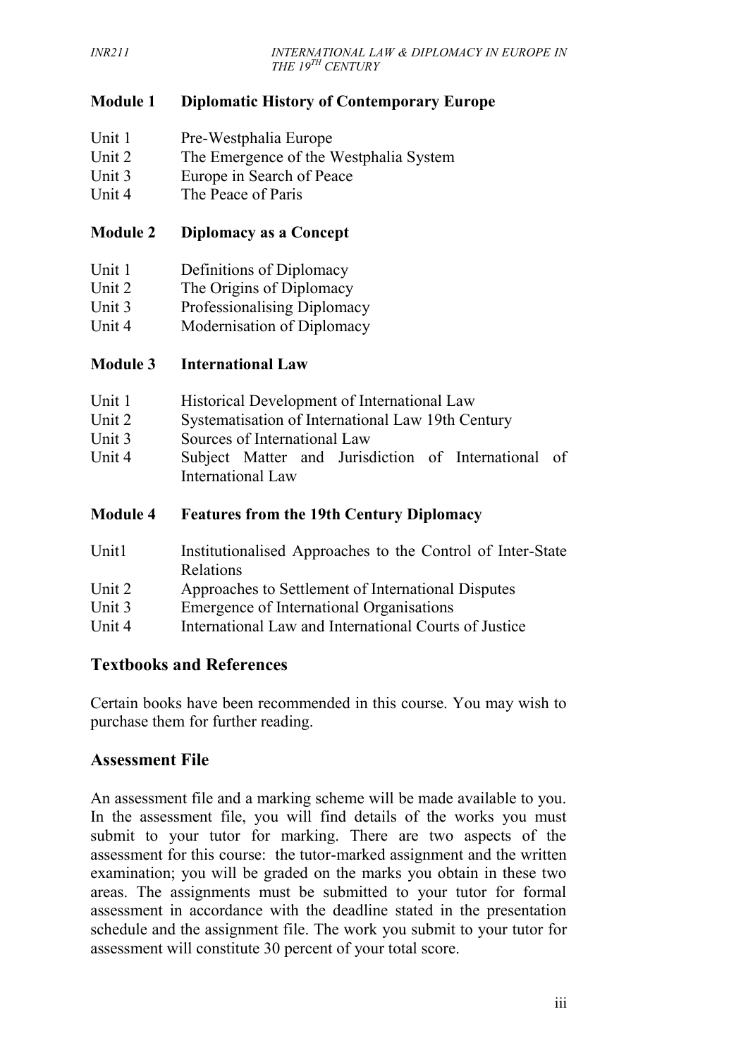**Module 1 Diplomatic History of Contemporary Europe**

Unit 1 Pre-Westphalia Europe
Unit 2 The Emergence of the Westphalia System
Unit 3 Europe in Search of Peace
Unit 4 The Peace of Paris

**Module 2 Diplomacy as a Concept**

Unit 1 Definitions of Diplomacy
Unit 2 The Origins of Diplomacy
Unit 3 Professionalising Diplomacy
Unit 4 Modernisation of Diplomacy

**Module 3 International Law**

Unit 1 Historical Development of International Law
Unit 2 Systematisation of International Law 19th Century
Unit 3 Sources of International Law
Unit 4 Subject Matter and Jurisdiction of International of International Law

**Module 4 Features from the 19th Century Diplomacy**

Unit1 Institutionalised Approaches to the Control of Inter-State Relations
Unit 2 Approaches to Settlement of International Disputes
Unit 3 Emergence of International Organisations
Unit 4 International Law and International Courts of Justice

## Textbooks and References

Certain books have been recommended in this course. You may wish to purchase them for further reading.

## Assessment File

An assessment file and a marking scheme will be made available to you. In the assessment file, you will find details of the works you must submit to your tutor for marking. There are two aspects of the assessment for this course: the tutor-marked assignment and the written examination; you will be graded on the marks you obtain in these two areas. The assignments must be submitted to your tutor for formal assessment in accordance with the deadline stated in the presentation schedule and the assignment file. The work you submit to your tutor for assessment will constitute 30 percent of your total score.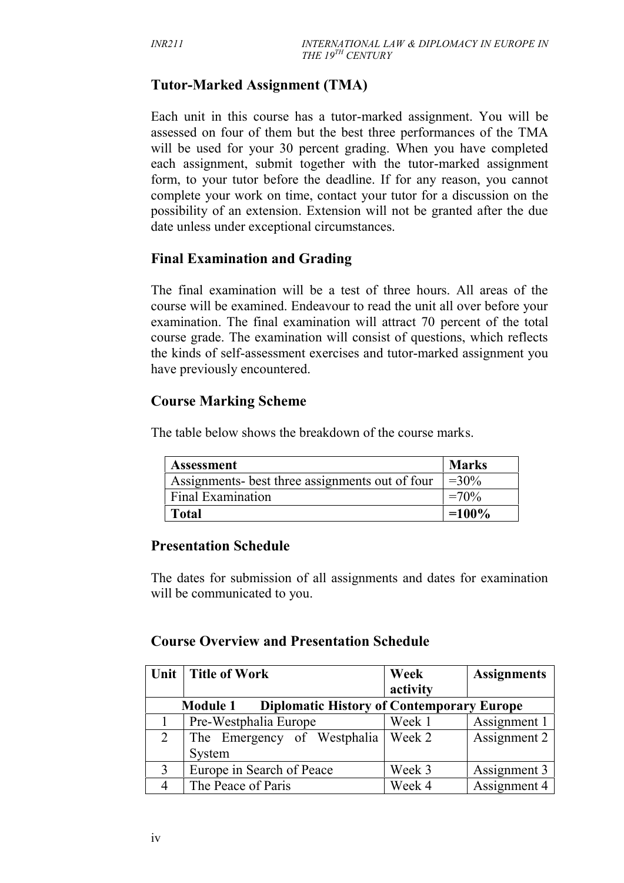## Tutor-Marked Assignment (TMA)

Each unit in this course has a tutor-marked assignment. You will be assessed on four of them but the best three performances of the TMA will be used for your 30 percent grading. When you have completed each assignment, submit together with the tutor-marked assignment form, to your tutor before the deadline. If for any reason, you cannot complete your work on time, contact your tutor for a discussion on the possibility of an extension. Extension will not be granted after the due date unless under exceptional circumstances.

## Final Examination and Grading

The final examination will be a test of three hours. All areas of the course will be examined. Endeavour to read the unit all over before your examination. The final examination will attract 70 percent of the total course grade. The examination will consist of questions, which reflects the kinds of self-assessment exercises and tutor-marked assignment you have previously encountered.

## Course Marking Scheme

The table below shows the breakdown of the course marks.

| **Assessment** | **Marks** |
|---|---|
| Assignments- best three assignments out of four | =30% |
| Final Examination | =70% |
| **Total** | **=100%** |

## Presentation Schedule

The dates for submission of all assignments and dates for examination will be communicated to you.

## Course Overview and Presentation Schedule

| **Unit** | **Title of Work** | **Week activity** | **Assignments** |
|---|---|---|---|
| | **Module 1 Diplomatic History of Contemporary Europe** | | |
| 1 | Pre-Westphalia Europe | Week 1 | Assignment 1 |
| 2 | The Emergency of Westphalia System | Week 2 | Assignment 2 |
| 3 | Europe in Search of Peace | Week 3 | Assignment 3 |
| 4 | The Peace of Paris | Week 4 | Assignment 4 |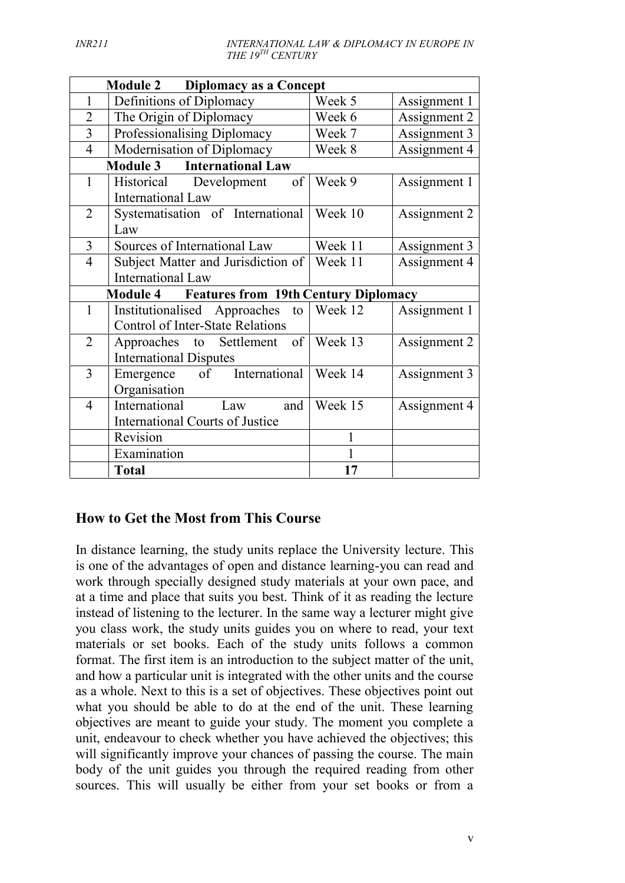| | Module 2 Diplomacy as a Concept | | |
|---|---|---|---|
| 1 | Definitions of Diplomacy | Week 5 | Assignment 1 |
| 2 | The Origin of Diplomacy | Week 6 | Assignment 2 |
| 3 | Professionalising Diplomacy | Week 7 | Assignment 3 |
| 4 | Modernisation of Diplomacy | Week 8 | Assignment 4 |
| | **Module 3 International Law** | | |
| 1 | Historical Development of International Law | Week 9 | Assignment 1 |
| 2 | Systematisation of International Law | Week 10 | Assignment 2 |
| 3 | Sources of International Law | Week 11 | Assignment 3 |
| 4 | Subject Matter and Jurisdiction of International Law | Week 11 | Assignment 4 |
| | **Module 4 Features from 19th Century Diplomacy** | | |
| 1 | Institutionalised Approaches to Control of Inter-State Relations | Week 12 | Assignment 1 |
| 2 | Approaches to Settlement of International Disputes | Week 13 | Assignment 2 |
| 3 | Emergence of International Organisation | Week 14 | Assignment 3 |
| 4 | International Law and International Courts of Justice | Week 15 | Assignment 4 |
| | Revision | 1 | |
| | Examination | 1 | |
| | **Total** | **17** | |

## How to Get the Most from This Course

In distance learning, the study units replace the University lecture. This is one of the advantages of open and distance learning-you can read and work through specially designed study materials at your own pace, and at a time and place that suits you best. Think of it as reading the lecture instead of listening to the lecturer. In the same way a lecturer might give you class work, the study units guides you on where to read, your text materials or set books. Each of the study units follows a common format. The first item is an introduction to the subject matter of the unit, and how a particular unit is integrated with the other units and the course as a whole. Next to this is a set of objectives. These objectives point out what you should be able to do at the end of the unit. These learning objectives are meant to guide your study. The moment you complete a unit, endeavour to check whether you have achieved the objectives; this will significantly improve your chances of passing the course. The main body of the unit guides you through the required reading from other sources. This will usually be either from your set books or from a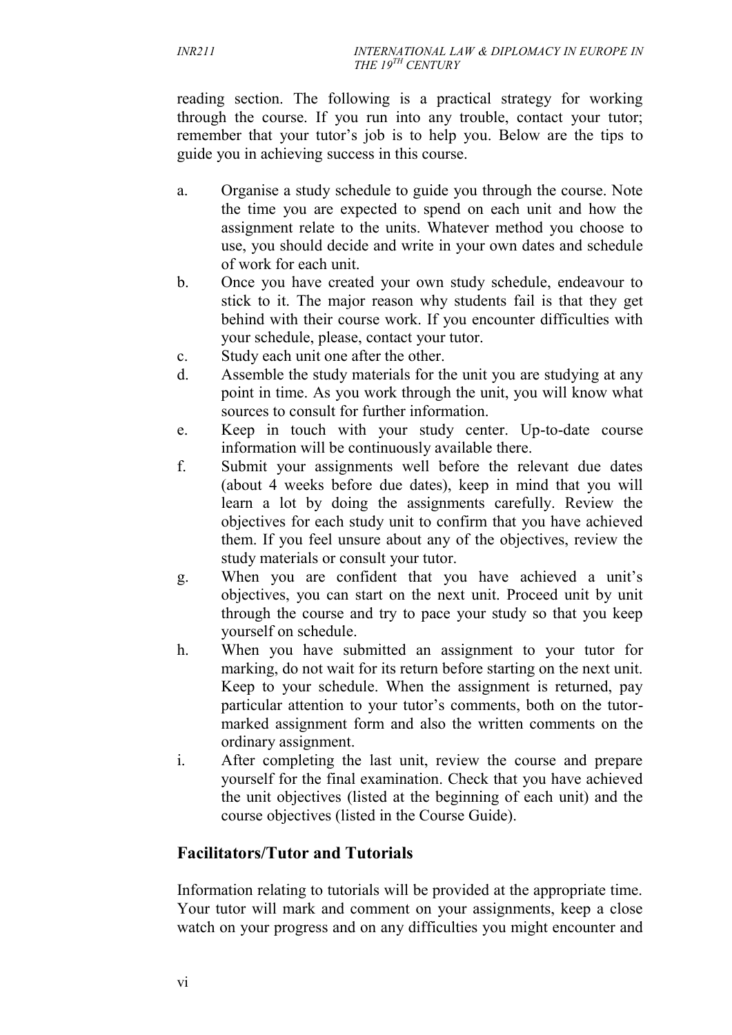reading section. The following is a practical strategy for working through the course. If you run into any trouble, contact your tutor; remember that your tutor's job is to help you. Below are the tips to guide you in achieving success in this course.

a. Organise a study schedule to guide you through the course. Note the time you are expected to spend on each unit and how the assignment relate to the units. Whatever method you choose to use, you should decide and write in your own dates and schedule of work for each unit.
b. Once you have created your own study schedule, endeavour to stick to it. The major reason why students fail is that they get behind with their course work. If you encounter difficulties with your schedule, please, contact your tutor.
c. Study each unit one after the other.
d. Assemble the study materials for the unit you are studying at any point in time. As you work through the unit, you will know what sources to consult for further information.
e. Keep in touch with your study center. Up-to-date course information will be continuously available there.
f. Submit your assignments well before the relevant due dates (about 4 weeks before due dates), keep in mind that you will learn a lot by doing the assignments carefully. Review the objectives for each study unit to confirm that you have achieved them. If you feel unsure about any of the objectives, review the study materials or consult your tutor.
g. When you are confident that you have achieved a unit's objectives, you can start on the next unit. Proceed unit by unit through the course and try to pace your study so that you keep yourself on schedule.
h. When you have submitted an assignment to your tutor for marking, do not wait for its return before starting on the next unit. Keep to your schedule. When the assignment is returned, pay particular attention to your tutor's comments, both on the tutor-marked assignment form and also the written comments on the ordinary assignment.
i. After completing the last unit, review the course and prepare yourself for the final examination. Check that you have achieved the unit objectives (listed at the beginning of each unit) and the course objectives (listed in the Course Guide).

## Facilitators/Tutor and Tutorials

Information relating to tutorials will be provided at the appropriate time. Your tutor will mark and comment on your assignments, keep a close watch on your progress and on any difficulties you might encounter and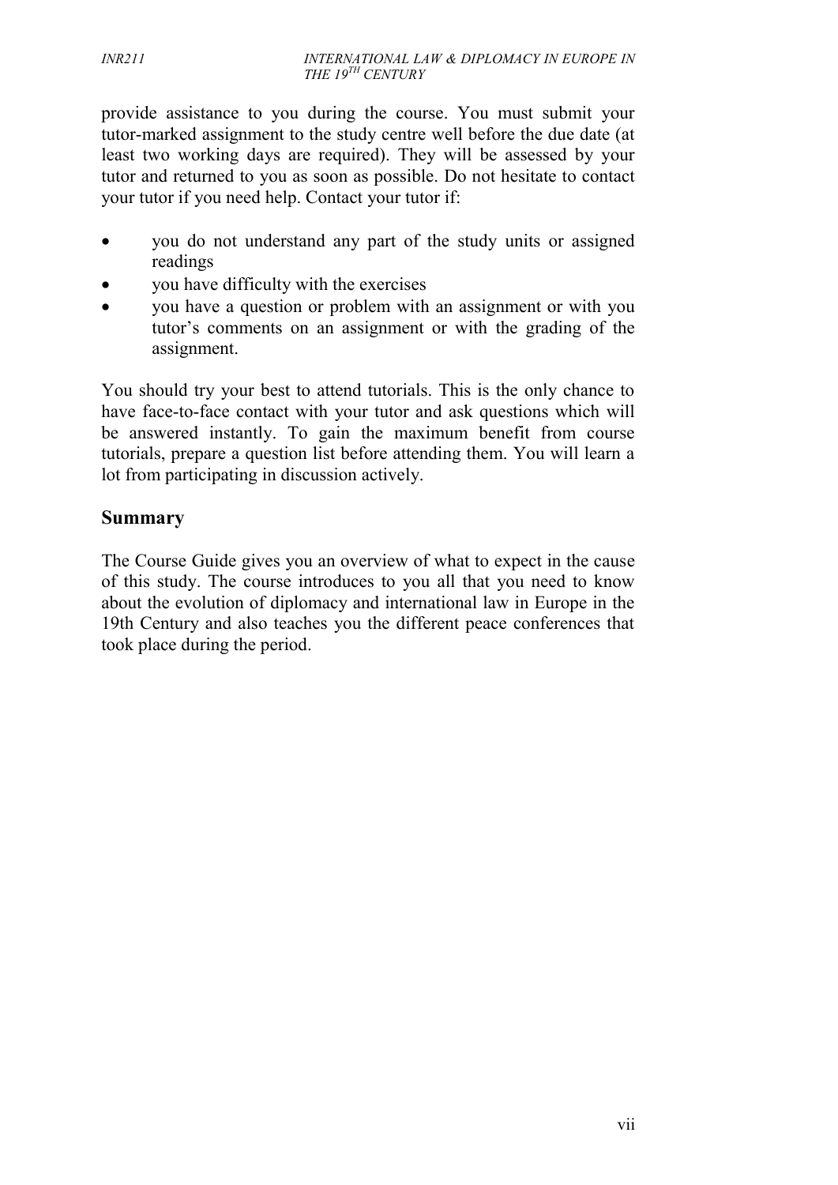provide assistance to you during the course. You must submit your tutor-marked assignment to the study centre well before the due date (at least two working days are required). They will be assessed by your tutor and returned to you as soon as possible. Do not hesitate to contact your tutor if you need help. Contact your tutor if:

- you do not understand any part of the study units or assigned readings
- you have difficulty with the exercises
- you have a question or problem with an assignment or with you tutor's comments on an assignment or with the grading of the assignment.

You should try your best to attend tutorials. This is the only chance to have face-to-face contact with your tutor and ask questions which will be answered instantly. To gain the maximum benefit from course tutorials, prepare a question list before attending them. You will learn a lot from participating in discussion actively.

## Summary

The Course Guide gives you an overview of what to expect in the cause of this study. The course introduces to you all that you need to know about the evolution of diplomacy and international law in Europe in the 19th Century and also teaches you the different peace conferences that took place during the period.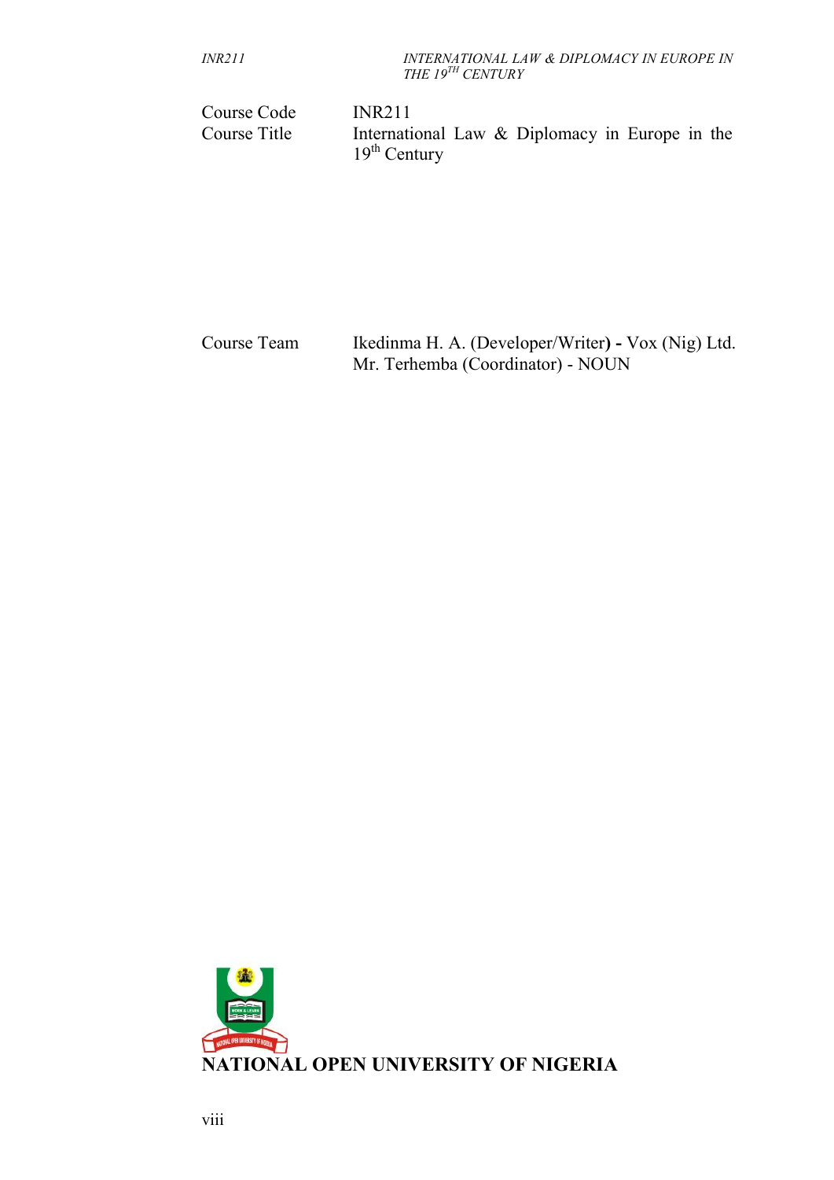| | |
|---|---|
| Course Code | INR211 |
| Course Title | International Law & Diplomacy in Europe in the 19th Century |

| | |
|---|---|
| Course Team | Ikedinma H. A. (Developer/Writer) - Vox (Nig) Ltd.<br>Mr. Terhemba (Coordinator) - NOUN |

**NATIONAL OPEN UNIVERSITY OF NIGERIA**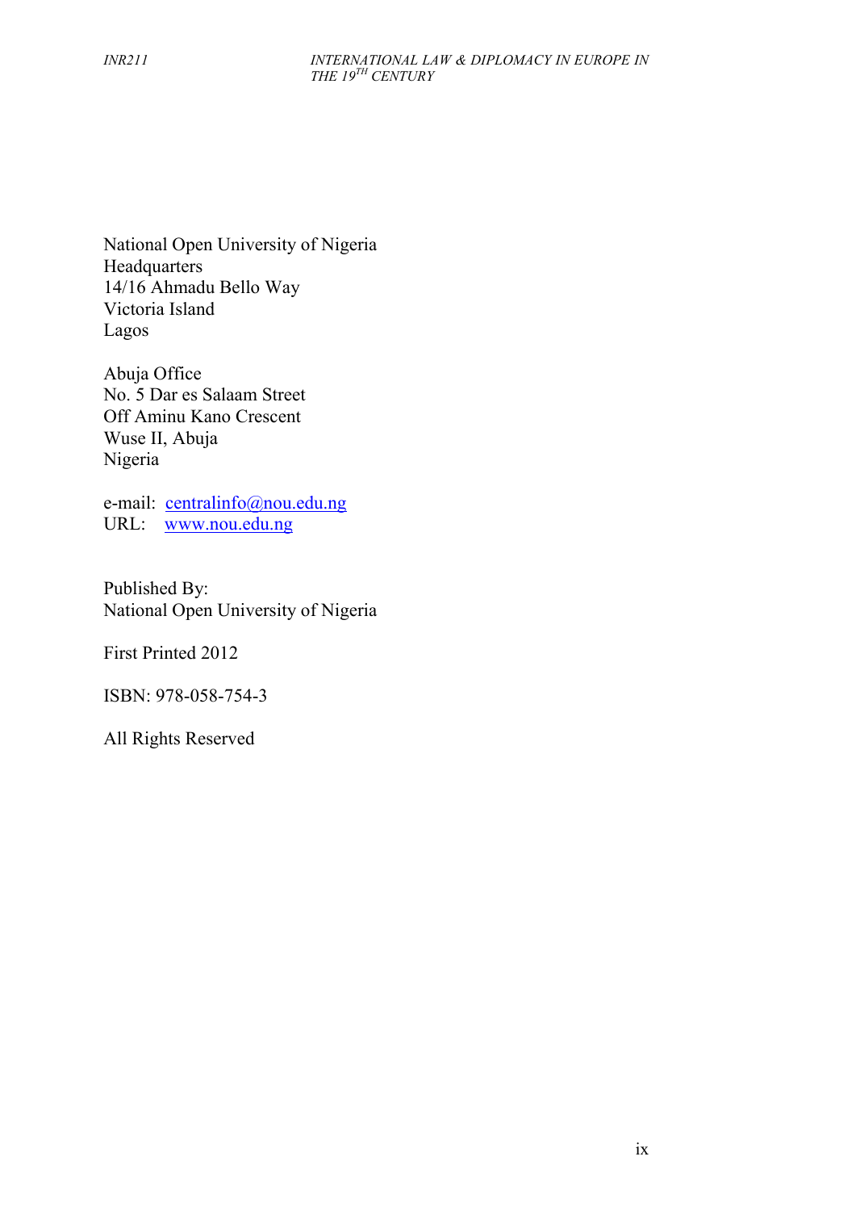National Open University of Nigeria
Headquarters
14/16 Ahmadu Bello Way
Victoria Island
Lagos

Abuja Office
No. 5 Dar es Salaam Street
Off Aminu Kano Crescent
Wuse II, Abuja
Nigeria

e-mail: centralinfo@nou.edu.ng
URL: www.nou.edu.ng

Published By:
National Open University of Nigeria

First Printed 2012

ISBN: 978-058-754-3

All Rights Reserved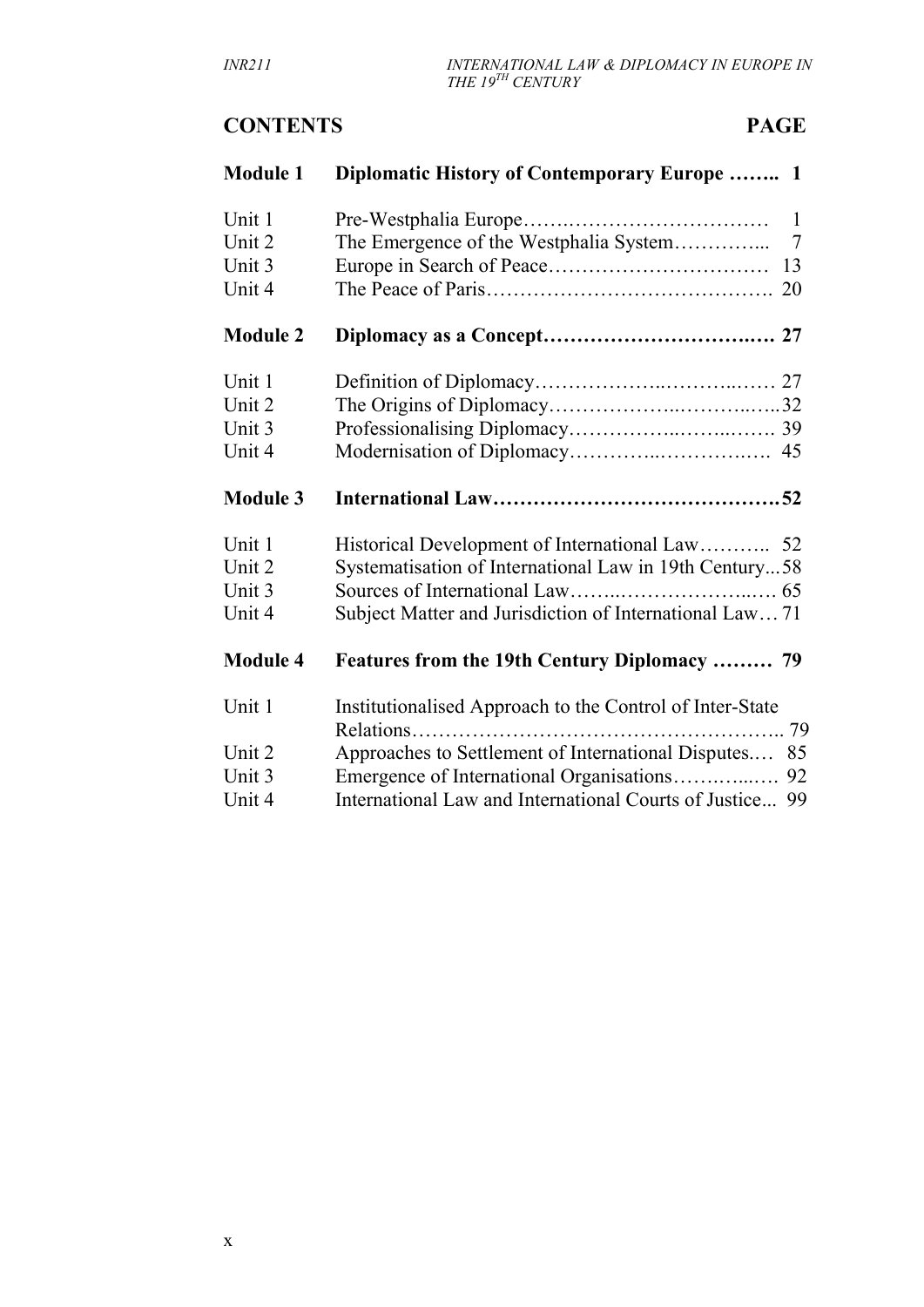## CONTENTS PAGE

| | | |
|---|---|---|
| **Module 1** | **Diplomatic History of Contemporary Europe** | **1** |
| Unit 1 | Pre-Westphalia Europe | 1 |
| Unit 2 | The Emergence of the Westphalia System | 7 |
| Unit 3 | Europe in Search of Peace | 13 |
| Unit 4 | The Peace of Paris | 20 |
| **Module 2** | **Diplomacy as a Concept** | **27** |
| Unit 1 | Definition of Diplomacy | 27 |
| Unit 2 | The Origins of Diplomacy | 32 |
| Unit 3 | Professionalising Diplomacy | 39 |
| Unit 4 | Modernisation of Diplomacy | 45 |
| **Module 3** | **International Law** | **52** |
| Unit 1 | Historical Development of International Law | 52 |
| Unit 2 | Systematisation of International Law in 19th Century | 58 |
| Unit 3 | Sources of International Law | 65 |
| Unit 4 | Subject Matter and Jurisdiction of International Law | 71 |
| **Module 4** | **Features from the 19th Century Diplomacy** | **79** |
| Unit 1 | Institutionalised Approach to the Control of Inter-State Relations | 79 |
| Unit 2 | Approaches to Settlement of International Disputes. | 85 |
| Unit 3 | Emergence of International Organisations | 92 |
| Unit 4 | International Law and International Courts of Justice | 99 |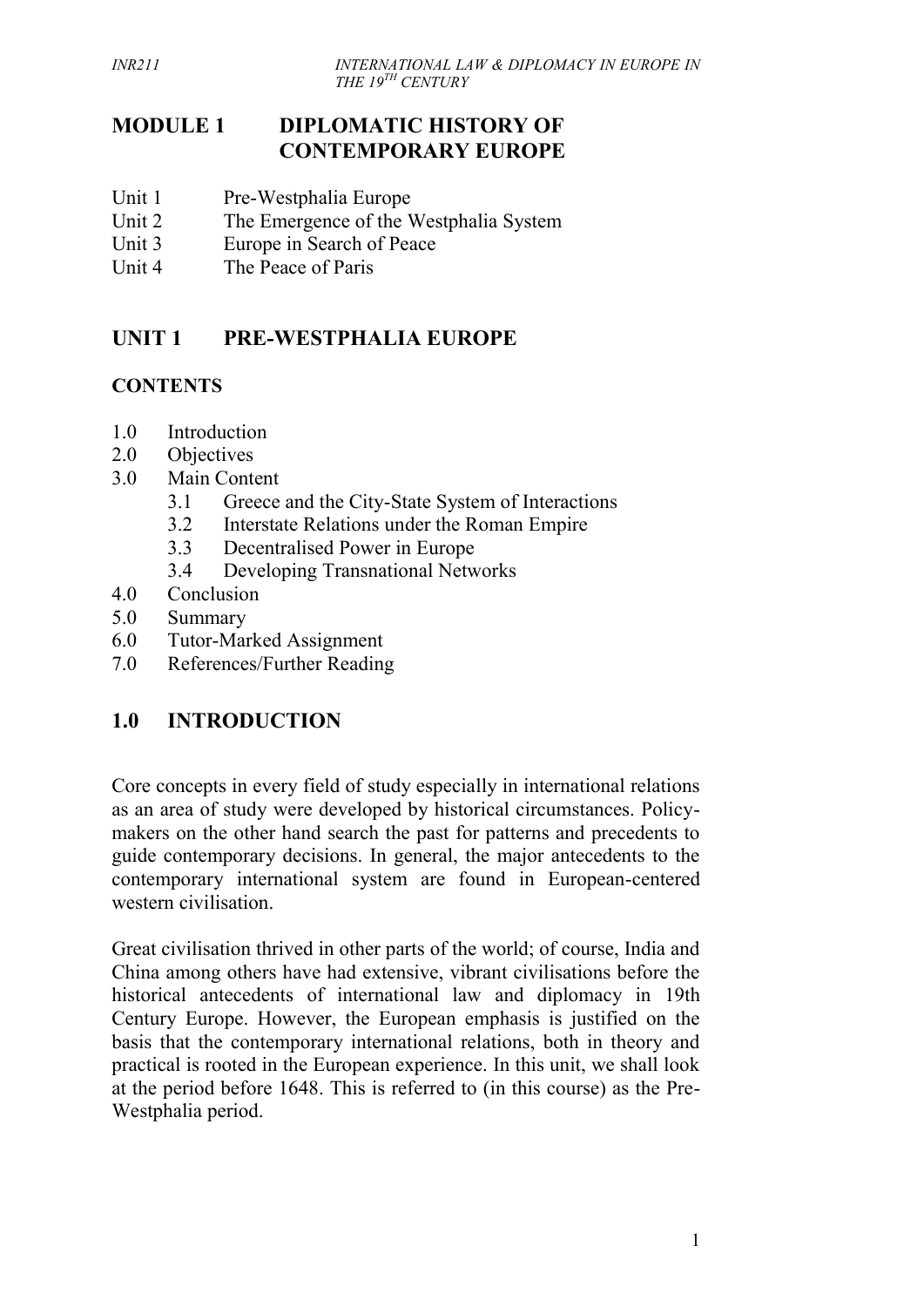# MODULE 1 DIPLOMATIC HISTORY OF CONTEMPORARY EUROPE

Unit 1 Pre-Westphalia Europe
Unit 2 The Emergence of the Westphalia System
Unit 3 Europe in Search of Peace
Unit 4 The Peace of Paris

## UNIT 1 PRE-WESTPHALIA EUROPE

### CONTENTS

1.0 Introduction
2.0 Objectives
3.0 Main Content
  3.1 Greece and the City-State System of Interactions
  3.2 Interstate Relations under the Roman Empire
  3.3 Decentralised Power in Europe
  3.4 Developing Transnational Networks
4.0 Conclusion
5.0 Summary
6.0 Tutor-Marked Assignment
7.0 References/Further Reading

## 1.0 INTRODUCTION

Core concepts in every field of study especially in international relations as an area of study were developed by historical circumstances. Policy-makers on the other hand search the past for patterns and precedents to guide contemporary decisions. In general, the major antecedents to the contemporary international system are found in European-centered western civilisation.

Great civilisation thrived in other parts of the world; of course, India and China among others have had extensive, vibrant civilisations before the historical antecedents of international law and diplomacy in 19th Century Europe. However, the European emphasis is justified on the basis that the contemporary international relations, both in theory and practical is rooted in the European experience. In this unit, we shall look at the period before 1648. This is referred to (in this course) as the Pre-Westphalia period.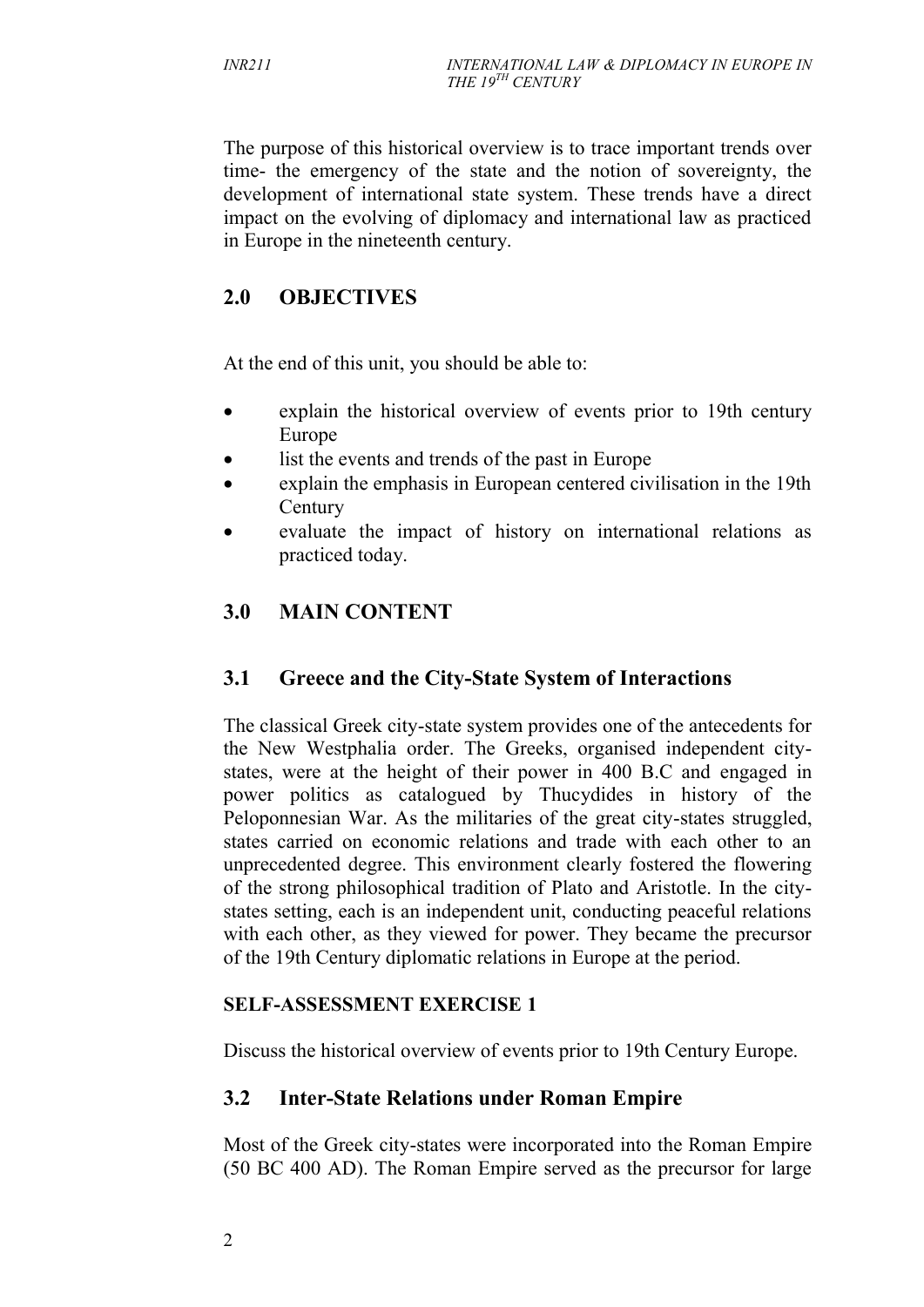The purpose of this historical overview is to trace important trends over time- the emergency of the state and the notion of sovereignty, the development of international state system. These trends have a direct impact on the evolving of diplomacy and international law as practiced in Europe in the nineteenth century.

## 2.0 OBJECTIVES

At the end of this unit, you should be able to:

- explain the historical overview of events prior to 19th century Europe
- list the events and trends of the past in Europe
- explain the emphasis in European centered civilisation in the 19th Century
- evaluate the impact of history on international relations as practiced today.

## 3.0 MAIN CONTENT

### 3.1 Greece and the City-State System of Interactions

The classical Greek city-state system provides one of the antecedents for the New Westphalia order. The Greeks, organised independent city-states, were at the height of their power in 400 B.C and engaged in power politics as catalogued by Thucydides in history of the Peloponnesian War. As the militaries of the great city-states struggled, states carried on economic relations and trade with each other to an unprecedented degree. This environment clearly fostered the flowering of the strong philosophical tradition of Plato and Aristotle. In the city-states setting, each is an independent unit, conducting peaceful relations with each other, as they viewed for power. They became the precursor of the 19th Century diplomatic relations in Europe at the period.

**SELF-ASSESSMENT EXERCISE 1**

Discuss the historical overview of events prior to 19th Century Europe.

### 3.2 Inter-State Relations under Roman Empire

Most of the Greek city-states were incorporated into the Roman Empire (50 BC 400 AD). The Roman Empire served as the precursor for large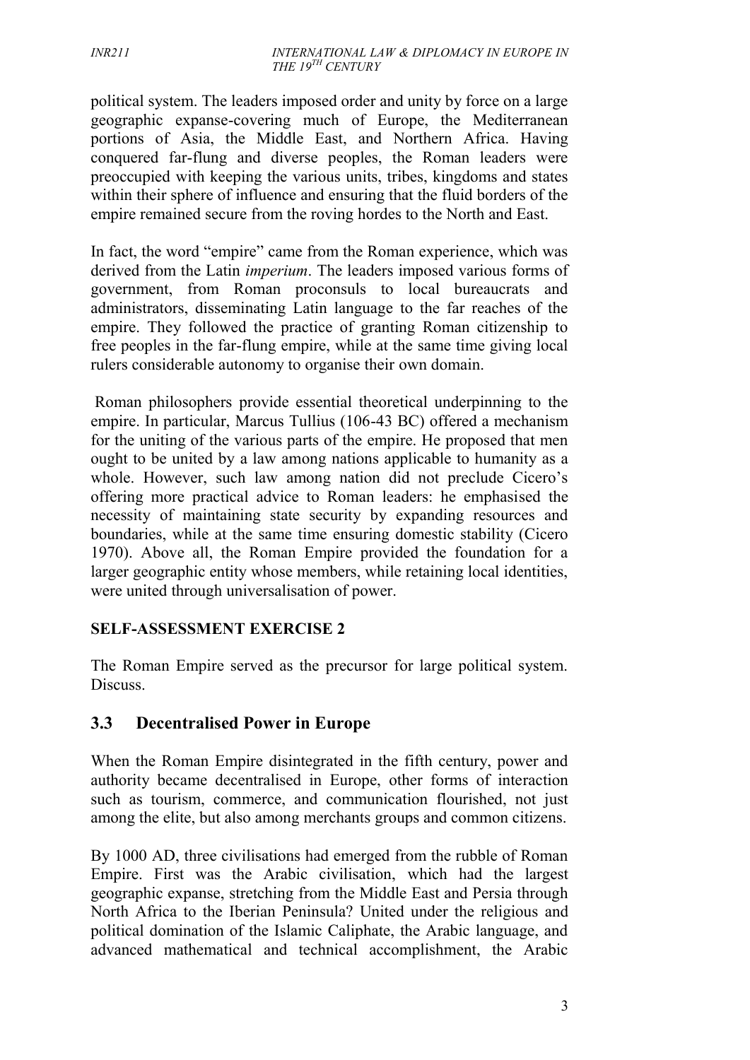political system. The leaders imposed order and unity by force on a large geographic expanse-covering much of Europe, the Mediterranean portions of Asia, the Middle East, and Northern Africa. Having conquered far-flung and diverse peoples, the Roman leaders were preoccupied with keeping the various units, tribes, kingdoms and states within their sphere of influence and ensuring that the fluid borders of the empire remained secure from the roving hordes to the North and East.

In fact, the word "empire" came from the Roman experience, which was derived from the Latin *imperium*. The leaders imposed various forms of government, from Roman proconsuls to local bureaucrats and administrators, disseminating Latin language to the far reaches of the empire. They followed the practice of granting Roman citizenship to free peoples in the far-flung empire, while at the same time giving local rulers considerable autonomy to organise their own domain.

Roman philosophers provide essential theoretical underpinning to the empire. In particular, Marcus Tullius (106-43 BC) offered a mechanism for the uniting of the various parts of the empire. He proposed that men ought to be united by a law among nations applicable to humanity as a whole. However, such law among nation did not preclude Cicero's offering more practical advice to Roman leaders: he emphasised the necessity of maintaining state security by expanding resources and boundaries, while at the same time ensuring domestic stability (Cicero 1970). Above all, the Roman Empire provided the foundation for a larger geographic entity whose members, while retaining local identities, were united through universalisation of power.

**SELF-ASSESSMENT EXERCISE 2**

The Roman Empire served as the precursor for large political system. Discuss.

## 3.3 Decentralised Power in Europe

When the Roman Empire disintegrated in the fifth century, power and authority became decentralised in Europe, other forms of interaction such as tourism, commerce, and communication flourished, not just among the elite, but also among merchants groups and common citizens.

By 1000 AD, three civilisations had emerged from the rubble of Roman Empire. First was the Arabic civilisation, which had the largest geographic expanse, stretching from the Middle East and Persia through North Africa to the Iberian Peninsula? United under the religious and political domination of the Islamic Caliphate, the Arabic language, and advanced mathematical and technical accomplishment, the Arabic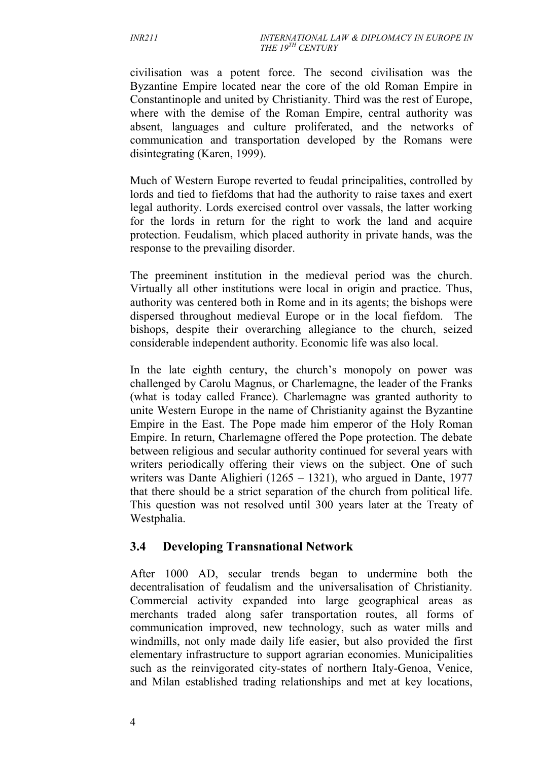civilisation was a potent force. The second civilisation was the Byzantine Empire located near the core of the old Roman Empire in Constantinople and united by Christianity. Third was the rest of Europe, where with the demise of the Roman Empire, central authority was absent, languages and culture proliferated, and the networks of communication and transportation developed by the Romans were disintegrating (Karen, 1999).

Much of Western Europe reverted to feudal principalities, controlled by lords and tied to fiefdoms that had the authority to raise taxes and exert legal authority. Lords exercised control over vassals, the latter working for the lords in return for the right to work the land and acquire protection. Feudalism, which placed authority in private hands, was the response to the prevailing disorder.

The preeminent institution in the medieval period was the church. Virtually all other institutions were local in origin and practice. Thus, authority was centered both in Rome and in its agents; the bishops were dispersed throughout medieval Europe or in the local fiefdom. The bishops, despite their overarching allegiance to the church, seized considerable independent authority. Economic life was also local.

In the late eighth century, the church's monopoly on power was challenged by Carolu Magnus, or Charlemagne, the leader of the Franks (what is today called France). Charlemagne was granted authority to unite Western Europe in the name of Christianity against the Byzantine Empire in the East. The Pope made him emperor of the Holy Roman Empire. In return, Charlemagne offered the Pope protection. The debate between religious and secular authority continued for several years with writers periodically offering their views on the subject. One of such writers was Dante Alighieri (1265 – 1321), who argued in Dante, 1977 that there should be a strict separation of the church from political life. This question was not resolved until 300 years later at the Treaty of Westphalia.

## 3.4 Developing Transnational Network

After 1000 AD, secular trends began to undermine both the decentralisation of feudalism and the universalisation of Christianity. Commercial activity expanded into large geographical areas as merchants traded along safer transportation routes, all forms of communication improved, new technology, such as water mills and windmills, not only made daily life easier, but also provided the first elementary infrastructure to support agrarian economies. Municipalities such as the reinvigorated city-states of northern Italy-Genoa, Venice, and Milan established trading relationships and met at key locations,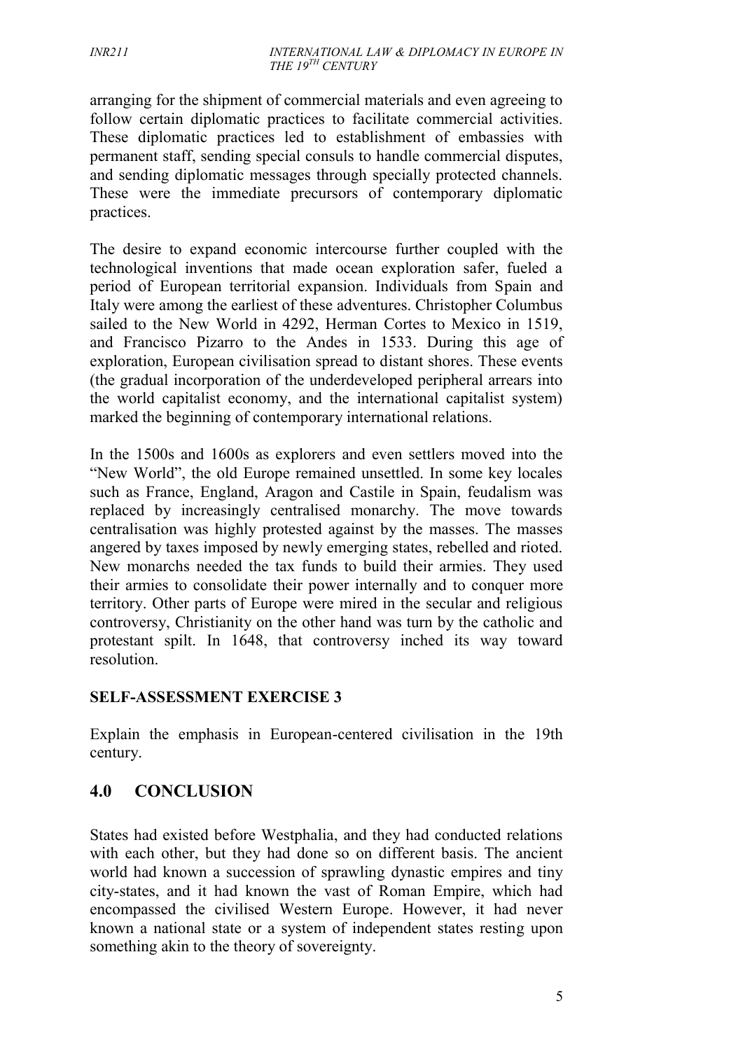arranging for the shipment of commercial materials and even agreeing to follow certain diplomatic practices to facilitate commercial activities. These diplomatic practices led to establishment of embassies with permanent staff, sending special consuls to handle commercial disputes, and sending diplomatic messages through specially protected channels. These were the immediate precursors of contemporary diplomatic practices.

The desire to expand economic intercourse further coupled with the technological inventions that made ocean exploration safer, fueled a period of European territorial expansion. Individuals from Spain and Italy were among the earliest of these adventures. Christopher Columbus sailed to the New World in 4292, Herman Cortes to Mexico in 1519, and Francisco Pizarro to the Andes in 1533. During this age of exploration, European civilisation spread to distant shores. These events (the gradual incorporation of the underdeveloped peripheral arrears into the world capitalist economy, and the international capitalist system) marked the beginning of contemporary international relations.

In the 1500s and 1600s as explorers and even settlers moved into the "New World", the old Europe remained unsettled. In some key locales such as France, England, Aragon and Castile in Spain, feudalism was replaced by increasingly centralised monarchy. The move towards centralisation was highly protested against by the masses. The masses angered by taxes imposed by newly emerging states, rebelled and rioted. New monarchs needed the tax funds to build their armies. They used their armies to consolidate their power internally and to conquer more territory. Other parts of Europe were mired in the secular and religious controversy, Christianity on the other hand was turn by the catholic and protestant spilt. In 1648, that controversy inched its way toward resolution.

**SELF-ASSESSMENT EXERCISE 3**

Explain the emphasis in European-centered civilisation in the 19th century.

## 4.0 CONCLUSION

States had existed before Westphalia, and they had conducted relations with each other, but they had done so on different basis. The ancient world had known a succession of sprawling dynastic empires and tiny city-states, and it had known the vast of Roman Empire, which had encompassed the civilised Western Europe. However, it had never known a national state or a system of independent states resting upon something akin to the theory of sovereignty.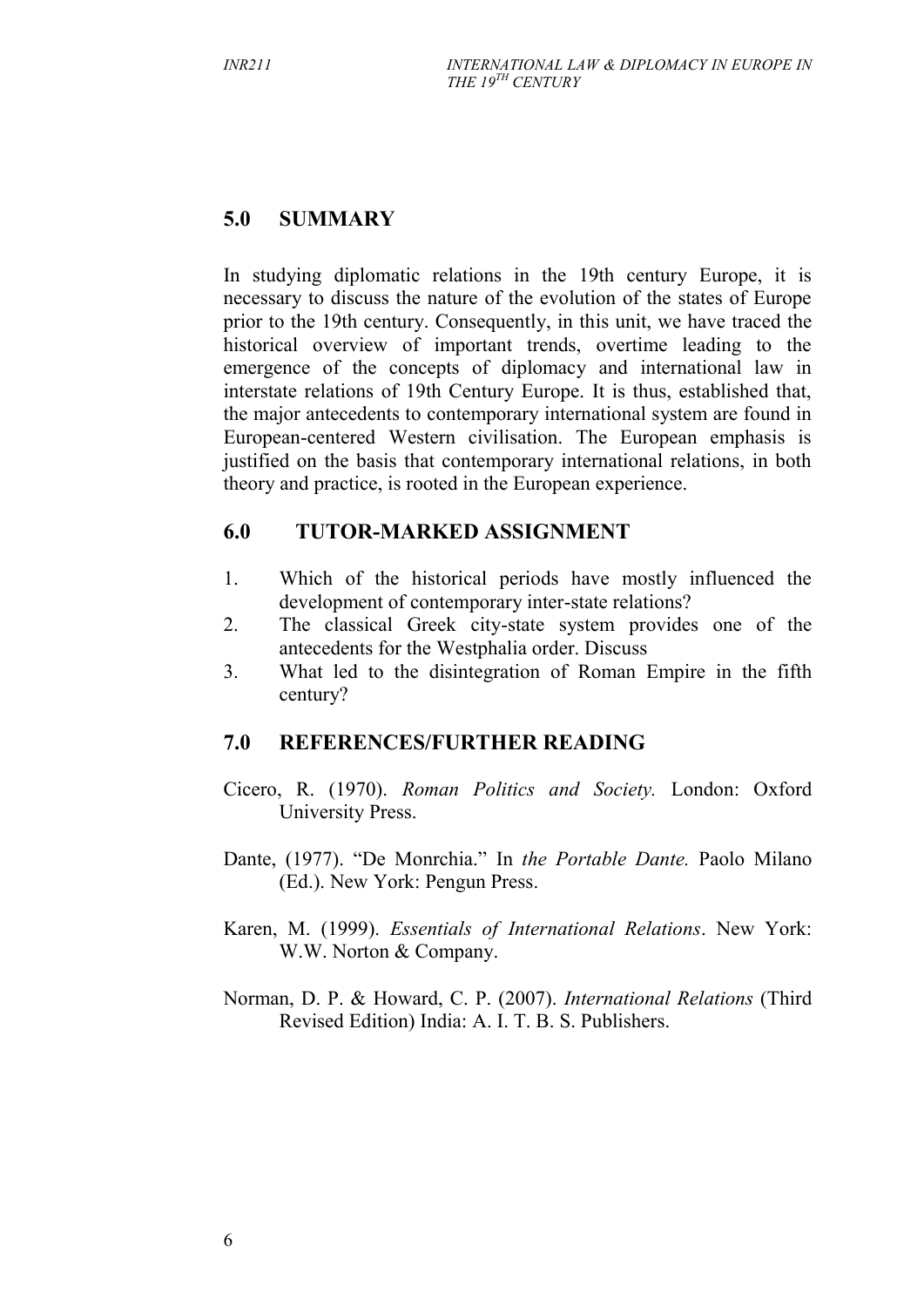## 5.0 SUMMARY

In studying diplomatic relations in the 19th century Europe, it is necessary to discuss the nature of the evolution of the states of Europe prior to the 19th century. Consequently, in this unit, we have traced the historical overview of important trends, overtime leading to the emergence of the concepts of diplomacy and international law in interstate relations of 19th Century Europe. It is thus, established that, the major antecedents to contemporary international system are found in European-centered Western civilisation. The European emphasis is justified on the basis that contemporary international relations, in both theory and practice, is rooted in the European experience.

## 6.0 TUTOR-MARKED ASSIGNMENT

1. Which of the historical periods have mostly influenced the development of contemporary inter-state relations?
2. The classical Greek city-state system provides one of the antecedents for the Westphalia order. Discuss
3. What led to the disintegration of Roman Empire in the fifth century?

## 7.0 REFERENCES/FURTHER READING

Cicero, R. (1970). *Roman Politics and Society.* London: Oxford University Press.

Dante, (1977). "De Monrchia." In *the Portable Dante.* Paolo Milano (Ed.). New York: Pengun Press.

Karen, M. (1999). *Essentials of International Relations*. New York: W.W. Norton & Company.

Norman, D. P. & Howard, C. P. (2007). *International Relations* (Third Revised Edition) India: A. I. T. B. S. Publishers.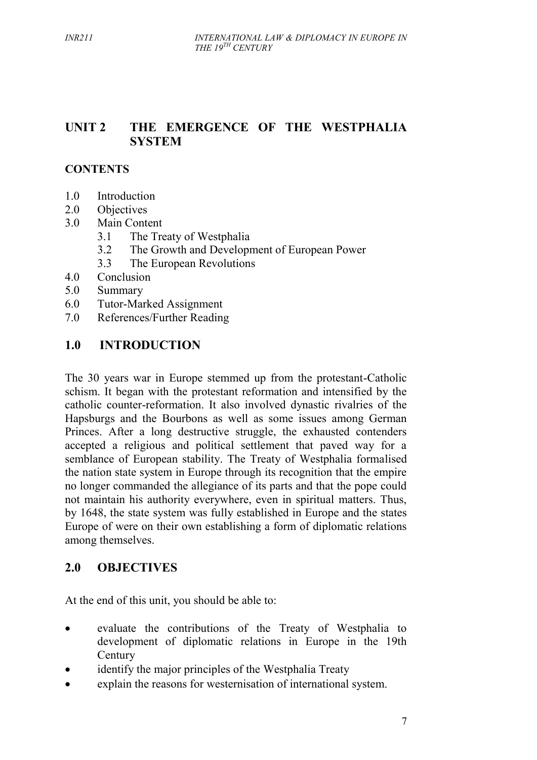## UNIT 2 THE EMERGENCE OF THE WESTPHALIA SYSTEM

### CONTENTS

- 1.0 Introduction
- 2.0 Objectives
- 3.0 Main Content
    - 3.1 The Treaty of Westphalia
    - 3.2 The Growth and Development of European Power
    - 3.3 The European Revolutions
- 4.0 Conclusion
- 5.0 Summary
- 6.0 Tutor-Marked Assignment
- 7.0 References/Further Reading

### 1.0 INTRODUCTION

The 30 years war in Europe stemmed up from the protestant-Catholic schism. It began with the protestant reformation and intensified by the catholic counter-reformation. It also involved dynastic rivalries of the Hapsburgs and the Bourbons as well as some issues among German Princes. After a long destructive struggle, the exhausted contenders accepted a religious and political settlement that paved way for a semblance of European stability. The Treaty of Westphalia formalised the nation state system in Europe through its recognition that the empire no longer commanded the allegiance of its parts and that the pope could not maintain his authority everywhere, even in spiritual matters. Thus, by 1648, the state system was fully established in Europe and the states Europe of were on their own establishing a form of diplomatic relations among themselves.

### 2.0 OBJECTIVES

At the end of this unit, you should be able to:

- evaluate the contributions of the Treaty of Westphalia to development of diplomatic relations in Europe in the 19th Century
- identify the major principles of the Westphalia Treaty
- explain the reasons for westernisation of international system.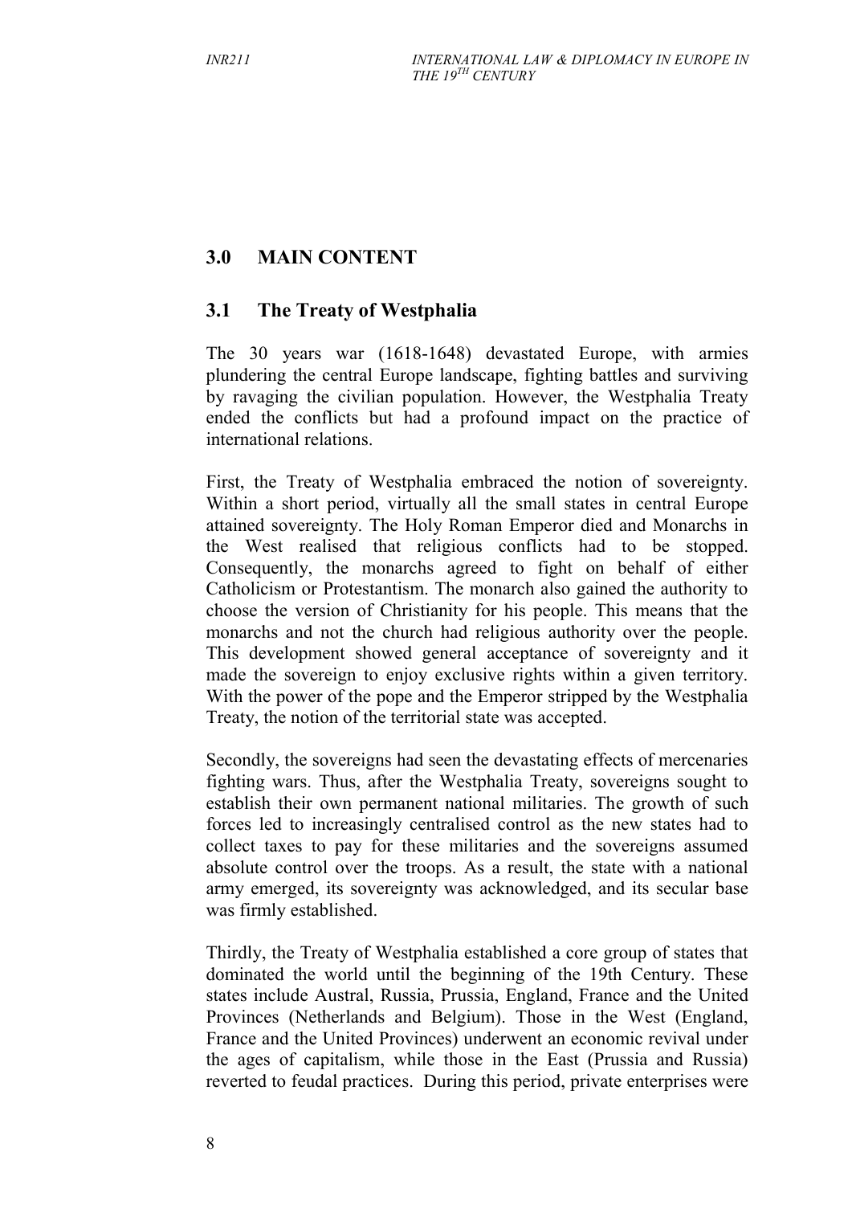## 3.0 MAIN CONTENT

### 3.1 The Treaty of Westphalia

The 30 years war (1618-1648) devastated Europe, with armies plundering the central Europe landscape, fighting battles and surviving by ravaging the civilian population. However, the Westphalia Treaty ended the conflicts but had a profound impact on the practice of international relations.

First, the Treaty of Westphalia embraced the notion of sovereignty. Within a short period, virtually all the small states in central Europe attained sovereignty. The Holy Roman Emperor died and Monarchs in the West realised that religious conflicts had to be stopped. Consequently, the monarchs agreed to fight on behalf of either Catholicism or Protestantism. The monarch also gained the authority to choose the version of Christianity for his people. This means that the monarchs and not the church had religious authority over the people. This development showed general acceptance of sovereignty and it made the sovereign to enjoy exclusive rights within a given territory. With the power of the pope and the Emperor stripped by the Westphalia Treaty, the notion of the territorial state was accepted.

Secondly, the sovereigns had seen the devastating effects of mercenaries fighting wars. Thus, after the Westphalia Treaty, sovereigns sought to establish their own permanent national militaries. The growth of such forces led to increasingly centralised control as the new states had to collect taxes to pay for these militaries and the sovereigns assumed absolute control over the troops. As a result, the state with a national army emerged, its sovereignty was acknowledged, and its secular base was firmly established.

Thirdly, the Treaty of Westphalia established a core group of states that dominated the world until the beginning of the 19th Century. These states include Austral, Russia, Prussia, England, France and the United Provinces (Netherlands and Belgium). Those in the West (England, France and the United Provinces) underwent an economic revival under the ages of capitalism, while those in the East (Prussia and Russia) reverted to feudal practices. During this period, private enterprises were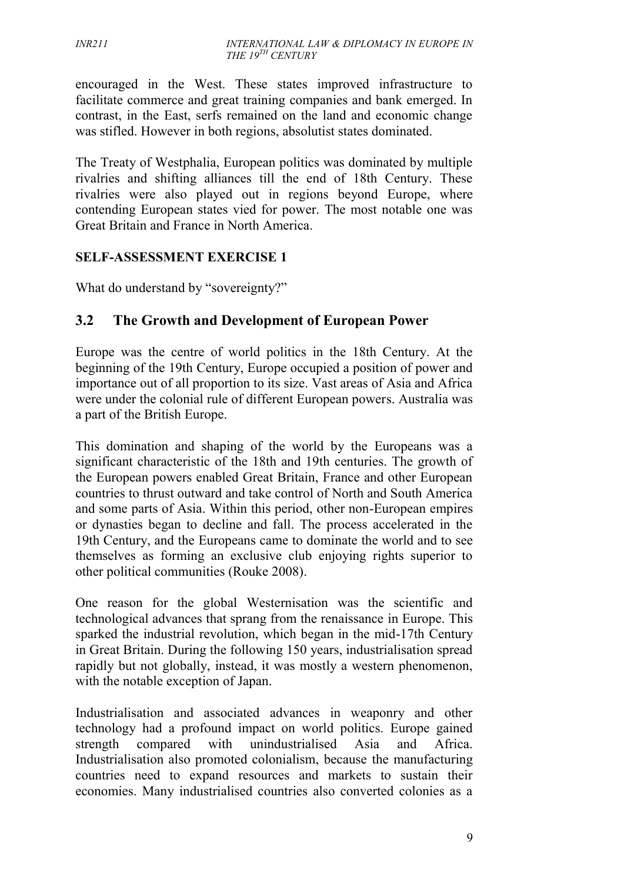encouraged in the West. These states improved infrastructure to facilitate commerce and great training companies and bank emerged. In contrast, in the East, serfs remained on the land and economic change was stifled. However in both regions, absolutist states dominated.

The Treaty of Westphalia, European politics was dominated by multiple rivalries and shifting alliances till the end of 18th Century. These rivalries were also played out in regions beyond Europe, where contending European states vied for power. The most notable one was Great Britain and France in North America.

**SELF-ASSESSMENT EXERCISE 1**

What do understand by "sovereignty?"

## 3.2 The Growth and Development of European Power

Europe was the centre of world politics in the 18th Century. At the beginning of the 19th Century, Europe occupied a position of power and importance out of all proportion to its size. Vast areas of Asia and Africa were under the colonial rule of different European powers. Australia was a part of the British Europe.

This domination and shaping of the world by the Europeans was a significant characteristic of the 18th and 19th centuries. The growth of the European powers enabled Great Britain, France and other European countries to thrust outward and take control of North and South America and some parts of Asia. Within this period, other non-European empires or dynasties began to decline and fall. The process accelerated in the 19th Century, and the Europeans came to dominate the world and to see themselves as forming an exclusive club enjoying rights superior to other political communities (Rouke 2008).

One reason for the global Westernisation was the scientific and technological advances that sprang from the renaissance in Europe. This sparked the industrial revolution, which began in the mid-17th Century in Great Britain. During the following 150 years, industrialisation spread rapidly but not globally, instead, it was mostly a western phenomenon, with the notable exception of Japan.

Industrialisation and associated advances in weaponry and other technology had a profound impact on world politics. Europe gained strength compared with unindustrialised Asia and Africa. Industrialisation also promoted colonialism, because the manufacturing countries need to expand resources and markets to sustain their economies. Many industrialised countries also converted colonies as a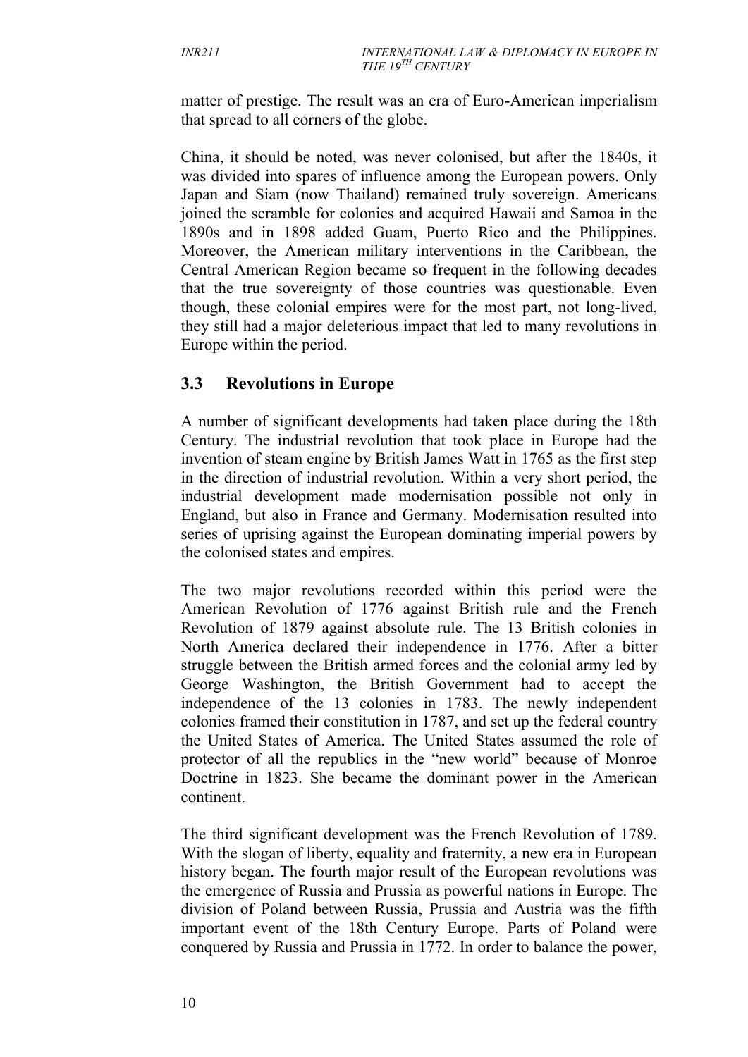matter of prestige. The result was an era of Euro-American imperialism that spread to all corners of the globe.

China, it should be noted, was never colonised, but after the 1840s, it was divided into spares of influence among the European powers. Only Japan and Siam (now Thailand) remained truly sovereign. Americans joined the scramble for colonies and acquired Hawaii and Samoa in the 1890s and in 1898 added Guam, Puerto Rico and the Philippines. Moreover, the American military interventions in the Caribbean, the Central American Region became so frequent in the following decades that the true sovereignty of those countries was questionable. Even though, these colonial empires were for the most part, not long-lived, they still had a major deleterious impact that led to many revolutions in Europe within the period.

## 3.3 Revolutions in Europe

A number of significant developments had taken place during the 18th Century. The industrial revolution that took place in Europe had the invention of steam engine by British James Watt in 1765 as the first step in the direction of industrial revolution. Within a very short period, the industrial development made modernisation possible not only in England, but also in France and Germany. Modernisation resulted into series of uprising against the European dominating imperial powers by the colonised states and empires.

The two major revolutions recorded within this period were the American Revolution of 1776 against British rule and the French Revolution of 1879 against absolute rule. The 13 British colonies in North America declared their independence in 1776. After a bitter struggle between the British armed forces and the colonial army led by George Washington, the British Government had to accept the independence of the 13 colonies in 1783. The newly independent colonies framed their constitution in 1787, and set up the federal country the United States of America. The United States assumed the role of protector of all the republics in the "new world" because of Monroe Doctrine in 1823. She became the dominant power in the American continent.

The third significant development was the French Revolution of 1789. With the slogan of liberty, equality and fraternity, a new era in European history began. The fourth major result of the European revolutions was the emergence of Russia and Prussia as powerful nations in Europe. The division of Poland between Russia, Prussia and Austria was the fifth important event of the 18th Century Europe. Parts of Poland were conquered by Russia and Prussia in 1772. In order to balance the power,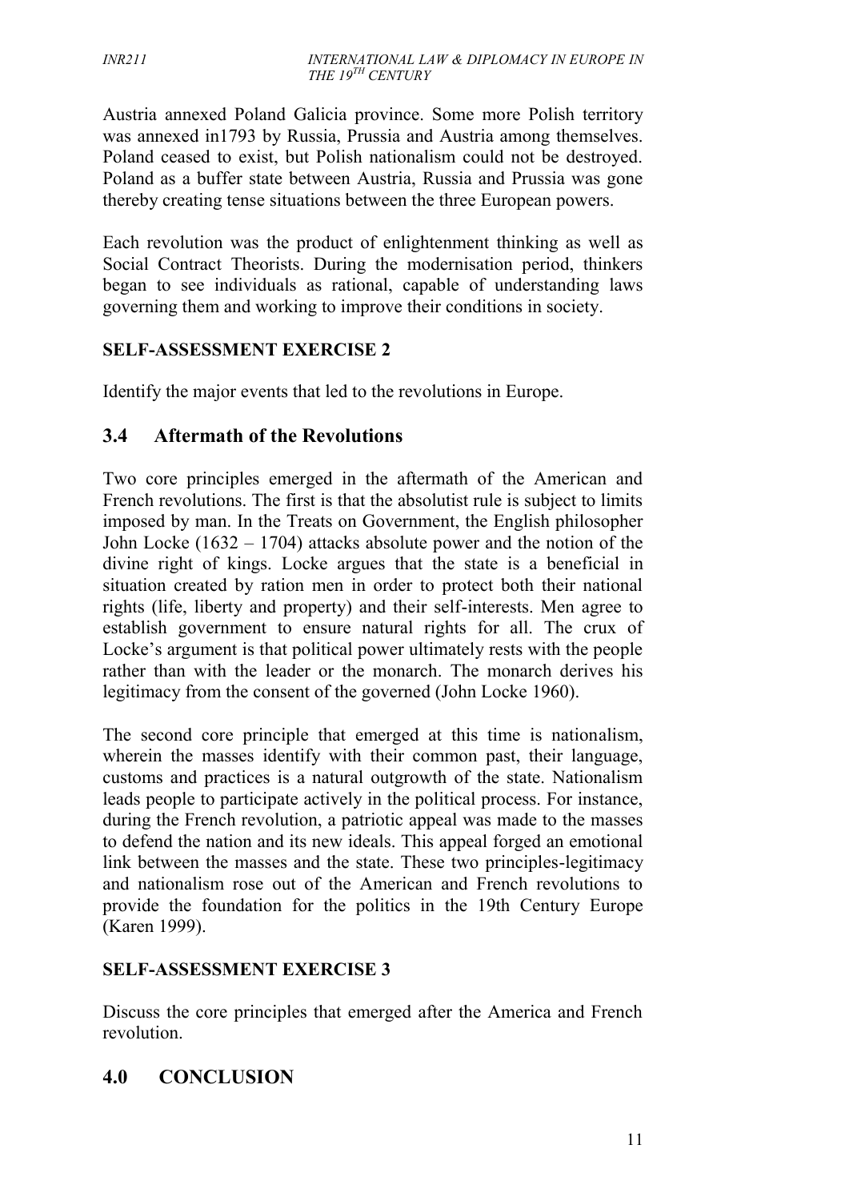Austria annexed Poland Galicia province. Some more Polish territory was annexed in1793 by Russia, Prussia and Austria among themselves. Poland ceased to exist, but Polish nationalism could not be destroyed. Poland as a buffer state between Austria, Russia and Prussia was gone thereby creating tense situations between the three European powers.

Each revolution was the product of enlightenment thinking as well as Social Contract Theorists. During the modernisation period, thinkers began to see individuals as rational, capable of understanding laws governing them and working to improve their conditions in society.

**SELF-ASSESSMENT EXERCISE 2**

Identify the major events that led to the revolutions in Europe.

## 3.4 Aftermath of the Revolutions

Two core principles emerged in the aftermath of the American and French revolutions. The first is that the absolutist rule is subject to limits imposed by man. In the Treats on Government, the English philosopher John Locke (1632 – 1704) attacks absolute power and the notion of the divine right of kings. Locke argues that the state is a beneficial in situation created by ration men in order to protect both their national rights (life, liberty and property) and their self-interests. Men agree to establish government to ensure natural rights for all. The crux of Locke's argument is that political power ultimately rests with the people rather than with the leader or the monarch. The monarch derives his legitimacy from the consent of the governed (John Locke 1960).

The second core principle that emerged at this time is nationalism, wherein the masses identify with their common past, their language, customs and practices is a natural outgrowth of the state. Nationalism leads people to participate actively in the political process. For instance, during the French revolution, a patriotic appeal was made to the masses to defend the nation and its new ideals. This appeal forged an emotional link between the masses and the state. These two principles-legitimacy and nationalism rose out of the American and French revolutions to provide the foundation for the politics in the 19th Century Europe (Karen 1999).

**SELF-ASSESSMENT EXERCISE 3**

Discuss the core principles that emerged after the America and French revolution.

# 4.0 CONCLUSION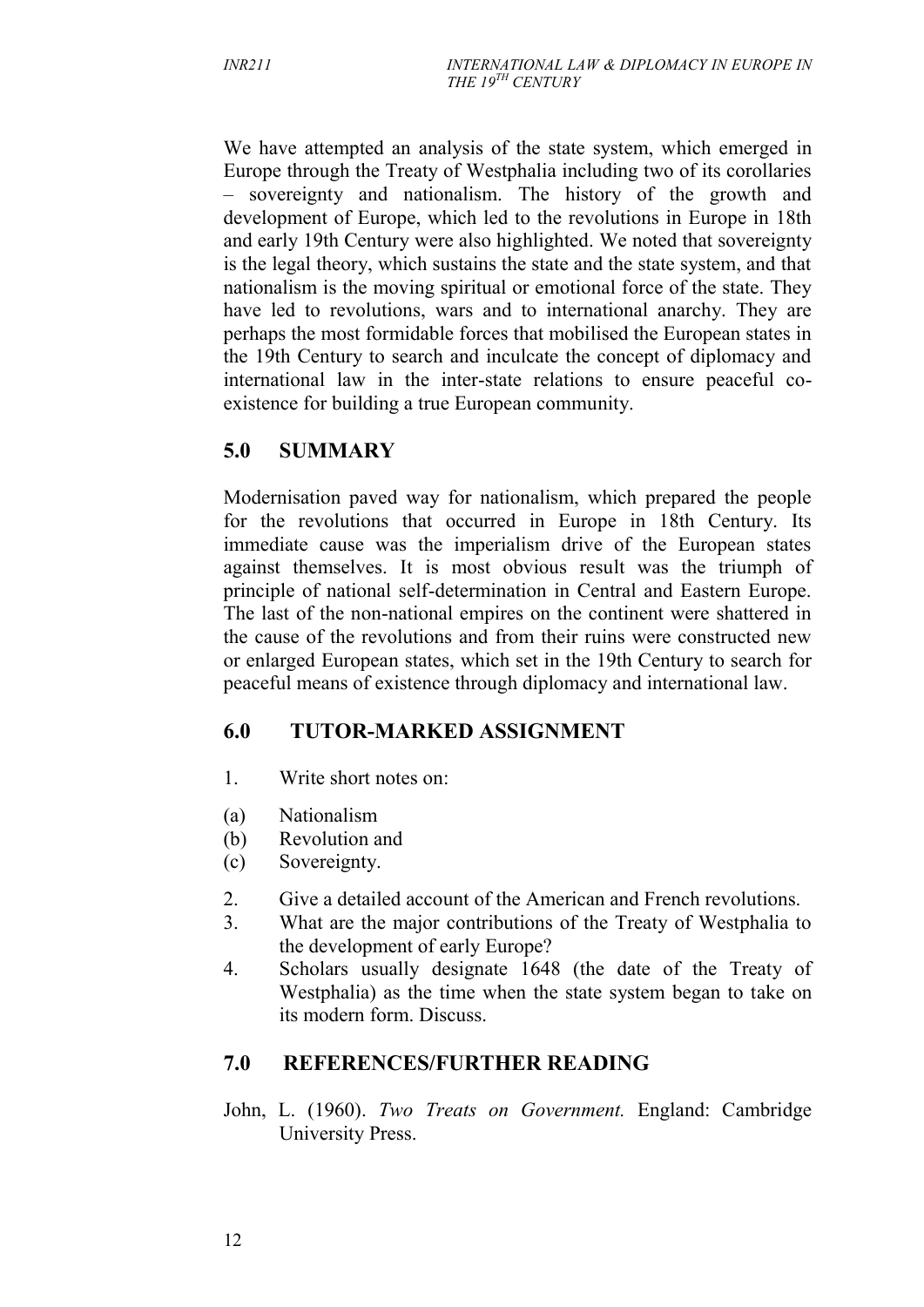We have attempted an analysis of the state system, which emerged in Europe through the Treaty of Westphalia including two of its corollaries – sovereignty and nationalism. The history of the growth and development of Europe, which led to the revolutions in Europe in 18th and early 19th Century were also highlighted. We noted that sovereignty is the legal theory, which sustains the state and the state system, and that nationalism is the moving spiritual or emotional force of the state. They have led to revolutions, wars and to international anarchy. They are perhaps the most formidable forces that mobilised the European states in the 19th Century to search and inculcate the concept of diplomacy and international law in the inter-state relations to ensure peaceful co-existence for building a true European community.

## 5.0 SUMMARY

Modernisation paved way for nationalism, which prepared the people for the revolutions that occurred in Europe in 18th Century. Its immediate cause was the imperialism drive of the European states against themselves. It is most obvious result was the triumph of principle of national self-determination in Central and Eastern Europe. The last of the non-national empires on the continent were shattered in the cause of the revolutions and from their ruins were constructed new or enlarged European states, which set in the 19th Century to search for peaceful means of existence through diplomacy and international law.

## 6.0 TUTOR-MARKED ASSIGNMENT

1. Write short notes on:

(a) Nationalism
(b) Revolution and
(c) Sovereignty.

2. Give a detailed account of the American and French revolutions.
3. What are the major contributions of the Treaty of Westphalia to the development of early Europe?
4. Scholars usually designate 1648 (the date of the Treaty of Westphalia) as the time when the state system began to take on its modern form. Discuss.

## 7.0 REFERENCES/FURTHER READING

John, L. (1960). *Two Treats on Government.* England: Cambridge University Press.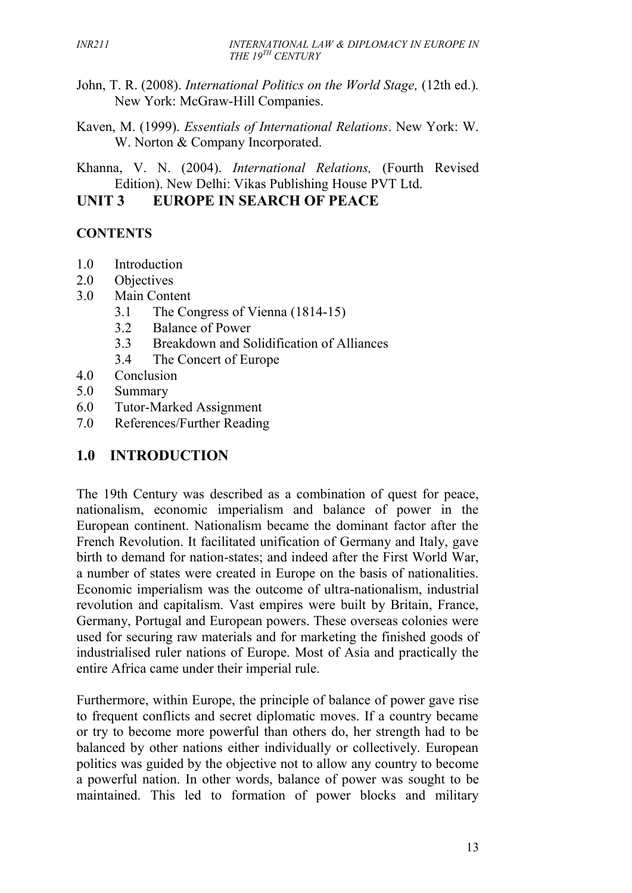John, T. R. (2008). *International Politics on the World Stage,* (12th ed.). New York: McGraw-Hill Companies.

Kaven, M. (1999). *Essentials of International Relations*. New York: W. W. Norton & Company Incorporated.

Khanna, V. N. (2004). *International Relations,* (Fourth Revised Edition). New Delhi: Vikas Publishing House PVT Ltd.

# UNIT 3 EUROPE IN SEARCH OF PEACE

**CONTENTS**

- 1.0 Introduction
- 2.0 Objectives
- 3.0 Main Content
  - 3.1 The Congress of Vienna (1814-15)
  - 3.2 Balance of Power
  - 3.3 Breakdown and Solidification of Alliances
  - 3.4 The Concert of Europe
- 4.0 Conclusion
- 5.0 Summary
- 6.0 Tutor-Marked Assignment
- 7.0 References/Further Reading

## 1.0 INTRODUCTION

The 19th Century was described as a combination of quest for peace, nationalism, economic imperialism and balance of power in the European continent. Nationalism became the dominant factor after the French Revolution. It facilitated unification of Germany and Italy, gave birth to demand for nation-states; and indeed after the First World War, a number of states were created in Europe on the basis of nationalities. Economic imperialism was the outcome of ultra-nationalism, industrial revolution and capitalism. Vast empires were built by Britain, France, Germany, Portugal and European powers. These overseas colonies were used for securing raw materials and for marketing the finished goods of industrialised ruler nations of Europe. Most of Asia and practically the entire Africa came under their imperial rule.

Furthermore, within Europe, the principle of balance of power gave rise to frequent conflicts and secret diplomatic moves. If a country became or try to become more powerful than others do, her strength had to be balanced by other nations either individually or collectively. European politics was guided by the objective not to allow any country to become a powerful nation. In other words, balance of power was sought to be maintained. This led to formation of power blocks and military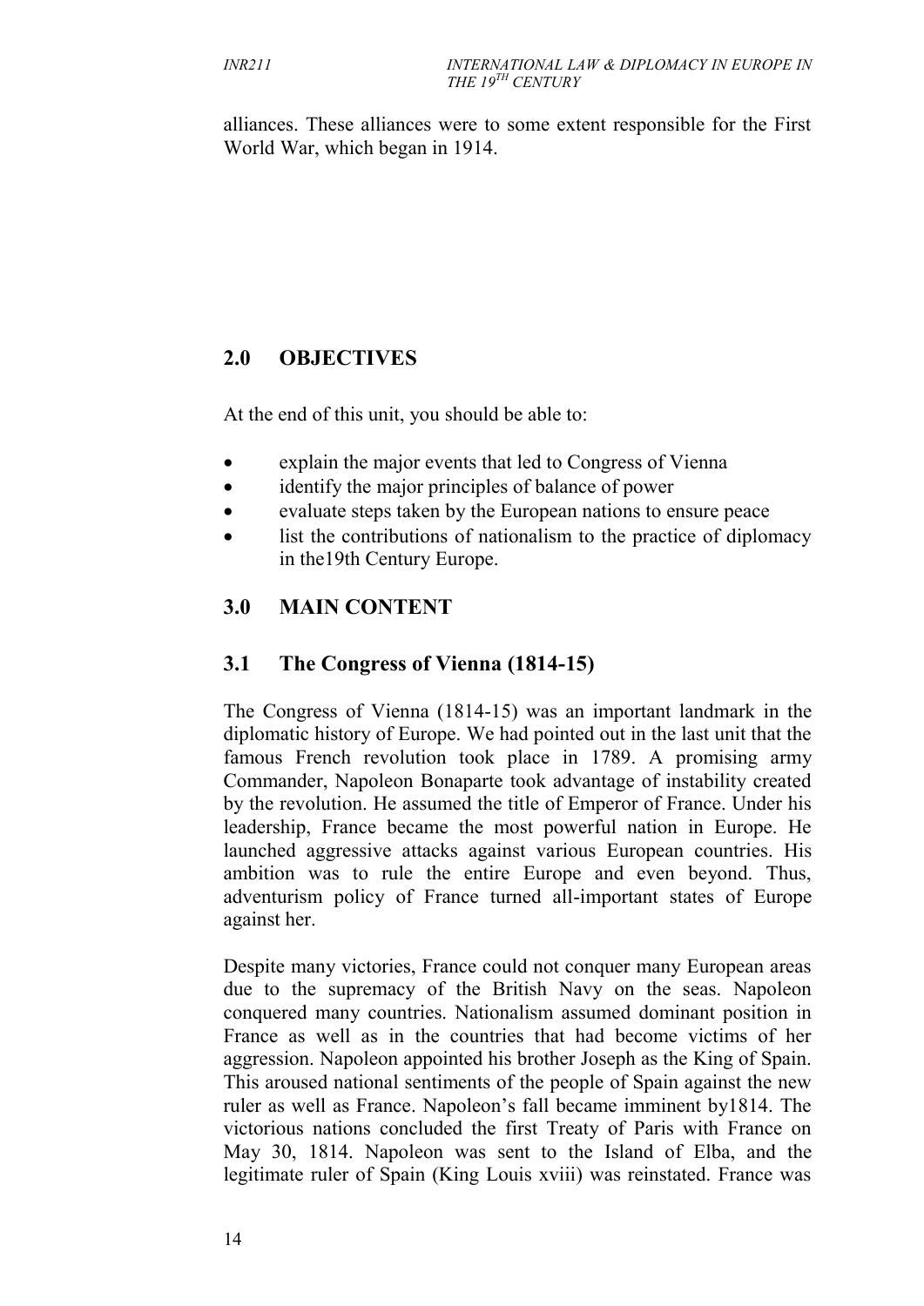alliances. These alliances were to some extent responsible for the First World War, which began in 1914.

## 2.0 OBJECTIVES

At the end of this unit, you should be able to:

- explain the major events that led to Congress of Vienna
- identify the major principles of balance of power
- evaluate steps taken by the European nations to ensure peace
- list the contributions of nationalism to the practice of diplomacy in the19th Century Europe.

## 3.0 MAIN CONTENT

### 3.1 The Congress of Vienna (1814-15)

The Congress of Vienna (1814-15) was an important landmark in the diplomatic history of Europe. We had pointed out in the last unit that the famous French revolution took place in 1789. A promising army Commander, Napoleon Bonaparte took advantage of instability created by the revolution. He assumed the title of Emperor of France. Under his leadership, France became the most powerful nation in Europe. He launched aggressive attacks against various European countries. His ambition was to rule the entire Europe and even beyond. Thus, adventurism policy of France turned all-important states of Europe against her.

Despite many victories, France could not conquer many European areas due to the supremacy of the British Navy on the seas. Napoleon conquered many countries. Nationalism assumed dominant position in France as well as in the countries that had become victims of her aggression. Napoleon appointed his brother Joseph as the King of Spain. This aroused national sentiments of the people of Spain against the new ruler as well as France. Napoleon's fall became imminent by1814. The victorious nations concluded the first Treaty of Paris with France on May 30, 1814. Napoleon was sent to the Island of Elba, and the legitimate ruler of Spain (King Louis xviii) was reinstated. France was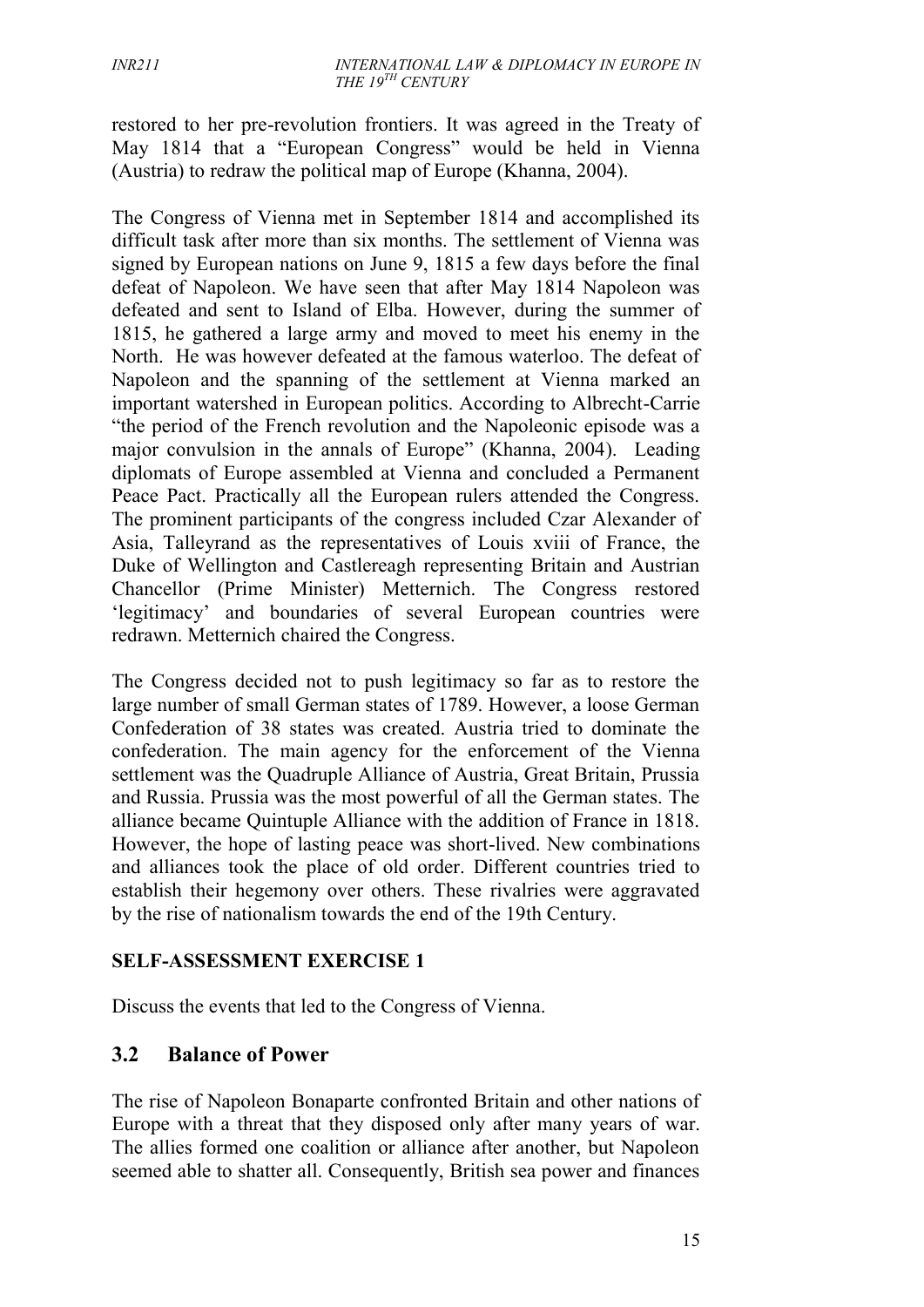restored to her pre-revolution frontiers. It was agreed in the Treaty of May 1814 that a "European Congress" would be held in Vienna (Austria) to redraw the political map of Europe (Khanna, 2004).

The Congress of Vienna met in September 1814 and accomplished its difficult task after more than six months. The settlement of Vienna was signed by European nations on June 9, 1815 a few days before the final defeat of Napoleon. We have seen that after May 1814 Napoleon was defeated and sent to Island of Elba. However, during the summer of 1815, he gathered a large army and moved to meet his enemy in the North. He was however defeated at the famous waterloo. The defeat of Napoleon and the spanning of the settlement at Vienna marked an important watershed in European politics. According to Albrecht-Carrie "the period of the French revolution and the Napoleonic episode was a major convulsion in the annals of Europe" (Khanna, 2004). Leading diplomats of Europe assembled at Vienna and concluded a Permanent Peace Pact. Practically all the European rulers attended the Congress. The prominent participants of the congress included Czar Alexander of Asia, Talleyrand as the representatives of Louis xviii of France, the Duke of Wellington and Castlereagh representing Britain and Austrian Chancellor (Prime Minister) Metternich. The Congress restored 'legitimacy' and boundaries of several European countries were redrawn. Metternich chaired the Congress.

The Congress decided not to push legitimacy so far as to restore the large number of small German states of 1789. However, a loose German Confederation of 38 states was created. Austria tried to dominate the confederation. The main agency for the enforcement of the Vienna settlement was the Quadruple Alliance of Austria, Great Britain, Prussia and Russia. Prussia was the most powerful of all the German states. The alliance became Quintuple Alliance with the addition of France in 1818. However, the hope of lasting peace was short-lived. New combinations and alliances took the place of old order. Different countries tried to establish their hegemony over others. These rivalries were aggravated by the rise of nationalism towards the end of the 19th Century.

**SELF-ASSESSMENT EXERCISE 1**

Discuss the events that led to the Congress of Vienna.

## 3.2 Balance of Power

The rise of Napoleon Bonaparte confronted Britain and other nations of Europe with a threat that they disposed only after many years of war. The allies formed one coalition or alliance after another, but Napoleon seemed able to shatter all. Consequently, British sea power and finances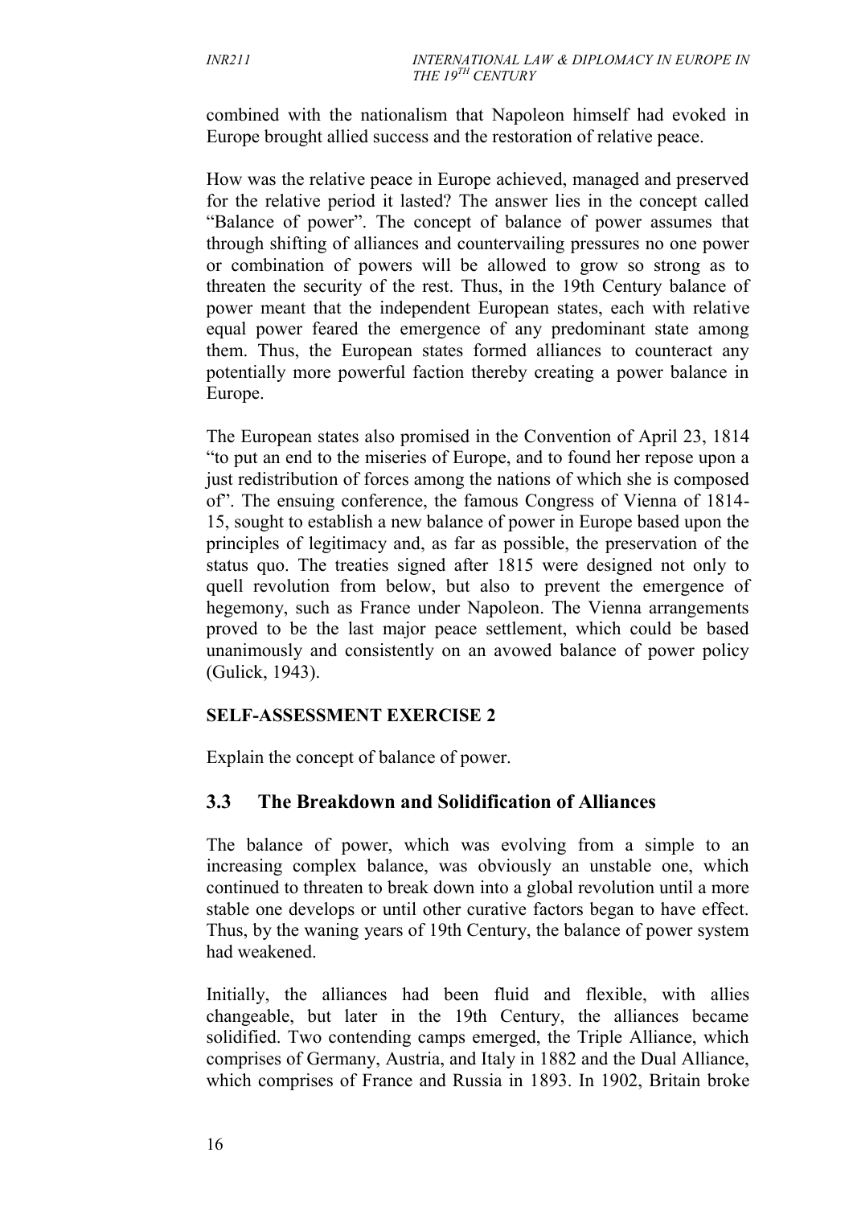combined with the nationalism that Napoleon himself had evoked in Europe brought allied success and the restoration of relative peace.

How was the relative peace in Europe achieved, managed and preserved for the relative period it lasted? The answer lies in the concept called "Balance of power". The concept of balance of power assumes that through shifting of alliances and countervailing pressures no one power or combination of powers will be allowed to grow so strong as to threaten the security of the rest. Thus, in the 19th Century balance of power meant that the independent European states, each with relative equal power feared the emergence of any predominant state among them. Thus, the European states formed alliances to counteract any potentially more powerful faction thereby creating a power balance in Europe.

The European states also promised in the Convention of April 23, 1814 "to put an end to the miseries of Europe, and to found her repose upon a just redistribution of forces among the nations of which she is composed of". The ensuing conference, the famous Congress of Vienna of 1814-15, sought to establish a new balance of power in Europe based upon the principles of legitimacy and, as far as possible, the preservation of the status quo. The treaties signed after 1815 were designed not only to quell revolution from below, but also to prevent the emergence of hegemony, such as France under Napoleon. The Vienna arrangements proved to be the last major peace settlement, which could be based unanimously and consistently on an avowed balance of power policy (Gulick, 1943).

**SELF-ASSESSMENT EXERCISE 2**

Explain the concept of balance of power.

## 3.3 The Breakdown and Solidification of Alliances

The balance of power, which was evolving from a simple to an increasing complex balance, was obviously an unstable one, which continued to threaten to break down into a global revolution until a more stable one develops or until other curative factors began to have effect. Thus, by the waning years of 19th Century, the balance of power system had weakened.

Initially, the alliances had been fluid and flexible, with allies changeable, but later in the 19th Century, the alliances became solidified. Two contending camps emerged, the Triple Alliance, which comprises of Germany, Austria, and Italy in 1882 and the Dual Alliance, which comprises of France and Russia in 1893. In 1902, Britain broke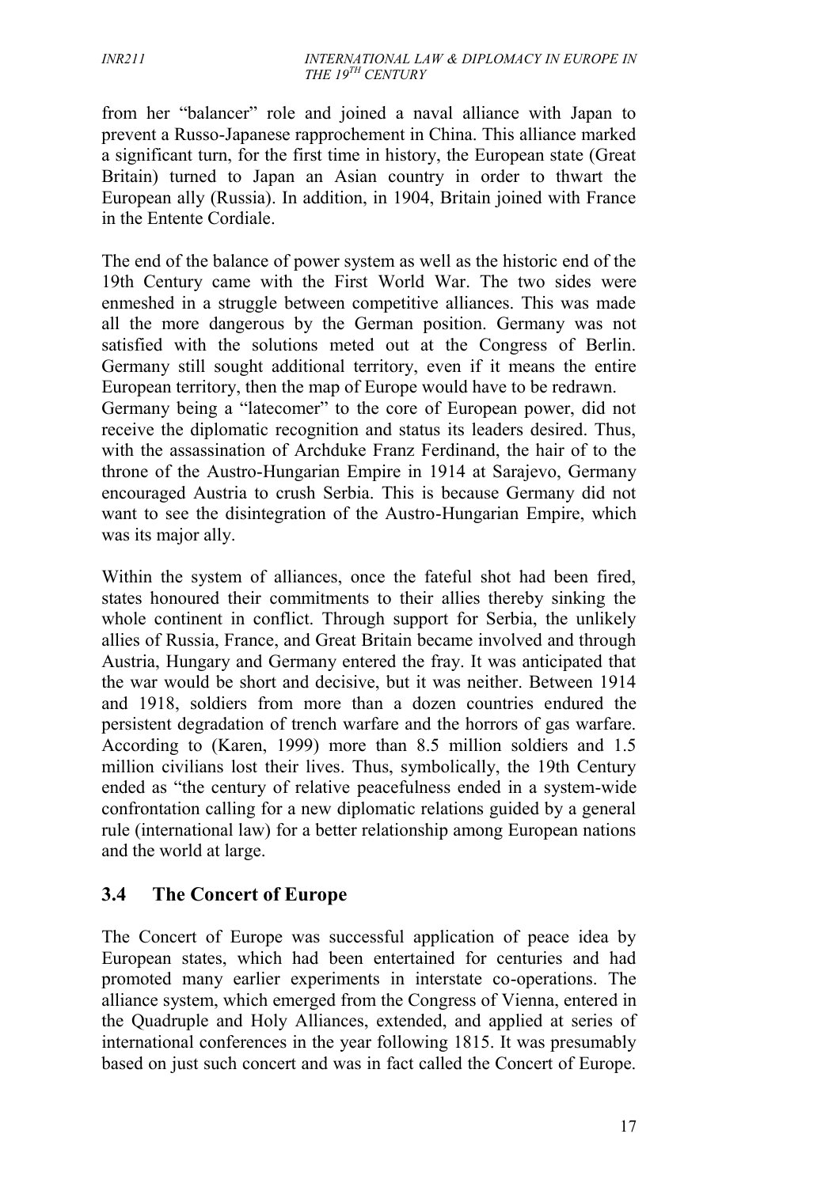from her "balancer" role and joined a naval alliance with Japan to prevent a Russo-Japanese rapprochement in China. This alliance marked a significant turn, for the first time in history, the European state (Great Britain) turned to Japan an Asian country in order to thwart the European ally (Russia). In addition, in 1904, Britain joined with France in the Entente Cordiale.

The end of the balance of power system as well as the historic end of the 19th Century came with the First World War. The two sides were enmeshed in a struggle between competitive alliances. This was made all the more dangerous by the German position. Germany was not satisfied with the solutions meted out at the Congress of Berlin. Germany still sought additional territory, even if it means the entire European territory, then the map of Europe would have to be redrawn.
Germany being a "latecomer" to the core of European power, did not receive the diplomatic recognition and status its leaders desired. Thus, with the assassination of Archduke Franz Ferdinand, the hair of to the throne of the Austro-Hungarian Empire in 1914 at Sarajevo, Germany encouraged Austria to crush Serbia. This is because Germany did not want to see the disintegration of the Austro-Hungarian Empire, which was its major ally.

Within the system of alliances, once the fateful shot had been fired, states honoured their commitments to their allies thereby sinking the whole continent in conflict. Through support for Serbia, the unlikely allies of Russia, France, and Great Britain became involved and through Austria, Hungary and Germany entered the fray. It was anticipated that the war would be short and decisive, but it was neither. Between 1914 and 1918, soldiers from more than a dozen countries endured the persistent degradation of trench warfare and the horrors of gas warfare. According to (Karen, 1999) more than 8.5 million soldiers and 1.5 million civilians lost their lives. Thus, symbolically, the 19th Century ended as "the century of relative peacefulness ended in a system-wide confrontation calling for a new diplomatic relations guided by a general rule (international law) for a better relationship among European nations and the world at large.

## 3.4 The Concert of Europe

The Concert of Europe was successful application of peace idea by European states, which had been entertained for centuries and had promoted many earlier experiments in interstate co-operations. The alliance system, which emerged from the Congress of Vienna, entered in the Quadruple and Holy Alliances, extended, and applied at series of international conferences in the year following 1815. It was presumably based on just such concert and was in fact called the Concert of Europe.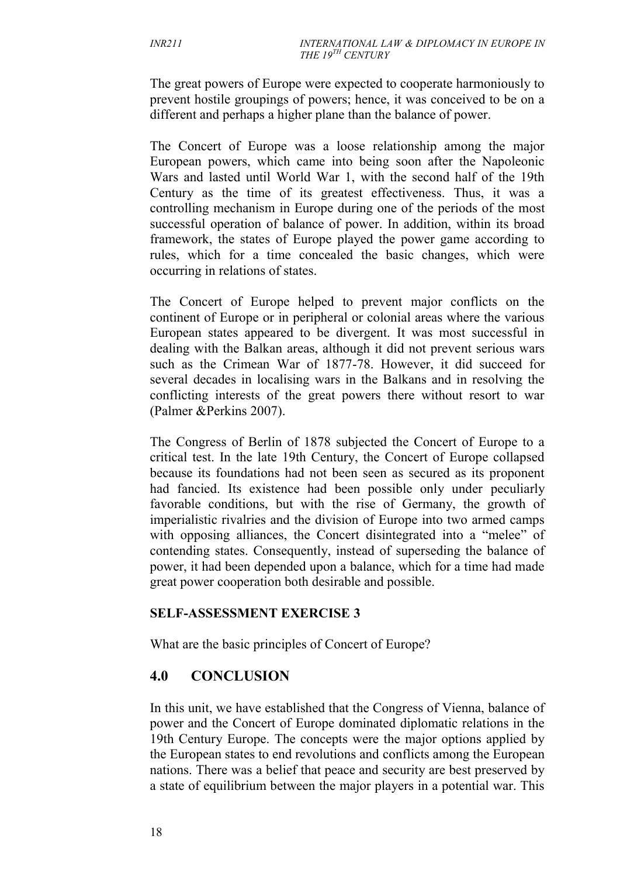The great powers of Europe were expected to cooperate harmoniously to prevent hostile groupings of powers; hence, it was conceived to be on a different and perhaps a higher plane than the balance of power.

The Concert of Europe was a loose relationship among the major European powers, which came into being soon after the Napoleonic Wars and lasted until World War 1, with the second half of the 19th Century as the time of its greatest effectiveness. Thus, it was a controlling mechanism in Europe during one of the periods of the most successful operation of balance of power. In addition, within its broad framework, the states of Europe played the power game according to rules, which for a time concealed the basic changes, which were occurring in relations of states.

The Concert of Europe helped to prevent major conflicts on the continent of Europe or in peripheral or colonial areas where the various European states appeared to be divergent. It was most successful in dealing with the Balkan areas, although it did not prevent serious wars such as the Crimean War of 1877-78. However, it did succeed for several decades in localising wars in the Balkans and in resolving the conflicting interests of the great powers there without resort to war (Palmer &Perkins 2007).

The Congress of Berlin of 1878 subjected the Concert of Europe to a critical test. In the late 19th Century, the Concert of Europe collapsed because its foundations had not been seen as secured as its proponent had fancied. Its existence had been possible only under peculiarly favorable conditions, but with the rise of Germany, the growth of imperialistic rivalries and the division of Europe into two armed camps with opposing alliances, the Concert disintegrated into a "melee" of contending states. Consequently, instead of superseding the balance of power, it had been depended upon a balance, which for a time had made great power cooperation both desirable and possible.

**SELF-ASSESSMENT EXERCISE 3**

What are the basic principles of Concert of Europe?

## 4.0 CONCLUSION

In this unit, we have established that the Congress of Vienna, balance of power and the Concert of Europe dominated diplomatic relations in the 19th Century Europe. The concepts were the major options applied by the European states to end revolutions and conflicts among the European nations. There was a belief that peace and security are best preserved by a state of equilibrium between the major players in a potential war. This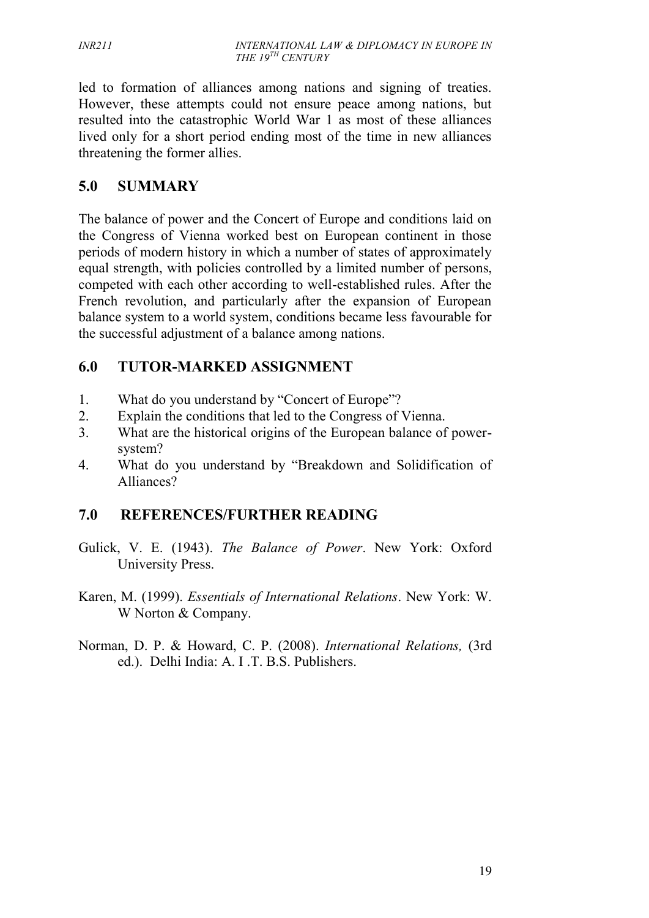led to formation of alliances among nations and signing of treaties. However, these attempts could not ensure peace among nations, but resulted into the catastrophic World War 1 as most of these alliances lived only for a short period ending most of the time in new alliances threatening the former allies.

## 5.0 SUMMARY

The balance of power and the Concert of Europe and conditions laid on the Congress of Vienna worked best on European continent in those periods of modern history in which a number of states of approximately equal strength, with policies controlled by a limited number of persons, competed with each other according to well-established rules. After the French revolution, and particularly after the expansion of European balance system to a world system, conditions became less favourable for the successful adjustment of a balance among nations.

## 6.0 TUTOR-MARKED ASSIGNMENT

1. What do you understand by "Concert of Europe"?
2. Explain the conditions that led to the Congress of Vienna.
3. What are the historical origins of the European balance of power-system?
4. What do you understand by "Breakdown and Solidification of Alliances?

## 7.0 REFERENCES/FURTHER READING

Gulick, V. E. (1943). *The Balance of Power*. New York: Oxford University Press.

Karen, M. (1999). *Essentials of International Relations*. New York: W. W Norton & Company.

Norman, D. P. & Howard, C. P. (2008). *International Relations,* (3rd ed.). Delhi India: A. I .T. B.S. Publishers.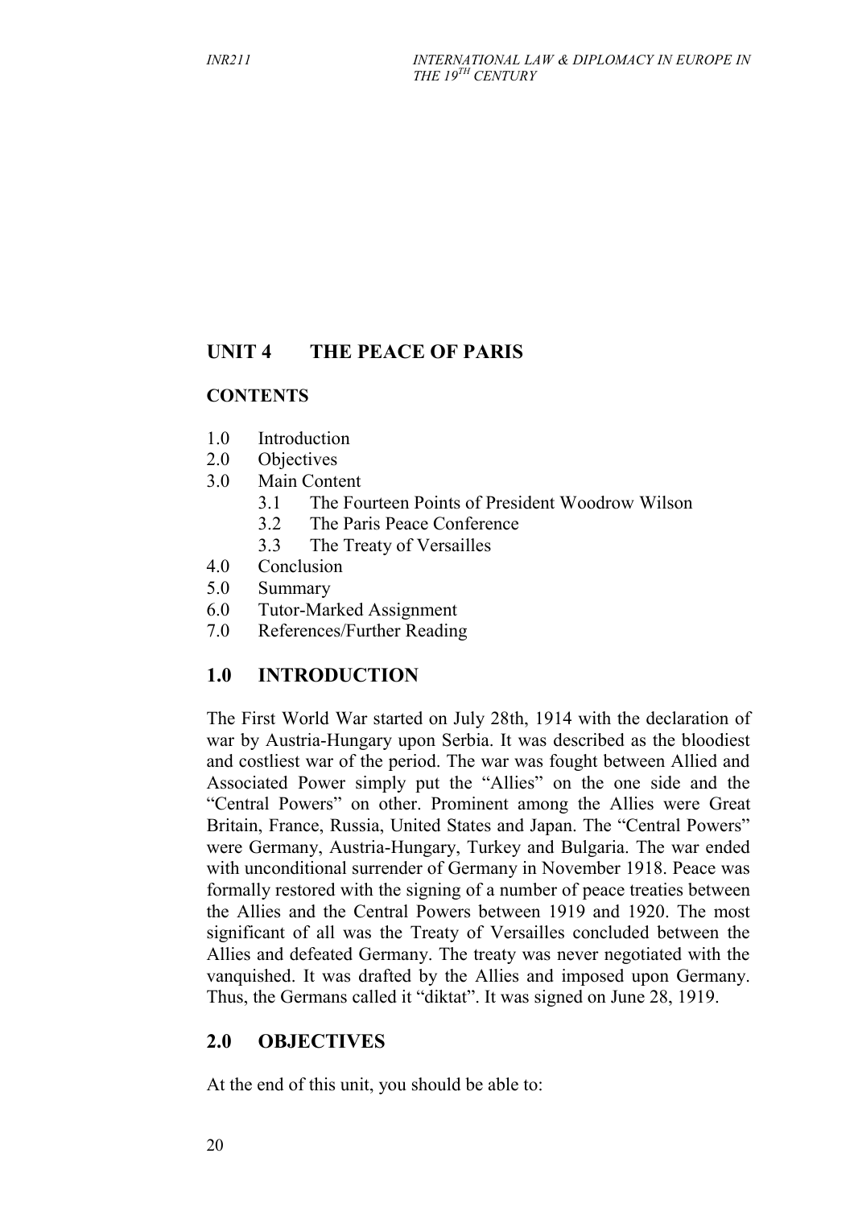## UNIT 4 THE PEACE OF PARIS

### CONTENTS

- 1.0 Introduction
- 2.0 Objectives
- 3.0 Main Content
    - 3.1 The Fourteen Points of President Woodrow Wilson
    - 3.2 The Paris Peace Conference
    - 3.3 The Treaty of Versailles
- 4.0 Conclusion
- 5.0 Summary
- 6.0 Tutor-Marked Assignment
- 7.0 References/Further Reading

### 1.0 INTRODUCTION

The First World War started on July 28th, 1914 with the declaration of war by Austria-Hungary upon Serbia. It was described as the bloodiest and costliest war of the period. The war was fought between Allied and Associated Power simply put the "Allies" on the one side and the "Central Powers" on other. Prominent among the Allies were Great Britain, France, Russia, United States and Japan. The "Central Powers" were Germany, Austria-Hungary, Turkey and Bulgaria. The war ended with unconditional surrender of Germany in November 1918. Peace was formally restored with the signing of a number of peace treaties between the Allies and the Central Powers between 1919 and 1920. The most significant of all was the Treaty of Versailles concluded between the Allies and defeated Germany. The treaty was never negotiated with the vanquished. It was drafted by the Allies and imposed upon Germany. Thus, the Germans called it "diktat". It was signed on June 28, 1919.

### 2.0 OBJECTIVES

At the end of this unit, you should be able to: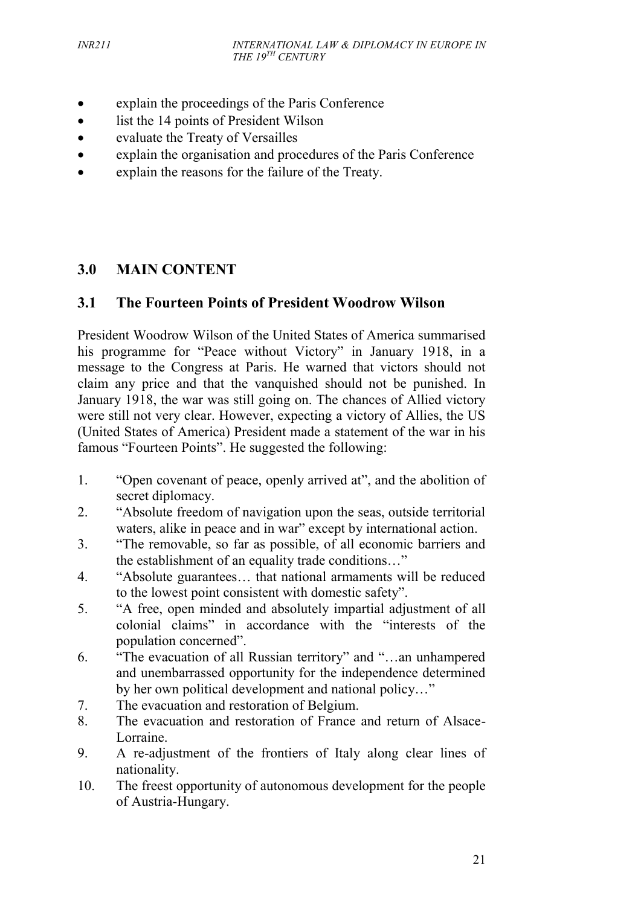- explain the proceedings of the Paris Conference
- list the 14 points of President Wilson
- evaluate the Treaty of Versailles
- explain the organisation and procedures of the Paris Conference
- explain the reasons for the failure of the Treaty.

## 3.0 MAIN CONTENT

### 3.1 The Fourteen Points of President Woodrow Wilson

President Woodrow Wilson of the United States of America summarised his programme for "Peace without Victory" in January 1918, in a message to the Congress at Paris. He warned that victors should not claim any price and that the vanquished should not be punished. In January 1918, the war was still going on. The chances of Allied victory were still not very clear. However, expecting a victory of Allies, the US (United States of America) President made a statement of the war in his famous "Fourteen Points". He suggested the following:

1. "Open covenant of peace, openly arrived at", and the abolition of secret diplomacy.
2. "Absolute freedom of navigation upon the seas, outside territorial waters, alike in peace and in war" except by international action.
3. "The removable, so far as possible, of all economic barriers and the establishment of an equality trade conditions…"
4. "Absolute guarantees… that national armaments will be reduced to the lowest point consistent with domestic safety".
5. "A free, open minded and absolutely impartial adjustment of all colonial claims" in accordance with the "interests of the population concerned".
6. "The evacuation of all Russian territory" and "…an unhampered and unembarrassed opportunity for the independence determined by her own political development and national policy…"
7. The evacuation and restoration of Belgium.
8. The evacuation and restoration of France and return of Alsace-Lorraine.
9. A re-adjustment of the frontiers of Italy along clear lines of nationality.
10. The freest opportunity of autonomous development for the people of Austria-Hungary.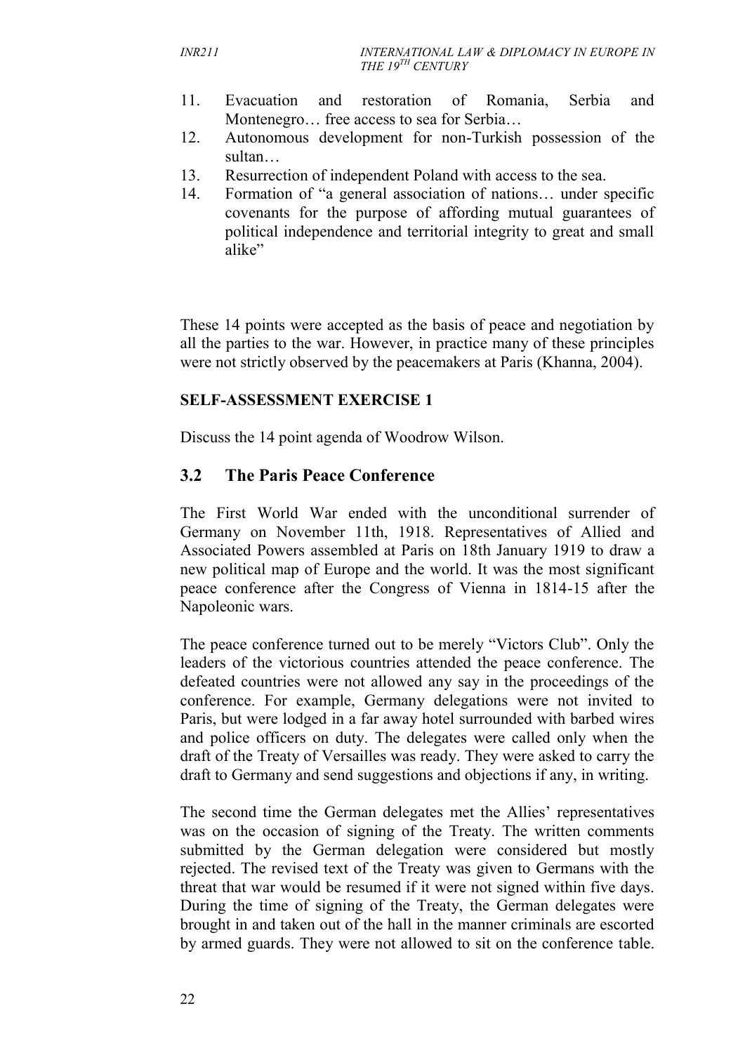11. Evacuation and restoration of Romania, Serbia and Montenegro… free access to sea for Serbia…
12. Autonomous development for non-Turkish possession of the sultan…
13. Resurrection of independent Poland with access to the sea.
14. Formation of "a general association of nations… under specific covenants for the purpose of affording mutual guarantees of political independence and territorial integrity to great and small alike"

These 14 points were accepted as the basis of peace and negotiation by all the parties to the war. However, in practice many of these principles were not strictly observed by the peacemakers at Paris (Khanna, 2004).

**SELF-ASSESSMENT EXERCISE 1**

Discuss the 14 point agenda of Woodrow Wilson.

## 3.2 The Paris Peace Conference

The First World War ended with the unconditional surrender of Germany on November 11th, 1918. Representatives of Allied and Associated Powers assembled at Paris on 18th January 1919 to draw a new political map of Europe and the world. It was the most significant peace conference after the Congress of Vienna in 1814-15 after the Napoleonic wars.

The peace conference turned out to be merely "Victors Club". Only the leaders of the victorious countries attended the peace conference. The defeated countries were not allowed any say in the proceedings of the conference. For example, Germany delegations were not invited to Paris, but were lodged in a far away hotel surrounded with barbed wires and police officers on duty. The delegates were called only when the draft of the Treaty of Versailles was ready. They were asked to carry the draft to Germany and send suggestions and objections if any, in writing.

The second time the German delegates met the Allies' representatives was on the occasion of signing of the Treaty. The written comments submitted by the German delegation were considered but mostly rejected. The revised text of the Treaty was given to Germans with the threat that war would be resumed if it were not signed within five days. During the time of signing of the Treaty, the German delegates were brought in and taken out of the hall in the manner criminals are escorted by armed guards. They were not allowed to sit on the conference table.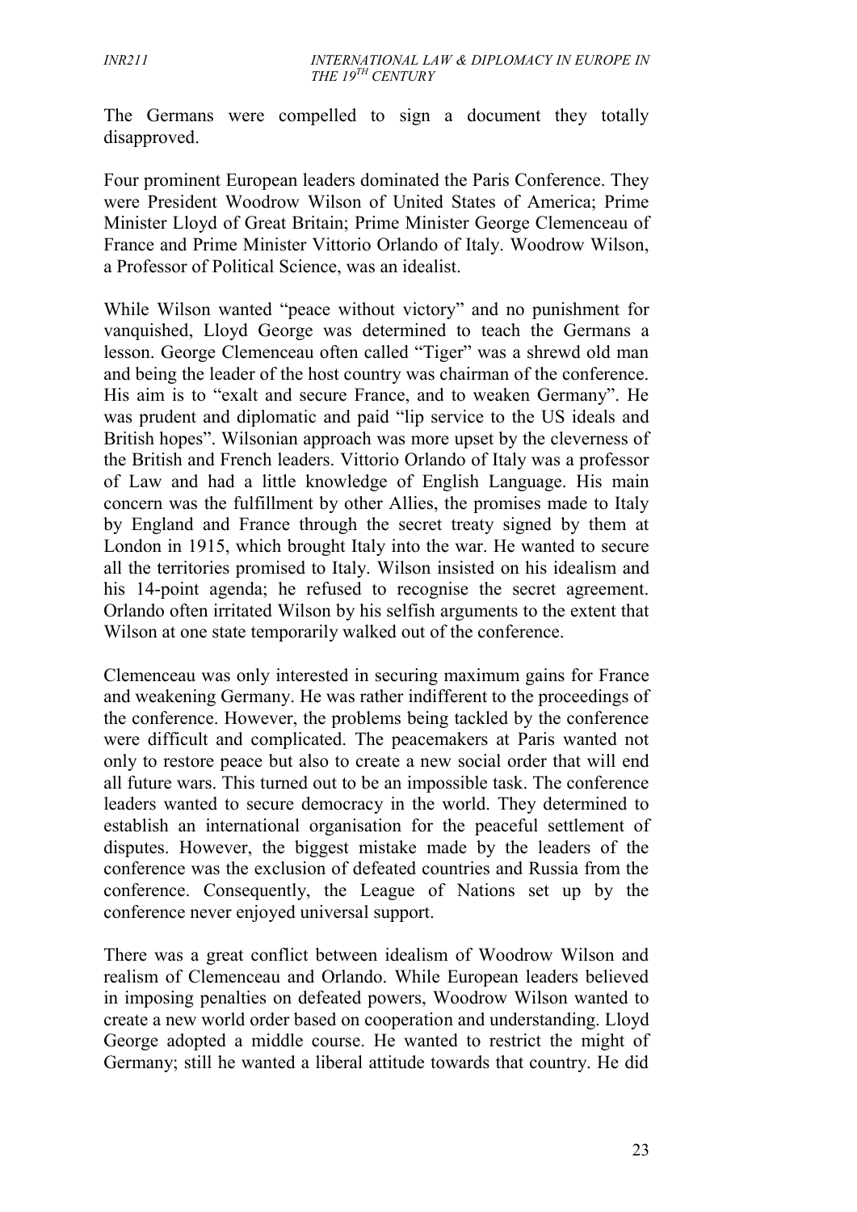The Germans were compelled to sign a document they totally disapproved.

Four prominent European leaders dominated the Paris Conference. They were President Woodrow Wilson of United States of America; Prime Minister Lloyd of Great Britain; Prime Minister George Clemenceau of France and Prime Minister Vittorio Orlando of Italy. Woodrow Wilson, a Professor of Political Science, was an idealist.

While Wilson wanted "peace without victory" and no punishment for vanquished, Lloyd George was determined to teach the Germans a lesson. George Clemenceau often called "Tiger" was a shrewd old man and being the leader of the host country was chairman of the conference. His aim is to "exalt and secure France, and to weaken Germany". He was prudent and diplomatic and paid "lip service to the US ideals and British hopes". Wilsonian approach was more upset by the cleverness of the British and French leaders. Vittorio Orlando of Italy was a professor of Law and had a little knowledge of English Language. His main concern was the fulfillment by other Allies, the promises made to Italy by England and France through the secret treaty signed by them at London in 1915, which brought Italy into the war. He wanted to secure all the territories promised to Italy. Wilson insisted on his idealism and his 14-point agenda; he refused to recognise the secret agreement. Orlando often irritated Wilson by his selfish arguments to the extent that Wilson at one state temporarily walked out of the conference.

Clemenceau was only interested in securing maximum gains for France and weakening Germany. He was rather indifferent to the proceedings of the conference. However, the problems being tackled by the conference were difficult and complicated. The peacemakers at Paris wanted not only to restore peace but also to create a new social order that will end all future wars. This turned out to be an impossible task. The conference leaders wanted to secure democracy in the world. They determined to establish an international organisation for the peaceful settlement of disputes. However, the biggest mistake made by the leaders of the conference was the exclusion of defeated countries and Russia from the conference. Consequently, the League of Nations set up by the conference never enjoyed universal support.

There was a great conflict between idealism of Woodrow Wilson and realism of Clemenceau and Orlando. While European leaders believed in imposing penalties on defeated powers, Woodrow Wilson wanted to create a new world order based on cooperation and understanding. Lloyd George adopted a middle course. He wanted to restrict the might of Germany; still he wanted a liberal attitude towards that country. He did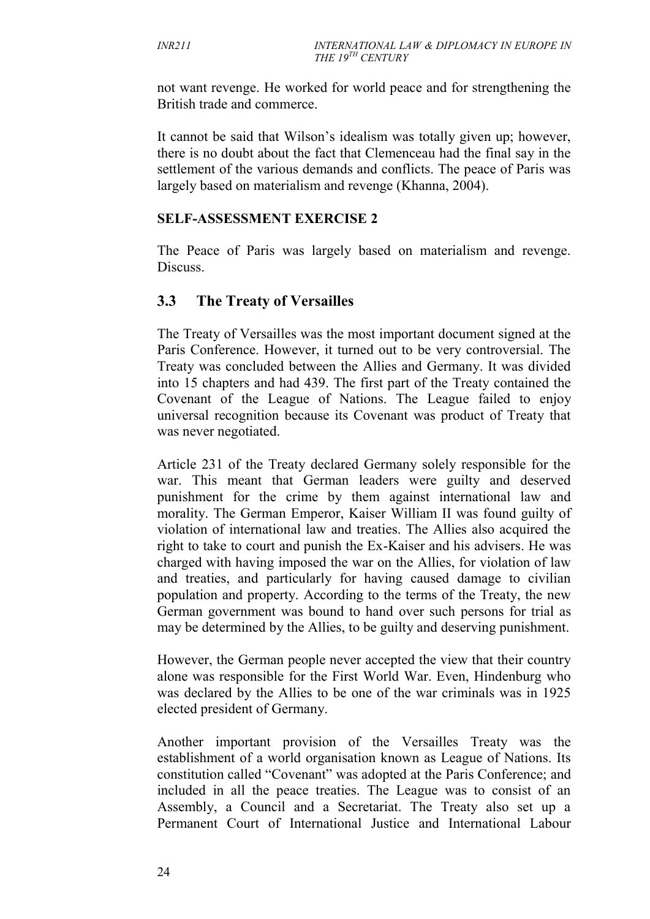not want revenge. He worked for world peace and for strengthening the British trade and commerce.

It cannot be said that Wilson's idealism was totally given up; however, there is no doubt about the fact that Clemenceau had the final say in the settlement of the various demands and conflicts. The peace of Paris was largely based on materialism and revenge (Khanna, 2004).

**SELF-ASSESSMENT EXERCISE 2**

The Peace of Paris was largely based on materialism and revenge. Discuss.

## 3.3 The Treaty of Versailles

The Treaty of Versailles was the most important document signed at the Paris Conference. However, it turned out to be very controversial. The Treaty was concluded between the Allies and Germany. It was divided into 15 chapters and had 439. The first part of the Treaty contained the Covenant of the League of Nations. The League failed to enjoy universal recognition because its Covenant was product of Treaty that was never negotiated.

Article 231 of the Treaty declared Germany solely responsible for the war. This meant that German leaders were guilty and deserved punishment for the crime by them against international law and morality. The German Emperor, Kaiser William II was found guilty of violation of international law and treaties. The Allies also acquired the right to take to court and punish the Ex-Kaiser and his advisers. He was charged with having imposed the war on the Allies, for violation of law and treaties, and particularly for having caused damage to civilian population and property. According to the terms of the Treaty, the new German government was bound to hand over such persons for trial as may be determined by the Allies, to be guilty and deserving punishment.

However, the German people never accepted the view that their country alone was responsible for the First World War. Even, Hindenburg who was declared by the Allies to be one of the war criminals was in 1925 elected president of Germany.

Another important provision of the Versailles Treaty was the establishment of a world organisation known as League of Nations. Its constitution called "Covenant" was adopted at the Paris Conference; and included in all the peace treaties. The League was to consist of an Assembly, a Council and a Secretariat. The Treaty also set up a Permanent Court of International Justice and International Labour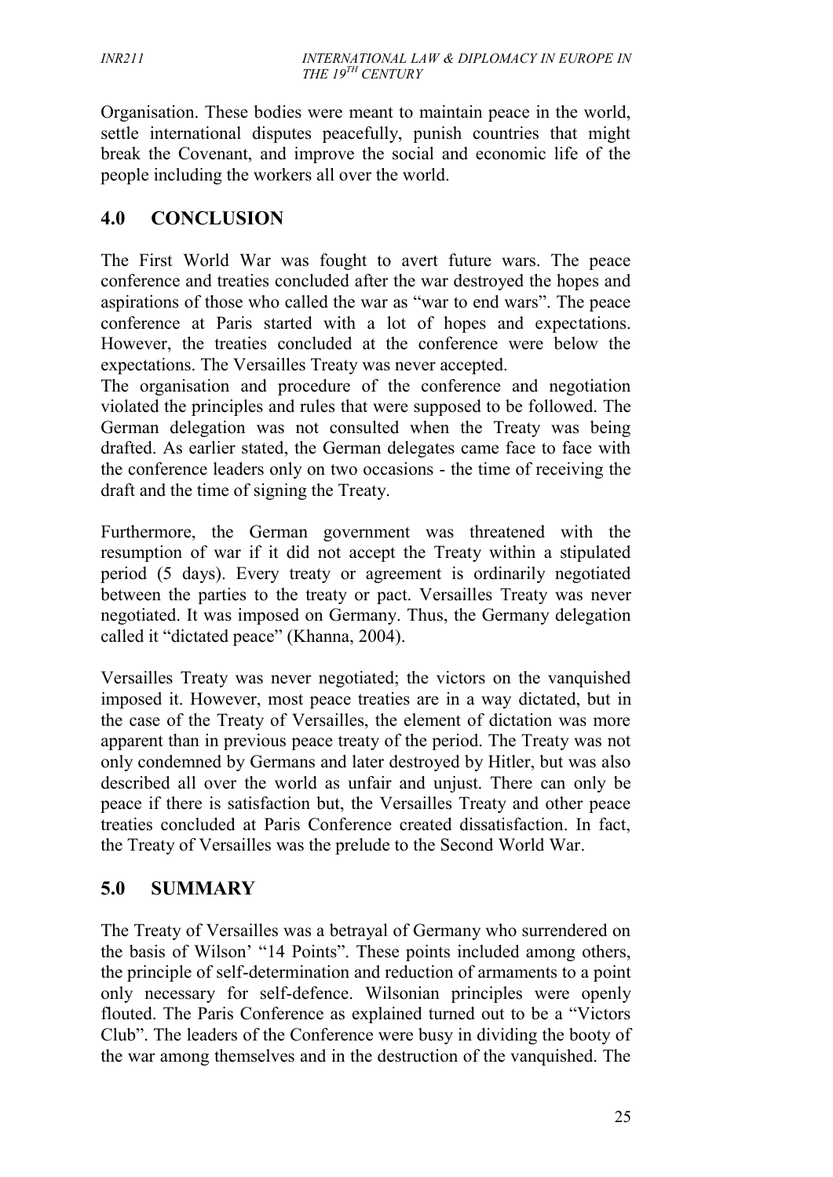Organisation. These bodies were meant to maintain peace in the world, settle international disputes peacefully, punish countries that might break the Covenant, and improve the social and economic life of the people including the workers all over the world.

## 4.0 CONCLUSION

The First World War was fought to avert future wars. The peace conference and treaties concluded after the war destroyed the hopes and aspirations of those who called the war as "war to end wars". The peace conference at Paris started with a lot of hopes and expectations. However, the treaties concluded at the conference were below the expectations. The Versailles Treaty was never accepted.

The organisation and procedure of the conference and negotiation violated the principles and rules that were supposed to be followed. The German delegation was not consulted when the Treaty was being drafted. As earlier stated, the German delegates came face to face with the conference leaders only on two occasions - the time of receiving the draft and the time of signing the Treaty.

Furthermore, the German government was threatened with the resumption of war if it did not accept the Treaty within a stipulated period (5 days). Every treaty or agreement is ordinarily negotiated between the parties to the treaty or pact. Versailles Treaty was never negotiated. It was imposed on Germany. Thus, the Germany delegation called it "dictated peace" (Khanna, 2004).

Versailles Treaty was never negotiated; the victors on the vanquished imposed it. However, most peace treaties are in a way dictated, but in the case of the Treaty of Versailles, the element of dictation was more apparent than in previous peace treaty of the period. The Treaty was not only condemned by Germans and later destroyed by Hitler, but was also described all over the world as unfair and unjust. There can only be peace if there is satisfaction but, the Versailles Treaty and other peace treaties concluded at Paris Conference created dissatisfaction. In fact, the Treaty of Versailles was the prelude to the Second World War.

## 5.0 SUMMARY

The Treaty of Versailles was a betrayal of Germany who surrendered on the basis of Wilson' "14 Points". These points included among others, the principle of self-determination and reduction of armaments to a point only necessary for self-defence. Wilsonian principles were openly flouted. The Paris Conference as explained turned out to be a "Victors Club". The leaders of the Conference were busy in dividing the booty of the war among themselves and in the destruction of the vanquished. The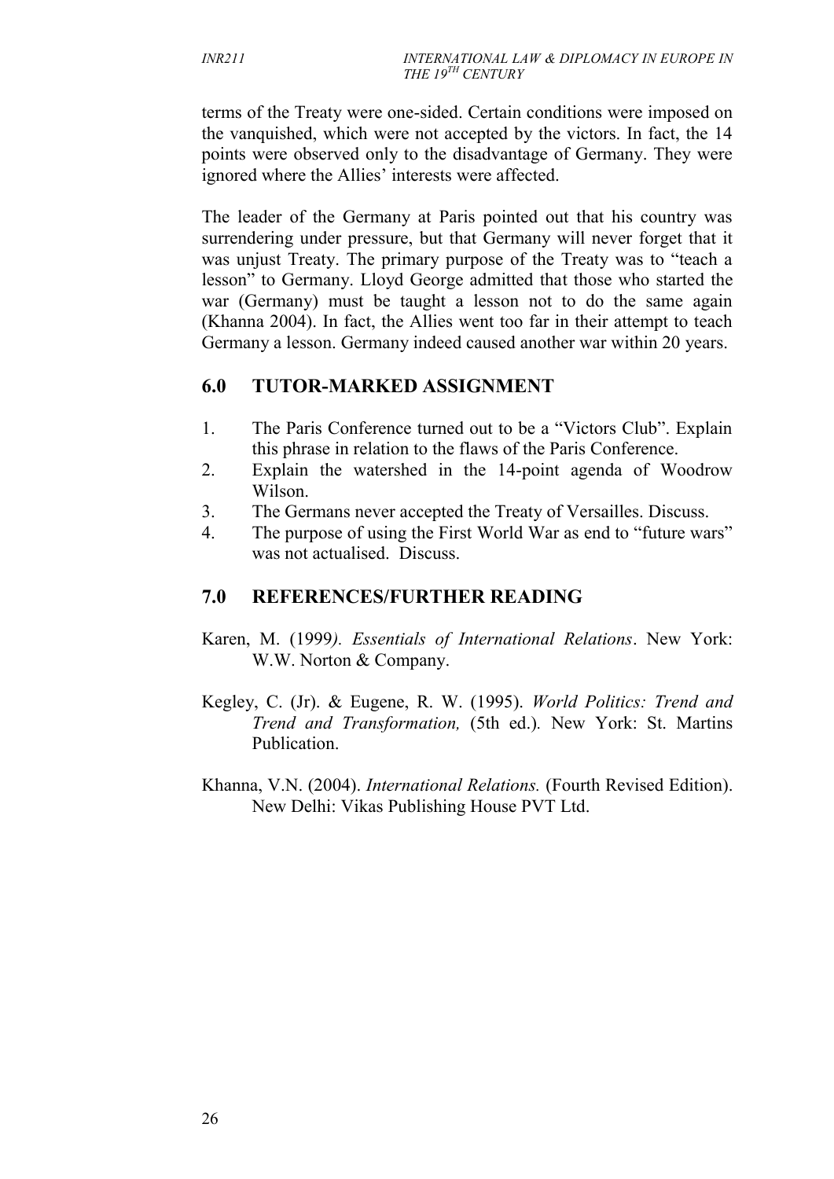terms of the Treaty were one-sided. Certain conditions were imposed on the vanquished, which were not accepted by the victors. In fact, the 14 points were observed only to the disadvantage of Germany. They were ignored where the Allies' interests were affected.

The leader of the Germany at Paris pointed out that his country was surrendering under pressure, but that Germany will never forget that it was unjust Treaty. The primary purpose of the Treaty was to "teach a lesson" to Germany. Lloyd George admitted that those who started the war (Germany) must be taught a lesson not to do the same again (Khanna 2004). In fact, the Allies went too far in their attempt to teach Germany a lesson. Germany indeed caused another war within 20 years.

## 6.0 TUTOR-MARKED ASSIGNMENT

1. The Paris Conference turned out to be a "Victors Club". Explain this phrase in relation to the flaws of the Paris Conference.
2. Explain the watershed in the 14-point agenda of Woodrow Wilson.
3. The Germans never accepted the Treaty of Versailles. Discuss.
4. The purpose of using the First World War as end to "future wars" was not actualised. Discuss.

## 7.0 REFERENCES/FURTHER READING

Karen, M. (1999*). Essentials of International Relations*. New York: W.W. Norton & Company.

Kegley, C. (Jr). & Eugene, R. W. (1995). *World Politics: Trend and Trend and Transformation,* (5th ed.). New York: St. Martins Publication.

Khanna, V.N. (2004). *International Relations.* (Fourth Revised Edition). New Delhi: Vikas Publishing House PVT Ltd.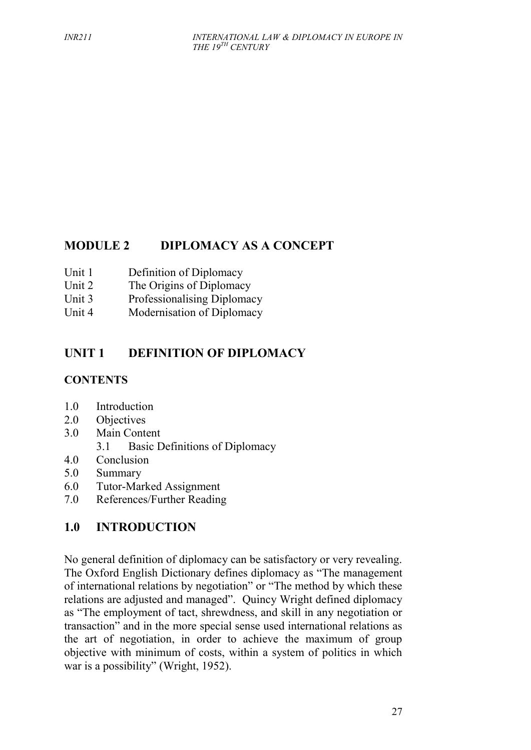# MODULE 2 DIPLOMACY AS A CONCEPT

Unit 1 Definition of Diplomacy
Unit 2 The Origins of Diplomacy
Unit 3 Professionalising Diplomacy
Unit 4 Modernisation of Diplomacy

## UNIT 1 DEFINITION OF DIPLOMACY

### CONTENTS

1.0 Introduction
2.0 Objectives
3.0 Main Content
    3.1 Basic Definitions of Diplomacy
4.0 Conclusion
5.0 Summary
6.0 Tutor-Marked Assignment
7.0 References/Further Reading

## 1.0 INTRODUCTION

No general definition of diplomacy can be satisfactory or very revealing. The Oxford English Dictionary defines diplomacy as "The management of international relations by negotiation" or "The method by which these relations are adjusted and managed". Quincy Wright defined diplomacy as "The employment of tact, shrewdness, and skill in any negotiation or transaction" and in the more special sense used international relations as the art of negotiation, in order to achieve the maximum of group objective with minimum of costs, within a system of politics in which war is a possibility" (Wright, 1952).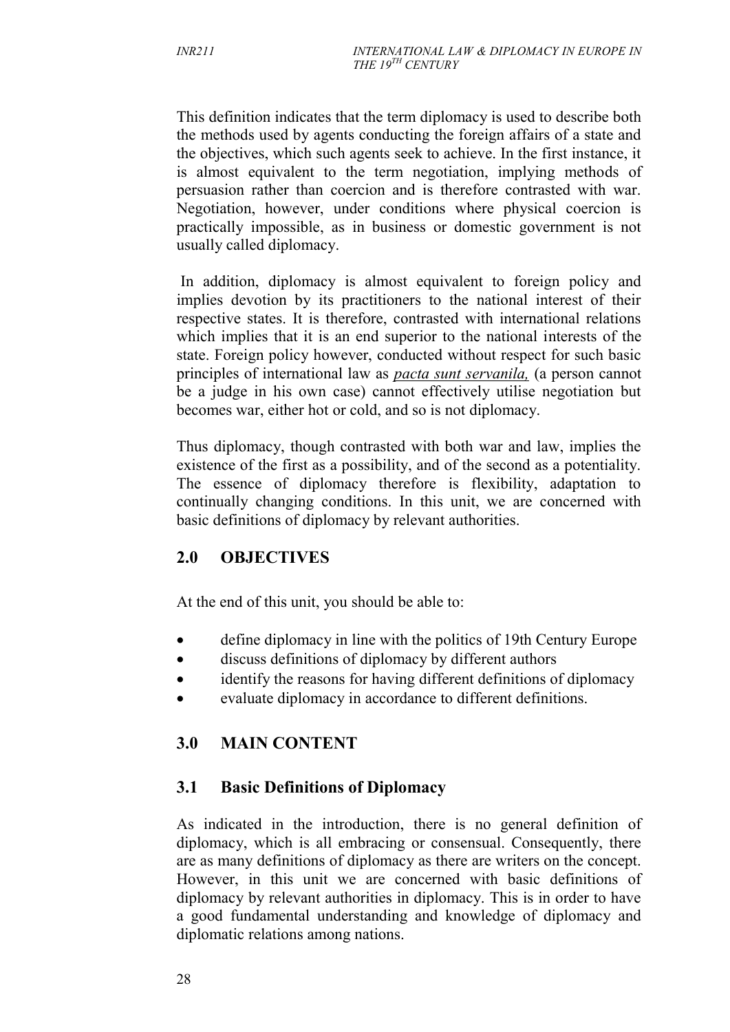This definition indicates that the term diplomacy is used to describe both the methods used by agents conducting the foreign affairs of a state and the objectives, which such agents seek to achieve. In the first instance, it is almost equivalent to the term negotiation, implying methods of persuasion rather than coercion and is therefore contrasted with war. Negotiation, however, under conditions where physical coercion is practically impossible, as in business or domestic government is not usually called diplomacy.

In addition, diplomacy is almost equivalent to foreign policy and implies devotion by its practitioners to the national interest of their respective states. It is therefore, contrasted with international relations which implies that it is an end superior to the national interests of the state. Foreign policy however, conducted without respect for such basic principles of international law as ***pacta sunt servanila,*** (a person cannot be a judge in his own case) cannot effectively utilise negotiation but becomes war, either hot or cold, and so is not diplomacy.

Thus diplomacy, though contrasted with both war and law, implies the existence of the first as a possibility, and of the second as a potentiality. The essence of diplomacy therefore is flexibility, adaptation to continually changing conditions. In this unit, we are concerned with basic definitions of diplomacy by relevant authorities.

## 2.0 OBJECTIVES

At the end of this unit, you should be able to:

- define diplomacy in line with the politics of 19th Century Europe
- discuss definitions of diplomacy by different authors
- identify the reasons for having different definitions of diplomacy
- evaluate diplomacy in accordance to different definitions.

## 3.0 MAIN CONTENT

### 3.1 Basic Definitions of Diplomacy

As indicated in the introduction, there is no general definition of diplomacy, which is all embracing or consensual. Consequently, there are as many definitions of diplomacy as there are writers on the concept. However, in this unit we are concerned with basic definitions of diplomacy by relevant authorities in diplomacy. This is in order to have a good fundamental understanding and knowledge of diplomacy and diplomatic relations among nations.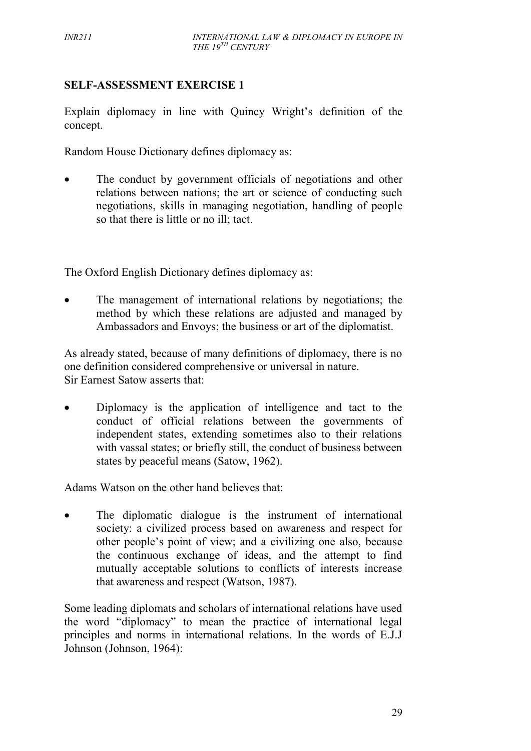## SELF-ASSESSMENT EXERCISE 1

Explain diplomacy in line with Quincy Wright's definition of the concept.

Random House Dictionary defines diplomacy as:

- The conduct by government officials of negotiations and other relations between nations; the art or science of conducting such negotiations, skills in managing negotiation, handling of people so that there is little or no ill; tact.

The Oxford English Dictionary defines diplomacy as:

- The management of international relations by negotiations; the method by which these relations are adjusted and managed by Ambassadors and Envoys; the business or art of the diplomatist.

As already stated, because of many definitions of diplomacy, there is no one definition considered comprehensive or universal in nature.
Sir Earnest Satow asserts that:

- Diplomacy is the application of intelligence and tact to the conduct of official relations between the governments of independent states, extending sometimes also to their relations with vassal states; or briefly still, the conduct of business between states by peaceful means (Satow, 1962).

Adams Watson on the other hand believes that:

- The diplomatic dialogue is the instrument of international society: a civilized process based on awareness and respect for other people's point of view; and a civilizing one also, because the continuous exchange of ideas, and the attempt to find mutually acceptable solutions to conflicts of interests increase that awareness and respect (Watson, 1987).

Some leading diplomats and scholars of international relations have used the word "diplomacy" to mean the practice of international legal principles and norms in international relations. In the words of E.J.J Johnson (Johnson, 1964):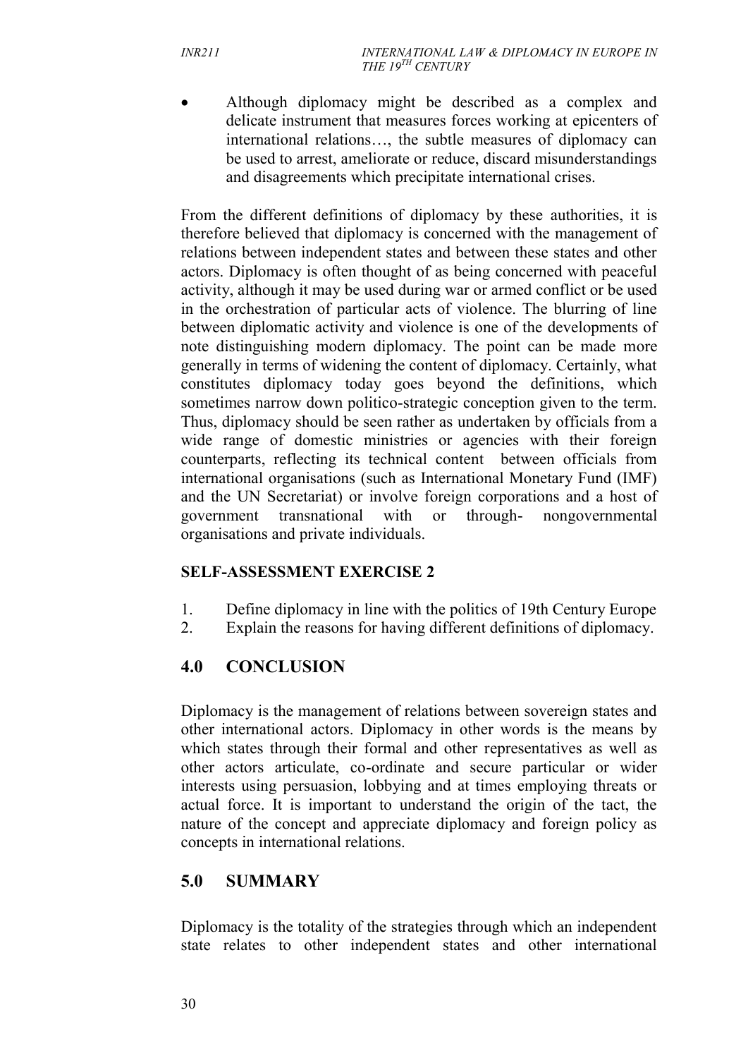- Although diplomacy might be described as a complex and delicate instrument that measures forces working at epicenters of international relations…, the subtle measures of diplomacy can be used to arrest, ameliorate or reduce, discard misunderstandings and disagreements which precipitate international crises.

From the different definitions of diplomacy by these authorities, it is therefore believed that diplomacy is concerned with the management of relations between independent states and between these states and other actors. Diplomacy is often thought of as being concerned with peaceful activity, although it may be used during war or armed conflict or be used in the orchestration of particular acts of violence. The blurring of line between diplomatic activity and violence is one of the developments of note distinguishing modern diplomacy. The point can be made more generally in terms of widening the content of diplomacy. Certainly, what constitutes diplomacy today goes beyond the definitions, which sometimes narrow down politico-strategic conception given to the term. Thus, diplomacy should be seen rather as undertaken by officials from a wide range of domestic ministries or agencies with their foreign counterparts, reflecting its technical content between officials from international organisations (such as International Monetary Fund (IMF) and the UN Secretariat) or involve foreign corporations and a host of government transnational with or through- nongovernmental organisations and private individuals.

**SELF-ASSESSMENT EXERCISE 2**

1. Define diplomacy in line with the politics of 19th Century Europe
2. Explain the reasons for having different definitions of diplomacy.

## 4.0 CONCLUSION

Diplomacy is the management of relations between sovereign states and other international actors. Diplomacy in other words is the means by which states through their formal and other representatives as well as other actors articulate, co-ordinate and secure particular or wider interests using persuasion, lobbying and at times employing threats or actual force. It is important to understand the origin of the tact, the nature of the concept and appreciate diplomacy and foreign policy as concepts in international relations.

## 5.0 SUMMARY

Diplomacy is the totality of the strategies through which an independent state relates to other independent states and other international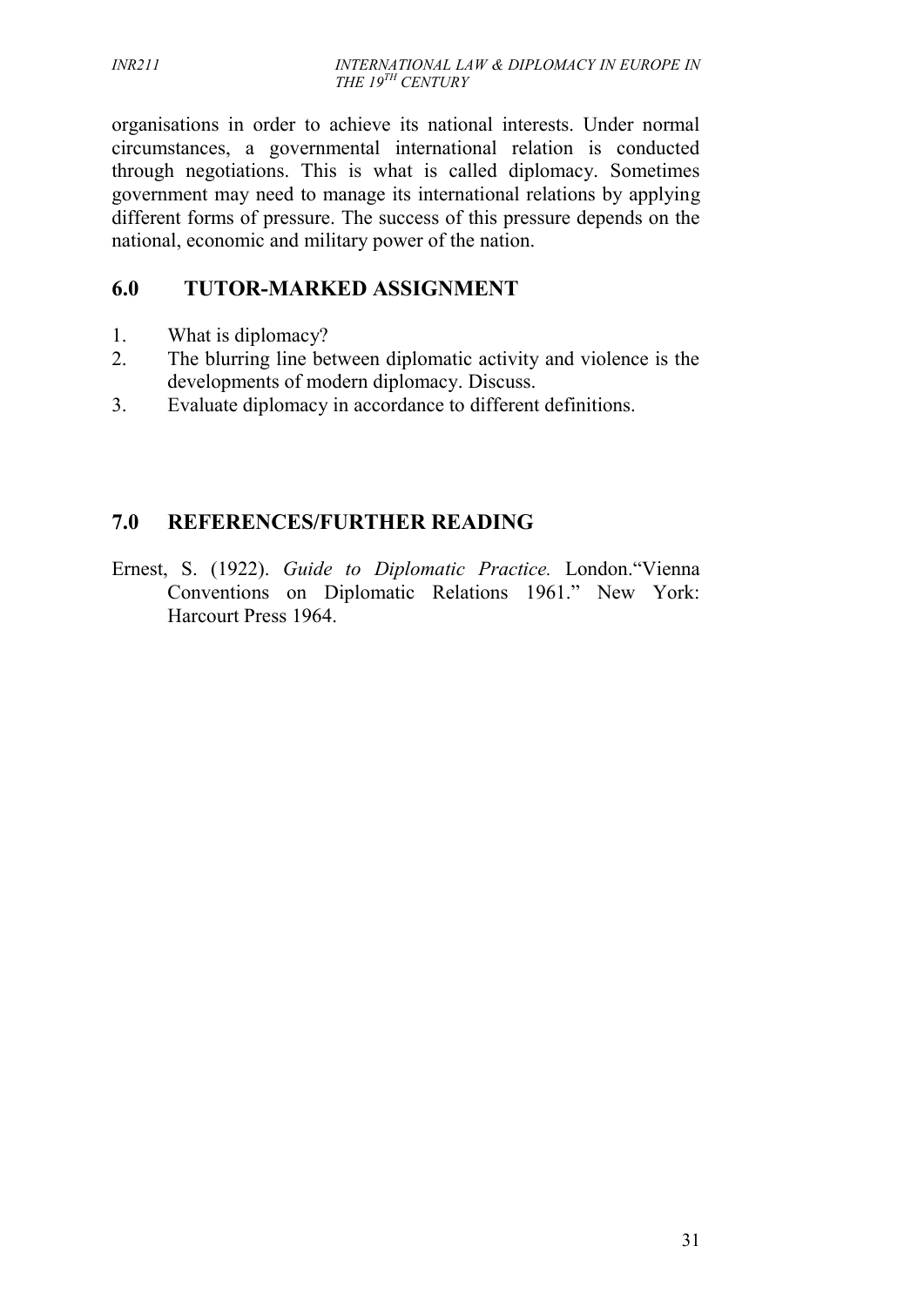organisations in order to achieve its national interests. Under normal circumstances, a governmental international relation is conducted through negotiations. This is what is called diplomacy. Sometimes government may need to manage its international relations by applying different forms of pressure. The success of this pressure depends on the national, economic and military power of the nation.

## 6.0 TUTOR-MARKED ASSIGNMENT

1. What is diplomacy?
2. The blurring line between diplomatic activity and violence is the developments of modern diplomacy. Discuss.
3. Evaluate diplomacy in accordance to different definitions.

## 7.0 REFERENCES/FURTHER READING

Ernest, S. (1922). *Guide to Diplomatic Practice.* London."Vienna Conventions on Diplomatic Relations 1961." New York: Harcourt Press 1964.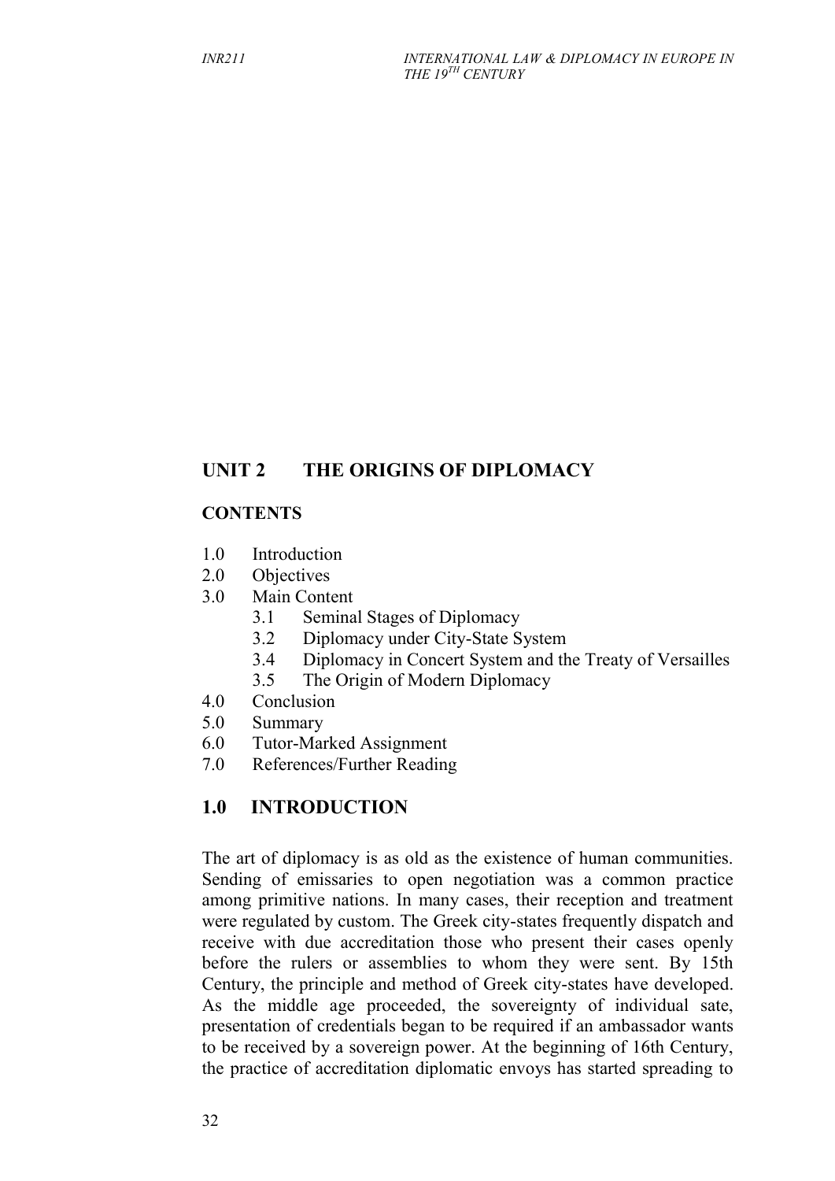## UNIT 2 THE ORIGINS OF DIPLOMACY

### CONTENTS

1.0 Introduction
2.0 Objectives
3.0 Main Content
   3.1 Seminal Stages of Diplomacy
   3.2 Diplomacy under City-State System
   3.4 Diplomacy in Concert System and the Treaty of Versailles
   3.5 The Origin of Modern Diplomacy
4.0 Conclusion
5.0 Summary
6.0 Tutor-Marked Assignment
7.0 References/Further Reading

## 1.0 INTRODUCTION

The art of diplomacy is as old as the existence of human communities. Sending of emissaries to open negotiation was a common practice among primitive nations. In many cases, their reception and treatment were regulated by custom. The Greek city-states frequently dispatch and receive with due accreditation those who present their cases openly before the rulers or assemblies to whom they were sent. By 15th Century, the principle and method of Greek city-states have developed. As the middle age proceeded, the sovereignty of individual sate, presentation of credentials began to be required if an ambassador wants to be received by a sovereign power. At the beginning of 16th Century, the practice of accreditation diplomatic envoys has started spreading to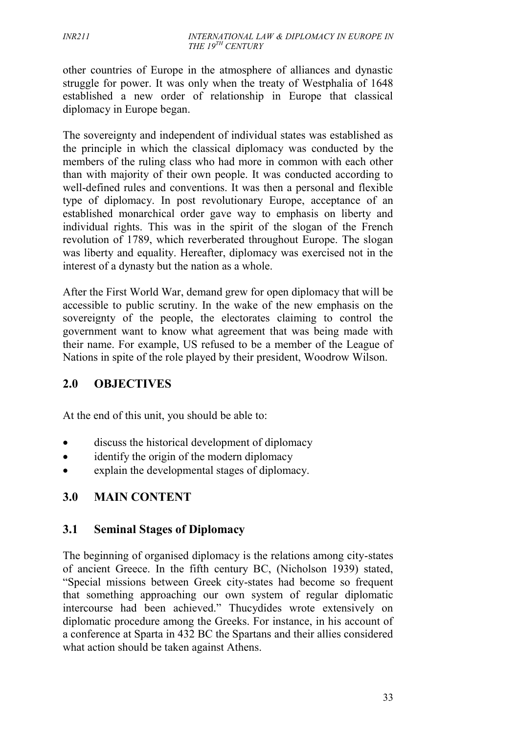other countries of Europe in the atmosphere of alliances and dynastic struggle for power. It was only when the treaty of Westphalia of 1648 established a new order of relationship in Europe that classical diplomacy in Europe began.

The sovereignty and independent of individual states was established as the principle in which the classical diplomacy was conducted by the members of the ruling class who had more in common with each other than with majority of their own people. It was conducted according to well-defined rules and conventions. It was then a personal and flexible type of diplomacy. In post revolutionary Europe, acceptance of an established monarchical order gave way to emphasis on liberty and individual rights. This was in the spirit of the slogan of the French revolution of 1789, which reverberated throughout Europe. The slogan was liberty and equality. Hereafter, diplomacy was exercised not in the interest of a dynasty but the nation as a whole.

After the First World War, demand grew for open diplomacy that will be accessible to public scrutiny. In the wake of the new emphasis on the sovereignty of the people, the electorates claiming to control the government want to know what agreement that was being made with their name. For example, US refused to be a member of the League of Nations in spite of the role played by their president, Woodrow Wilson.

## 2.0 OBJECTIVES

At the end of this unit, you should be able to:

- discuss the historical development of diplomacy
- identify the origin of the modern diplomacy
- explain the developmental stages of diplomacy.

## 3.0 MAIN CONTENT

### 3.1 Seminal Stages of Diplomacy

The beginning of organised diplomacy is the relations among city-states of ancient Greece. In the fifth century BC, (Nicholson 1939) stated, “Special missions between Greek city-states had become so frequent that something approaching our own system of regular diplomatic intercourse had been achieved.” Thucydides wrote extensively on diplomatic procedure among the Greeks. For instance, in his account of a conference at Sparta in 432 BC the Spartans and their allies considered what action should be taken against Athens.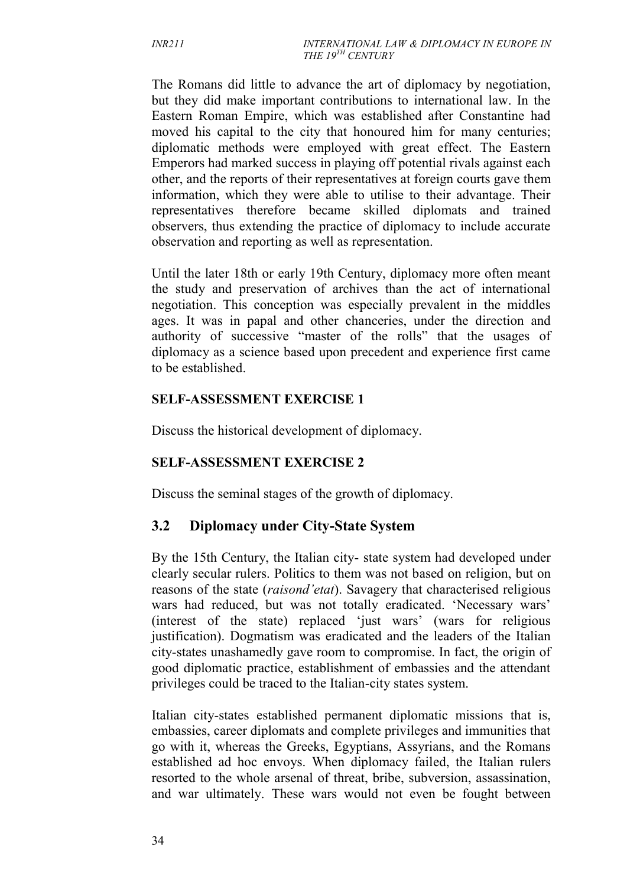The Romans did little to advance the art of diplomacy by negotiation, but they did make important contributions to international law. In the Eastern Roman Empire, which was established after Constantine had moved his capital to the city that honoured him for many centuries; diplomatic methods were employed with great effect. The Eastern Emperors had marked success in playing off potential rivals against each other, and the reports of their representatives at foreign courts gave them information, which they were able to utilise to their advantage. Their representatives therefore became skilled diplomats and trained observers, thus extending the practice of diplomacy to include accurate observation and reporting as well as representation.

Until the later 18th or early 19th Century, diplomacy more often meant the study and preservation of archives than the act of international negotiation. This conception was especially prevalent in the middles ages. It was in papal and other chanceries, under the direction and authority of successive "master of the rolls" that the usages of diplomacy as a science based upon precedent and experience first came to be established.

**SELF-ASSESSMENT EXERCISE 1**

Discuss the historical development of diplomacy.

**SELF-ASSESSMENT EXERCISE 2**

Discuss the seminal stages of the growth of diplomacy.

## 3.2 Diplomacy under City-State System

By the 15th Century, the Italian city- state system had developed under clearly secular rulers. Politics to them was not based on religion, but on reasons of the state (*raisond'etat*). Savagery that characterised religious wars had reduced, but was not totally eradicated. 'Necessary wars' (interest of the state) replaced 'just wars' (wars for religious justification). Dogmatism was eradicated and the leaders of the Italian city-states unashamedly gave room to compromise. In fact, the origin of good diplomatic practice, establishment of embassies and the attendant privileges could be traced to the Italian-city states system.

Italian city-states established permanent diplomatic missions that is, embassies, career diplomats and complete privileges and immunities that go with it, whereas the Greeks, Egyptians, Assyrians, and the Romans established ad hoc envoys. When diplomacy failed, the Italian rulers resorted to the whole arsenal of threat, bribe, subversion, assassination, and war ultimately. These wars would not even be fought between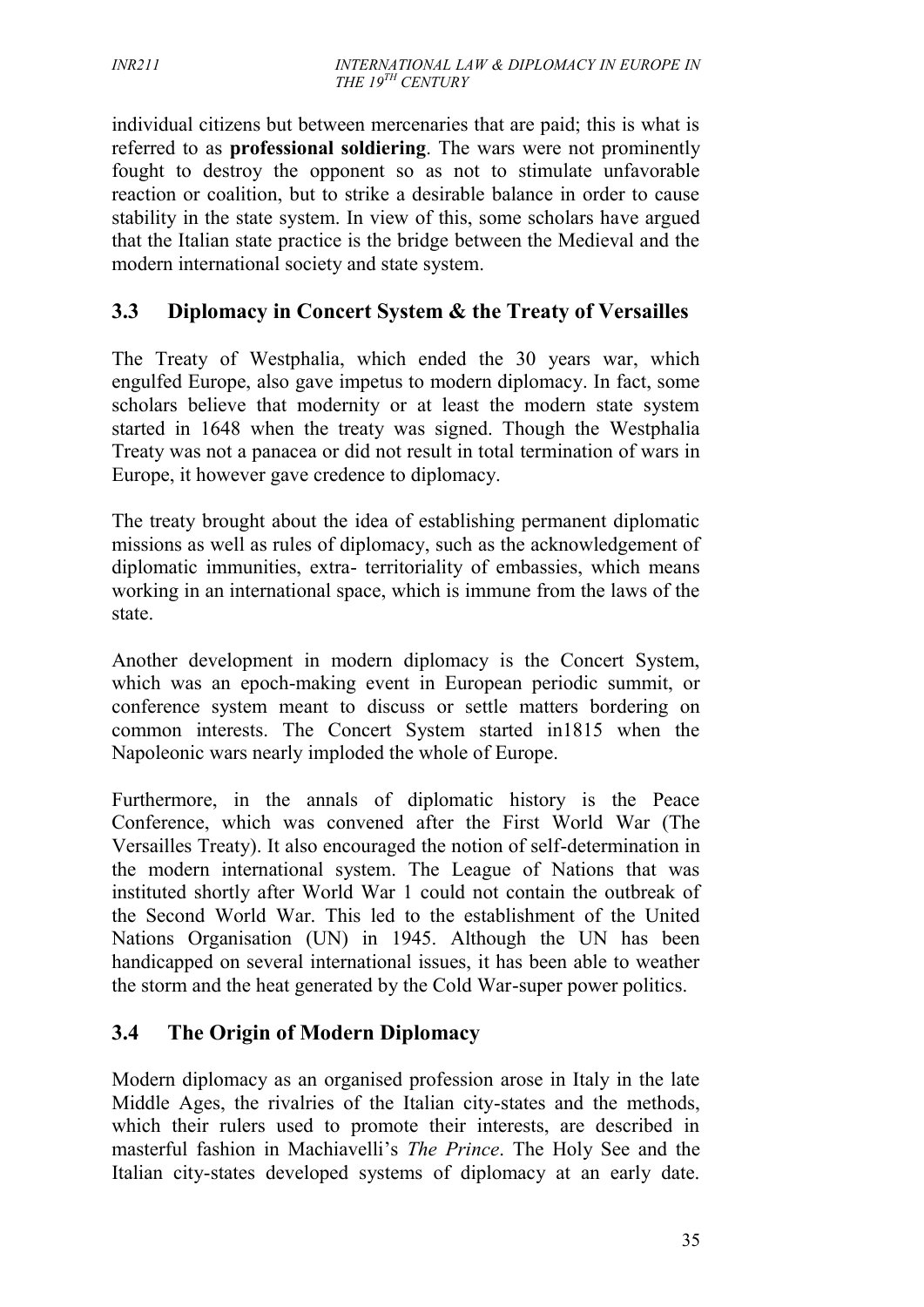individual citizens but between mercenaries that are paid; this is what is referred to as **professional soldiering**. The wars were not prominently fought to destroy the opponent so as not to stimulate unfavorable reaction or coalition, but to strike a desirable balance in order to cause stability in the state system. In view of this, some scholars have argued that the Italian state practice is the bridge between the Medieval and the modern international society and state system.

## 3.3 Diplomacy in Concert System & the Treaty of Versailles

The Treaty of Westphalia, which ended the 30 years war, which engulfed Europe, also gave impetus to modern diplomacy. In fact, some scholars believe that modernity or at least the modern state system started in 1648 when the treaty was signed. Though the Westphalia Treaty was not a panacea or did not result in total termination of wars in Europe, it however gave credence to diplomacy.

The treaty brought about the idea of establishing permanent diplomatic missions as well as rules of diplomacy, such as the acknowledgement of diplomatic immunities, extra- territoriality of embassies, which means working in an international space, which is immune from the laws of the state.

Another development in modern diplomacy is the Concert System, which was an epoch-making event in European periodic summit, or conference system meant to discuss or settle matters bordering on common interests. The Concert System started in1815 when the Napoleonic wars nearly imploded the whole of Europe.

Furthermore, in the annals of diplomatic history is the Peace Conference, which was convened after the First World War (The Versailles Treaty). It also encouraged the notion of self-determination in the modern international system. The League of Nations that was instituted shortly after World War 1 could not contain the outbreak of the Second World War. This led to the establishment of the United Nations Organisation (UN) in 1945. Although the UN has been handicapped on several international issues, it has been able to weather the storm and the heat generated by the Cold War-super power politics.

## 3.4 The Origin of Modern Diplomacy

Modern diplomacy as an organised profession arose in Italy in the late Middle Ages, the rivalries of the Italian city-states and the methods, which their rulers used to promote their interests, are described in masterful fashion in Machiavelli's *The Prince*. The Holy See and the Italian city-states developed systems of diplomacy at an early date.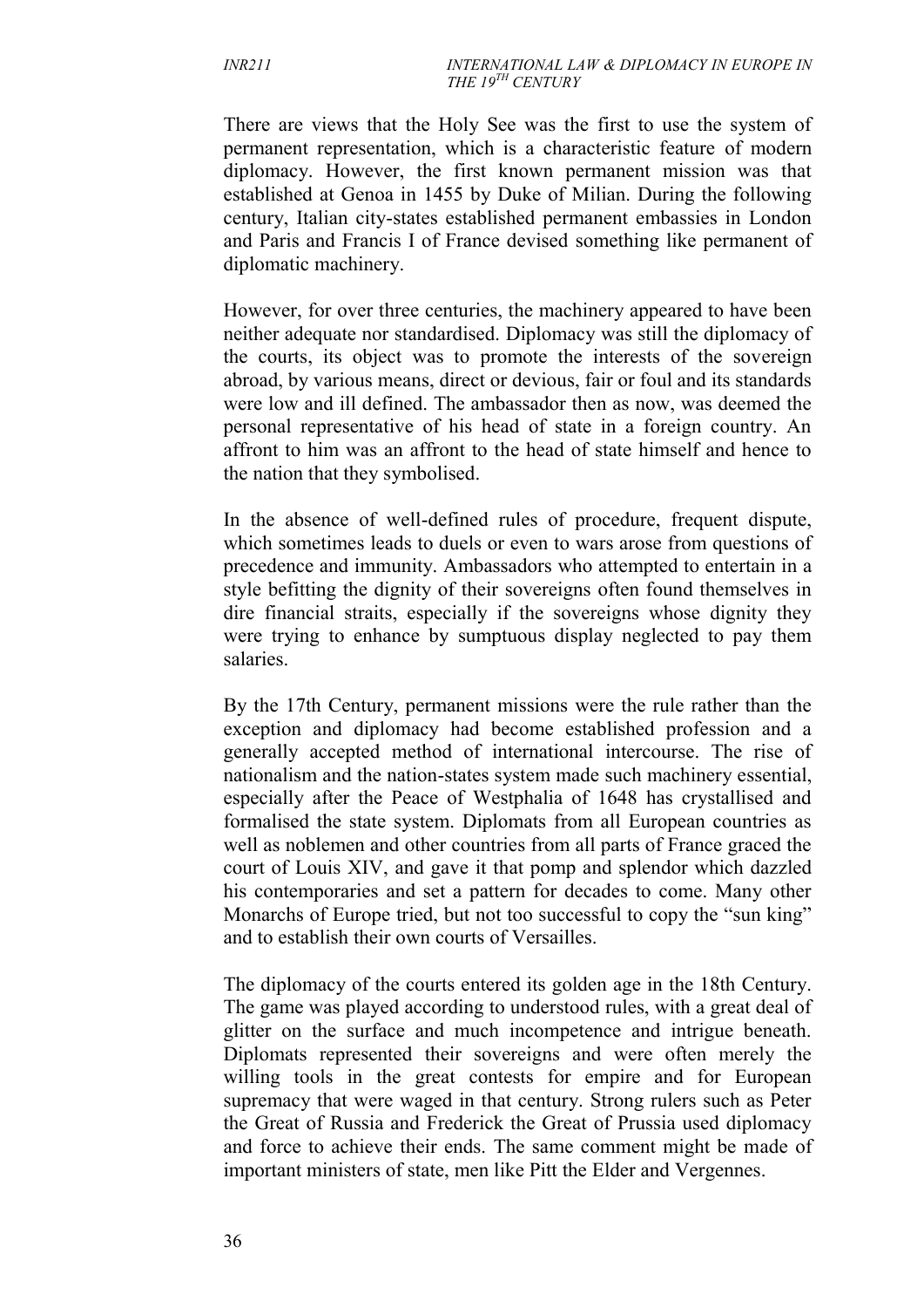There are views that the Holy See was the first to use the system of permanent representation, which is a characteristic feature of modern diplomacy. However, the first known permanent mission was that established at Genoa in 1455 by Duke of Milian. During the following century, Italian city-states established permanent embassies in London and Paris and Francis I of France devised something like permanent of diplomatic machinery.

However, for over three centuries, the machinery appeared to have been neither adequate nor standardised. Diplomacy was still the diplomacy of the courts, its object was to promote the interests of the sovereign abroad, by various means, direct or devious, fair or foul and its standards were low and ill defined. The ambassador then as now, was deemed the personal representative of his head of state in a foreign country. An affront to him was an affront to the head of state himself and hence to the nation that they symbolised.

In the absence of well-defined rules of procedure, frequent dispute, which sometimes leads to duels or even to wars arose from questions of precedence and immunity. Ambassadors who attempted to entertain in a style befitting the dignity of their sovereigns often found themselves in dire financial straits, especially if the sovereigns whose dignity they were trying to enhance by sumptuous display neglected to pay them salaries.

By the 17th Century, permanent missions were the rule rather than the exception and diplomacy had become established profession and a generally accepted method of international intercourse. The rise of nationalism and the nation-states system made such machinery essential, especially after the Peace of Westphalia of 1648 has crystallised and formalised the state system. Diplomats from all European countries as well as noblemen and other countries from all parts of France graced the court of Louis XIV, and gave it that pomp and splendor which dazzled his contemporaries and set a pattern for decades to come. Many other Monarchs of Europe tried, but not too successful to copy the "sun king" and to establish their own courts of Versailles.

The diplomacy of the courts entered its golden age in the 18th Century. The game was played according to understood rules, with a great deal of glitter on the surface and much incompetence and intrigue beneath. Diplomats represented their sovereigns and were often merely the willing tools in the great contests for empire and for European supremacy that were waged in that century. Strong rulers such as Peter the Great of Russia and Frederick the Great of Prussia used diplomacy and force to achieve their ends. The same comment might be made of important ministers of state, men like Pitt the Elder and Vergennes.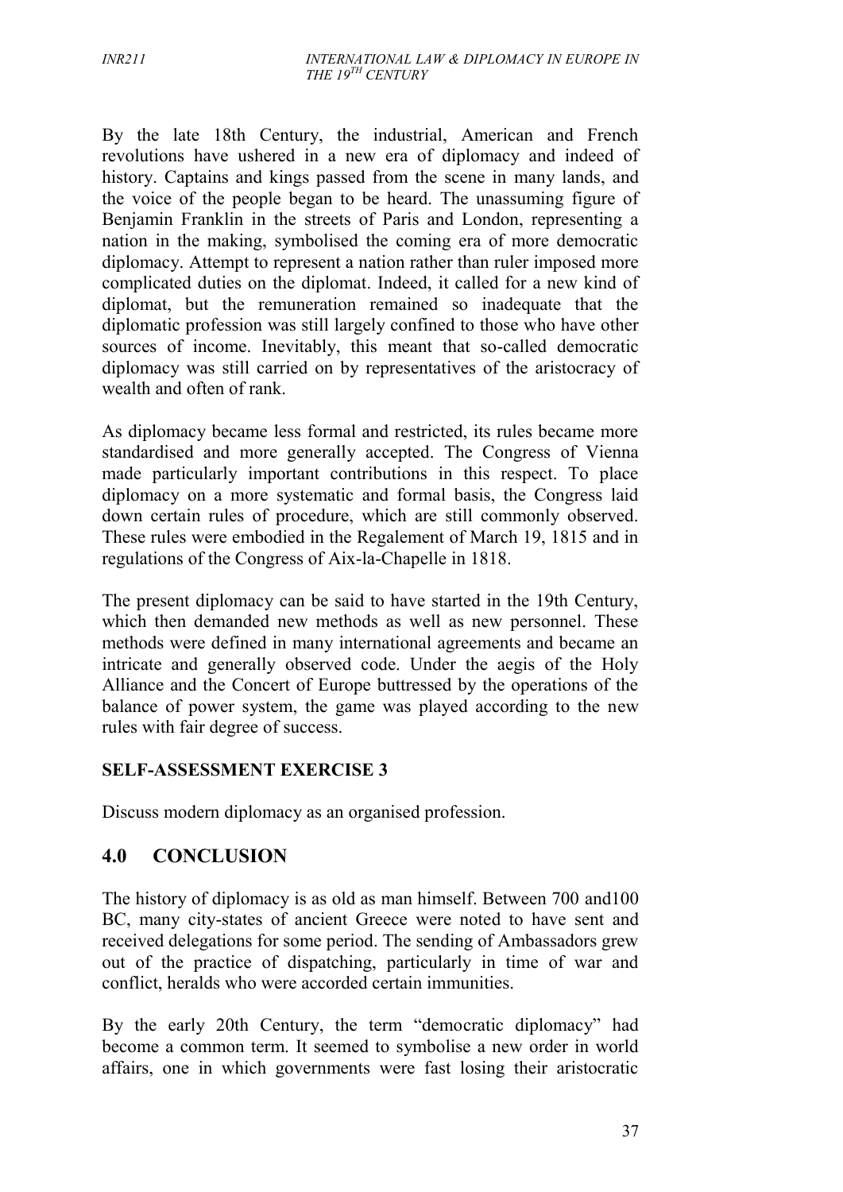By the late 18th Century, the industrial, American and French revolutions have ushered in a new era of diplomacy and indeed of history. Captains and kings passed from the scene in many lands, and the voice of the people began to be heard. The unassuming figure of Benjamin Franklin in the streets of Paris and London, representing a nation in the making, symbolised the coming era of more democratic diplomacy. Attempt to represent a nation rather than ruler imposed more complicated duties on the diplomat. Indeed, it called for a new kind of diplomat, but the remuneration remained so inadequate that the diplomatic profession was still largely confined to those who have other sources of income. Inevitably, this meant that so-called democratic diplomacy was still carried on by representatives of the aristocracy of wealth and often of rank.

As diplomacy became less formal and restricted, its rules became more standardised and more generally accepted. The Congress of Vienna made particularly important contributions in this respect. To place diplomacy on a more systematic and formal basis, the Congress laid down certain rules of procedure, which are still commonly observed. These rules were embodied in the Regalement of March 19, 1815 and in regulations of the Congress of Aix-la-Chapelle in 1818.

The present diplomacy can be said to have started in the 19th Century, which then demanded new methods as well as new personnel. These methods were defined in many international agreements and became an intricate and generally observed code. Under the aegis of the Holy Alliance and the Concert of Europe buttressed by the operations of the balance of power system, the game was played according to the new rules with fair degree of success.

**SELF-ASSESSMENT EXERCISE 3**

Discuss modern diplomacy as an organised profession.

## 4.0 CONCLUSION

The history of diplomacy is as old as man himself. Between 700 and100 BC, many city-states of ancient Greece were noted to have sent and received delegations for some period. The sending of Ambassadors grew out of the practice of dispatching, particularly in time of war and conflict, heralds who were accorded certain immunities.

By the early 20th Century, the term "democratic diplomacy" had become a common term. It seemed to symbolise a new order in world affairs, one in which governments were fast losing their aristocratic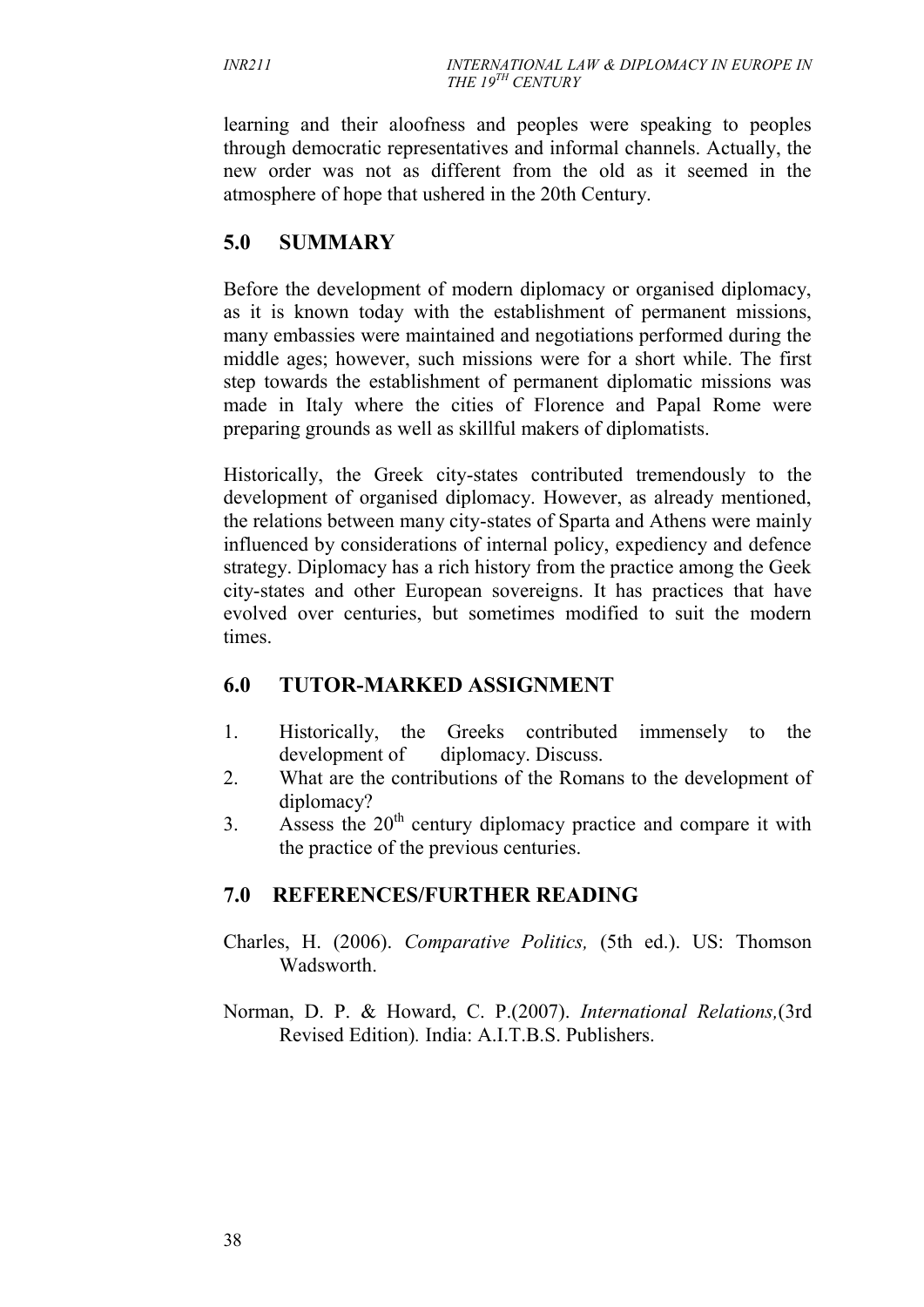learning and their aloofness and peoples were speaking to peoples through democratic representatives and informal channels. Actually, the new order was not as different from the old as it seemed in the atmosphere of hope that ushered in the 20th Century.

## 5.0 SUMMARY

Before the development of modern diplomacy or organised diplomacy, as it is known today with the establishment of permanent missions, many embassies were maintained and negotiations performed during the middle ages; however, such missions were for a short while. The first step towards the establishment of permanent diplomatic missions was made in Italy where the cities of Florence and Papal Rome were preparing grounds as well as skillful makers of diplomatists.

Historically, the Greek city-states contributed tremendously to the development of organised diplomacy. However, as already mentioned, the relations between many city-states of Sparta and Athens were mainly influenced by considerations of internal policy, expediency and defence strategy. Diplomacy has a rich history from the practice among the Geek city-states and other European sovereigns. It has practices that have evolved over centuries, but sometimes modified to suit the modern times.

## 6.0 TUTOR-MARKED ASSIGNMENT

1. Historically, the Greeks contributed immensely to the development of diplomacy. Discuss.
2. What are the contributions of the Romans to the development of diplomacy?
3. Assess the 20th century diplomacy practice and compare it with the practice of the previous centuries.

## 7.0 REFERENCES/FURTHER READING

Charles, H. (2006). *Comparative Politics,* (5th ed.). US: Thomson Wadsworth.

Norman, D. P. & Howard, C. P.(2007). *International Relations,*(3rd Revised Edition). India: A.I.T.B.S. Publishers.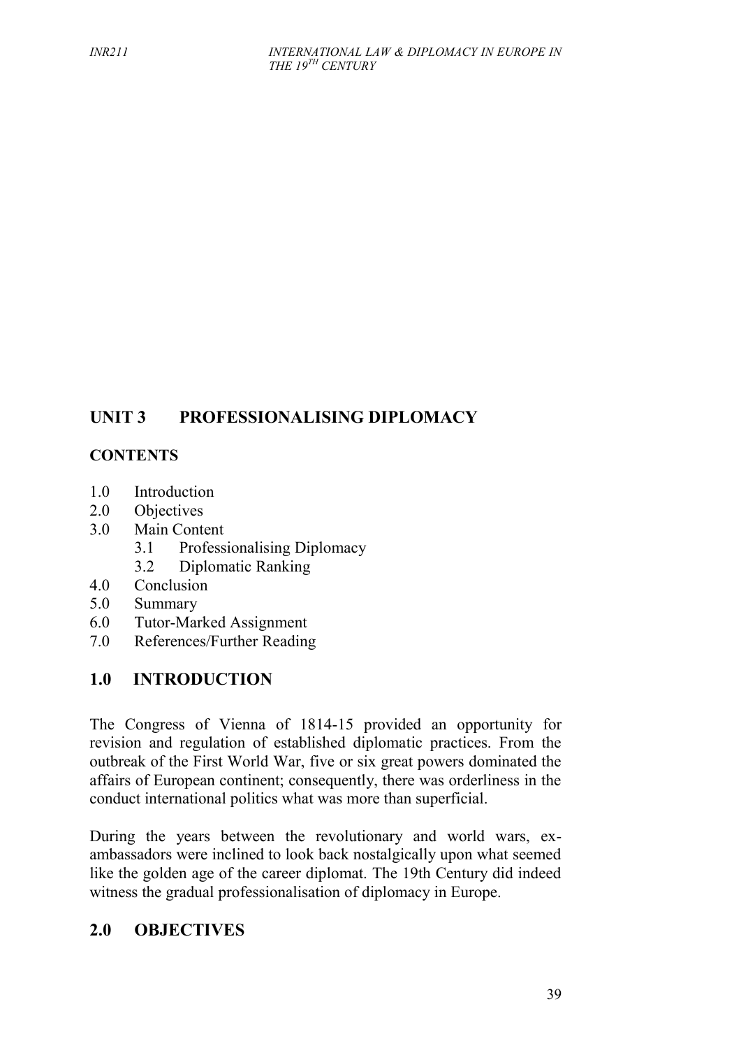## UNIT 3 PROFESSIONALISING DIPLOMACY

### CONTENTS

- 1.0 Introduction
- 2.0 Objectives
- 3.0 Main Content
    - 3.1 Professionalising Diplomacy
    - 3.2 Diplomatic Ranking
- 4.0 Conclusion
- 5.0 Summary
- 6.0 Tutor-Marked Assignment
- 7.0 References/Further Reading

## 1.0 INTRODUCTION

The Congress of Vienna of 1814-15 provided an opportunity for revision and regulation of established diplomatic practices. From the outbreak of the First World War, five or six great powers dominated the affairs of European continent; consequently, there was orderliness in the conduct international politics what was more than superficial.

During the years between the revolutionary and world wars, ex-ambassadors were inclined to look back nostalgically upon what seemed like the golden age of the career diplomat. The 19th Century did indeed witness the gradual professionalisation of diplomacy in Europe.

## 2.0 OBJECTIVES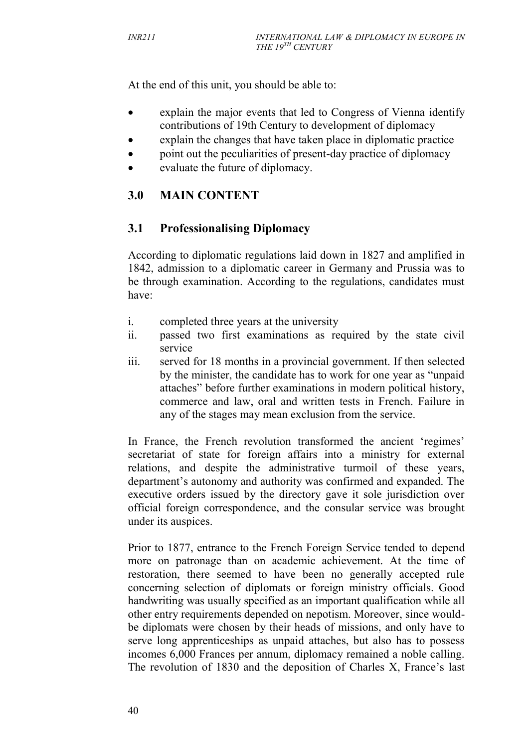At the end of this unit, you should be able to:

- explain the major events that led to Congress of Vienna identify contributions of 19th Century to development of diplomacy
- explain the changes that have taken place in diplomatic practice
- point out the peculiarities of present-day practice of diplomacy
- evaluate the future of diplomacy.

## 3.0 MAIN CONTENT

### 3.1 Professionalising Diplomacy

According to diplomatic regulations laid down in 1827 and amplified in 1842, admission to a diplomatic career in Germany and Prussia was to be through examination. According to the regulations, candidates must have:

i. completed three years at the university
ii. passed two first examinations as required by the state civil service
iii. served for 18 months in a provincial government. If then selected by the minister, the candidate has to work for one year as "unpaid attaches" before further examinations in modern political history, commerce and law, oral and written tests in French. Failure in any of the stages may mean exclusion from the service.

In France, the French revolution transformed the ancient 'regimes' secretariat of state for foreign affairs into a ministry for external relations, and despite the administrative turmoil of these years, department's autonomy and authority was confirmed and expanded. The executive orders issued by the directory gave it sole jurisdiction over official foreign correspondence, and the consular service was brought under its auspices.

Prior to 1877, entrance to the French Foreign Service tended to depend more on patronage than on academic achievement. At the time of restoration, there seemed to have been no generally accepted rule concerning selection of diplomats or foreign ministry officials. Good handwriting was usually specified as an important qualification while all other entry requirements depended on nepotism. Moreover, since would-be diplomats were chosen by their heads of missions, and only have to serve long apprenticeships as unpaid attaches, but also has to possess incomes 6,000 Frances per annum, diplomacy remained a noble calling. The revolution of 1830 and the deposition of Charles X, France's last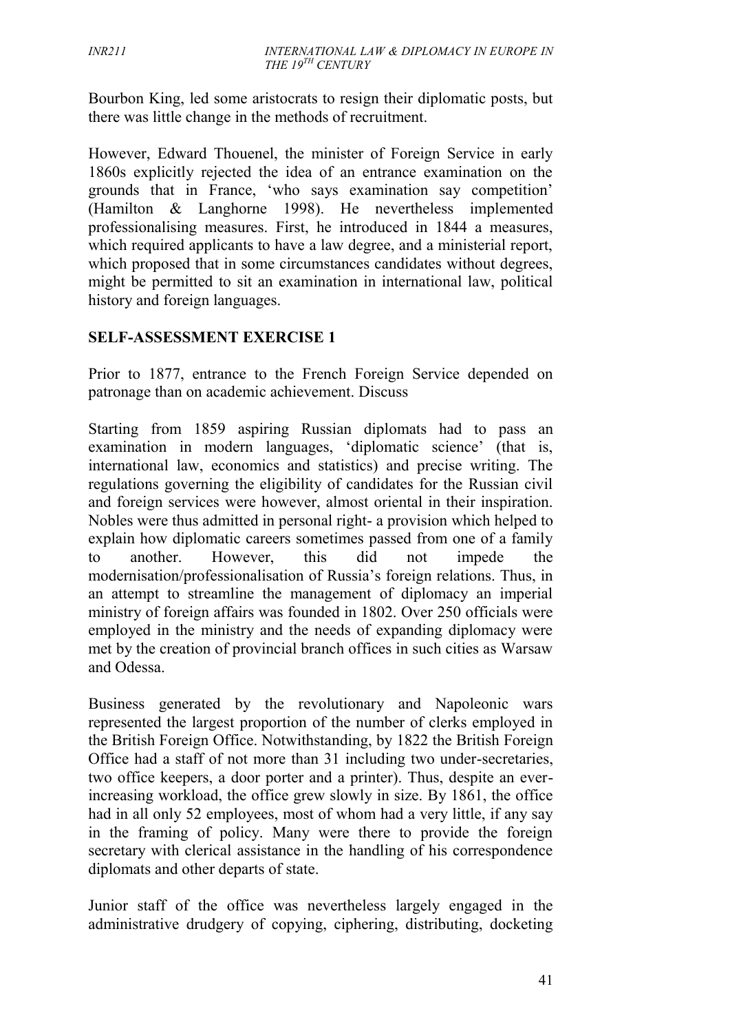Bourbon King, led some aristocrats to resign their diplomatic posts, but there was little change in the methods of recruitment.

However, Edward Thouenel, the minister of Foreign Service in early 1860s explicitly rejected the idea of an entrance examination on the grounds that in France, 'who says examination say competition' (Hamilton & Langhorne 1998). He nevertheless implemented professionalising measures. First, he introduced in 1844 a measures, which required applicants to have a law degree, and a ministerial report, which proposed that in some circumstances candidates without degrees, might be permitted to sit an examination in international law, political history and foreign languages.

## SELF-ASSESSMENT EXERCISE 1

Prior to 1877, entrance to the French Foreign Service depended on patronage than on academic achievement. Discuss

Starting from 1859 aspiring Russian diplomats had to pass an examination in modern languages, 'diplomatic science' (that is, international law, economics and statistics) and precise writing. The regulations governing the eligibility of candidates for the Russian civil and foreign services were however, almost oriental in their inspiration. Nobles were thus admitted in personal right- a provision which helped to explain how diplomatic careers sometimes passed from one of a family to another. However, this did not impede the modernisation/professionalisation of Russia's foreign relations. Thus, in an attempt to streamline the management of diplomacy an imperial ministry of foreign affairs was founded in 1802. Over 250 officials were employed in the ministry and the needs of expanding diplomacy were met by the creation of provincial branch offices in such cities as Warsaw and Odessa.

Business generated by the revolutionary and Napoleonic wars represented the largest proportion of the number of clerks employed in the British Foreign Office. Notwithstanding, by 1822 the British Foreign Office had a staff of not more than 31 including two under-secretaries, two office keepers, a door porter and a printer). Thus, despite an ever-increasing workload, the office grew slowly in size. By 1861, the office had in all only 52 employees, most of whom had a very little, if any say in the framing of policy. Many were there to provide the foreign secretary with clerical assistance in the handling of his correspondence diplomats and other departs of state.

Junior staff of the office was nevertheless largely engaged in the administrative drudgery of copying, ciphering, distributing, docketing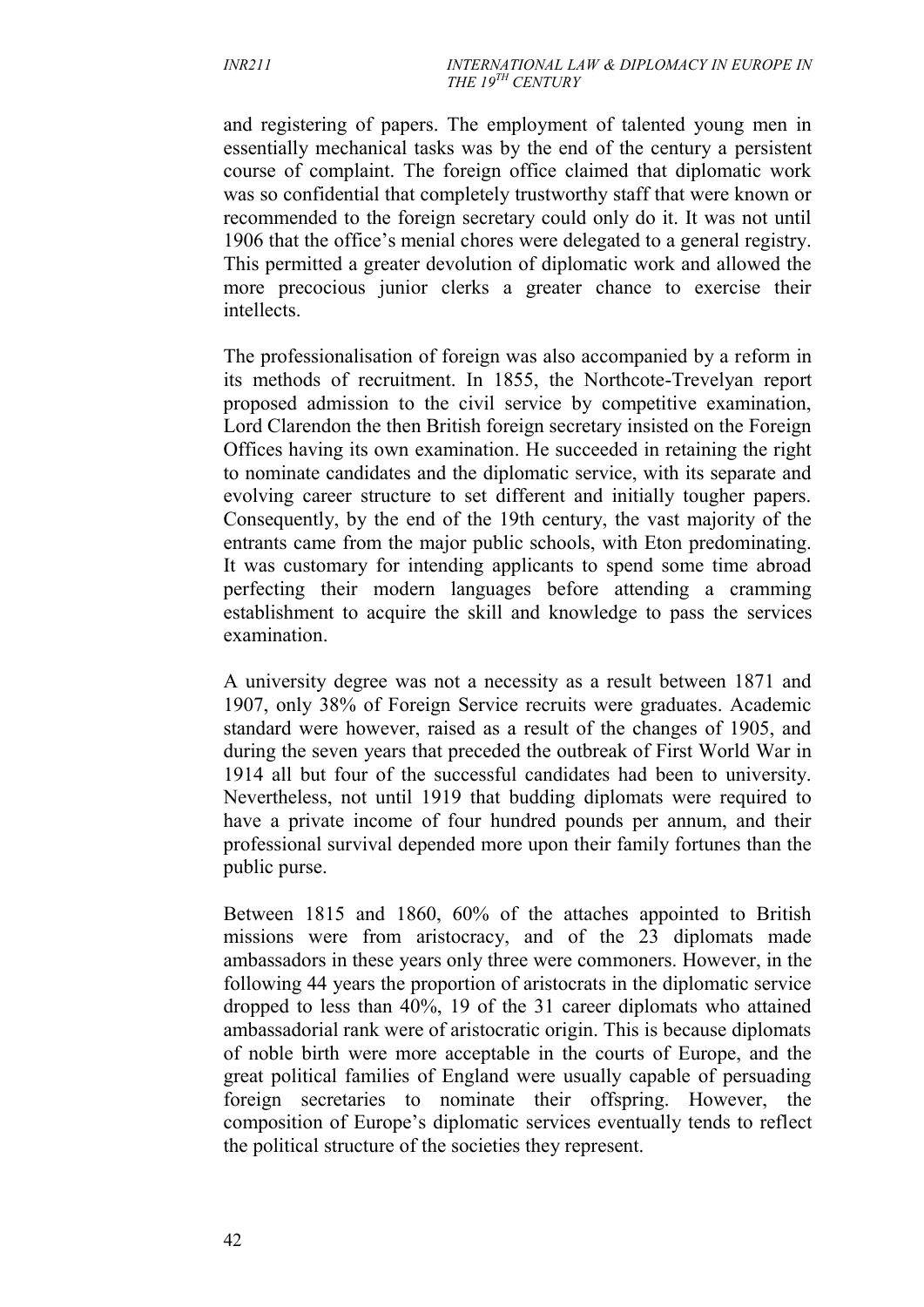and registering of papers. The employment of talented young men in essentially mechanical tasks was by the end of the century a persistent course of complaint. The foreign office claimed that diplomatic work was so confidential that completely trustworthy staff that were known or recommended to the foreign secretary could only do it. It was not until 1906 that the office's menial chores were delegated to a general registry. This permitted a greater devolution of diplomatic work and allowed the more precocious junior clerks a greater chance to exercise their intellects.

The professionalisation of foreign was also accompanied by a reform in its methods of recruitment. In 1855, the Northcote-Trevelyan report proposed admission to the civil service by competitive examination, Lord Clarendon the then British foreign secretary insisted on the Foreign Offices having its own examination. He succeeded in retaining the right to nominate candidates and the diplomatic service, with its separate and evolving career structure to set different and initially tougher papers. Consequently, by the end of the 19th century, the vast majority of the entrants came from the major public schools, with Eton predominating. It was customary for intending applicants to spend some time abroad perfecting their modern languages before attending a cramming establishment to acquire the skill and knowledge to pass the services examination.

A university degree was not a necessity as a result between 1871 and 1907, only 38% of Foreign Service recruits were graduates. Academic standard were however, raised as a result of the changes of 1905, and during the seven years that preceded the outbreak of First World War in 1914 all but four of the successful candidates had been to university. Nevertheless, not until 1919 that budding diplomats were required to have a private income of four hundred pounds per annum, and their professional survival depended more upon their family fortunes than the public purse.

Between 1815 and 1860, 60% of the attaches appointed to British missions were from aristocracy, and of the 23 diplomats made ambassadors in these years only three were commoners. However, in the following 44 years the proportion of aristocrats in the diplomatic service dropped to less than 40%, 19 of the 31 career diplomats who attained ambassadorial rank were of aristocratic origin. This is because diplomats of noble birth were more acceptable in the courts of Europe, and the great political families of England were usually capable of persuading foreign secretaries to nominate their offspring. However, the composition of Europe's diplomatic services eventually tends to reflect the political structure of the societies they represent.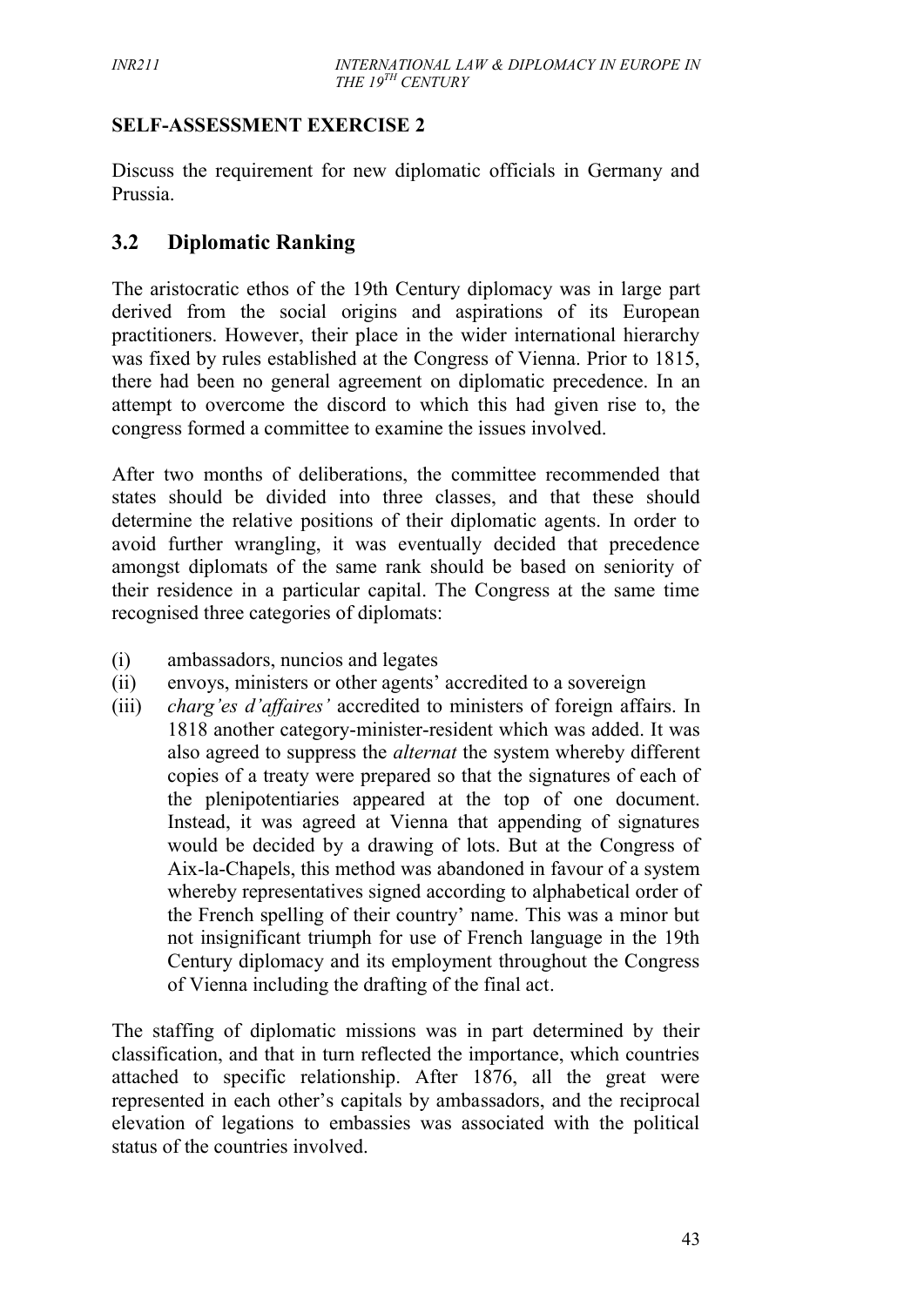**SELF-ASSESSMENT EXERCISE 2**

Discuss the requirement for new diplomatic officials in Germany and Prussia.

## 3.2 Diplomatic Ranking

The aristocratic ethos of the 19th Century diplomacy was in large part derived from the social origins and aspirations of its European practitioners. However, their place in the wider international hierarchy was fixed by rules established at the Congress of Vienna. Prior to 1815, there had been no general agreement on diplomatic precedence. In an attempt to overcome the discord to which this had given rise to, the congress formed a committee to examine the issues involved.

After two months of deliberations, the committee recommended that states should be divided into three classes, and that these should determine the relative positions of their diplomatic agents. In order to avoid further wrangling, it was eventually decided that precedence amongst diplomats of the same rank should be based on seniority of their residence in a particular capital. The Congress at the same time recognised three categories of diplomats:

(i) ambassadors, nuncios and legates
(ii) envoys, ministers or other agents' accredited to a sovereign
(iii) *charg'es d'affaires'* accredited to ministers of foreign affairs. In 1818 another category-minister-resident which was added. It was also agreed to suppress the *alternat* the system whereby different copies of a treaty were prepared so that the signatures of each of the plenipotentiaries appeared at the top of one document. Instead, it was agreed at Vienna that appending of signatures would be decided by a drawing of lots. But at the Congress of Aix-la-Chapels, this method was abandoned in favour of a system whereby representatives signed according to alphabetical order of the French spelling of their country' name. This was a minor but not insignificant triumph for use of French language in the 19th Century diplomacy and its employment throughout the Congress of Vienna including the drafting of the final act.

The staffing of diplomatic missions was in part determined by their classification, and that in turn reflected the importance, which countries attached to specific relationship. After 1876, all the great were represented in each other's capitals by ambassadors, and the reciprocal elevation of legations to embassies was associated with the political status of the countries involved.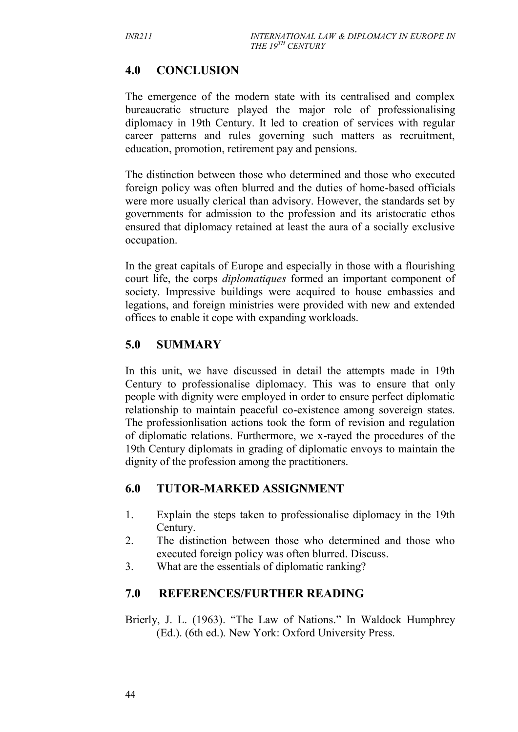## 4.0 CONCLUSION

The emergence of the modern state with its centralised and complex bureaucratic structure played the major role of professionalising diplomacy in 19th Century. It led to creation of services with regular career patterns and rules governing such matters as recruitment, education, promotion, retirement pay and pensions.

The distinction between those who determined and those who executed foreign policy was often blurred and the duties of home-based officials were more usually clerical than advisory. However, the standards set by governments for admission to the profession and its aristocratic ethos ensured that diplomacy retained at least the aura of a socially exclusive occupation.

In the great capitals of Europe and especially in those with a flourishing court life, the corps *diplomatiques* formed an important component of society. Impressive buildings were acquired to house embassies and legations, and foreign ministries were provided with new and extended offices to enable it cope with expanding workloads.

## 5.0 SUMMARY

In this unit, we have discussed in detail the attempts made in 19th Century to professionalise diplomacy. This was to ensure that only people with dignity were employed in order to ensure perfect diplomatic relationship to maintain peaceful co-existence among sovereign states. The professionlisation actions took the form of revision and regulation of diplomatic relations. Furthermore, we x-rayed the procedures of the 19th Century diplomats in grading of diplomatic envoys to maintain the dignity of the profession among the practitioners.

## 6.0 TUTOR-MARKED ASSIGNMENT

1. Explain the steps taken to professionalise diplomacy in the 19th Century.
2. The distinction between those who determined and those who executed foreign policy was often blurred. Discuss.
3. What are the essentials of diplomatic ranking?

## 7.0 REFERENCES/FURTHER READING

Brierly, J. L. (1963). "The Law of Nations." In Waldock Humphrey (Ed.). (6th ed.). New York: Oxford University Press.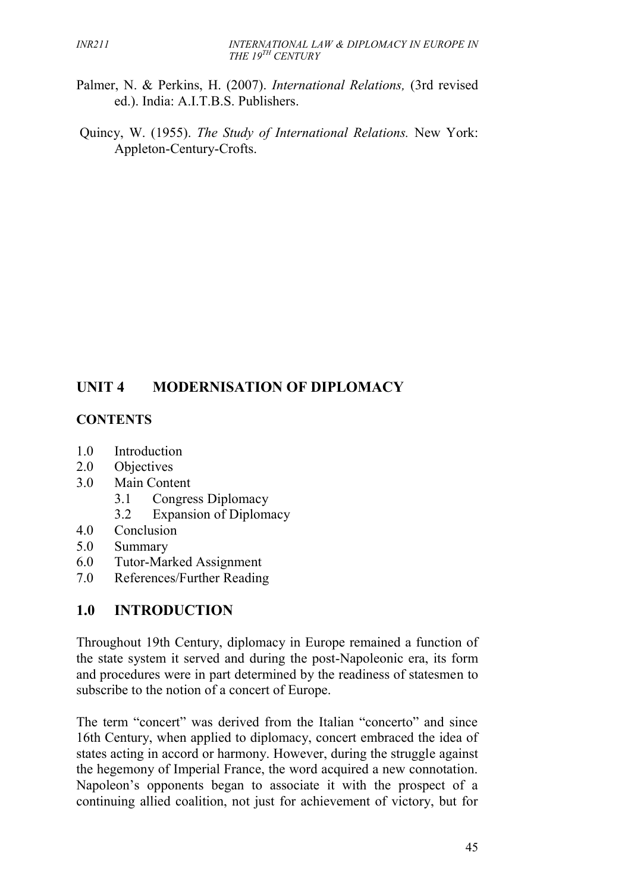Palmer, N. & Perkins, H. (2007). *International Relations,* (3rd revised ed.). India: A.I.T.B.S. Publishers.

Quincy, W. (1955). *The Study of International Relations.* New York: Appleton-Century-Crofts.

# UNIT 4 MODERNISATION OF DIPLOMACY

## CONTENTS

- 1.0 Introduction
- 2.0 Objectives
- 3.0 Main Content
  - 3.1 Congress Diplomacy
  - 3.2 Expansion of Diplomacy
- 4.0 Conclusion
- 5.0 Summary
- 6.0 Tutor-Marked Assignment
- 7.0 References/Further Reading

## 1.0 INTRODUCTION

Throughout 19th Century, diplomacy in Europe remained a function of the state system it served and during the post-Napoleonic era, its form and procedures were in part determined by the readiness of statesmen to subscribe to the notion of a concert of Europe.

The term "concert" was derived from the Italian "concerto" and since 16th Century, when applied to diplomacy, concert embraced the idea of states acting in accord or harmony. However, during the struggle against the hegemony of Imperial France, the word acquired a new connotation. Napoleon's opponents began to associate it with the prospect of a continuing allied coalition, not just for achievement of victory, but for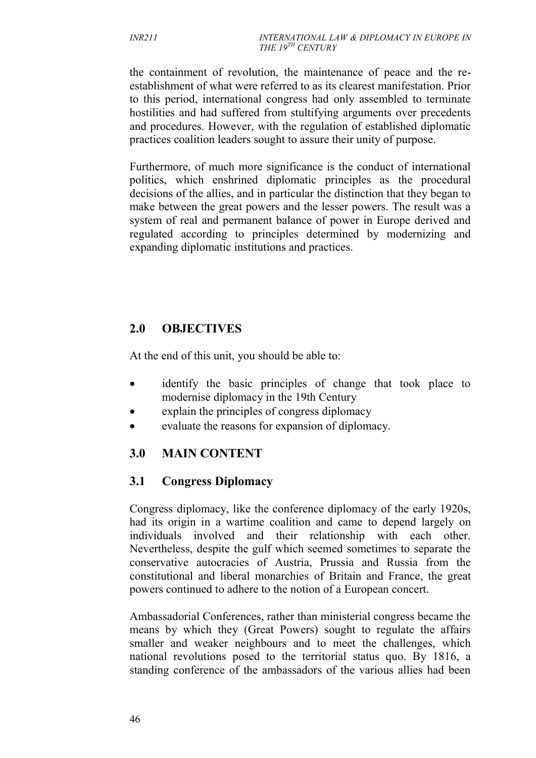the containment of revolution, the maintenance of peace and the re-establishment of what were referred to as its clearest manifestation. Prior to this period, international congress had only assembled to terminate hostilities and had suffered from stultifying arguments over precedents and procedures. However, with the regulation of established diplomatic practices coalition leaders sought to assure their unity of purpose.

Furthermore, of much more significance is the conduct of international politics, which enshrined diplomatic principles as the procedural decisions of the allies, and in particular the distinction that they began to make between the great powers and the lesser powers. The result was a system of real and permanent balance of power in Europe derived and regulated according to principles determined by modernizing and expanding diplomatic institutions and practices.

## 2.0 OBJECTIVES

At the end of this unit, you should be able to:

- identify the basic principles of change that took place to modernise diplomacy in the 19th Century
- explain the principles of congress diplomacy
- evaluate the reasons for expansion of diplomacy.

## 3.0 MAIN CONTENT

### 3.1 Congress Diplomacy

Congress diplomacy, like the conference diplomacy of the early 1920s, had its origin in a wartime coalition and came to depend largely on individuals involved and their relationship with each other. Nevertheless, despite the gulf which seemed sometimes to separate the conservative autocracies of Austria, Prussia and Russia from the constitutional and liberal monarchies of Britain and France, the great powers continued to adhere to the notion of a European concert.

Ambassadorial Conferences, rather than ministerial congress became the means by which they (Great Powers) sought to regulate the affairs smaller and weaker neighbours and to meet the challenges, which national revolutions posed to the territorial status quo. By 1816, a standing conference of the ambassadors of the various allies had been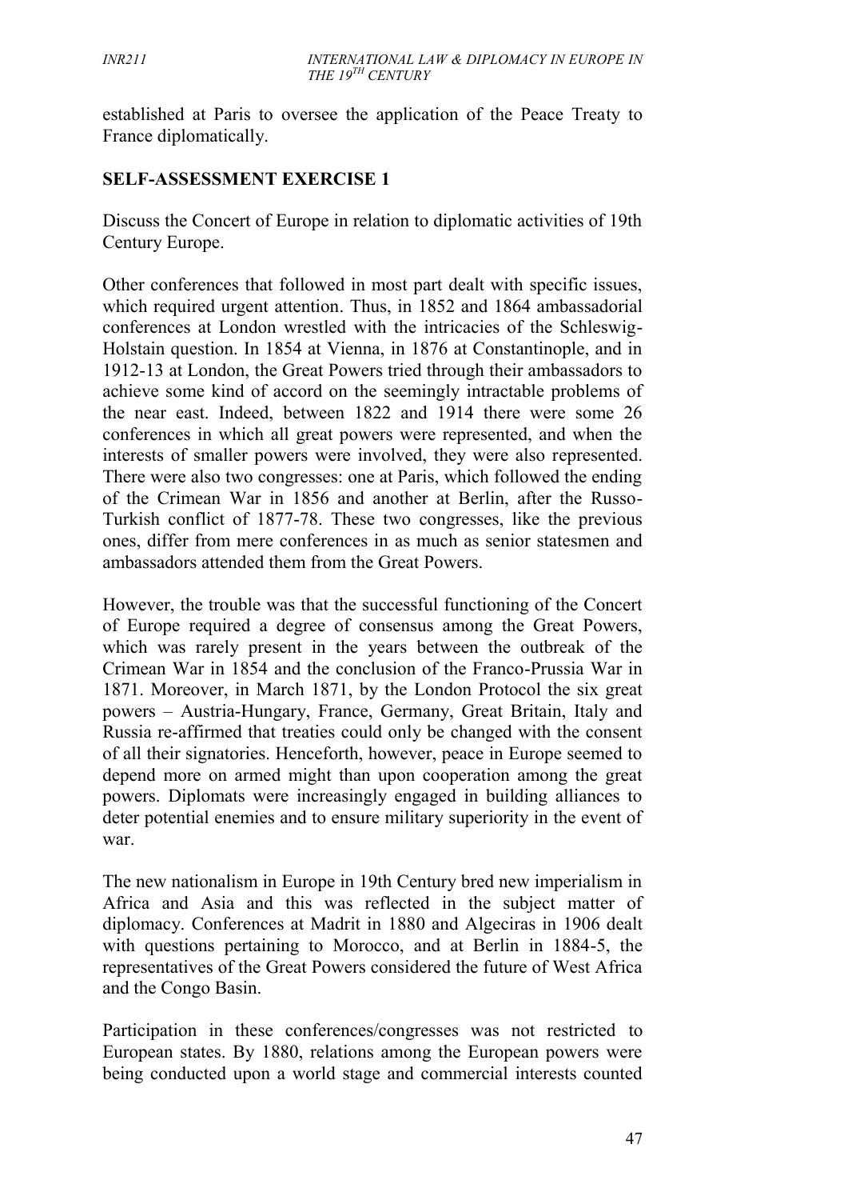established at Paris to oversee the application of the Peace Treaty to France diplomatically.

## SELF-ASSESSMENT EXERCISE 1

Discuss the Concert of Europe in relation to diplomatic activities of 19th Century Europe.

Other conferences that followed in most part dealt with specific issues, which required urgent attention. Thus, in 1852 and 1864 ambassadorial conferences at London wrestled with the intricacies of the Schleswig-Holstain question. In 1854 at Vienna, in 1876 at Constantinople, and in 1912-13 at London, the Great Powers tried through their ambassadors to achieve some kind of accord on the seemingly intractable problems of the near east. Indeed, between 1822 and 1914 there were some 26 conferences in which all great powers were represented, and when the interests of smaller powers were involved, they were also represented. There were also two congresses: one at Paris, which followed the ending of the Crimean War in 1856 and another at Berlin, after the Russo-Turkish conflict of 1877-78. These two congresses, like the previous ones, differ from mere conferences in as much as senior statesmen and ambassadors attended them from the Great Powers.

However, the trouble was that the successful functioning of the Concert of Europe required a degree of consensus among the Great Powers, which was rarely present in the years between the outbreak of the Crimean War in 1854 and the conclusion of the Franco-Prussia War in 1871. Moreover, in March 1871, by the London Protocol the six great powers – Austria-Hungary, France, Germany, Great Britain, Italy and Russia re-affirmed that treaties could only be changed with the consent of all their signatories. Henceforth, however, peace in Europe seemed to depend more on armed might than upon cooperation among the great powers. Diplomats were increasingly engaged in building alliances to deter potential enemies and to ensure military superiority in the event of war.

The new nationalism in Europe in 19th Century bred new imperialism in Africa and Asia and this was reflected in the subject matter of diplomacy. Conferences at Madrit in 1880 and Algeciras in 1906 dealt with questions pertaining to Morocco, and at Berlin in 1884-5, the representatives of the Great Powers considered the future of West Africa and the Congo Basin.

Participation in these conferences/congresses was not restricted to European states. By 1880, relations among the European powers were being conducted upon a world stage and commercial interests counted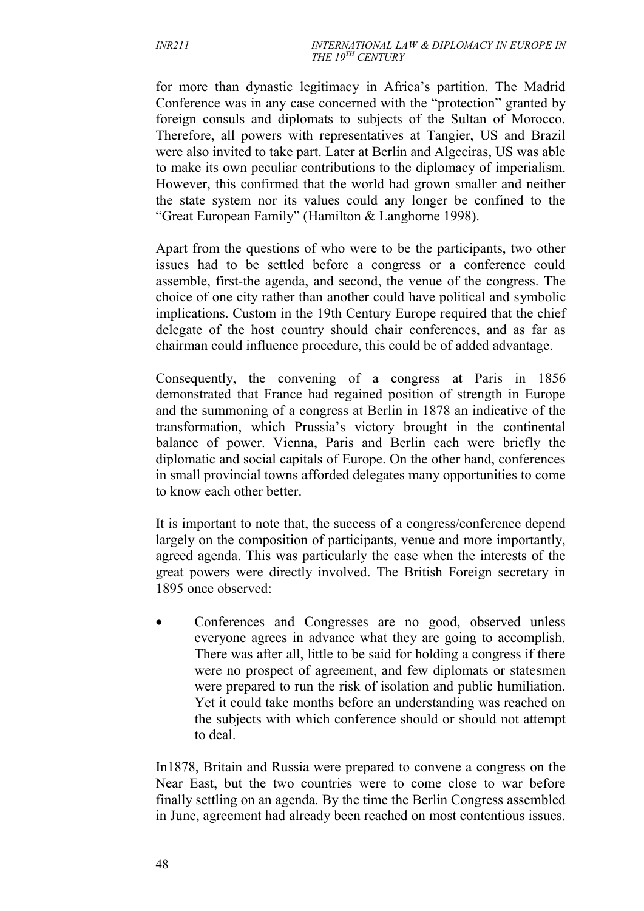for more than dynastic legitimacy in Africa's partition. The Madrid Conference was in any case concerned with the "protection" granted by foreign consuls and diplomats to subjects of the Sultan of Morocco. Therefore, all powers with representatives at Tangier, US and Brazil were also invited to take part. Later at Berlin and Algeciras, US was able to make its own peculiar contributions to the diplomacy of imperialism. However, this confirmed that the world had grown smaller and neither the state system nor its values could any longer be confined to the "Great European Family" (Hamilton & Langhorne 1998).

Apart from the questions of who were to be the participants, two other issues had to be settled before a congress or a conference could assemble, first-the agenda, and second, the venue of the congress. The choice of one city rather than another could have political and symbolic implications. Custom in the 19th Century Europe required that the chief delegate of the host country should chair conferences, and as far as chairman could influence procedure, this could be of added advantage.

Consequently, the convening of a congress at Paris in 1856 demonstrated that France had regained position of strength in Europe and the summoning of a congress at Berlin in 1878 an indicative of the transformation, which Prussia's victory brought in the continental balance of power. Vienna, Paris and Berlin each were briefly the diplomatic and social capitals of Europe. On the other hand, conferences in small provincial towns afforded delegates many opportunities to come to know each other better.

It is important to note that, the success of a congress/conference depend largely on the composition of participants, venue and more importantly, agreed agenda. This was particularly the case when the interests of the great powers were directly involved. The British Foreign secretary in 1895 once observed:

- Conferences and Congresses are no good, observed unless everyone agrees in advance what they are going to accomplish. There was after all, little to be said for holding a congress if there were no prospect of agreement, and few diplomats or statesmen were prepared to run the risk of isolation and public humiliation. Yet it could take months before an understanding was reached on the subjects with which conference should or should not attempt to deal.

In1878, Britain and Russia were prepared to convene a congress on the Near East, but the two countries were to come close to war before finally settling on an agenda. By the time the Berlin Congress assembled in June, agreement had already been reached on most contentious issues.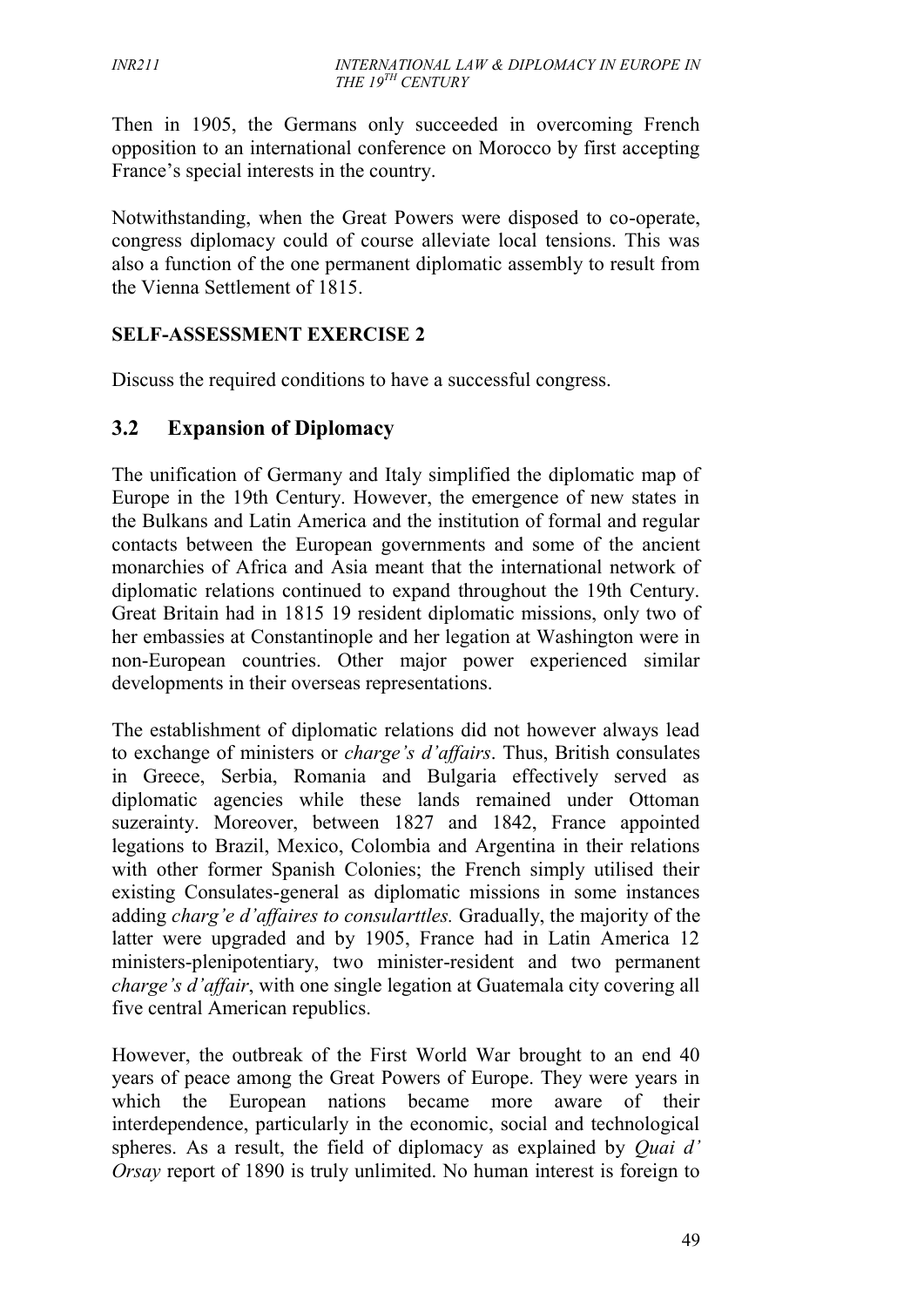Then in 1905, the Germans only succeeded in overcoming French opposition to an international conference on Morocco by first accepting France's special interests in the country.

Notwithstanding, when the Great Powers were disposed to co-operate, congress diplomacy could of course alleviate local tensions. This was also a function of the one permanent diplomatic assembly to result from the Vienna Settlement of 1815.

**SELF-ASSESSMENT EXERCISE 2**

Discuss the required conditions to have a successful congress.

## 3.2 Expansion of Diplomacy

The unification of Germany and Italy simplified the diplomatic map of Europe in the 19th Century. However, the emergence of new states in the Bulkans and Latin America and the institution of formal and regular contacts between the European governments and some of the ancient monarchies of Africa and Asia meant that the international network of diplomatic relations continued to expand throughout the 19th Century. Great Britain had in 1815 19 resident diplomatic missions, only two of her embassies at Constantinople and her legation at Washington were in non-European countries. Other major power experienced similar developments in their overseas representations.

The establishment of diplomatic relations did not however always lead to exchange of ministers or *charge's d'affairs*. Thus, British consulates in Greece, Serbia, Romania and Bulgaria effectively served as diplomatic agencies while these lands remained under Ottoman suzerainty. Moreover, between 1827 and 1842, France appointed legations to Brazil, Mexico, Colombia and Argentina in their relations with other former Spanish Colonies; the French simply utilised their existing Consulates-general as diplomatic missions in some instances adding *charg'e d'affaires to consularttles.* Gradually, the majority of the latter were upgraded and by 1905, France had in Latin America 12 ministers-plenipotentiary, two minister-resident and two permanent *charge's d'affair*, with one single legation at Guatemala city covering all five central American republics.

However, the outbreak of the First World War brought to an end 40 years of peace among the Great Powers of Europe. They were years in which the European nations became more aware of their interdependence, particularly in the economic, social and technological spheres. As a result, the field of diplomacy as explained by *Quai d' Orsay* report of 1890 is truly unlimited. No human interest is foreign to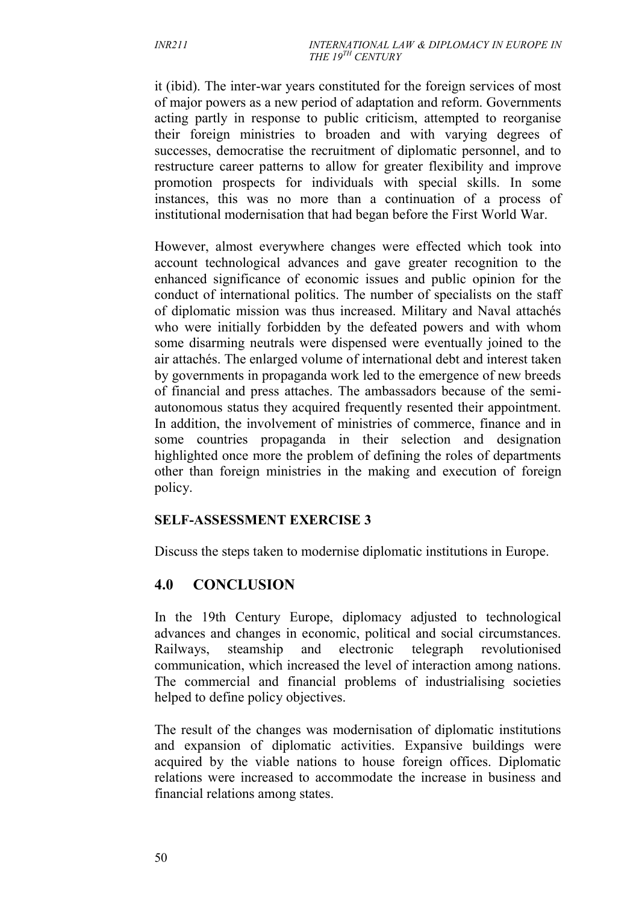it (ibid). The inter-war years constituted for the foreign services of most of major powers as a new period of adaptation and reform. Governments acting partly in response to public criticism, attempted to reorganise their foreign ministries to broaden and with varying degrees of successes, democratise the recruitment of diplomatic personnel, and to restructure career patterns to allow for greater flexibility and improve promotion prospects for individuals with special skills. In some instances, this was no more than a continuation of a process of institutional modernisation that had began before the First World War.

However, almost everywhere changes were effected which took into account technological advances and gave greater recognition to the enhanced significance of economic issues and public opinion for the conduct of international politics. The number of specialists on the staff of diplomatic mission was thus increased. Military and Naval attachés who were initially forbidden by the defeated powers and with whom some disarming neutrals were dispensed were eventually joined to the air attachés. The enlarged volume of international debt and interest taken by governments in propaganda work led to the emergence of new breeds of financial and press attaches. The ambassadors because of the semi-autonomous status they acquired frequently resented their appointment. In addition, the involvement of ministries of commerce, finance and in some countries propaganda in their selection and designation highlighted once more the problem of defining the roles of departments other than foreign ministries in the making and execution of foreign policy.

**SELF-ASSESSMENT EXERCISE 3**

Discuss the steps taken to modernise diplomatic institutions in Europe.

## 4.0 CONCLUSION

In the 19th Century Europe, diplomacy adjusted to technological advances and changes in economic, political and social circumstances. Railways, steamship and electronic telegraph revolutionised communication, which increased the level of interaction among nations. The commercial and financial problems of industrialising societies helped to define policy objectives.

The result of the changes was modernisation of diplomatic institutions and expansion of diplomatic activities. Expansive buildings were acquired by the viable nations to house foreign offices. Diplomatic relations were increased to accommodate the increase in business and financial relations among states.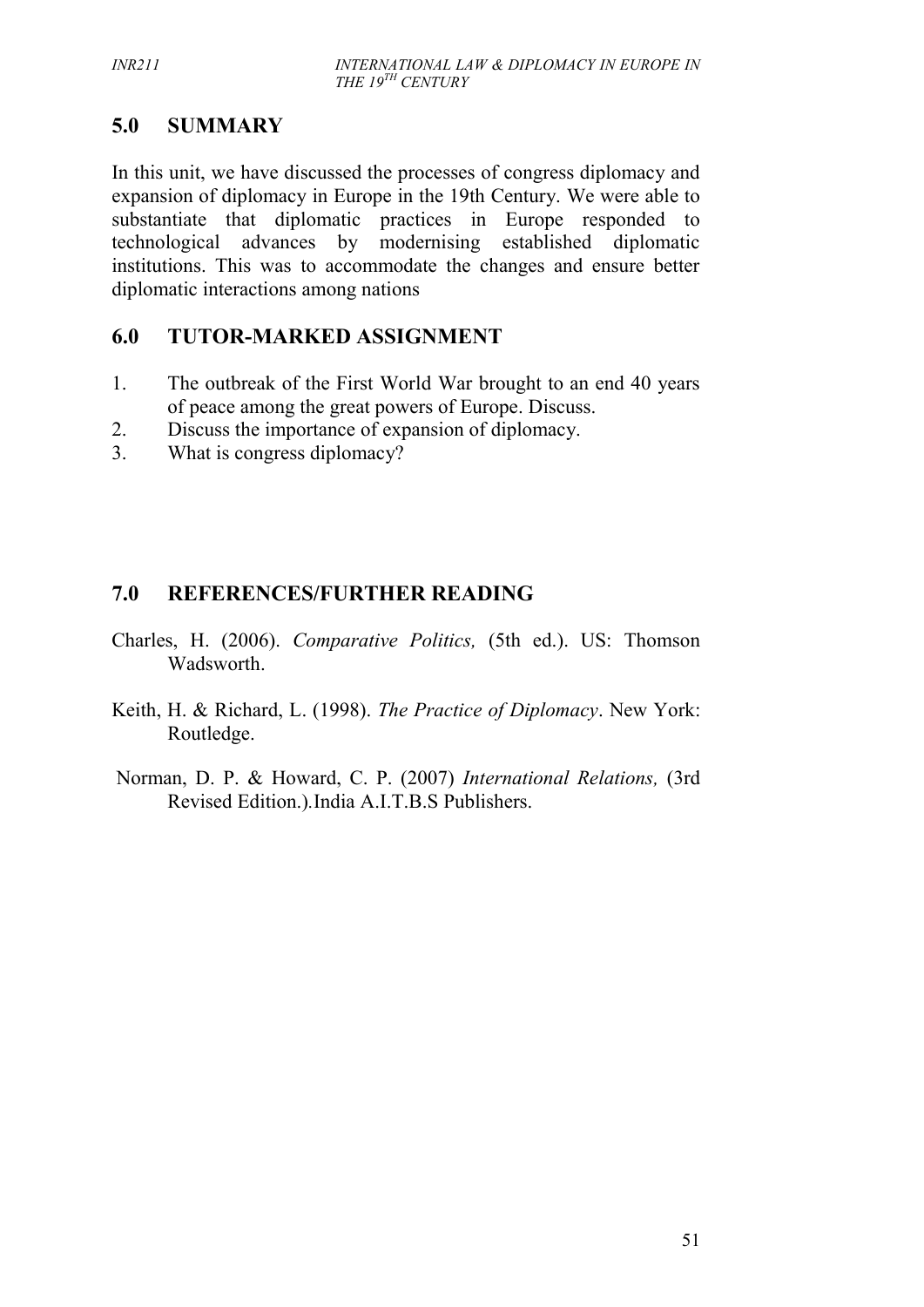## 5.0 SUMMARY

In this unit, we have discussed the processes of congress diplomacy and expansion of diplomacy in Europe in the 19th Century. We were able to substantiate that diplomatic practices in Europe responded to technological advances by modernising established diplomatic institutions. This was to accommodate the changes and ensure better diplomatic interactions among nations

## 6.0 TUTOR-MARKED ASSIGNMENT

1. The outbreak of the First World War brought to an end 40 years of peace among the great powers of Europe. Discuss.
2. Discuss the importance of expansion of diplomacy.
3. What is congress diplomacy?

## 7.0 REFERENCES/FURTHER READING

Charles, H. (2006). *Comparative Politics,* (5th ed.). US: Thomson Wadsworth.

Keith, H. & Richard, L. (1998). *The Practice of Diplomacy*. New York: Routledge.

Norman, D. P. & Howard, C. P. (2007) *International Relations,* (3rd Revised Edition.).India A.I.T.B.S Publishers.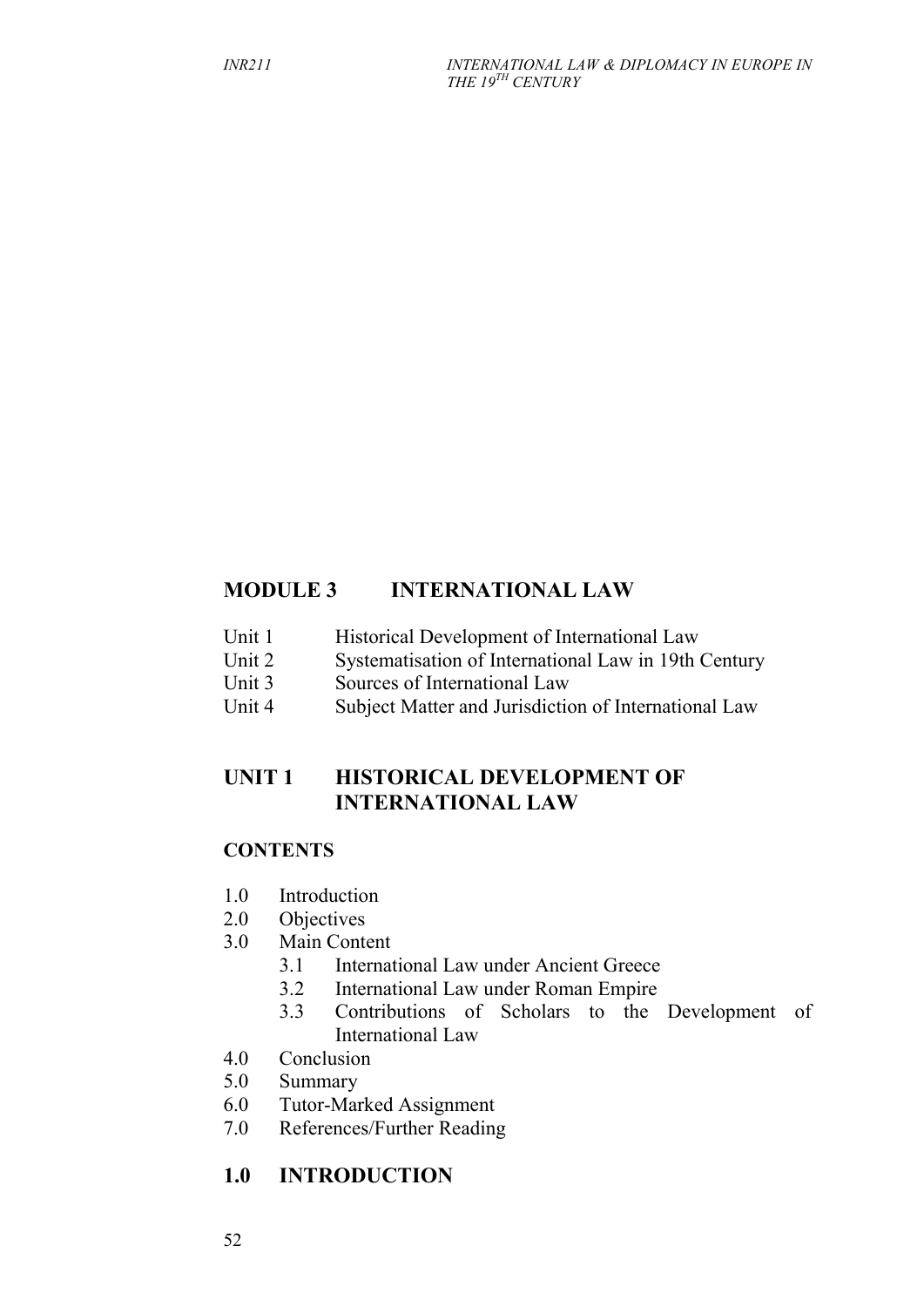# MODULE 3 INTERNATIONAL LAW

| | |
|---|---|
| Unit 1 | Historical Development of International Law |
| Unit 2 | Systematisation of International Law in 19th Century |
| Unit 3 | Sources of International Law |
| Unit 4 | Subject Matter and Jurisdiction of International Law |

## UNIT 1 HISTORICAL DEVELOPMENT OF INTERNATIONAL LAW

### CONTENTS

1.0 Introduction
2.0 Objectives
3.0 Main Content
   3.1 International Law under Ancient Greece
   3.2 International Law under Roman Empire
   3.3 Contributions of Scholars to the Development of International Law
4.0 Conclusion
5.0 Summary
6.0 Tutor-Marked Assignment
7.0 References/Further Reading

## 1.0 INTRODUCTION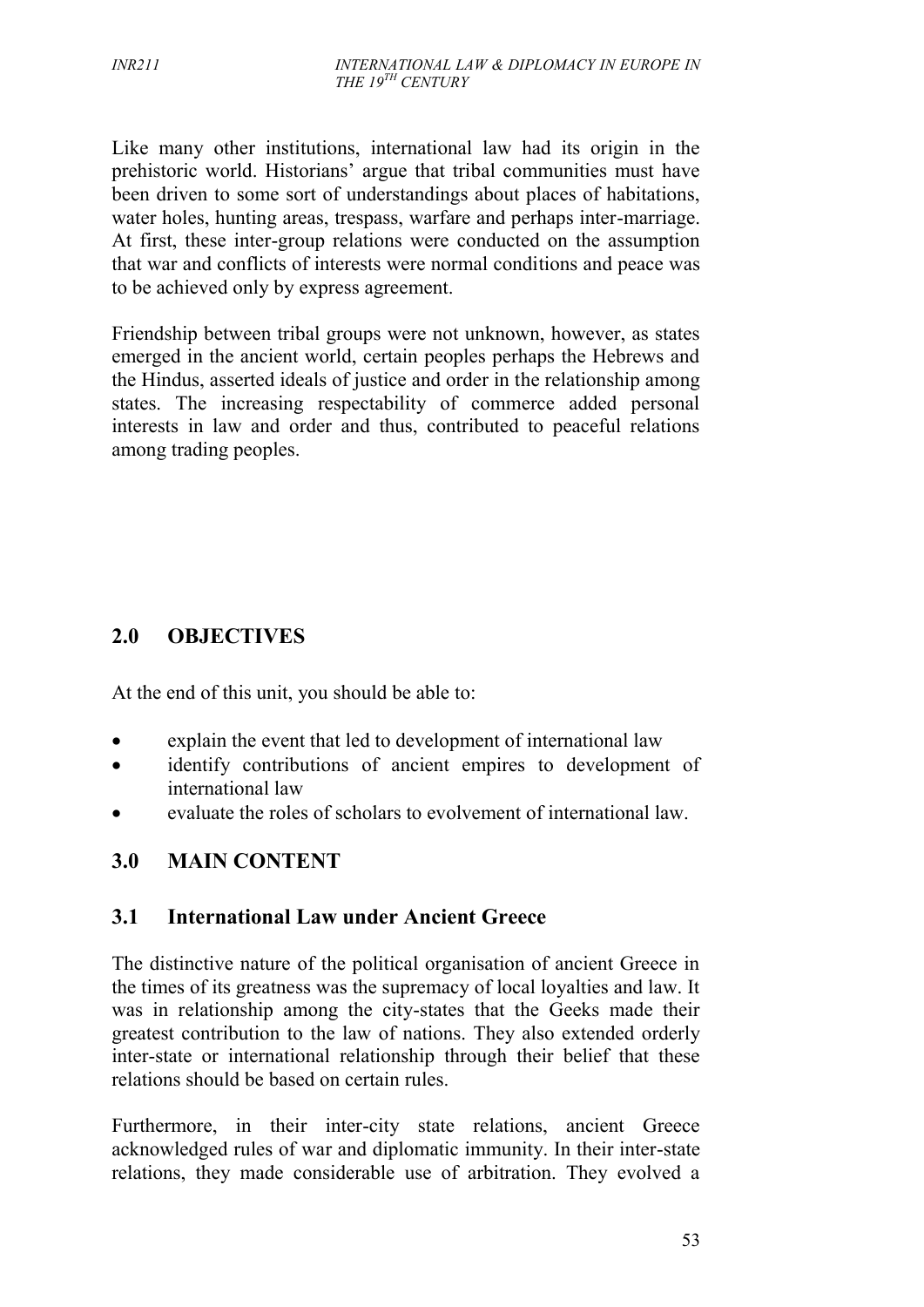Like many other institutions, international law had its origin in the prehistoric world. Historians' argue that tribal communities must have been driven to some sort of understandings about places of habitations, water holes, hunting areas, trespass, warfare and perhaps inter-marriage. At first, these inter-group relations were conducted on the assumption that war and conflicts of interests were normal conditions and peace was to be achieved only by express agreement.

Friendship between tribal groups were not unknown, however, as states emerged in the ancient world, certain peoples perhaps the Hebrews and the Hindus, asserted ideals of justice and order in the relationship among states. The increasing respectability of commerce added personal interests in law and order and thus, contributed to peaceful relations among trading peoples.

## 2.0 OBJECTIVES

At the end of this unit, you should be able to:

- explain the event that led to development of international law
- identify contributions of ancient empires to development of international law
- evaluate the roles of scholars to evolvement of international law.

## 3.0 MAIN CONTENT

### 3.1 International Law under Ancient Greece

The distinctive nature of the political organisation of ancient Greece in the times of its greatness was the supremacy of local loyalties and law. It was in relationship among the city-states that the Geeks made their greatest contribution to the law of nations. They also extended orderly inter-state or international relationship through their belief that these relations should be based on certain rules.

Furthermore, in their inter-city state relations, ancient Greece acknowledged rules of war and diplomatic immunity. In their inter-state relations, they made considerable use of arbitration. They evolved a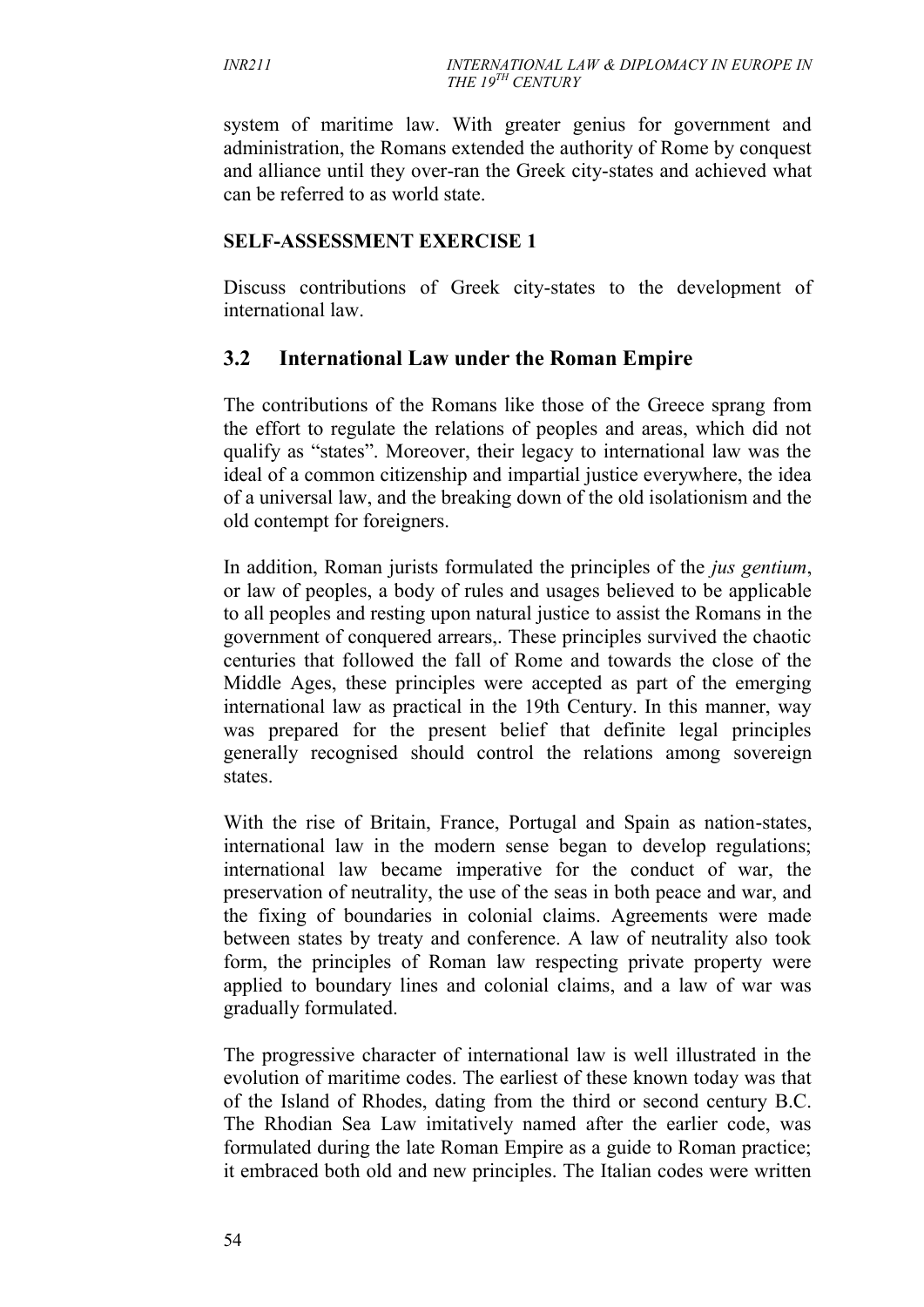system of maritime law. With greater genius for government and administration, the Romans extended the authority of Rome by conquest and alliance until they over-ran the Greek city-states and achieved what can be referred to as world state.

**SELF-ASSESSMENT EXERCISE 1**

Discuss contributions of Greek city-states to the development of international law.

## 3.2 International Law under the Roman Empire

The contributions of the Romans like those of the Greece sprang from the effort to regulate the relations of peoples and areas, which did not qualify as "states". Moreover, their legacy to international law was the ideal of a common citizenship and impartial justice everywhere, the idea of a universal law, and the breaking down of the old isolationism and the old contempt for foreigners.

In addition, Roman jurists formulated the principles of the *jus gentium*, or law of peoples, a body of rules and usages believed to be applicable to all peoples and resting upon natural justice to assist the Romans in the government of conquered arrears,. These principles survived the chaotic centuries that followed the fall of Rome and towards the close of the Middle Ages, these principles were accepted as part of the emerging international law as practical in the 19th Century. In this manner, way was prepared for the present belief that definite legal principles generally recognised should control the relations among sovereign states.

With the rise of Britain, France, Portugal and Spain as nation-states, international law in the modern sense began to develop regulations; international law became imperative for the conduct of war, the preservation of neutrality, the use of the seas in both peace and war, and the fixing of boundaries in colonial claims. Agreements were made between states by treaty and conference. A law of neutrality also took form, the principles of Roman law respecting private property were applied to boundary lines and colonial claims, and a law of war was gradually formulated.

The progressive character of international law is well illustrated in the evolution of maritime codes. The earliest of these known today was that of the Island of Rhodes, dating from the third or second century B.C. The Rhodian Sea Law imitatively named after the earlier code, was formulated during the late Roman Empire as a guide to Roman practice; it embraced both old and new principles. The Italian codes were written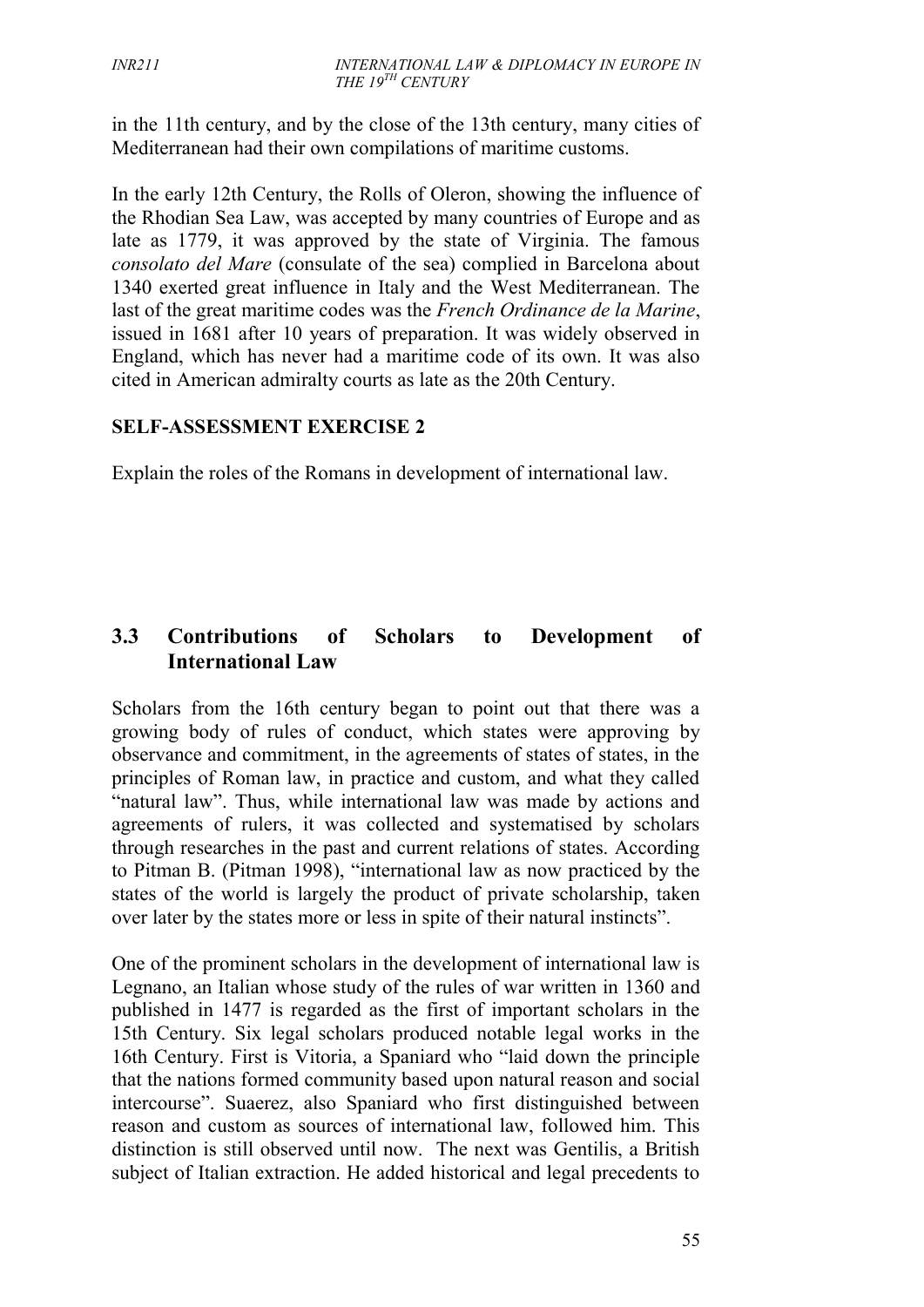in the 11th century, and by the close of the 13th century, many cities of Mediterranean had their own compilations of maritime customs.

In the early 12th Century, the Rolls of Oleron, showing the influence of the Rhodian Sea Law, was accepted by many countries of Europe and as late as 1779, it was approved by the state of Virginia. The famous *consolato del Mare* (consulate of the sea) complied in Barcelona about 1340 exerted great influence in Italy and the West Mediterranean. The last of the great maritime codes was the *French Ordinance de la Marine*, issued in 1681 after 10 years of preparation. It was widely observed in England, which has never had a maritime code of its own. It was also cited in American admiralty courts as late as the 20th Century.

**SELF-ASSESSMENT EXERCISE 2**

Explain the roles of the Romans in development of international law.

## 3.3 Contributions of Scholars to Development of International Law

Scholars from the 16th century began to point out that there was a growing body of rules of conduct, which states were approving by observance and commitment, in the agreements of states of states, in the principles of Roman law, in practice and custom, and what they called "natural law". Thus, while international law was made by actions and agreements of rulers, it was collected and systematised by scholars through researches in the past and current relations of states. According to Pitman B. (Pitman 1998), "international law as now practiced by the states of the world is largely the product of private scholarship, taken over later by the states more or less in spite of their natural instincts".

One of the prominent scholars in the development of international law is Legnano, an Italian whose study of the rules of war written in 1360 and published in 1477 is regarded as the first of important scholars in the 15th Century. Six legal scholars produced notable legal works in the 16th Century. First is Vitoria, a Spaniard who "laid down the principle that the nations formed community based upon natural reason and social intercourse". Suaerez, also Spaniard who first distinguished between reason and custom as sources of international law, followed him. This distinction is still observed until now. The next was Gentilis, a British subject of Italian extraction. He added historical and legal precedents to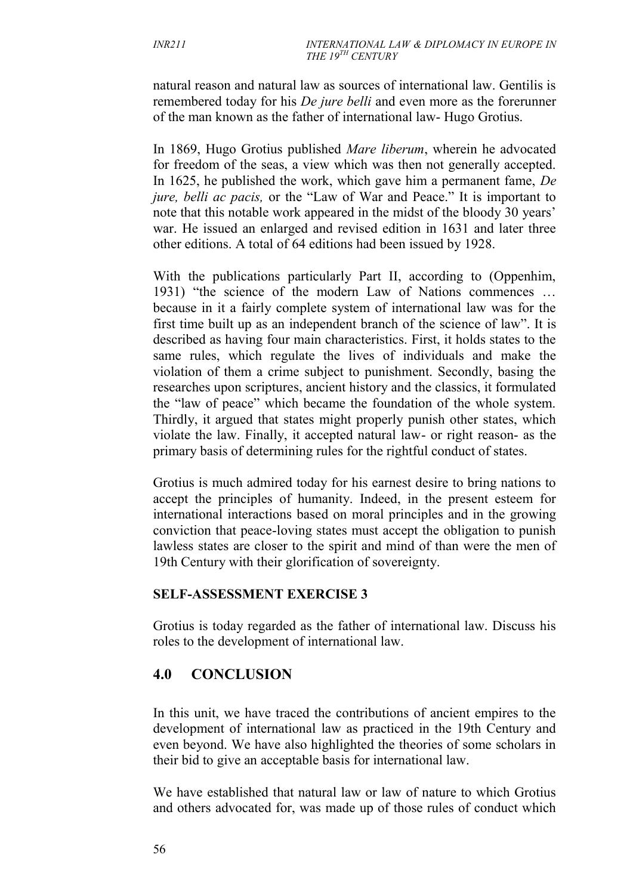natural reason and natural law as sources of international law. Gentilis is remembered today for his *De jure belli* and even more as the forerunner of the man known as the father of international law- Hugo Grotius.

In 1869, Hugo Grotius published *Mare liberum*, wherein he advocated for freedom of the seas, a view which was then not generally accepted. In 1625, he published the work, which gave him a permanent fame, *De jure, belli ac pacis,* or the "Law of War and Peace." It is important to note that this notable work appeared in the midst of the bloody 30 years' war. He issued an enlarged and revised edition in 1631 and later three other editions. A total of 64 editions had been issued by 1928.

With the publications particularly Part II, according to (Oppenhim, 1931) "the science of the modern Law of Nations commences … because in it a fairly complete system of international law was for the first time built up as an independent branch of the science of law". It is described as having four main characteristics. First, it holds states to the same rules, which regulate the lives of individuals and make the violation of them a crime subject to punishment. Secondly, basing the researches upon scriptures, ancient history and the classics, it formulated the "law of peace" which became the foundation of the whole system. Thirdly, it argued that states might properly punish other states, which violate the law. Finally, it accepted natural law- or right reason- as the primary basis of determining rules for the rightful conduct of states.

Grotius is much admired today for his earnest desire to bring nations to accept the principles of humanity. Indeed, in the present esteem for international interactions based on moral principles and in the growing conviction that peace-loving states must accept the obligation to punish lawless states are closer to the spirit and mind of than were the men of 19th Century with their glorification of sovereignty.

**SELF-ASSESSMENT EXERCISE 3**

Grotius is today regarded as the father of international law. Discuss his roles to the development of international law.

## 4.0 CONCLUSION

In this unit, we have traced the contributions of ancient empires to the development of international law as practiced in the 19th Century and even beyond. We have also highlighted the theories of some scholars in their bid to give an acceptable basis for international law.

We have established that natural law or law of nature to which Grotius and others advocated for, was made up of those rules of conduct which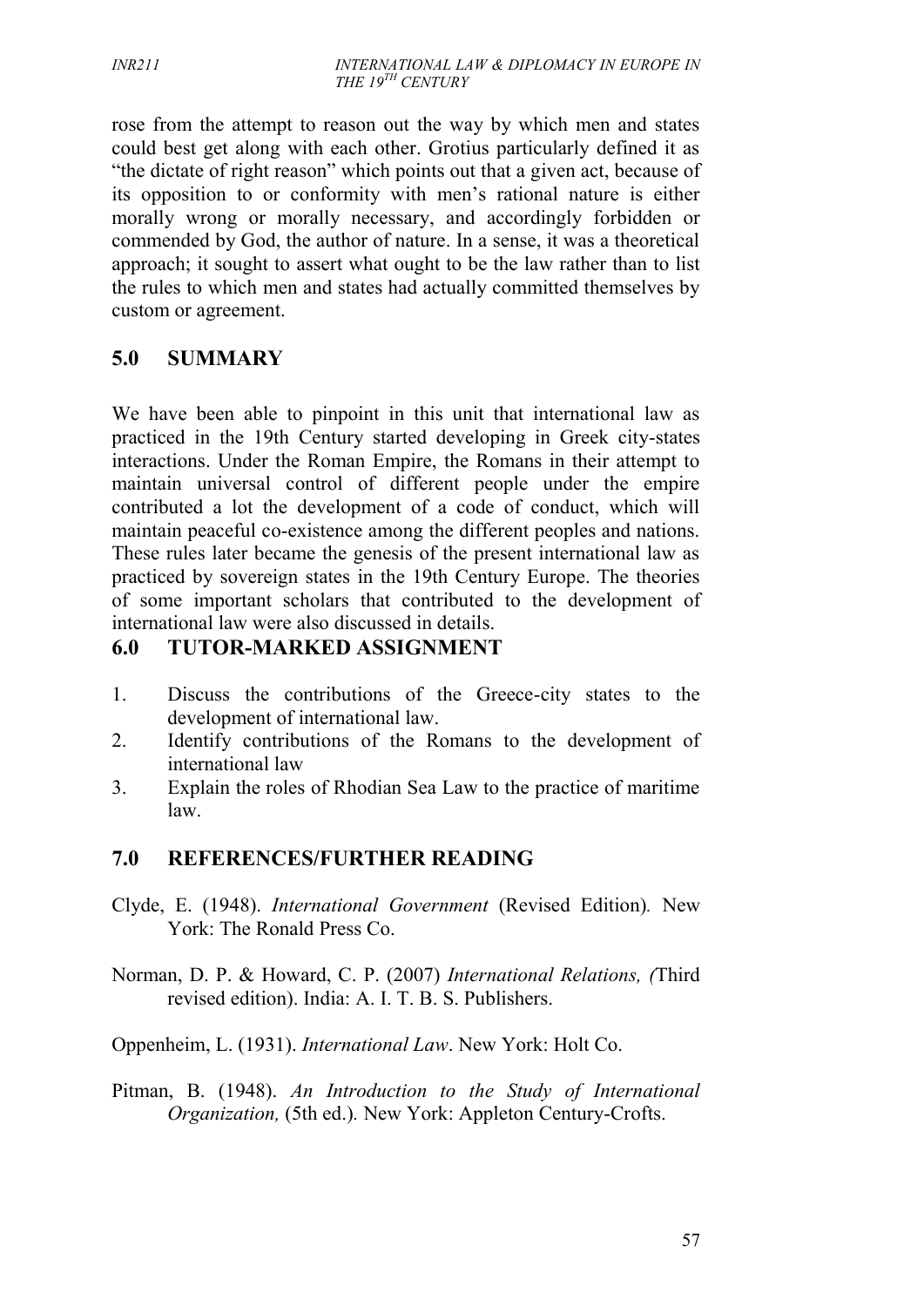rose from the attempt to reason out the way by which men and states could best get along with each other. Grotius particularly defined it as "the dictate of right reason" which points out that a given act, because of its opposition to or conformity with men's rational nature is either morally wrong or morally necessary, and accordingly forbidden or commended by God, the author of nature. In a sense, it was a theoretical approach; it sought to assert what ought to be the law rather than to list the rules to which men and states had actually committed themselves by custom or agreement.

## 5.0 SUMMARY

We have been able to pinpoint in this unit that international law as practiced in the 19th Century started developing in Greek city-states interactions. Under the Roman Empire, the Romans in their attempt to maintain universal control of different people under the empire contributed a lot the development of a code of conduct, which will maintain peaceful co-existence among the different peoples and nations. These rules later became the genesis of the present international law as practiced by sovereign states in the 19th Century Europe. The theories of some important scholars that contributed to the development of international law were also discussed in details.

## 6.0 TUTOR-MARKED ASSIGNMENT

1. Discuss the contributions of the Greece-city states to the development of international law.
2. Identify contributions of the Romans to the development of international law
3. Explain the roles of Rhodian Sea Law to the practice of maritime law.

## 7.0 REFERENCES/FURTHER READING

Clyde, E. (1948). *International Government* (Revised Edition). New York: The Ronald Press Co.

Norman, D. P. & Howard, C. P. (2007) *International Relations, (*Third revised edition). India: A. I. T. B. S. Publishers.

Oppenheim, L. (1931). *International Law*. New York: Holt Co.

Pitman, B. (1948). *An Introduction to the Study of International Organization,* (5th ed.). New York: Appleton Century-Crofts.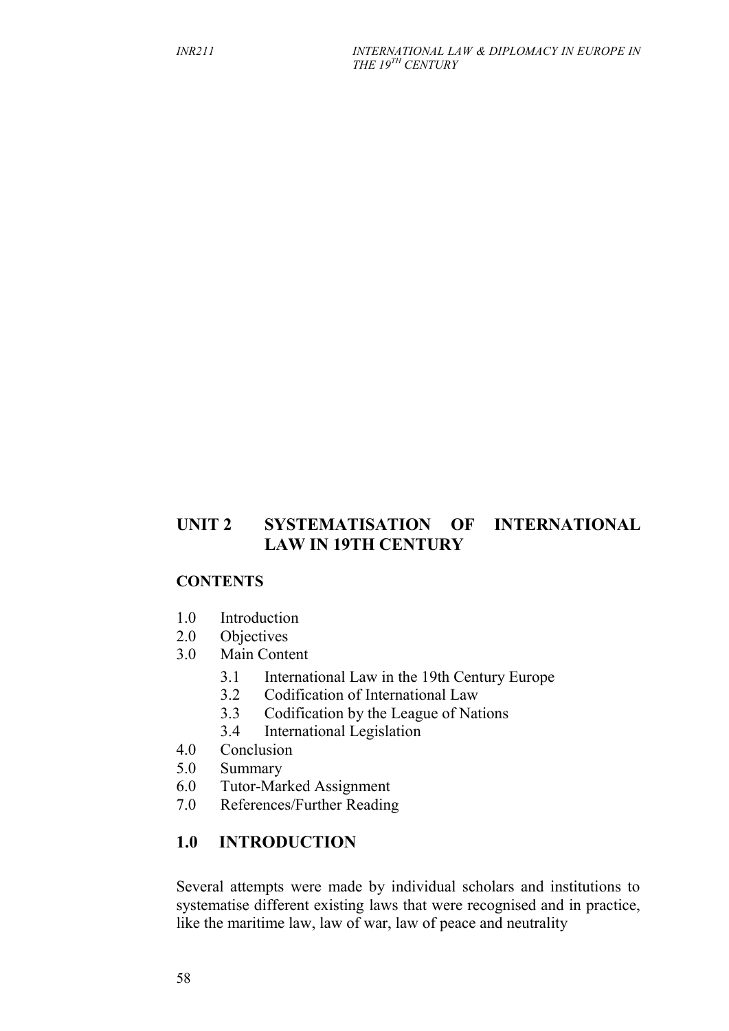## UNIT 2 SYSTEMATISATION OF INTERNATIONAL LAW IN 19TH CENTURY

### CONTENTS

1.0 Introduction
2.0 Objectives
3.0 Main Content
   - 3.1 International Law in the 19th Century Europe
   - 3.2 Codification of International Law
   - 3.3 Codification by the League of Nations
   - 3.4 International Legislation

4.0 Conclusion
5.0 Summary
6.0 Tutor-Marked Assignment
7.0 References/Further Reading

## 1.0 INTRODUCTION

Several attempts were made by individual scholars and institutions to systematise different existing laws that were recognised and in practice, like the maritime law, law of war, law of peace and neutrality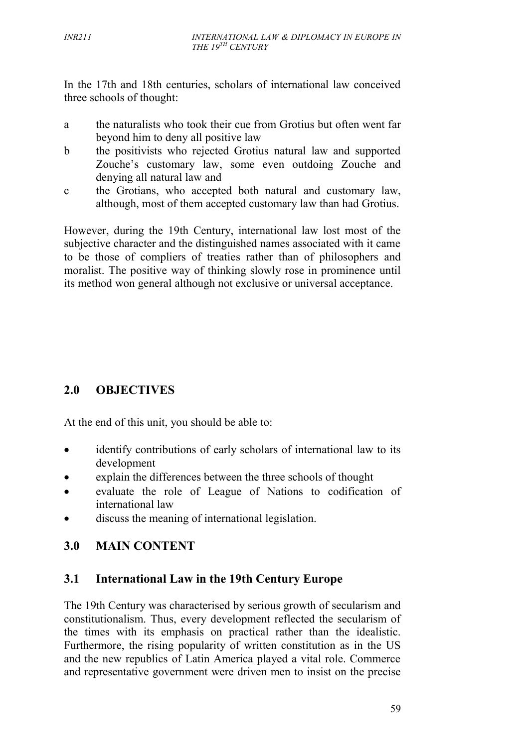In the 17th and 18th centuries, scholars of international law conceived three schools of thought:

a. the naturalists who took their cue from Grotius but often went far beyond him to deny all positive law
b. the positivists who rejected Grotius natural law and supported Zouche's customary law, some even outdoing Zouche and denying all natural law and
c. the Grotians, who accepted both natural and customary law, although, most of them accepted customary law than had Grotius.

However, during the 19th Century, international law lost most of the subjective character and the distinguished names associated with it came to be those of compliers of treaties rather than of philosophers and moralist. The positive way of thinking slowly rose in prominence until its method won general although not exclusive or universal acceptance.

## 2.0 OBJECTIVES

At the end of this unit, you should be able to:

- identify contributions of early scholars of international law to its development
- explain the differences between the three schools of thought
- evaluate the role of League of Nations to codification of international law
- discuss the meaning of international legislation.

## 3.0 MAIN CONTENT

### 3.1 International Law in the 19th Century Europe

The 19th Century was characterised by serious growth of secularism and constitutionalism. Thus, every development reflected the secularism of the times with its emphasis on practical rather than the idealistic. Furthermore, the rising popularity of written constitution as in the US and the new republics of Latin America played a vital role. Commerce and representative government were driven men to insist on the precise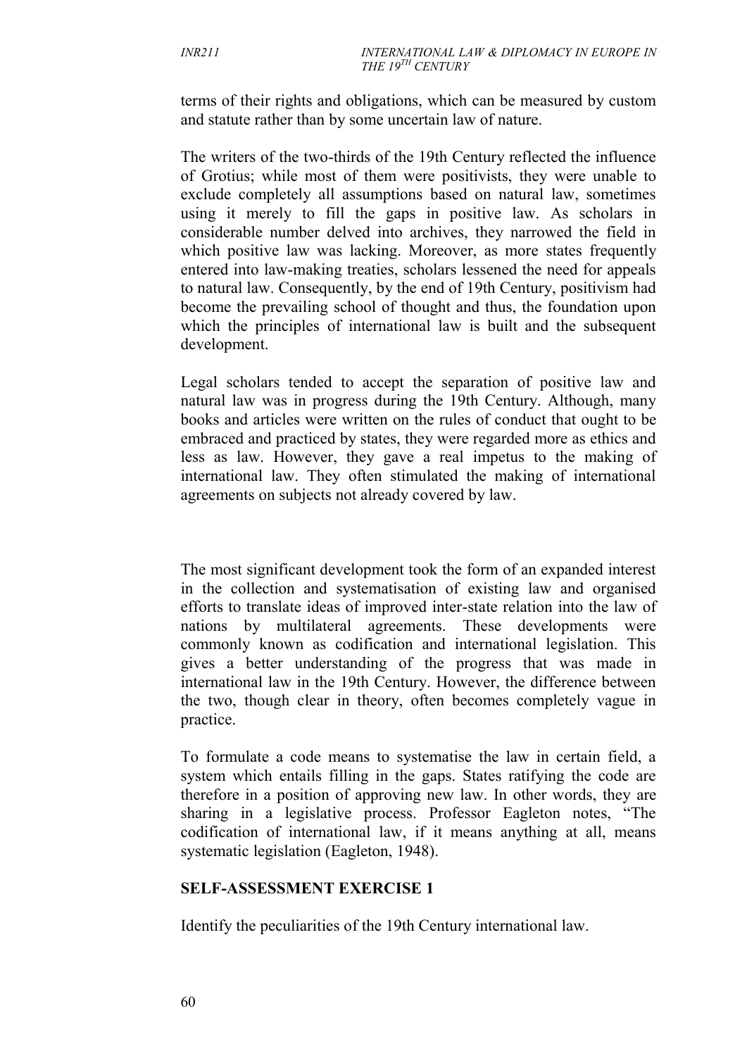terms of their rights and obligations, which can be measured by custom and statute rather than by some uncertain law of nature.

The writers of the two-thirds of the 19th Century reflected the influence of Grotius; while most of them were positivists, they were unable to exclude completely all assumptions based on natural law, sometimes using it merely to fill the gaps in positive law. As scholars in considerable number delved into archives, they narrowed the field in which positive law was lacking. Moreover, as more states frequently entered into law-making treaties, scholars lessened the need for appeals to natural law. Consequently, by the end of 19th Century, positivism had become the prevailing school of thought and thus, the foundation upon which the principles of international law is built and the subsequent development.

Legal scholars tended to accept the separation of positive law and natural law was in progress during the 19th Century. Although, many books and articles were written on the rules of conduct that ought to be embraced and practiced by states, they were regarded more as ethics and less as law. However, they gave a real impetus to the making of international law. They often stimulated the making of international agreements on subjects not already covered by law.

The most significant development took the form of an expanded interest in the collection and systematisation of existing law and organised efforts to translate ideas of improved inter-state relation into the law of nations by multilateral agreements. These developments were commonly known as codification and international legislation. This gives a better understanding of the progress that was made in international law in the 19th Century. However, the difference between the two, though clear in theory, often becomes completely vague in practice.

To formulate a code means to systematise the law in certain field, a system which entails filling in the gaps. States ratifying the code are therefore in a position of approving new law. In other words, they are sharing in a legislative process. Professor Eagleton notes, "The codification of international law, if it means anything at all, means systematic legislation (Eagleton, 1948).

## SELF-ASSESSMENT EXERCISE 1

Identify the peculiarities of the 19th Century international law.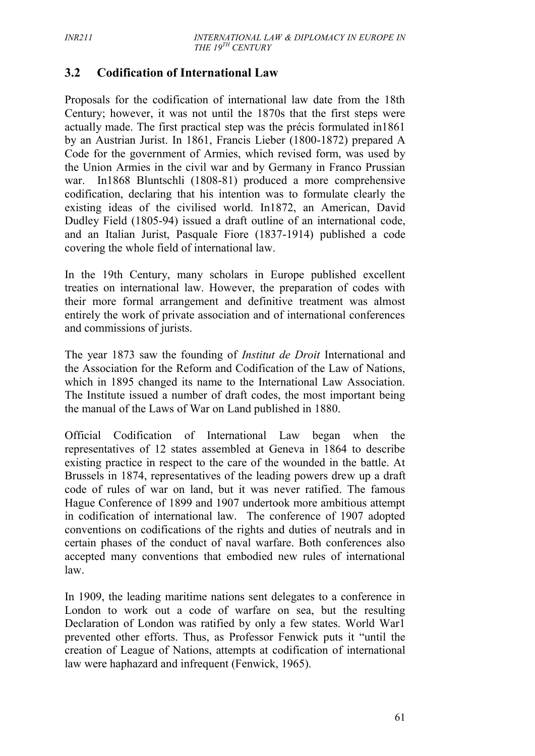## 3.2 Codification of International Law

Proposals for the codification of international law date from the 18th Century; however, it was not until the 1870s that the first steps were actually made. The first practical step was the précis formulated in1861 by an Austrian Jurist. In 1861, Francis Lieber (1800-1872) prepared A Code for the government of Armies, which revised form, was used by the Union Armies in the civil war and by Germany in Franco Prussian war. In1868 Bluntschli (1808-81) produced a more comprehensive codification, declaring that his intention was to formulate clearly the existing ideas of the civilised world. In1872, an American, David Dudley Field (1805-94) issued a draft outline of an international code, and an Italian Jurist, Pasquale Fiore (1837-1914) published a code covering the whole field of international law.

In the 19th Century, many scholars in Europe published excellent treaties on international law. However, the preparation of codes with their more formal arrangement and definitive treatment was almost entirely the work of private association and of international conferences and commissions of jurists.

The year 1873 saw the founding of *Institut de Droit* International and the Association for the Reform and Codification of the Law of Nations, which in 1895 changed its name to the International Law Association. The Institute issued a number of draft codes, the most important being the manual of the Laws of War on Land published in 1880.

Official Codification of International Law began when the representatives of 12 states assembled at Geneva in 1864 to describe existing practice in respect to the care of the wounded in the battle. At Brussels in 1874, representatives of the leading powers drew up a draft code of rules of war on land, but it was never ratified. The famous Hague Conference of 1899 and 1907 undertook more ambitious attempt in codification of international law. The conference of 1907 adopted conventions on codifications of the rights and duties of neutrals and in certain phases of the conduct of naval warfare. Both conferences also accepted many conventions that embodied new rules of international law.

In 1909, the leading maritime nations sent delegates to a conference in London to work out a code of warfare on sea, but the resulting Declaration of London was ratified by only a few states. World War1 prevented other efforts. Thus, as Professor Fenwick puts it "until the creation of League of Nations, attempts at codification of international law were haphazard and infrequent (Fenwick, 1965).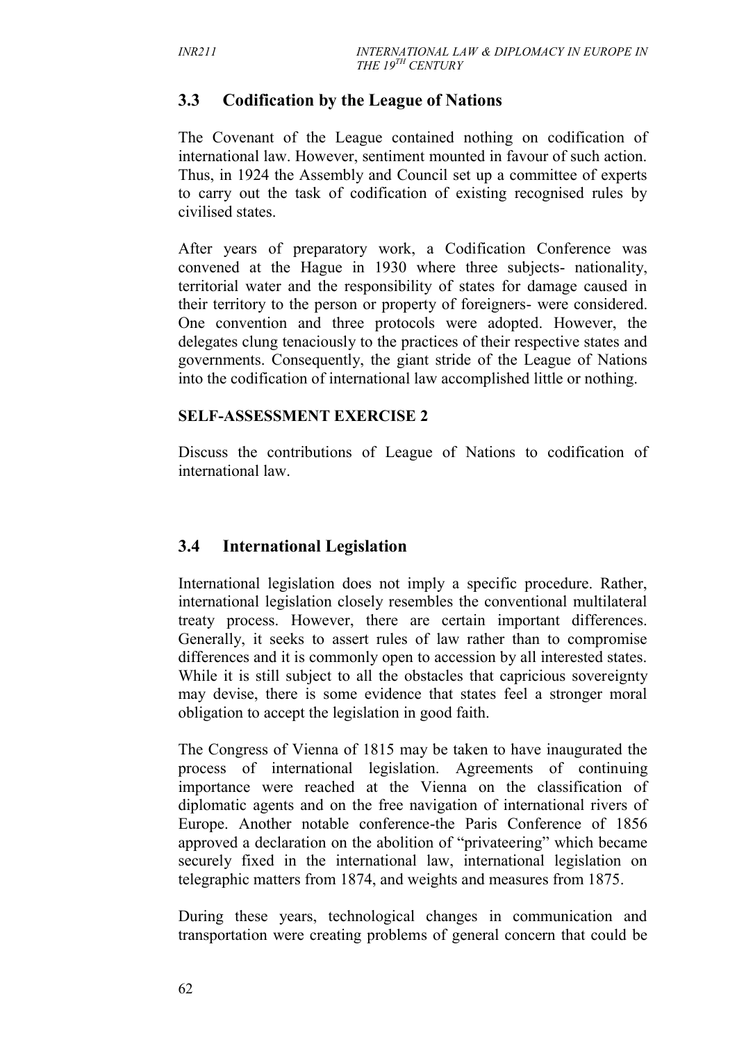## 3.3 Codification by the League of Nations

The Covenant of the League contained nothing on codification of international law. However, sentiment mounted in favour of such action. Thus, in 1924 the Assembly and Council set up a committee of experts to carry out the task of codification of existing recognised rules by civilised states.

After years of preparatory work, a Codification Conference was convened at the Hague in 1930 where three subjects- nationality, territorial water and the responsibility of states for damage caused in their territory to the person or property of foreigners- were considered. One convention and three protocols were adopted. However, the delegates clung tenaciously to the practices of their respective states and governments. Consequently, the giant stride of the League of Nations into the codification of international law accomplished little or nothing.

**SELF-ASSESSMENT EXERCISE 2**

Discuss the contributions of League of Nations to codification of international law.

## 3.4 International Legislation

International legislation does not imply a specific procedure. Rather, international legislation closely resembles the conventional multilateral treaty process. However, there are certain important differences. Generally, it seeks to assert rules of law rather than to compromise differences and it is commonly open to accession by all interested states. While it is still subject to all the obstacles that capricious sovereignty may devise, there is some evidence that states feel a stronger moral obligation to accept the legislation in good faith.

The Congress of Vienna of 1815 may be taken to have inaugurated the process of international legislation. Agreements of continuing importance were reached at the Vienna on the classification of diplomatic agents and on the free navigation of international rivers of Europe. Another notable conference-the Paris Conference of 1856 approved a declaration on the abolition of "privateering" which became securely fixed in the international law, international legislation on telegraphic matters from 1874, and weights and measures from 1875.

During these years, technological changes in communication and transportation were creating problems of general concern that could be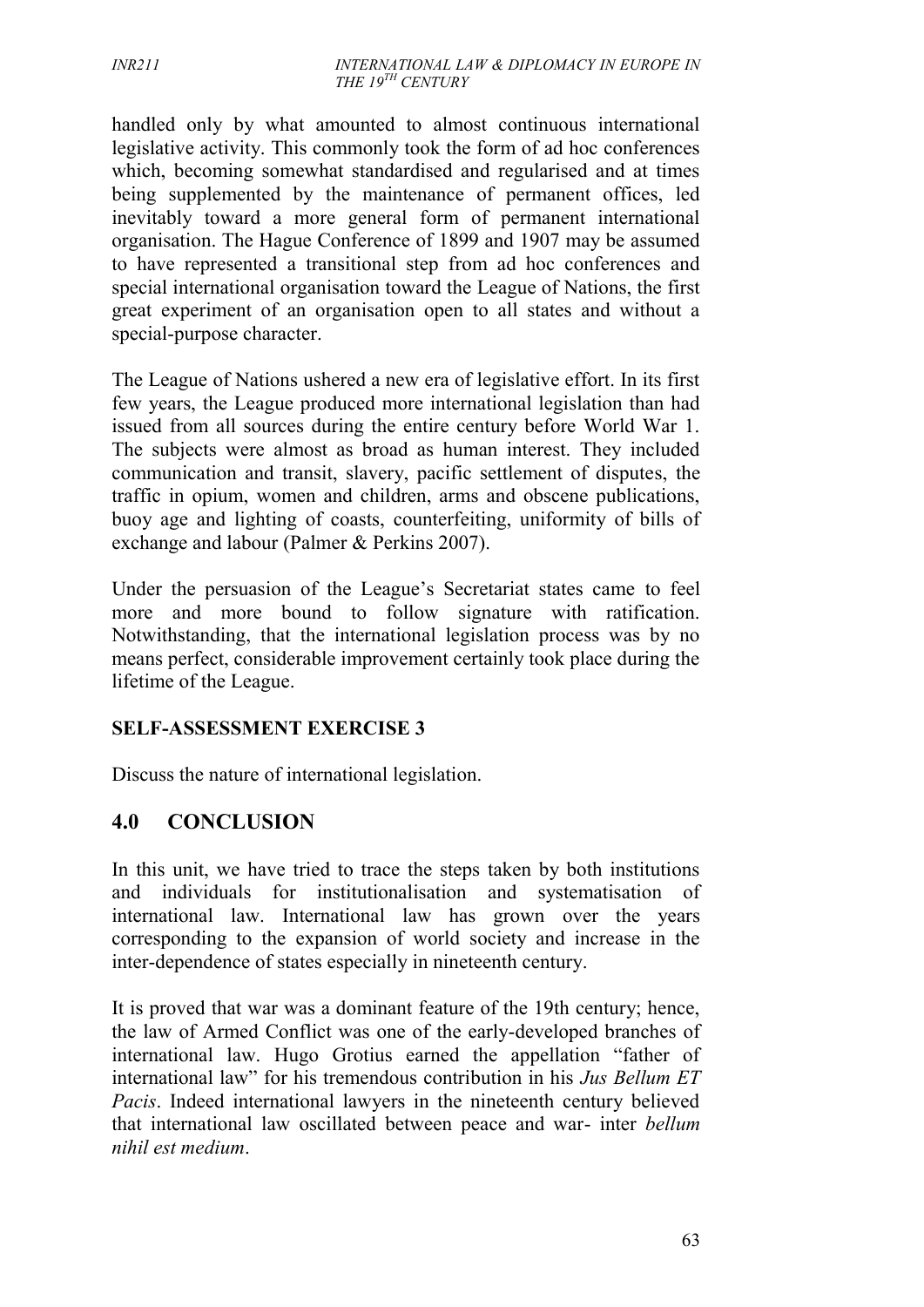handled only by what amounted to almost continuous international legislative activity. This commonly took the form of ad hoc conferences which, becoming somewhat standardised and regularised and at times being supplemented by the maintenance of permanent offices, led inevitably toward a more general form of permanent international organisation. The Hague Conference of 1899 and 1907 may be assumed to have represented a transitional step from ad hoc conferences and special international organisation toward the League of Nations, the first great experiment of an organisation open to all states and without a special-purpose character.

The League of Nations ushered a new era of legislative effort. In its first few years, the League produced more international legislation than had issued from all sources during the entire century before World War 1. The subjects were almost as broad as human interest. They included communication and transit, slavery, pacific settlement of disputes, the traffic in opium, women and children, arms and obscene publications, buoy age and lighting of coasts, counterfeiting, uniformity of bills of exchange and labour (Palmer & Perkins 2007).

Under the persuasion of the League's Secretariat states came to feel more and more bound to follow signature with ratification. Notwithstanding, that the international legislation process was by no means perfect, considerable improvement certainly took place during the lifetime of the League.

**SELF-ASSESSMENT EXERCISE 3**

Discuss the nature of international legislation.

## 4.0 CONCLUSION

In this unit, we have tried to trace the steps taken by both institutions and individuals for institutionalisation and systematisation of international law. International law has grown over the years corresponding to the expansion of world society and increase in the inter-dependence of states especially in nineteenth century.

It is proved that war was a dominant feature of the 19th century; hence, the law of Armed Conflict was one of the early-developed branches of international law. Hugo Grotius earned the appellation "father of international law" for his tremendous contribution in his *Jus Bellum ET Pacis*. Indeed international lawyers in the nineteenth century believed that international law oscillated between peace and war- inter *bellum nihil est medium*.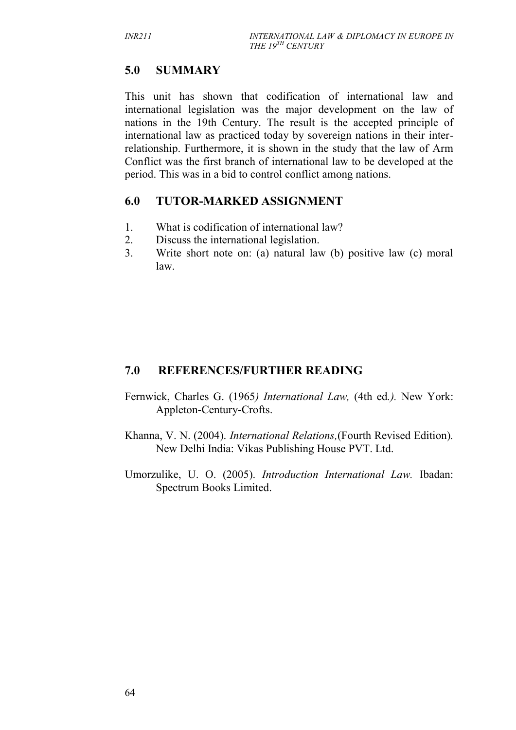## 5.0 SUMMARY

This unit has shown that codification of international law and international legislation was the major development on the law of nations in the 19th Century. The result is the accepted principle of international law as practiced today by sovereign nations in their inter-relationship. Furthermore, it is shown in the study that the law of Arm Conflict was the first branch of international law to be developed at the period. This was in a bid to control conflict among nations.

## 6.0 TUTOR-MARKED ASSIGNMENT

1. What is codification of international law?
2. Discuss the international legislation.
3. Write short note on: (a) natural law (b) positive law (c) moral law.

## 7.0 REFERENCES/FURTHER READING

Fernwick, Charles G. (1965*) International Law,* (4th ed*.).* New York: Appleton-Century-Crofts.

Khanna, V. N. (2004). *International Relations,*(Fourth Revised Edition). New Delhi India: Vikas Publishing House PVT. Ltd.

Umorzulike, U. O. (2005). *Introduction International Law.* Ibadan: Spectrum Books Limited.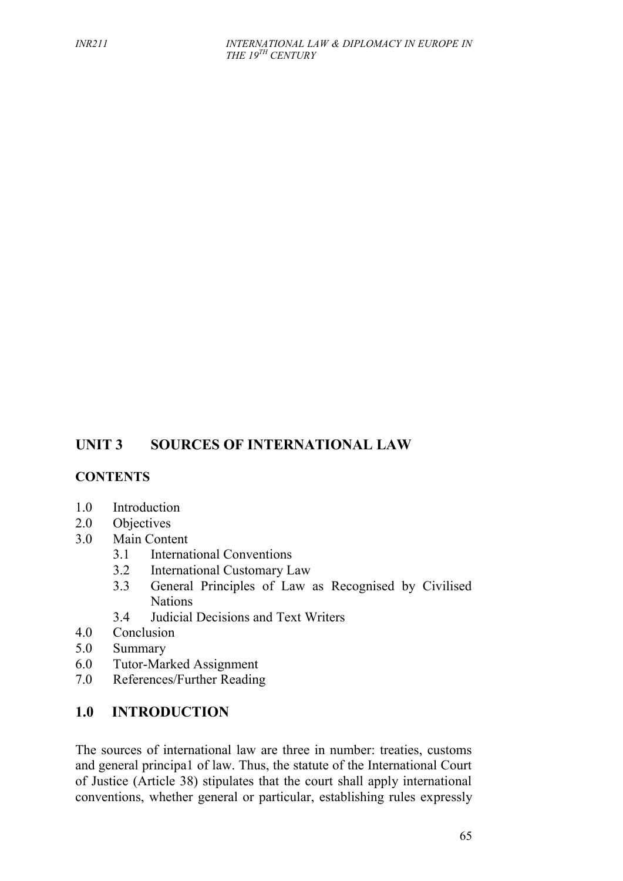## UNIT 3 SOURCES OF INTERNATIONAL LAW

### CONTENTS

- 1.0 Introduction
- 2.0 Objectives
- 3.0 Main Content
  - 3.1 International Conventions
  - 3.2 International Customary Law
  - 3.3 General Principles of Law as Recognised by Civilised Nations
  - 3.4 Judicial Decisions and Text Writers
- 4.0 Conclusion
- 5.0 Summary
- 6.0 Tutor-Marked Assignment
- 7.0 References/Further Reading

### 1.0 INTRODUCTION

The sources of international law are three in number: treaties, customs and general principa1 of law. Thus, the statute of the International Court of Justice (Article 38) stipulates that the court shall apply international conventions, whether general or particular, establishing rules expressly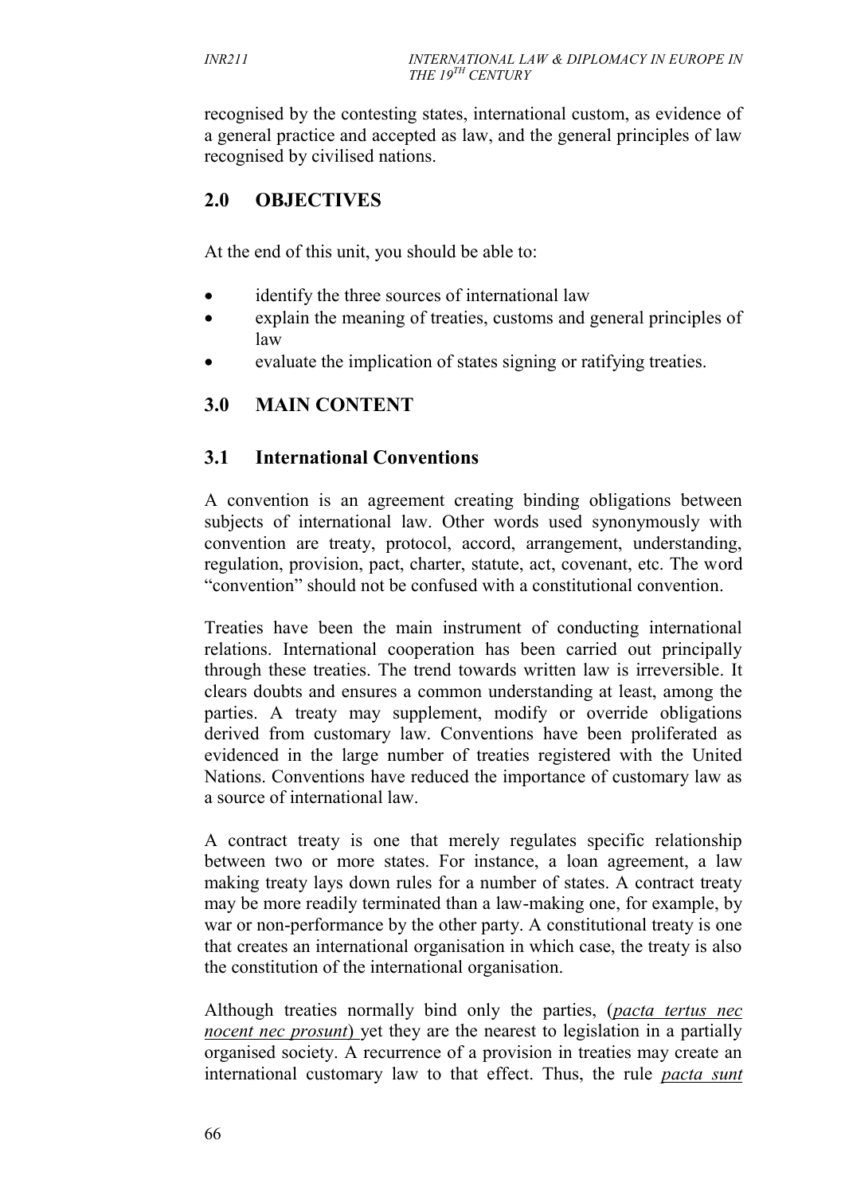recognised by the contesting states, international custom, as evidence of a general practice and accepted as law, and the general principles of law recognised by civilised nations.

## 2.0 OBJECTIVES

At the end of this unit, you should be able to:

- identify the three sources of international law
- explain the meaning of treaties, customs and general principles of law
- evaluate the implication of states signing or ratifying treaties.

## 3.0 MAIN CONTENT

### 3.1 International Conventions

A convention is an agreement creating binding obligations between subjects of international law. Other words used synonymously with convention are treaty, protocol, accord, arrangement, understanding, regulation, provision, pact, charter, statute, act, covenant, etc. The word "convention" should not be confused with a constitutional convention.

Treaties have been the main instrument of conducting international relations. International cooperation has been carried out principally through these treaties. The trend towards written law is irreversible. It clears doubts and ensures a common understanding at least, among the parties. A treaty may supplement, modify or override obligations derived from customary law. Conventions have been proliferated as evidenced in the large number of treaties registered with the United Nations. Conventions have reduced the importance of customary law as a source of international law.

A contract treaty is one that merely regulates specific relationship between two or more states. For instance, a loan agreement, a law making treaty lays down rules for a number of states. A contract treaty may be more readily terminated than a law-making one, for example, by war or non-performance by the other party. A constitutional treaty is one that creates an international organisation in which case, the treaty is also the constitution of the international organisation.

Although treaties normally bind only the parties, (*pacta tertus nec nocent nec prosunt*) yet they are the nearest to legislation in a partially organised society. A recurrence of a provision in treaties may create an international customary law to that effect. Thus, the rule *pacta sunt*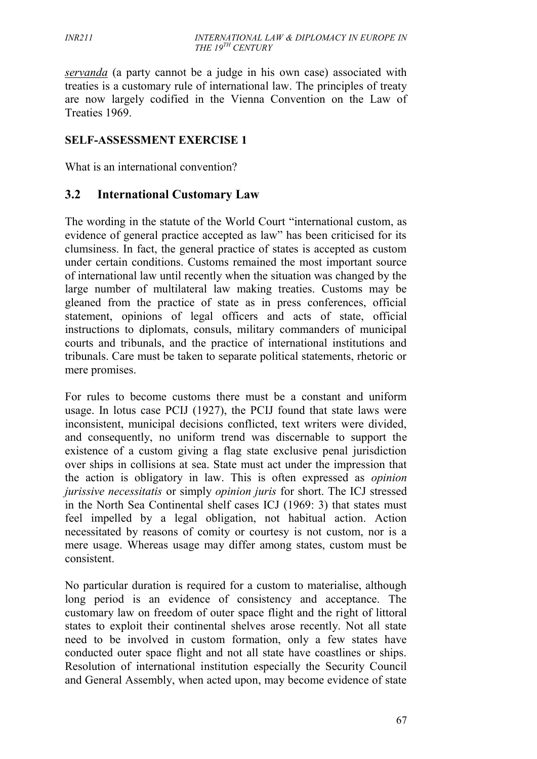*servanda* (a party cannot be a judge in his own case) associated with treaties is a customary rule of international law. The principles of treaty are now largely codified in the Vienna Convention on the Law of Treaties 1969.

**SELF-ASSESSMENT EXERCISE 1**

What is an international convention?

## 3.2 International Customary Law

The wording in the statute of the World Court "international custom, as evidence of general practice accepted as law" has been criticised for its clumsiness. In fact, the general practice of states is accepted as custom under certain conditions. Customs remained the most important source of international law until recently when the situation was changed by the large number of multilateral law making treaties. Customs may be gleaned from the practice of state as in press conferences, official statement, opinions of legal officers and acts of state, official instructions to diplomats, consuls, military commanders of municipal courts and tribunals, and the practice of international institutions and tribunals. Care must be taken to separate political statements, rhetoric or mere promises.

For rules to become customs there must be a constant and uniform usage. In lotus case PCIJ (1927), the PCIJ found that state laws were inconsistent, municipal decisions conflicted, text writers were divided, and consequently, no uniform trend was discernable to support the existence of a custom giving a flag state exclusive penal jurisdiction over ships in collisions at sea. State must act under the impression that the action is obligatory in law. This is often expressed as *opinion jurissive necessitatis* or simply *opinion juris* for short. The ICJ stressed in the North Sea Continental shelf cases ICJ (1969: 3) that states must feel impelled by a legal obligation, not habitual action. Action necessitated by reasons of comity or courtesy is not custom, nor is a mere usage. Whereas usage may differ among states, custom must be consistent.

No particular duration is required for a custom to materialise, although long period is an evidence of consistency and acceptance. The customary law on freedom of outer space flight and the right of littoral states to exploit their continental shelves arose recently. Not all state need to be involved in custom formation, only a few states have conducted outer space flight and not all state have coastlines or ships. Resolution of international institution especially the Security Council and General Assembly, when acted upon, may become evidence of state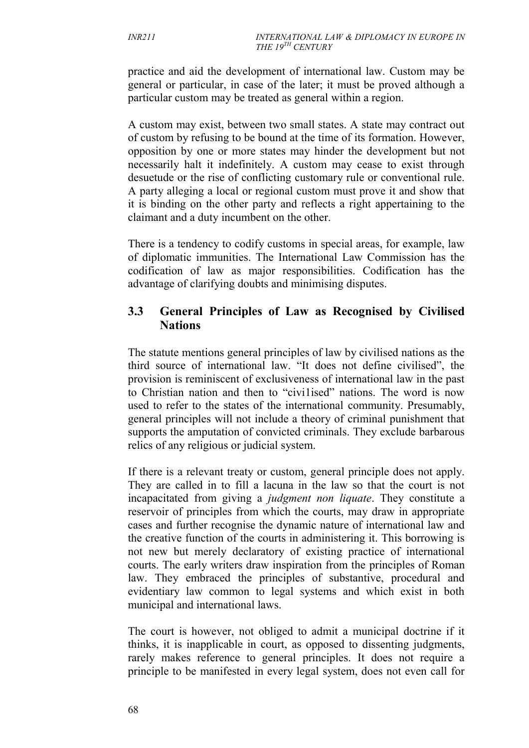practice and aid the development of international law. Custom may be general or particular, in case of the later; it must be proved although a particular custom may be treated as general within a region.

A custom may exist, between two small states. A state may contract out of custom by refusing to be bound at the time of its formation. However, opposition by one or more states may hinder the development but not necessarily halt it indefinitely. A custom may cease to exist through desuetude or the rise of conflicting customary rule or conventional rule. A party alleging a local or regional custom must prove it and show that it is binding on the other party and reflects a right appertaining to the claimant and a duty incumbent on the other.

There is a tendency to codify customs in special areas, for example, law of diplomatic immunities. The International Law Commission has the codification of law as major responsibilities. Codification has the advantage of clarifying doubts and minimising disputes.

## 3.3 General Principles of Law as Recognised by Civilised Nations

The statute mentions general principles of law by civilised nations as the third source of international law. "It does not define civilised", the provision is reminiscent of exclusiveness of international law in the past to Christian nation and then to "civi1ised" nations. The word is now used to refer to the states of the international community. Presumably, general principles will not include a theory of criminal punishment that supports the amputation of convicted criminals. They exclude barbarous relics of any religious or judicial system.

If there is a relevant treaty or custom, general principle does not apply. They are called in to fill a lacuna in the law so that the court is not incapacitated from giving a *judgment non liquate*. They constitute a reservoir of principles from which the courts, may draw in appropriate cases and further recognise the dynamic nature of international law and the creative function of the courts in administering it. This borrowing is not new but merely declaratory of existing practice of international courts. The early writers draw inspiration from the principles of Roman law. They embraced the principles of substantive, procedural and evidentiary law common to legal systems and which exist in both municipal and international laws.

The court is however, not obliged to admit a municipal doctrine if it thinks, it is inapplicable in court, as opposed to dissenting judgments, rarely makes reference to general principles. It does not require a principle to be manifested in every legal system, does not even call for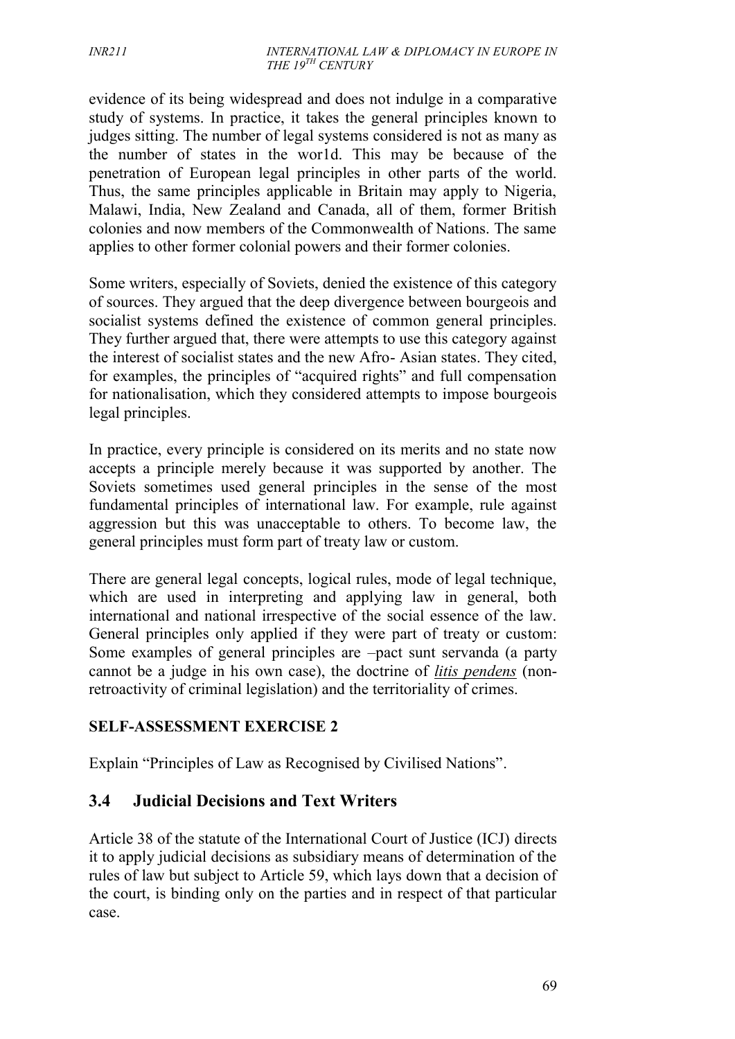evidence of its being widespread and does not indulge in a comparative study of systems. In practice, it takes the general principles known to judges sitting. The number of legal systems considered is not as many as the number of states in the wor1d. This may be because of the penetration of European legal principles in other parts of the world. Thus, the same principles applicable in Britain may apply to Nigeria, Malawi, India, New Zealand and Canada, all of them, former British colonies and now members of the Commonwealth of Nations. The same applies to other former colonial powers and their former colonies.

Some writers, especially of Soviets, denied the existence of this category of sources. They argued that the deep divergence between bourgeois and socialist systems defined the existence of common general principles. They further argued that, there were attempts to use this category against the interest of socialist states and the new Afro- Asian states. They cited, for examples, the principles of "acquired rights" and full compensation for nationalisation, which they considered attempts to impose bourgeois legal principles.

In practice, every principle is considered on its merits and no state now accepts a principle merely because it was supported by another. The Soviets sometimes used general principles in the sense of the most fundamental principles of international law. For example, rule against aggression but this was unacceptable to others. To become law, the general principles must form part of treaty law or custom.

There are general legal concepts, logical rules, mode of legal technique, which are used in interpreting and applying law in general, both international and national irrespective of the social essence of the law. General principles only applied if they were part of treaty or custom: Some examples of general principles are –pact sunt servanda (a party cannot be a judge in his own case), the doctrine of ***litis pendens*** (non-retroactivity of criminal legislation) and the territoriality of crimes.

**SELF-ASSESSMENT EXERCISE 2**

Explain "Principles of Law as Recognised by Civilised Nations".

## 3.4 Judicial Decisions and Text Writers

Article 38 of the statute of the International Court of Justice (ICJ) directs it to apply judicial decisions as subsidiary means of determination of the rules of law but subject to Article 59, which lays down that a decision of the court, is binding only on the parties and in respect of that particular case.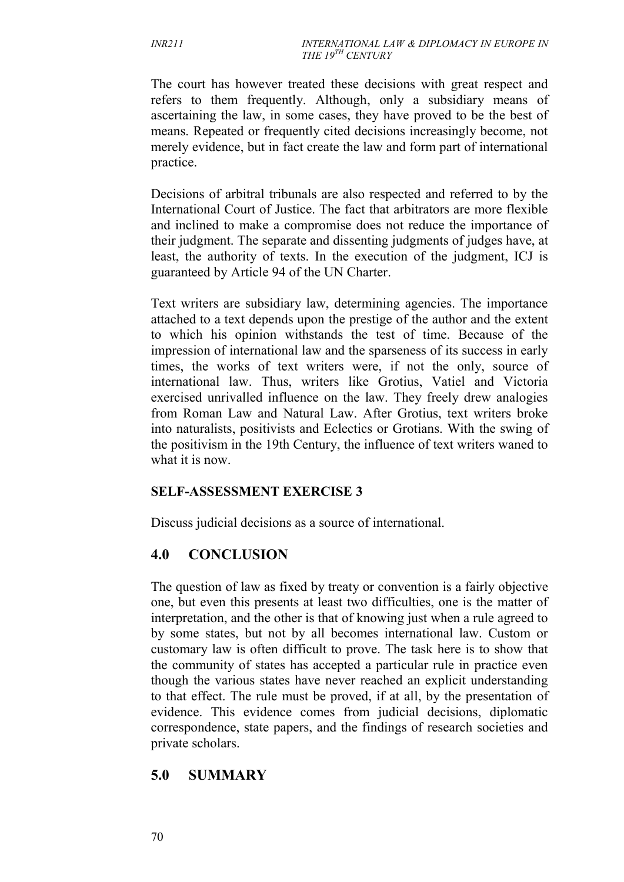The court has however treated these decisions with great respect and refers to them frequently. Although, only a subsidiary means of ascertaining the law, in some cases, they have proved to be the best of means. Repeated or frequently cited decisions increasingly become, not merely evidence, but in fact create the law and form part of international practice.

Decisions of arbitral tribunals are also respected and referred to by the International Court of Justice. The fact that arbitrators are more flexible and inclined to make a compromise does not reduce the importance of their judgment. The separate and dissenting judgments of judges have, at least, the authority of texts. In the execution of the judgment, ICJ is guaranteed by Article 94 of the UN Charter.

Text writers are subsidiary law, determining agencies. The importance attached to a text depends upon the prestige of the author and the extent to which his opinion withstands the test of time. Because of the impression of international law and the sparseness of its success in early times, the works of text writers were, if not the only, source of international law. Thus, writers like Grotius, Vatiel and Victoria exercised unrivalled influence on the law. They freely drew analogies from Roman Law and Natural Law. After Grotius, text writers broke into naturalists, positivists and Eclectics or Grotians. With the swing of the positivism in the 19th Century, the influence of text writers waned to what it is now.

**SELF-ASSESSMENT EXERCISE 3**

Discuss judicial decisions as a source of international.

## 4.0 CONCLUSION

The question of law as fixed by treaty or convention is a fairly objective one, but even this presents at least two difficulties, one is the matter of interpretation, and the other is that of knowing just when a rule agreed to by some states, but not by all becomes international law. Custom or customary law is often difficult to prove. The task here is to show that the community of states has accepted a particular rule in practice even though the various states have never reached an explicit understanding to that effect. The rule must be proved, if at all, by the presentation of evidence. This evidence comes from judicial decisions, diplomatic correspondence, state papers, and the findings of research societies and private scholars.

## 5.0 SUMMARY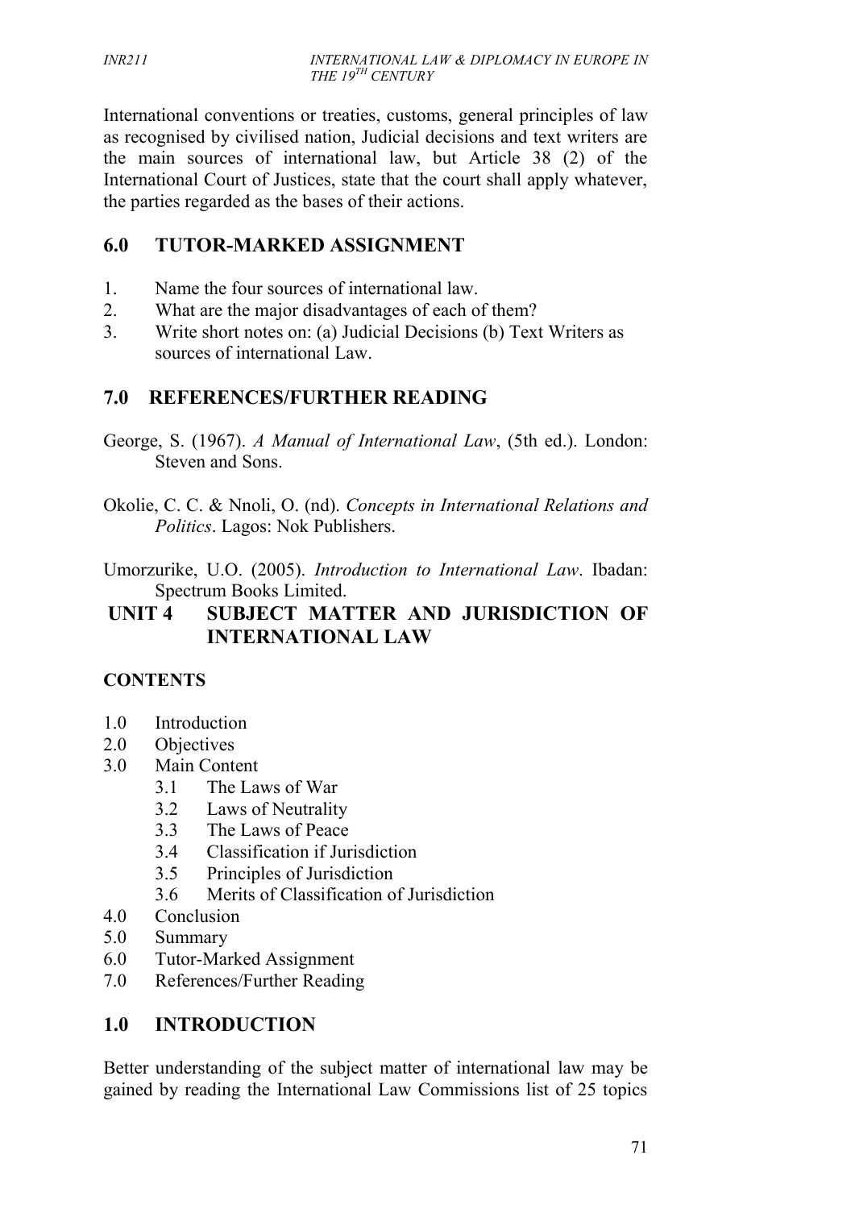International conventions or treaties, customs, general principles of law as recognised by civilised nation, Judicial decisions and text writers are the main sources of international law, but Article 38 (2) of the International Court of Justices, state that the court shall apply whatever, the parties regarded as the bases of their actions.

## 6.0 TUTOR-MARKED ASSIGNMENT

1. Name the four sources of international law.
2. What are the major disadvantages of each of them?
3. Write short notes on: (a) Judicial Decisions (b) Text Writers as sources of international Law.

## 7.0 REFERENCES/FURTHER READING

George, S. (1967). *A Manual of International Law*, (5th ed.). London: Steven and Sons.

Okolie, C. C. & Nnoli, O. (nd). *Concepts in International Relations and Politics*. Lagos: Nok Publishers.

Umorzurike, U.O. (2005). *Introduction to International Law*. Ibadan: Spectrum Books Limited.

# UNIT 4 SUBJECT MATTER AND JURISDICTION OF INTERNATIONAL LAW

**CONTENTS**

- 1.0 Introduction
- 2.0 Objectives
- 3.0 Main Content
  - 3.1 The Laws of War
  - 3.2 Laws of Neutrality
  - 3.3 The Laws of Peace
  - 3.4 Classification if Jurisdiction
  - 3.5 Principles of Jurisdiction
  - 3.6 Merits of Classification of Jurisdiction
- 4.0 Conclusion
- 5.0 Summary
- 6.0 Tutor-Marked Assignment
- 7.0 References/Further Reading

## 1.0 INTRODUCTION

Better understanding of the subject matter of international law may be gained by reading the International Law Commissions list of 25 topics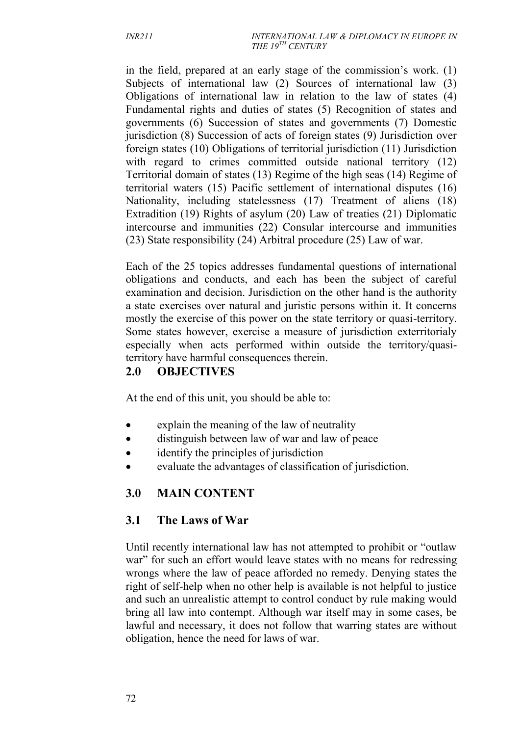in the field, prepared at an early stage of the commission's work. (1) Subjects of international law (2) Sources of international law (3) Obligations of international law in relation to the law of states (4) Fundamental rights and duties of states (5) Recognition of states and governments (6) Succession of states and governments (7) Domestic jurisdiction (8) Succession of acts of foreign states (9) Jurisdiction over foreign states (10) Obligations of territorial jurisdiction (11) Jurisdiction with regard to crimes committed outside national territory (12) Territorial domain of states (13) Regime of the high seas (14) Regime of territorial waters (15) Pacific settlement of international disputes (16) Nationality, including statelessness (17) Treatment of aliens (18) Extradition (19) Rights of asylum (20) Law of treaties (21) Diplomatic intercourse and immunities (22) Consular intercourse and immunities (23) State responsibility (24) Arbitral procedure (25) Law of war.

Each of the 25 topics addresses fundamental questions of international obligations and conducts, and each has been the subject of careful examination and decision. Jurisdiction on the other hand is the authority a state exercises over natural and juristic persons within it. It concerns mostly the exercise of this power on the state territory or quasi-territory. Some states however, exercise a measure of jurisdiction exterritorialy especially when acts performed within outside the territory/quasi-territory have harmful consequences therein.

## 2.0 OBJECTIVES

At the end of this unit, you should be able to:

- explain the meaning of the law of neutrality
- distinguish between law of war and law of peace
- identify the principles of jurisdiction
- evaluate the advantages of classification of jurisdiction.

## 3.0 MAIN CONTENT

### 3.1 The Laws of War

Until recently international law has not attempted to prohibit or "outlaw war" for such an effort would leave states with no means for redressing wrongs where the law of peace afforded no remedy. Denying states the right of self-help when no other help is available is not helpful to justice and such an unrealistic attempt to control conduct by rule making would bring all law into contempt. Although war itself may in some cases, be lawful and necessary, it does not follow that warring states are without obligation, hence the need for laws of war.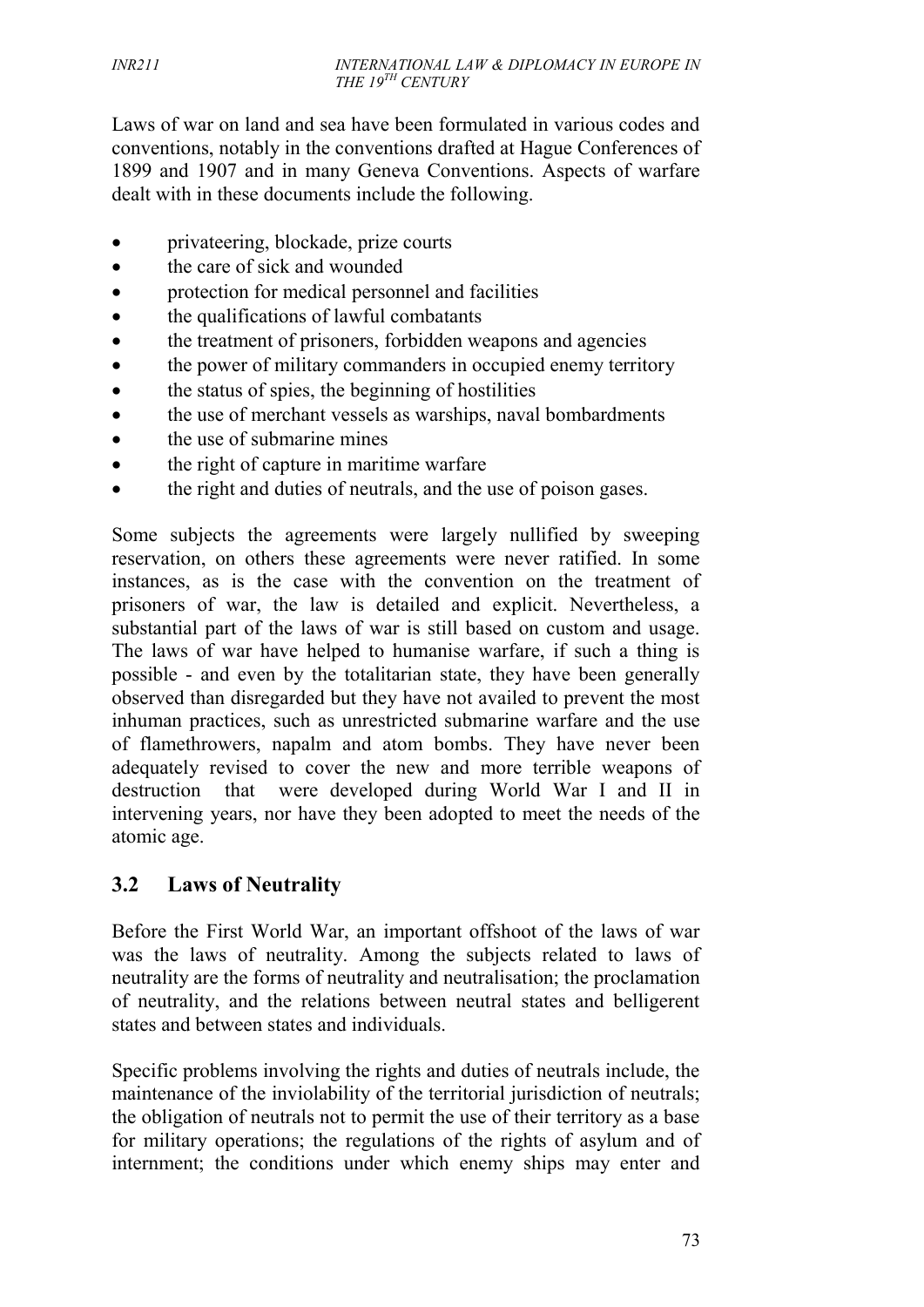Laws of war on land and sea have been formulated in various codes and conventions, notably in the conventions drafted at Hague Conferences of 1899 and 1907 and in many Geneva Conventions. Aspects of warfare dealt with in these documents include the following.

- privateering, blockade, prize courts
- the care of sick and wounded
- protection for medical personnel and facilities
- the qualifications of lawful combatants
- the treatment of prisoners, forbidden weapons and agencies
- the power of military commanders in occupied enemy territory
- the status of spies, the beginning of hostilities
- the use of merchant vessels as warships, naval bombardments
- the use of submarine mines
- the right of capture in maritime warfare
- the right and duties of neutrals, and the use of poison gases.

Some subjects the agreements were largely nullified by sweeping reservation, on others these agreements were never ratified. In some instances, as is the case with the convention on the treatment of prisoners of war, the law is detailed and explicit. Nevertheless, a substantial part of the laws of war is still based on custom and usage. The laws of war have helped to humanise warfare, if such a thing is possible - and even by the totalitarian state, they have been generally observed than disregarded but they have not availed to prevent the most inhuman practices, such as unrestricted submarine warfare and the use of flamethrowers, napalm and atom bombs. They have never been adequately revised to cover the new and more terrible weapons of destruction that were developed during World War I and II in intervening years, nor have they been adopted to meet the needs of the atomic age.

## 3.2 Laws of Neutrality

Before the First World War, an important offshoot of the laws of war was the laws of neutrality. Among the subjects related to laws of neutrality are the forms of neutrality and neutralisation; the proclamation of neutrality, and the relations between neutral states and belligerent states and between states and individuals.

Specific problems involving the rights and duties of neutrals include, the maintenance of the inviolability of the territorial jurisdiction of neutrals; the obligation of neutrals not to permit the use of their territory as a base for military operations; the regulations of the rights of asylum and of internment; the conditions under which enemy ships may enter and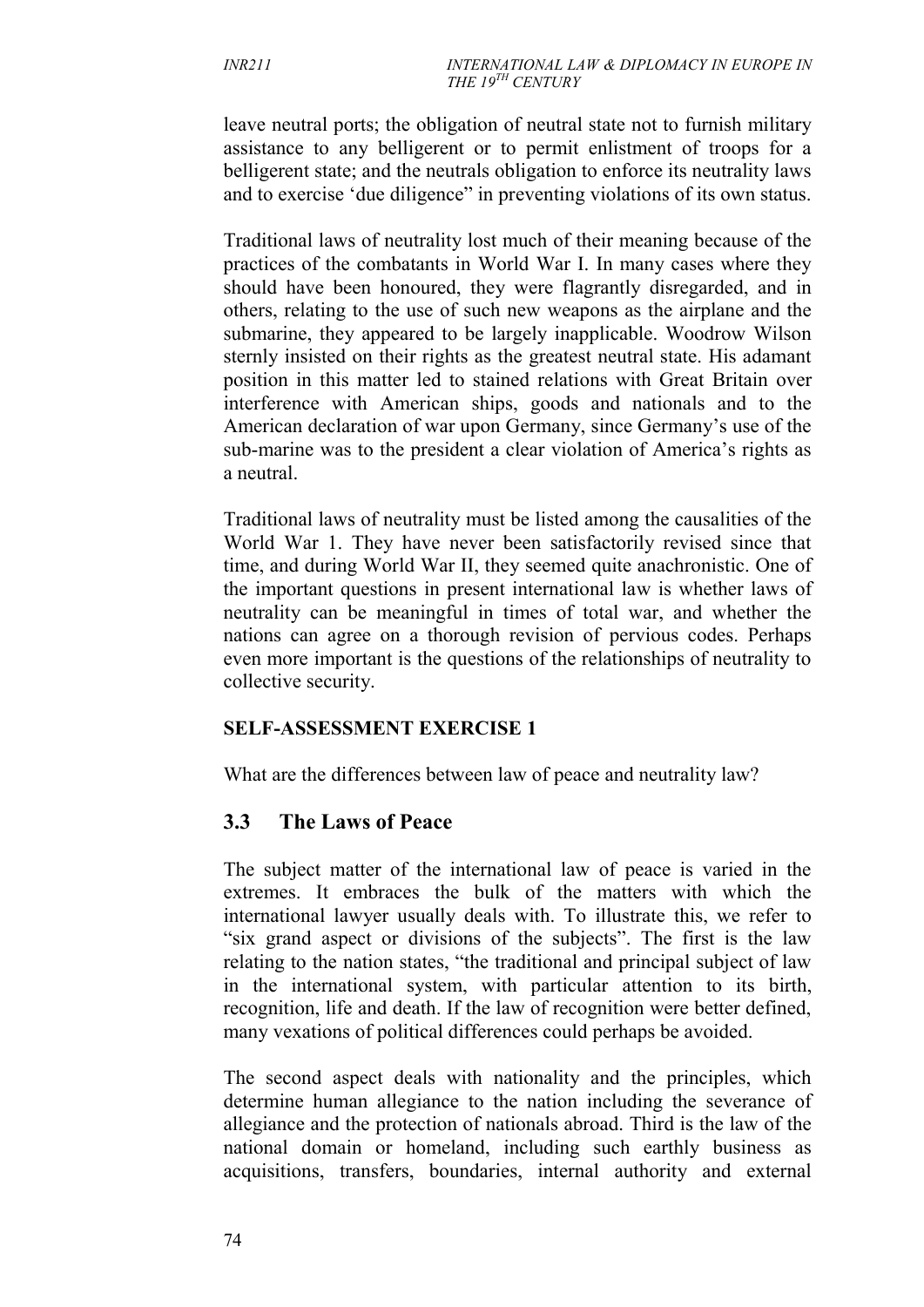leave neutral ports; the obligation of neutral state not to furnish military assistance to any belligerent or to permit enlistment of troops for a belligerent state; and the neutrals obligation to enforce its neutrality laws and to exercise 'due diligence" in preventing violations of its own status.

Traditional laws of neutrality lost much of their meaning because of the practices of the combatants in World War I. In many cases where they should have been honoured, they were flagrantly disregarded, and in others, relating to the use of such new weapons as the airplane and the submarine, they appeared to be largely inapplicable. Woodrow Wilson sternly insisted on their rights as the greatest neutral state. His adamant position in this matter led to stained relations with Great Britain over interference with American ships, goods and nationals and to the American declaration of war upon Germany, since Germany's use of the sub-marine was to the president a clear violation of America's rights as a neutral.

Traditional laws of neutrality must be listed among the causalities of the World War 1. They have never been satisfactorily revised since that time, and during World War II, they seemed quite anachronistic. One of the important questions in present international law is whether laws of neutrality can be meaningful in times of total war, and whether the nations can agree on a thorough revision of pervious codes. Perhaps even more important is the questions of the relationships of neutrality to collective security.

**SELF-ASSESSMENT EXERCISE 1**

What are the differences between law of peace and neutrality law?

## 3.3 The Laws of Peace

The subject matter of the international law of peace is varied in the extremes. It embraces the bulk of the matters with which the international lawyer usually deals with. To illustrate this, we refer to "six grand aspect or divisions of the subjects". The first is the law relating to the nation states, "the traditional and principal subject of law in the international system, with particular attention to its birth, recognition, life and death. If the law of recognition were better defined, many vexations of political differences could perhaps be avoided.

The second aspect deals with nationality and the principles, which determine human allegiance to the nation including the severance of allegiance and the protection of nationals abroad. Third is the law of the national domain or homeland, including such earthly business as acquisitions, transfers, boundaries, internal authority and external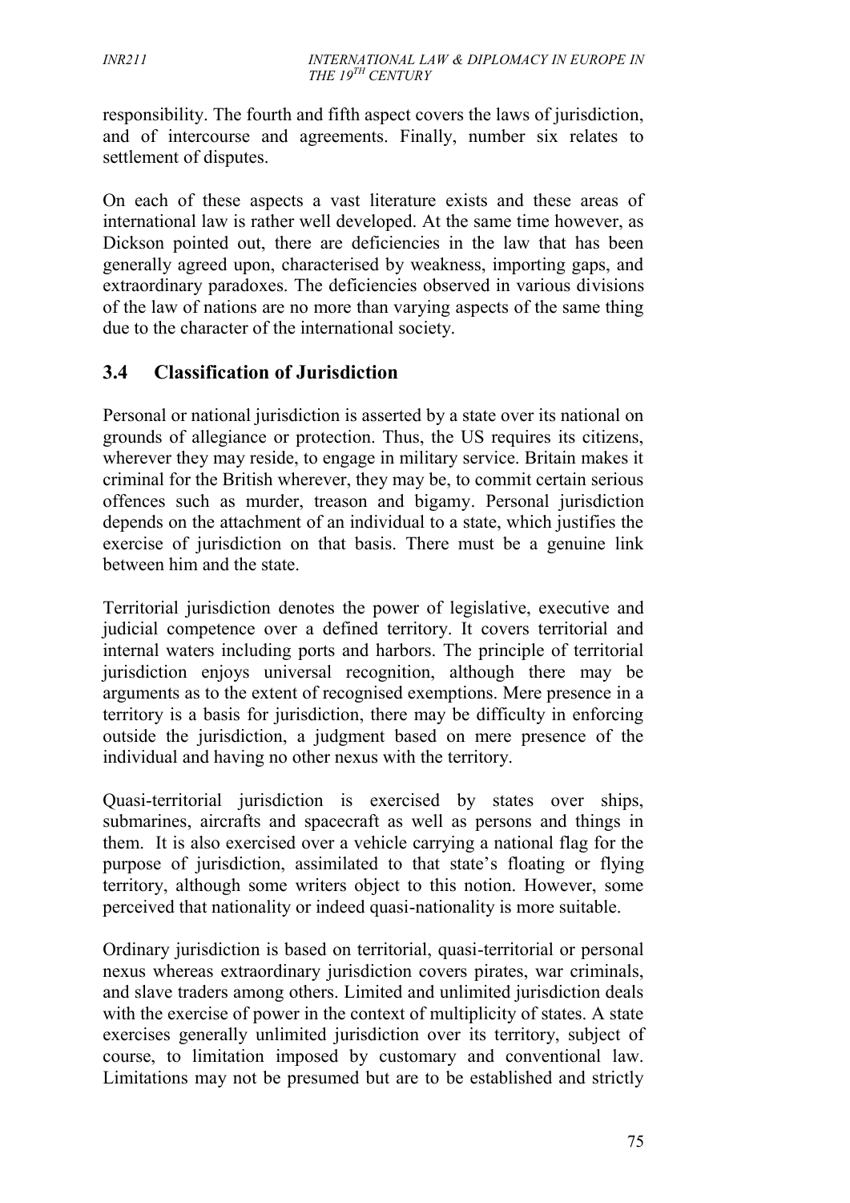responsibility. The fourth and fifth aspect covers the laws of jurisdiction, and of intercourse and agreements. Finally, number six relates to settlement of disputes.

On each of these aspects a vast literature exists and these areas of international law is rather well developed. At the same time however, as Dickson pointed out, there are deficiencies in the law that has been generally agreed upon, characterised by weakness, importing gaps, and extraordinary paradoxes. The deficiencies observed in various divisions of the law of nations are no more than varying aspects of the same thing due to the character of the international society.

## 3.4 Classification of Jurisdiction

Personal or national jurisdiction is asserted by a state over its national on grounds of allegiance or protection. Thus, the US requires its citizens, wherever they may reside, to engage in military service. Britain makes it criminal for the British wherever, they may be, to commit certain serious offences such as murder, treason and bigamy. Personal jurisdiction depends on the attachment of an individual to a state, which justifies the exercise of jurisdiction on that basis. There must be a genuine link between him and the state.

Territorial jurisdiction denotes the power of legislative, executive and judicial competence over a defined territory. It covers territorial and internal waters including ports and harbors. The principle of territorial jurisdiction enjoys universal recognition, although there may be arguments as to the extent of recognised exemptions. Mere presence in a territory is a basis for jurisdiction, there may be difficulty in enforcing outside the jurisdiction, a judgment based on mere presence of the individual and having no other nexus with the territory.

Quasi-territorial jurisdiction is exercised by states over ships, submarines, aircrafts and spacecraft as well as persons and things in them. It is also exercised over a vehicle carrying a national flag for the purpose of jurisdiction, assimilated to that state's floating or flying territory, although some writers object to this notion. However, some perceived that nationality or indeed quasi-nationality is more suitable.

Ordinary jurisdiction is based on territorial, quasi-territorial or personal nexus whereas extraordinary jurisdiction covers pirates, war criminals, and slave traders among others. Limited and unlimited jurisdiction deals with the exercise of power in the context of multiplicity of states. A state exercises generally unlimited jurisdiction over its territory, subject of course, to limitation imposed by customary and conventional law. Limitations may not be presumed but are to be established and strictly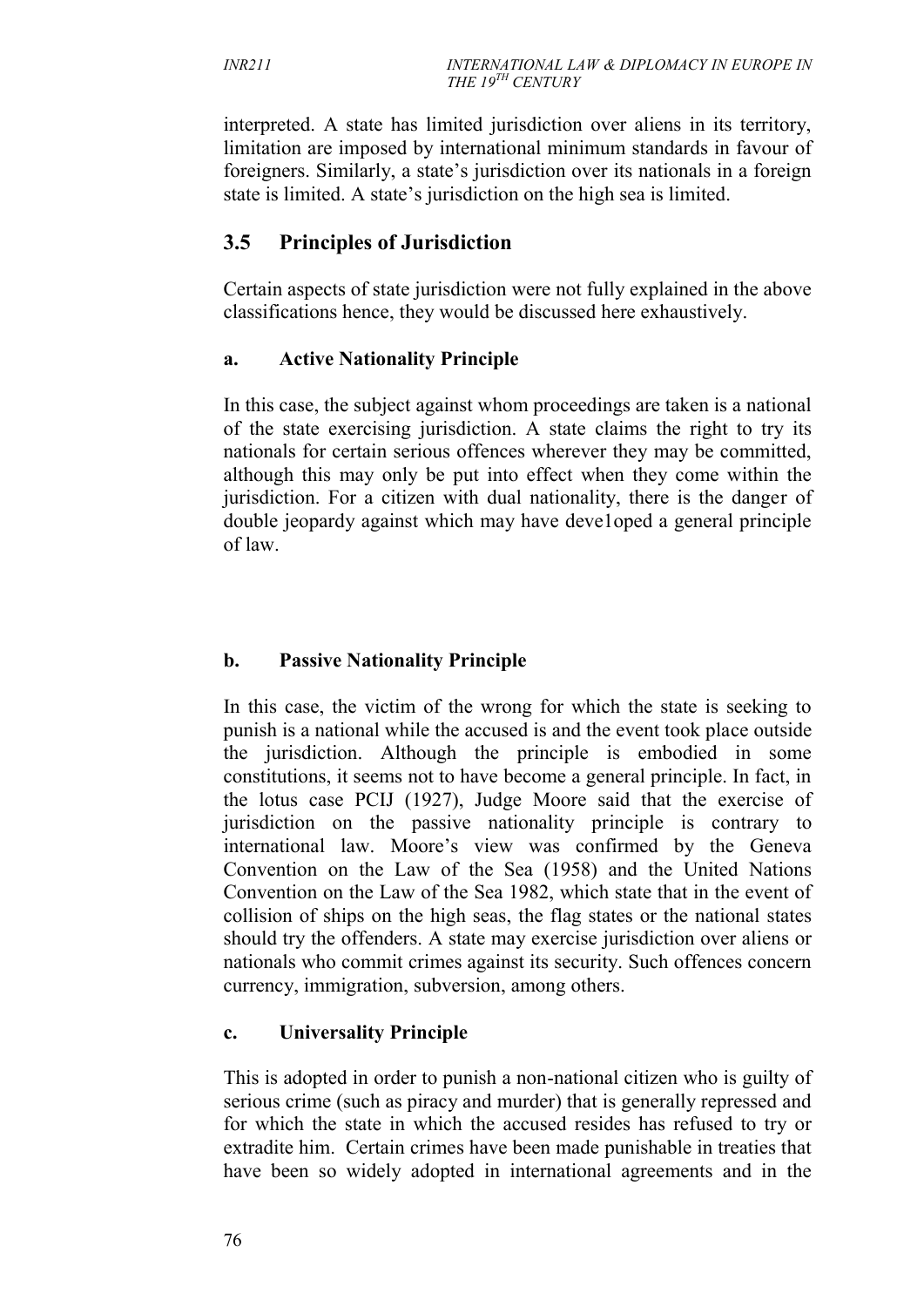interpreted. A state has limited jurisdiction over aliens in its territory, limitation are imposed by international minimum standards in favour of foreigners. Similarly, a state's jurisdiction over its nationals in a foreign state is limited. A state's jurisdiction on the high sea is limited.

## 3.5 Principles of Jurisdiction

Certain aspects of state jurisdiction were not fully explained in the above classifications hence, they would be discussed here exhaustively.

### a. Active Nationality Principle

In this case, the subject against whom proceedings are taken is a national of the state exercising jurisdiction. A state claims the right to try its nationals for certain serious offences wherever they may be committed, although this may only be put into effect when they come within the jurisdiction. For a citizen with dual nationality, there is the danger of double jeopardy against which may have deve1oped a general principle of law.

### b. Passive Nationality Principle

In this case, the victim of the wrong for which the state is seeking to punish is a national while the accused is and the event took place outside the jurisdiction. Although the principle is embodied in some constitutions, it seems not to have become a general principle. In fact, in the lotus case PCIJ (1927), Judge Moore said that the exercise of jurisdiction on the passive nationality principle is contrary to international law. Moore's view was confirmed by the Geneva Convention on the Law of the Sea (1958) and the United Nations Convention on the Law of the Sea 1982, which state that in the event of collision of ships on the high seas, the flag states or the national states should try the offenders. A state may exercise jurisdiction over aliens or nationals who commit crimes against its security. Such offences concern currency, immigration, subversion, among others.

### c. Universality Principle

This is adopted in order to punish a non-national citizen who is guilty of serious crime (such as piracy and murder) that is generally repressed and for which the state in which the accused resides has refused to try or extradite him. Certain crimes have been made punishable in treaties that have been so widely adopted in international agreements and in the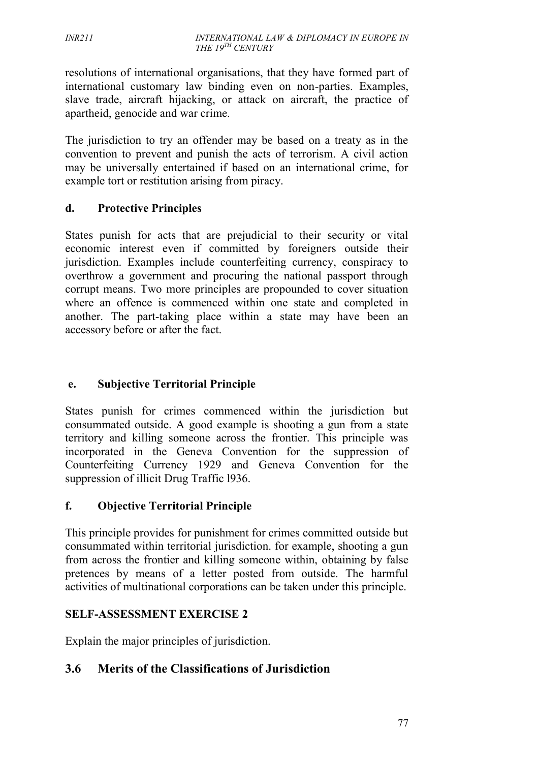resolutions of international organisations, that they have formed part of international customary law binding even on non-parties. Examples, slave trade, aircraft hijacking, or attack on aircraft, the practice of apartheid, genocide and war crime.

The jurisdiction to try an offender may be based on a treaty as in the convention to prevent and punish the acts of terrorism. A civil action may be universally entertained if based on an international crime, for example tort or restitution arising from piracy.

### d. Protective Principles

States punish for acts that are prejudicial to their security or vital economic interest even if committed by foreigners outside their jurisdiction. Examples include counterfeiting currency, conspiracy to overthrow a government and procuring the national passport through corrupt means. Two more principles are propounded to cover situation where an offence is commenced within one state and completed in another. The part-taking place within a state may have been an accessory before or after the fact.

### e. Subjective Territorial Principle

States punish for crimes commenced within the jurisdiction but consummated outside. A good example is shooting a gun from a state territory and killing someone across the frontier. This principle was incorporated in the Geneva Convention for the suppression of Counterfeiting Currency 1929 and Geneva Convention for the suppression of illicit Drug Traffic l936.

### f. Objective Territorial Principle

This principle provides for punishment for crimes committed outside but consummated within territorial jurisdiction. for example, shooting a gun from across the frontier and killing someone within, obtaining by false pretences by means of a letter posted from outside. The harmful activities of multinational corporations can be taken under this principle.

**SELF-ASSESSMENT EXERCISE 2**

Explain the major principles of jurisdiction.

## 3.6 Merits of the Classifications of Jurisdiction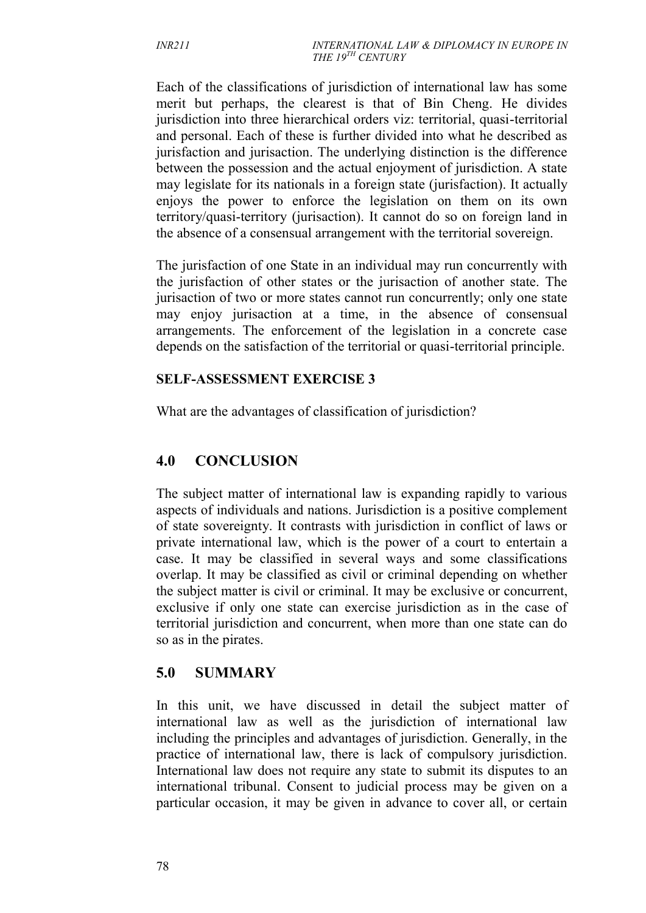Each of the classifications of jurisdiction of international law has some merit but perhaps, the clearest is that of Bin Cheng. He divides jurisdiction into three hierarchical orders viz: territorial, quasi-territorial and personal. Each of these is further divided into what he described as jurisfaction and jurisaction. The underlying distinction is the difference between the possession and the actual enjoyment of jurisdiction. A state may legislate for its nationals in a foreign state (jurisfaction). It actually enjoys the power to enforce the legislation on them on its own territory/quasi-territory (jurisaction). It cannot do so on foreign land in the absence of a consensual arrangement with the territorial sovereign.

The jurisfaction of one State in an individual may run concurrently with the jurisfaction of other states or the jurisaction of another state. The jurisaction of two or more states cannot run concurrently; only one state may enjoy jurisaction at a time, in the absence of consensual arrangements. The enforcement of the legislation in a concrete case depends on the satisfaction of the territorial or quasi-territorial principle.

**SELF-ASSESSMENT EXERCISE 3**

What are the advantages of classification of jurisdiction?

## 4.0 CONCLUSION

The subject matter of international law is expanding rapidly to various aspects of individuals and nations. Jurisdiction is a positive complement of state sovereignty. It contrasts with jurisdiction in conflict of laws or private international law, which is the power of a court to entertain a case. It may be classified in several ways and some classifications overlap. It may be classified as civil or criminal depending on whether the subject matter is civil or criminal. It may be exclusive or concurrent, exclusive if only one state can exercise jurisdiction as in the case of territorial jurisdiction and concurrent, when more than one state can do so as in the pirates.

## 5.0 SUMMARY

In this unit, we have discussed in detail the subject matter of international law as well as the jurisdiction of international law including the principles and advantages of jurisdiction. Generally, in the practice of international law, there is lack of compulsory jurisdiction. International law does not require any state to submit its disputes to an international tribunal. Consent to judicial process may be given on a particular occasion, it may be given in advance to cover all, or certain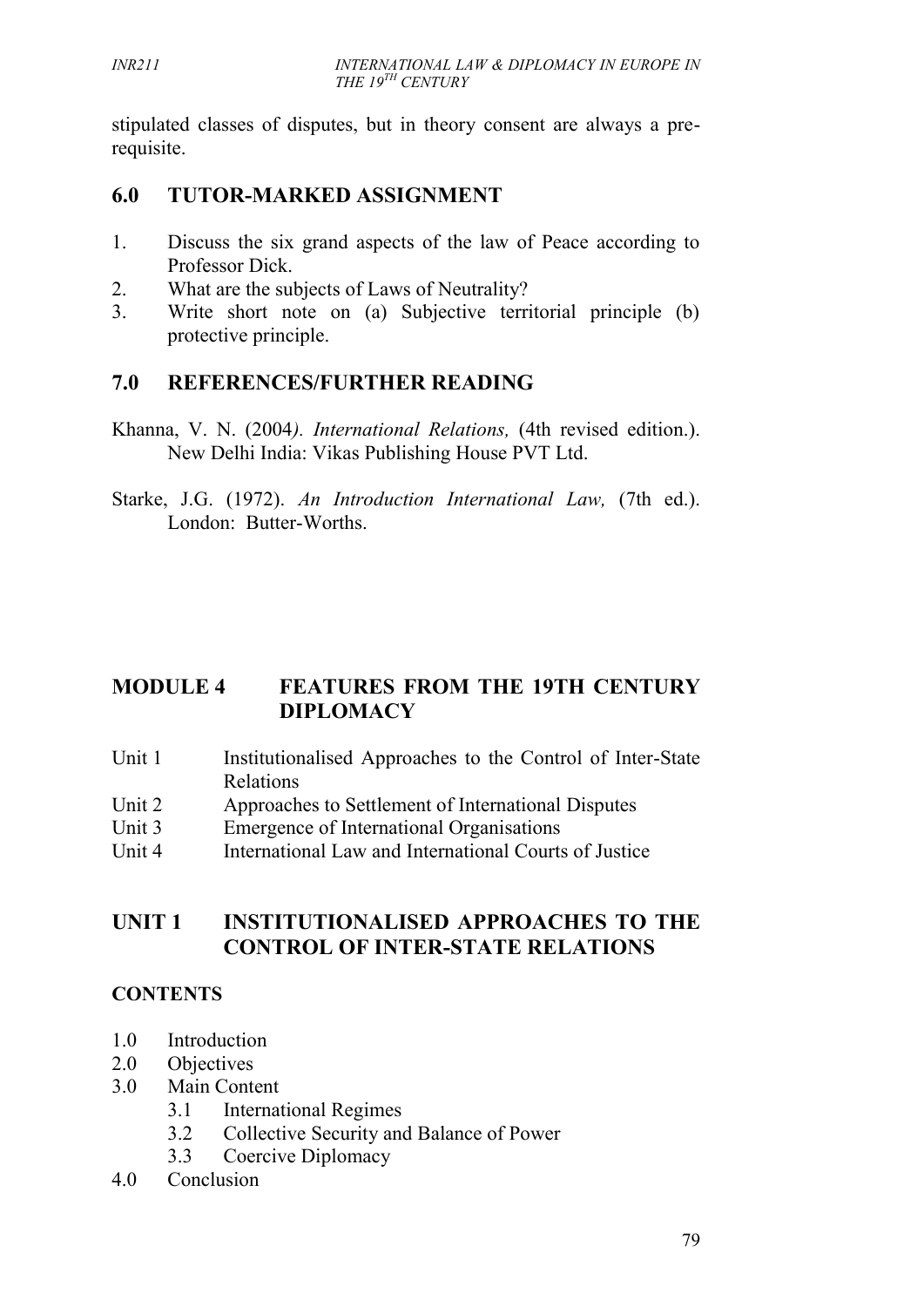stipulated classes of disputes, but in theory consent are always a pre-requisite.

## 6.0 TUTOR-MARKED ASSIGNMENT

1. Discuss the six grand aspects of the law of Peace according to Professor Dick.
2. What are the subjects of Laws of Neutrality?
3. Write short note on (a) Subjective territorial principle (b) protective principle.

## 7.0 REFERENCES/FURTHER READING

Khanna, V. N. (2004*). International Relations,* (4th revised edition.). New Delhi India: Vikas Publishing House PVT Ltd.

Starke, J.G. (1972). *An Introduction International Law,* (7th ed.). London: Butter-Worths.

# MODULE 4 FEATURES FROM THE 19TH CENTURY DIPLOMACY

Unit 1 Institutionalised Approaches to the Control of Inter-State Relations
Unit 2 Approaches to Settlement of International Disputes
Unit 3 Emergence of International Organisations
Unit 4 International Law and International Courts of Justice

# UNIT 1 INSTITUTIONALISED APPROACHES TO THE CONTROL OF INTER-STATE RELATIONS

**CONTENTS**

1.0 Introduction
2.0 Objectives
3.0 Main Content
 3.1 International Regimes
 3.2 Collective Security and Balance of Power
 3.3 Coercive Diplomacy
4.0 Conclusion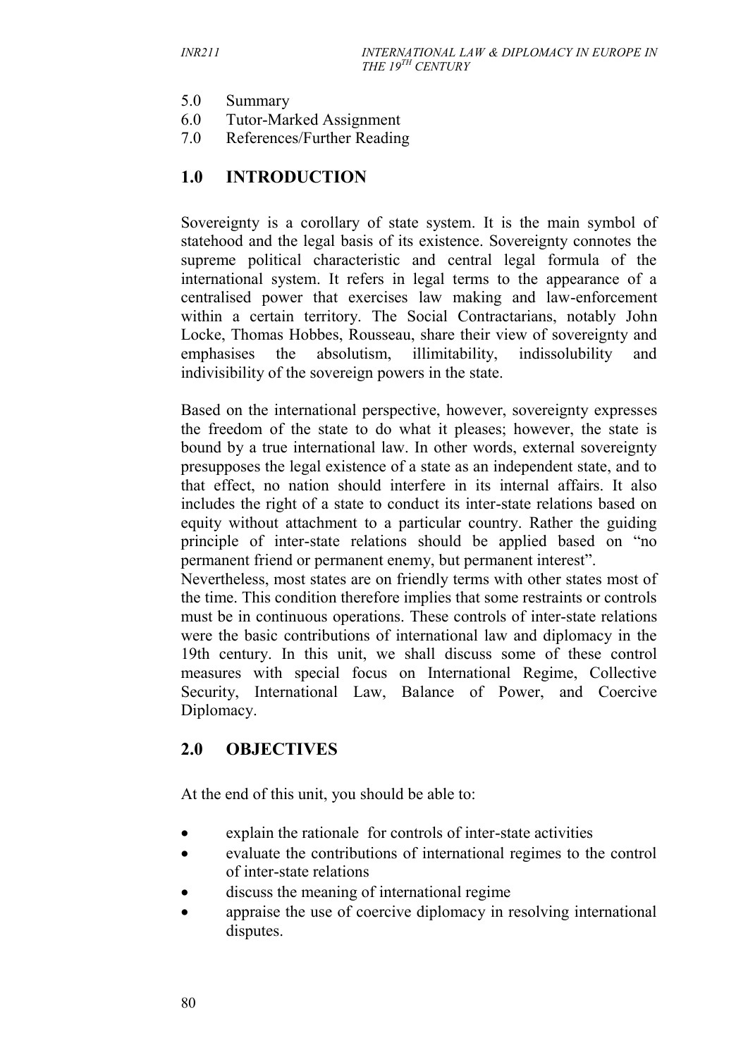5.0 Summary
6.0 Tutor-Marked Assignment
7.0 References/Further Reading

## 1.0 INTRODUCTION

Sovereignty is a corollary of state system. It is the main symbol of statehood and the legal basis of its existence. Sovereignty connotes the supreme political characteristic and central legal formula of the international system. It refers in legal terms to the appearance of a centralised power that exercises law making and law-enforcement within a certain territory. The Social Contractarians, notably John Locke, Thomas Hobbes, Rousseau, share their view of sovereignty and emphasises the absolutism, illimitability, indissolubility and indivisibility of the sovereign powers in the state.

Based on the international perspective, however, sovereignty expresses the freedom of the state to do what it pleases; however, the state is bound by a true international law. In other words, external sovereignty presupposes the legal existence of a state as an independent state, and to that effect, no nation should interfere in its internal affairs. It also includes the right of a state to conduct its inter-state relations based on equity without attachment to a particular country. Rather the guiding principle of inter-state relations should be applied based on "no permanent friend or permanent enemy, but permanent interest".

Nevertheless, most states are on friendly terms with other states most of the time. This condition therefore implies that some restraints or controls must be in continuous operations. These controls of inter-state relations were the basic contributions of international law and diplomacy in the 19th century. In this unit, we shall discuss some of these control measures with special focus on International Regime, Collective Security, International Law, Balance of Power, and Coercive Diplomacy.

## 2.0 OBJECTIVES

At the end of this unit, you should be able to:

- explain the rationale for controls of inter-state activities
- evaluate the contributions of international regimes to the control of inter-state relations
- discuss the meaning of international regime
- appraise the use of coercive diplomacy in resolving international disputes.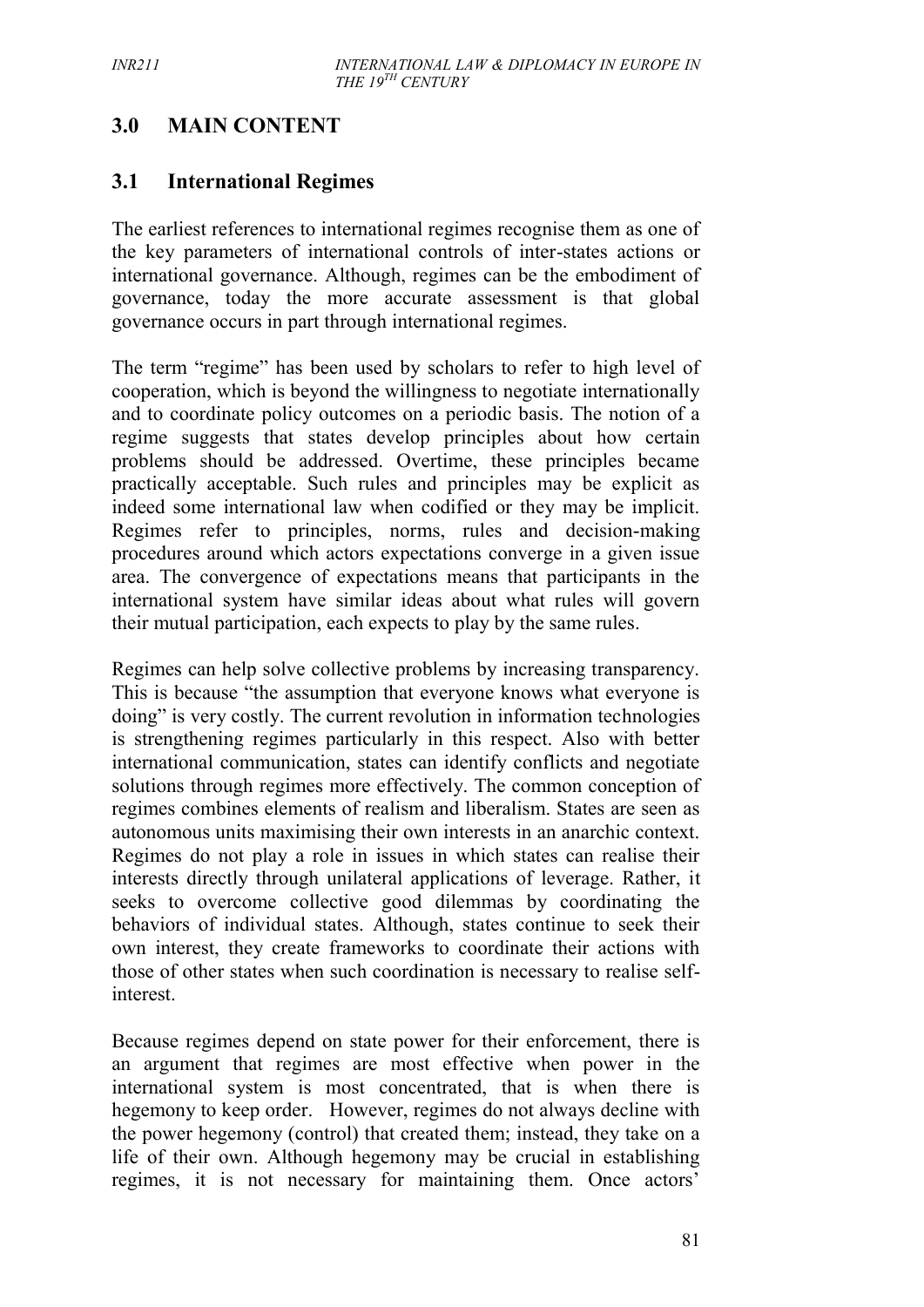## 3.0 MAIN CONTENT

### 3.1 International Regimes

The earliest references to international regimes recognise them as one of the key parameters of international controls of inter-states actions or international governance. Although, regimes can be the embodiment of governance, today the more accurate assessment is that global governance occurs in part through international regimes.

The term "regime" has been used by scholars to refer to high level of cooperation, which is beyond the willingness to negotiate internationally and to coordinate policy outcomes on a periodic basis. The notion of a regime suggests that states develop principles about how certain problems should be addressed. Overtime, these principles became practically acceptable. Such rules and principles may be explicit as indeed some international law when codified or they may be implicit. Regimes refer to principles, norms, rules and decision-making procedures around which actors expectations converge in a given issue area. The convergence of expectations means that participants in the international system have similar ideas about what rules will govern their mutual participation, each expects to play by the same rules.

Regimes can help solve collective problems by increasing transparency. This is because "the assumption that everyone knows what everyone is doing" is very costly. The current revolution in information technologies is strengthening regimes particularly in this respect. Also with better international communication, states can identify conflicts and negotiate solutions through regimes more effectively. The common conception of regimes combines elements of realism and liberalism. States are seen as autonomous units maximising their own interests in an anarchic context. Regimes do not play a role in issues in which states can realise their interests directly through unilateral applications of leverage. Rather, it seeks to overcome collective good dilemmas by coordinating the behaviors of individual states. Although, states continue to seek their own interest, they create frameworks to coordinate their actions with those of other states when such coordination is necessary to realise self-interest.

Because regimes depend on state power for their enforcement, there is an argument that regimes are most effective when power in the international system is most concentrated, that is when there is hegemony to keep order. However, regimes do not always decline with the power hegemony (control) that created them; instead, they take on a life of their own. Although hegemony may be crucial in establishing regimes, it is not necessary for maintaining them. Once actors'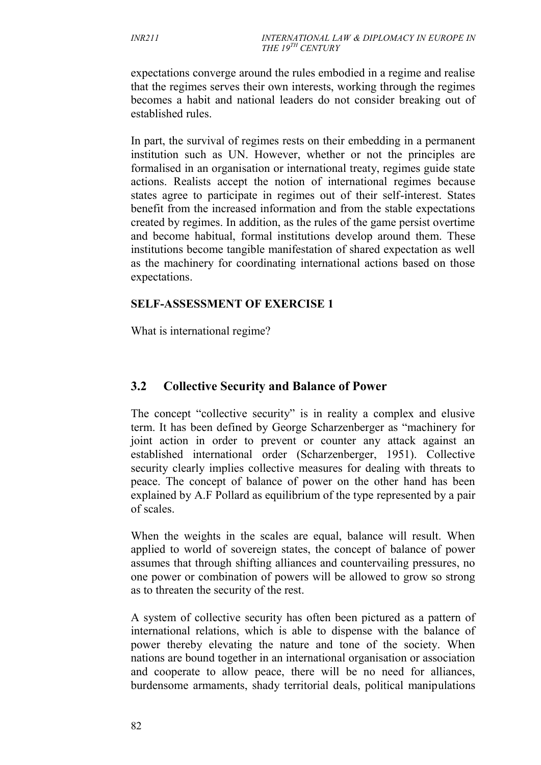expectations converge around the rules embodied in a regime and realise that the regimes serves their own interests, working through the regimes becomes a habit and national leaders do not consider breaking out of established rules.

In part, the survival of regimes rests on their embedding in a permanent institution such as UN. However, whether or not the principles are formalised in an organisation or international treaty, regimes guide state actions. Realists accept the notion of international regimes because states agree to participate in regimes out of their self-interest. States benefit from the increased information and from the stable expectations created by regimes. In addition, as the rules of the game persist overtime and become habitual, formal institutions develop around them. These institutions become tangible manifestation of shared expectation as well as the machinery for coordinating international actions based on those expectations.

**SELF-ASSESSMENT OF EXERCISE 1**

What is international regime?

## 3.2 Collective Security and Balance of Power

The concept "collective security" is in reality a complex and elusive term. It has been defined by George Scharzenberger as "machinery for joint action in order to prevent or counter any attack against an established international order (Scharzenberger, 1951). Collective security clearly implies collective measures for dealing with threats to peace. The concept of balance of power on the other hand has been explained by A.F Pollard as equilibrium of the type represented by a pair of scales.

When the weights in the scales are equal, balance will result. When applied to world of sovereign states, the concept of balance of power assumes that through shifting alliances and countervailing pressures, no one power or combination of powers will be allowed to grow so strong as to threaten the security of the rest.

A system of collective security has often been pictured as a pattern of international relations, which is able to dispense with the balance of power thereby elevating the nature and tone of the society. When nations are bound together in an international organisation or association and cooperate to allow peace, there will be no need for alliances, burdensome armaments, shady territorial deals, political manipulations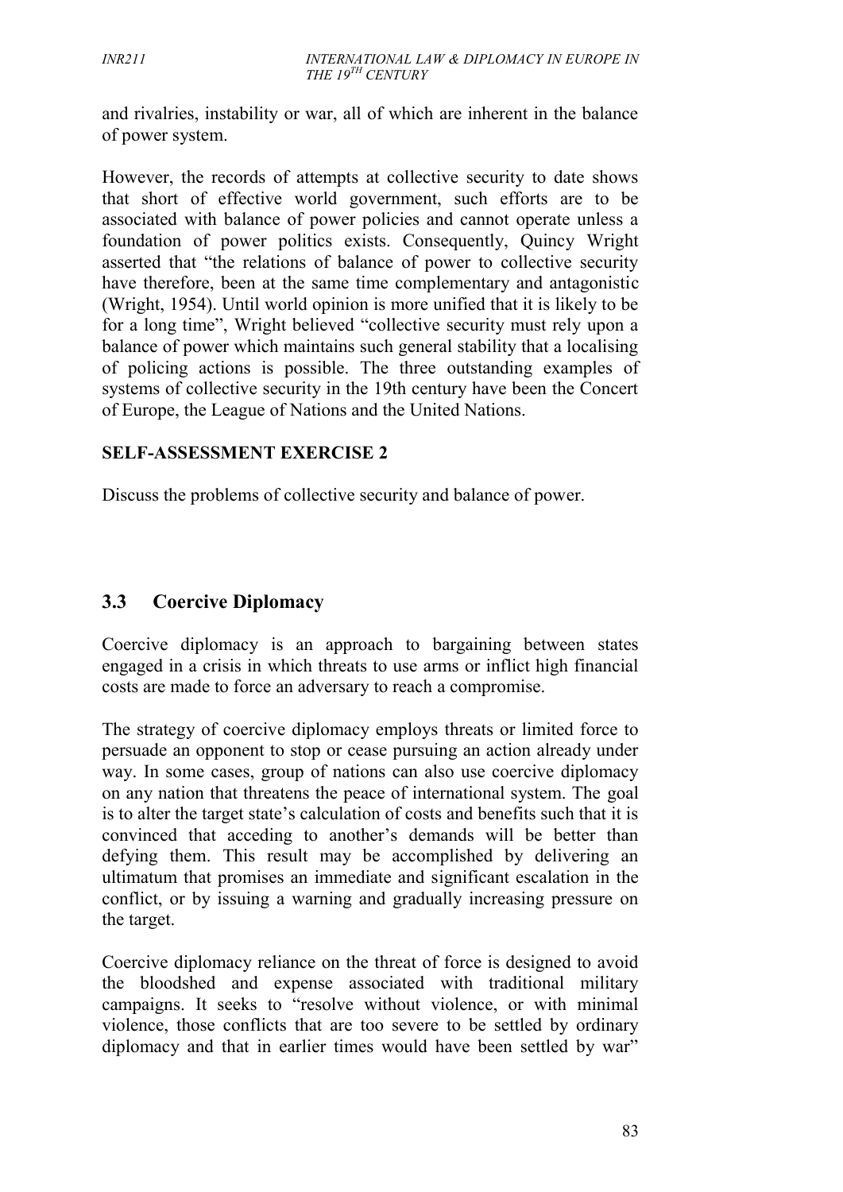and rivalries, instability or war, all of which are inherent in the balance of power system.

However, the records of attempts at collective security to date shows that short of effective world government, such efforts are to be associated with balance of power policies and cannot operate unless a foundation of power politics exists. Consequently, Quincy Wright asserted that "the relations of balance of power to collective security have therefore, been at the same time complementary and antagonistic (Wright, 1954). Until world opinion is more unified that it is likely to be for a long time", Wright believed "collective security must rely upon a balance of power which maintains such general stability that a localising of policing actions is possible. The three outstanding examples of systems of collective security in the 19th century have been the Concert of Europe, the League of Nations and the United Nations.

**SELF-ASSESSMENT EXERCISE 2**

Discuss the problems of collective security and balance of power.

## 3.3 Coercive Diplomacy

Coercive diplomacy is an approach to bargaining between states engaged in a crisis in which threats to use arms or inflict high financial costs are made to force an adversary to reach a compromise.

The strategy of coercive diplomacy employs threats or limited force to persuade an opponent to stop or cease pursuing an action already under way. In some cases, group of nations can also use coercive diplomacy on any nation that threatens the peace of international system. The goal is to alter the target state's calculation of costs and benefits such that it is convinced that acceding to another's demands will be better than defying them. This result may be accomplished by delivering an ultimatum that promises an immediate and significant escalation in the conflict, or by issuing a warning and gradually increasing pressure on the target.

Coercive diplomacy reliance on the threat of force is designed to avoid the bloodshed and expense associated with traditional military campaigns. It seeks to "resolve without violence, or with minimal violence, those conflicts that are too severe to be settled by ordinary diplomacy and that in earlier times would have been settled by war"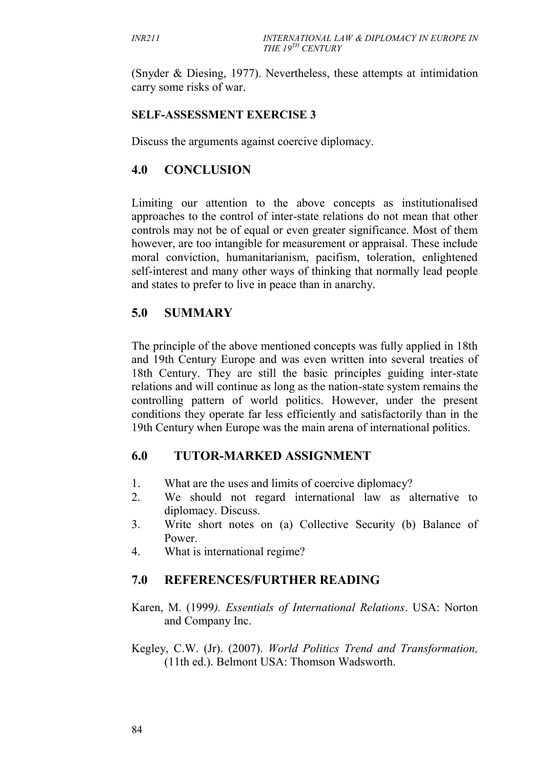(Snyder & Diesing, 1977). Nevertheless, these attempts at intimidation carry some risks of war.

**SELF-ASSESSMENT EXERCISE 3**

Discuss the arguments against coercive diplomacy.

## 4.0 CONCLUSION

Limiting our attention to the above concepts as institutionalised approaches to the control of inter-state relations do not mean that other controls may not be of equal or even greater significance. Most of them however, are too intangible for measurement or appraisal. These include moral conviction, humanitarianism, pacifism, toleration, enlightened self-interest and many other ways of thinking that normally lead people and states to prefer to live in peace than in anarchy.

## 5.0 SUMMARY

The principle of the above mentioned concepts was fully applied in 18th and 19th Century Europe and was even written into several treaties of 18th Century. They are still the basic principles guiding inter-state relations and will continue as long as the nation-state system remains the controlling pattern of world politics. However, under the present conditions they operate far less efficiently and satisfactorily than in the 19th Century when Europe was the main arena of international politics.

## 6.0 TUTOR-MARKED ASSIGNMENT

1. What are the uses and limits of coercive diplomacy?
2. We should not regard international law as alternative to diplomacy. Discuss.
3. Write short notes on (a) Collective Security (b) Balance of Power.
4. What is international regime?

## 7.0 REFERENCES/FURTHER READING

Karen, M. (1999*). Essentials of International Relations*. USA: Norton and Company Inc.

Kegley, C.W. (Jr). (2007). *World Politics Trend and Transformation,* (11th ed.). Belmont USA: Thomson Wadsworth.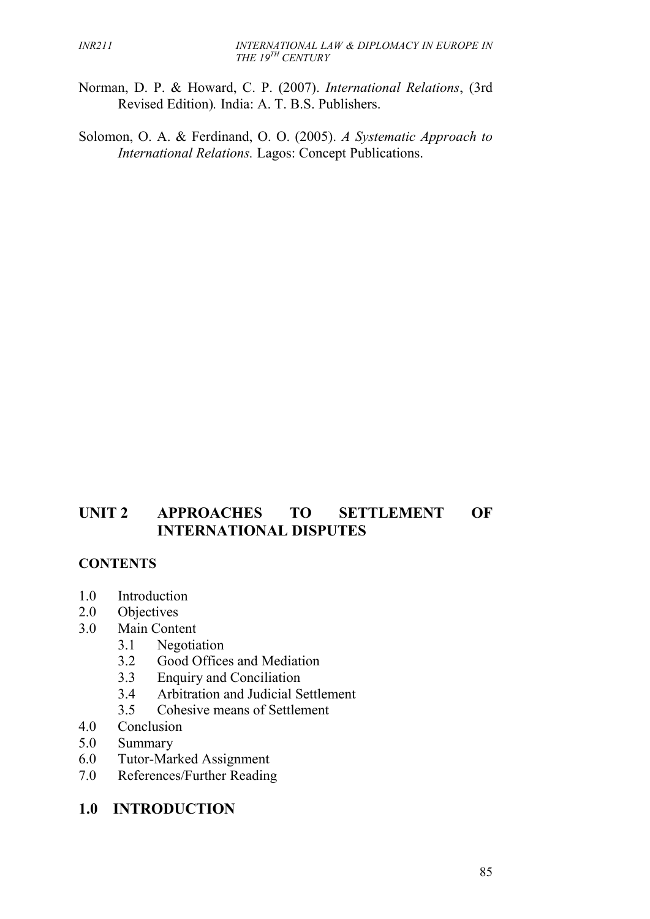Norman, D. P. & Howard, C. P. (2007). *International Relations*, (3rd Revised Edition). India: A. T. B.S. Publishers.

Solomon, O. A. & Ferdinand, O. O. (2005). *A Systematic Approach to International Relations.* Lagos: Concept Publications.

# UNIT 2 APPROACHES TO SETTLEMENT OF INTERNATIONAL DISPUTES

**CONTENTS**

- 1.0 Introduction
- 2.0 Objectives
- 3.0 Main Content
  - 3.1 Negotiation
  - 3.2 Good Offices and Mediation
  - 3.3 Enquiry and Conciliation
  - 3.4 Arbitration and Judicial Settlement
  - 3.5 Cohesive means of Settlement
- 4.0 Conclusion
- 5.0 Summary
- 6.0 Tutor-Marked Assignment
- 7.0 References/Further Reading

## 1.0 INTRODUCTION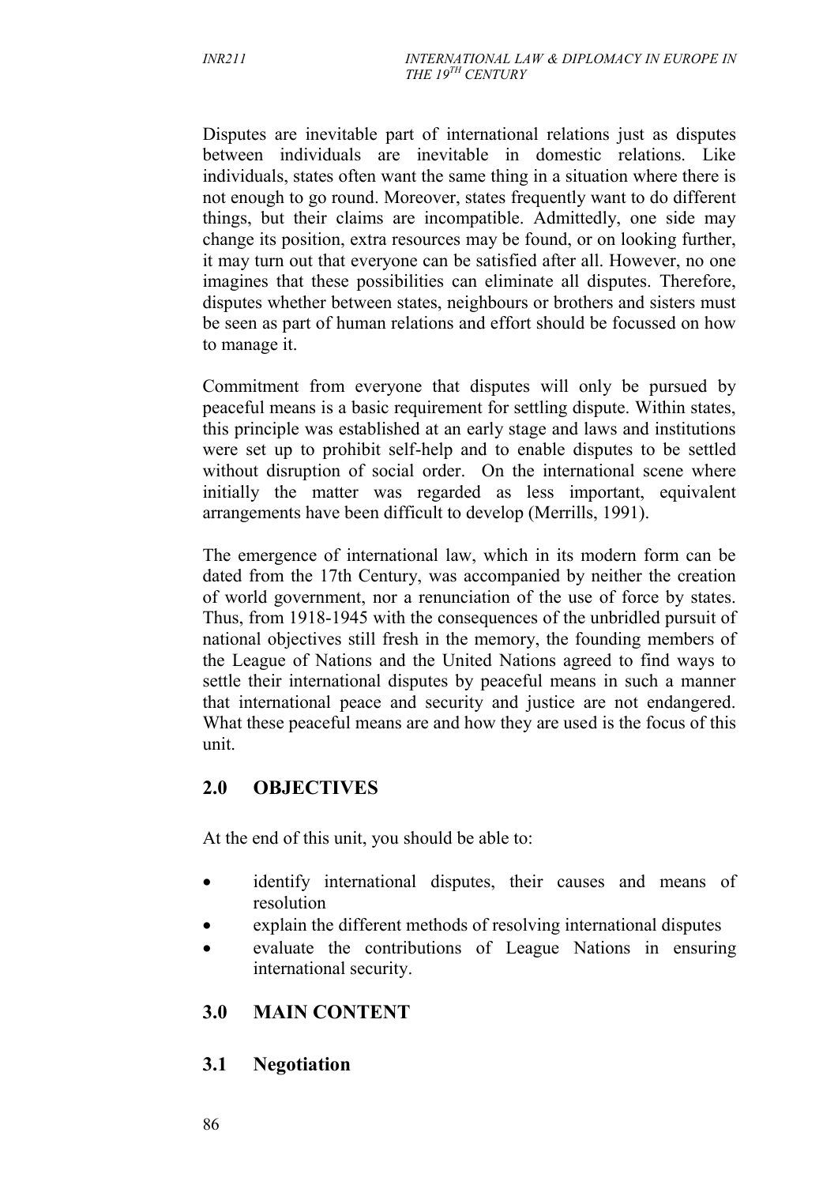Disputes are inevitable part of international relations just as disputes between individuals are inevitable in domestic relations. Like individuals, states often want the same thing in a situation where there is not enough to go round. Moreover, states frequently want to do different things, but their claims are incompatible. Admittedly, one side may change its position, extra resources may be found, or on looking further, it may turn out that everyone can be satisfied after all. However, no one imagines that these possibilities can eliminate all disputes. Therefore, disputes whether between states, neighbours or brothers and sisters must be seen as part of human relations and effort should be focussed on how to manage it.

Commitment from everyone that disputes will only be pursued by peaceful means is a basic requirement for settling dispute. Within states, this principle was established at an early stage and laws and institutions were set up to prohibit self-help and to enable disputes to be settled without disruption of social order. On the international scene where initially the matter was regarded as less important, equivalent arrangements have been difficult to develop (Merrills, 1991).

The emergence of international law, which in its modern form can be dated from the 17th Century, was accompanied by neither the creation of world government, nor a renunciation of the use of force by states. Thus, from 1918-1945 with the consequences of the unbridled pursuit of national objectives still fresh in the memory, the founding members of the League of Nations and the United Nations agreed to find ways to settle their international disputes by peaceful means in such a manner that international peace and security and justice are not endangered. What these peaceful means are and how they are used is the focus of this unit.

## 2.0 OBJECTIVES

At the end of this unit, you should be able to:

- identify international disputes, their causes and means of resolution
- explain the different methods of resolving international disputes
- evaluate the contributions of League Nations in ensuring international security.

## 3.0 MAIN CONTENT

### 3.1 Negotiation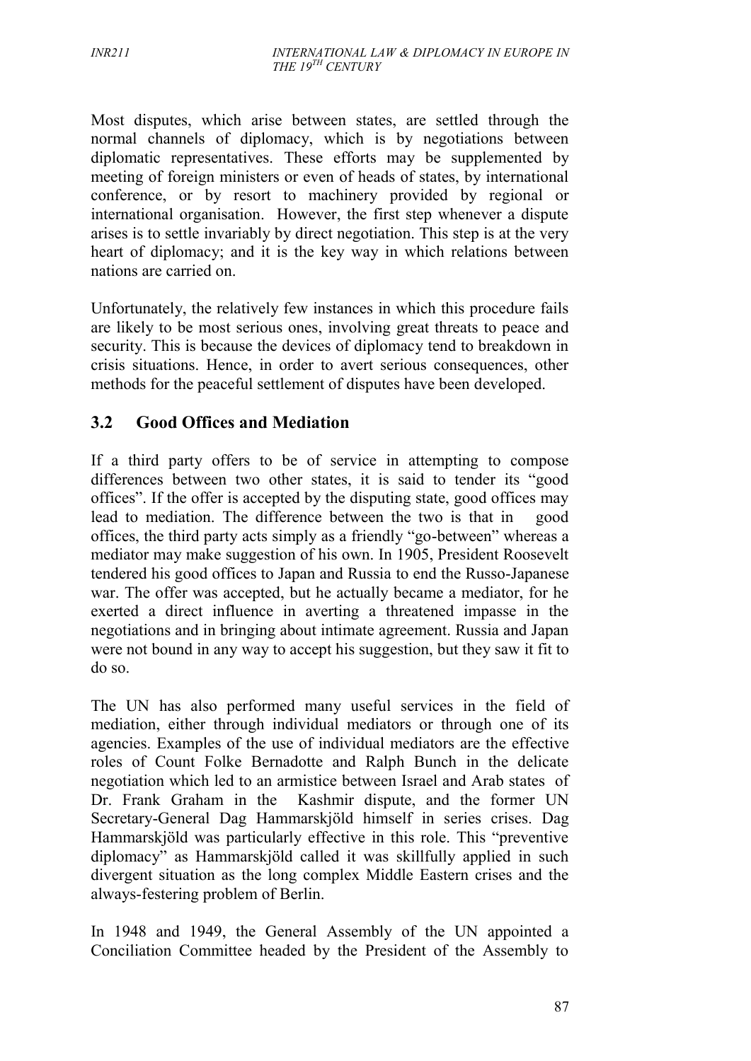Most disputes, which arise between states, are settled through the normal channels of diplomacy, which is by negotiations between diplomatic representatives. These efforts may be supplemented by meeting of foreign ministers or even of heads of states, by international conference, or by resort to machinery provided by regional or international organisation. However, the first step whenever a dispute arises is to settle invariably by direct negotiation. This step is at the very heart of diplomacy; and it is the key way in which relations between nations are carried on.

Unfortunately, the relatively few instances in which this procedure fails are likely to be most serious ones, involving great threats to peace and security. This is because the devices of diplomacy tend to breakdown in crisis situations. Hence, in order to avert serious consequences, other methods for the peaceful settlement of disputes have been developed.

## 3.2 Good Offices and Mediation

If a third party offers to be of service in attempting to compose differences between two other states, it is said to tender its "good offices". If the offer is accepted by the disputing state, good offices may lead to mediation. The difference between the two is that in good offices, the third party acts simply as a friendly "go-between" whereas a mediator may make suggestion of his own. In 1905, President Roosevelt tendered his good offices to Japan and Russia to end the Russo-Japanese war. The offer was accepted, but he actually became a mediator, for he exerted a direct influence in averting a threatened impasse in the negotiations and in bringing about intimate agreement. Russia and Japan were not bound in any way to accept his suggestion, but they saw it fit to do so.

The UN has also performed many useful services in the field of mediation, either through individual mediators or through one of its agencies. Examples of the use of individual mediators are the effective roles of Count Folke Bernadotte and Ralph Bunch in the delicate negotiation which led to an armistice between Israel and Arab states of Dr. Frank Graham in the Kashmir dispute, and the former UN Secretary-General Dag Hammarskjöld himself in series crises. Dag Hammarskjöld was particularly effective in this role. This "preventive diplomacy" as Hammarskjöld called it was skillfully applied in such divergent situation as the long complex Middle Eastern crises and the always-festering problem of Berlin.

In 1948 and 1949, the General Assembly of the UN appointed a Conciliation Committee headed by the President of the Assembly to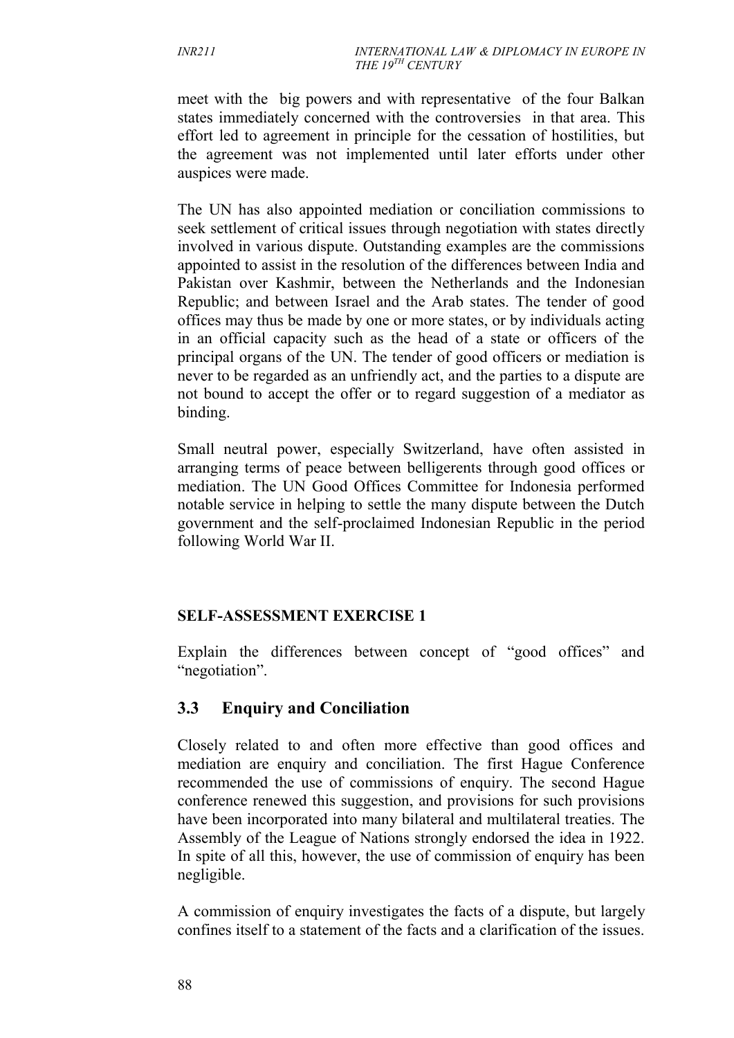meet with the big powers and with representative of the four Balkan states immediately concerned with the controversies in that area. This effort led to agreement in principle for the cessation of hostilities, but the agreement was not implemented until later efforts under other auspices were made.

The UN has also appointed mediation or conciliation commissions to seek settlement of critical issues through negotiation with states directly involved in various dispute. Outstanding examples are the commissions appointed to assist in the resolution of the differences between India and Pakistan over Kashmir, between the Netherlands and the Indonesian Republic; and between Israel and the Arab states. The tender of good offices may thus be made by one or more states, or by individuals acting in an official capacity such as the head of a state or officers of the principal organs of the UN. The tender of good officers or mediation is never to be regarded as an unfriendly act, and the parties to a dispute are not bound to accept the offer or to regard suggestion of a mediator as binding.

Small neutral power, especially Switzerland, have often assisted in arranging terms of peace between belligerents through good offices or mediation. The UN Good Offices Committee for Indonesia performed notable service in helping to settle the many dispute between the Dutch government and the self-proclaimed Indonesian Republic in the period following World War II.

**SELF-ASSESSMENT EXERCISE 1**

Explain the differences between concept of “good offices” and “negotiation”.

## 3.3 Enquiry and Conciliation

Closely related to and often more effective than good offices and mediation are enquiry and conciliation. The first Hague Conference recommended the use of commissions of enquiry. The second Hague conference renewed this suggestion, and provisions for such provisions have been incorporated into many bilateral and multilateral treaties. The Assembly of the League of Nations strongly endorsed the idea in 1922. In spite of all this, however, the use of commission of enquiry has been negligible.

A commission of enquiry investigates the facts of a dispute, but largely confines itself to a statement of the facts and a clarification of the issues.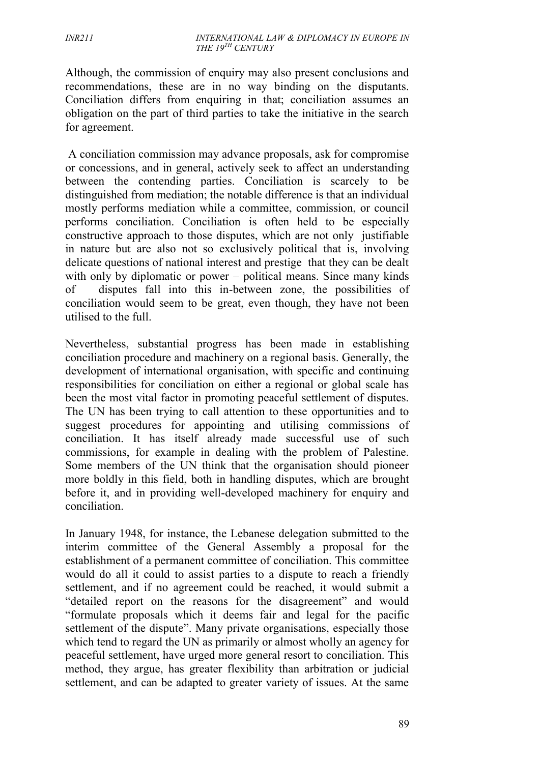Although, the commission of enquiry may also present conclusions and recommendations, these are in no way binding on the disputants. Conciliation differs from enquiring in that; conciliation assumes an obligation on the part of third parties to take the initiative in the search for agreement.

A conciliation commission may advance proposals, ask for compromise or concessions, and in general, actively seek to affect an understanding between the contending parties. Conciliation is scarcely to be distinguished from mediation; the notable difference is that an individual mostly performs mediation while a committee, commission, or council performs conciliation. Conciliation is often held to be especially constructive approach to those disputes, which are not only justifiable in nature but are also not so exclusively political that is, involving delicate questions of national interest and prestige that they can be dealt with only by diplomatic or power – political means. Since many kinds of disputes fall into this in-between zone, the possibilities of conciliation would seem to be great, even though, they have not been utilised to the full.

Nevertheless, substantial progress has been made in establishing conciliation procedure and machinery on a regional basis. Generally, the development of international organisation, with specific and continuing responsibilities for conciliation on either a regional or global scale has been the most vital factor in promoting peaceful settlement of disputes. The UN has been trying to call attention to these opportunities and to suggest procedures for appointing and utilising commissions of conciliation. It has itself already made successful use of such commissions, for example in dealing with the problem of Palestine. Some members of the UN think that the organisation should pioneer more boldly in this field, both in handling disputes, which are brought before it, and in providing well-developed machinery for enquiry and conciliation.

In January 1948, for instance, the Lebanese delegation submitted to the interim committee of the General Assembly a proposal for the establishment of a permanent committee of conciliation. This committee would do all it could to assist parties to a dispute to reach a friendly settlement, and if no agreement could be reached, it would submit a "detailed report on the reasons for the disagreement" and would "formulate proposals which it deems fair and legal for the pacific settlement of the dispute". Many private organisations, especially those which tend to regard the UN as primarily or almost wholly an agency for peaceful settlement, have urged more general resort to conciliation. This method, they argue, has greater flexibility than arbitration or judicial settlement, and can be adapted to greater variety of issues. At the same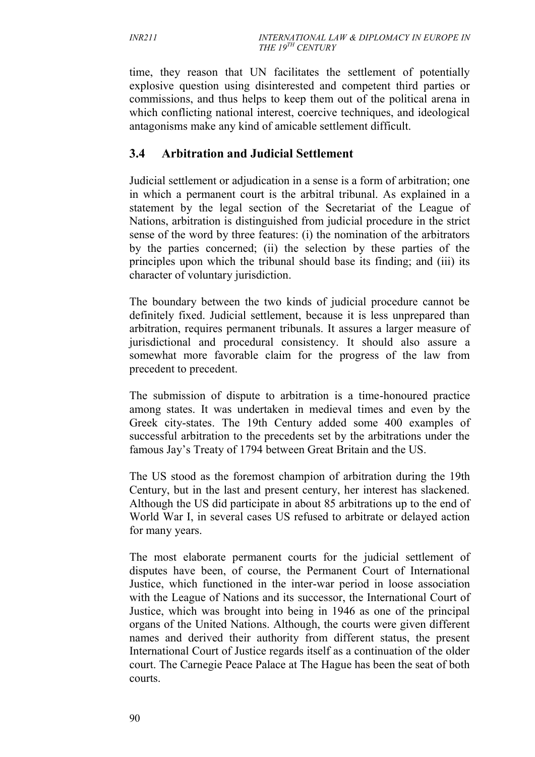time, they reason that UN facilitates the settlement of potentially explosive question using disinterested and competent third parties or commissions, and thus helps to keep them out of the political arena in which conflicting national interest, coercive techniques, and ideological antagonisms make any kind of amicable settlement difficult.

### 3.4 Arbitration and Judicial Settlement

Judicial settlement or adjudication in a sense is a form of arbitration; one in which a permanent court is the arbitral tribunal. As explained in a statement by the legal section of the Secretariat of the League of Nations, arbitration is distinguished from judicial procedure in the strict sense of the word by three features: (i) the nomination of the arbitrators by the parties concerned; (ii) the selection by these parties of the principles upon which the tribunal should base its finding; and (iii) its character of voluntary jurisdiction.

The boundary between the two kinds of judicial procedure cannot be definitely fixed. Judicial settlement, because it is less unprepared than arbitration, requires permanent tribunals. It assures a larger measure of jurisdictional and procedural consistency. It should also assure a somewhat more favorable claim for the progress of the law from precedent to precedent.

The submission of dispute to arbitration is a time-honoured practice among states. It was undertaken in medieval times and even by the Greek city-states. The 19th Century added some 400 examples of successful arbitration to the precedents set by the arbitrations under the famous Jay's Treaty of 1794 between Great Britain and the US.

The US stood as the foremost champion of arbitration during the 19th Century, but in the last and present century, her interest has slackened. Although the US did participate in about 85 arbitrations up to the end of World War I, in several cases US refused to arbitrate or delayed action for many years.

The most elaborate permanent courts for the judicial settlement of disputes have been, of course, the Permanent Court of International Justice, which functioned in the inter-war period in loose association with the League of Nations and its successor, the International Court of Justice, which was brought into being in 1946 as one of the principal organs of the United Nations. Although, the courts were given different names and derived their authority from different status, the present International Court of Justice regards itself as a continuation of the older court. The Carnegie Peace Palace at The Hague has been the seat of both courts.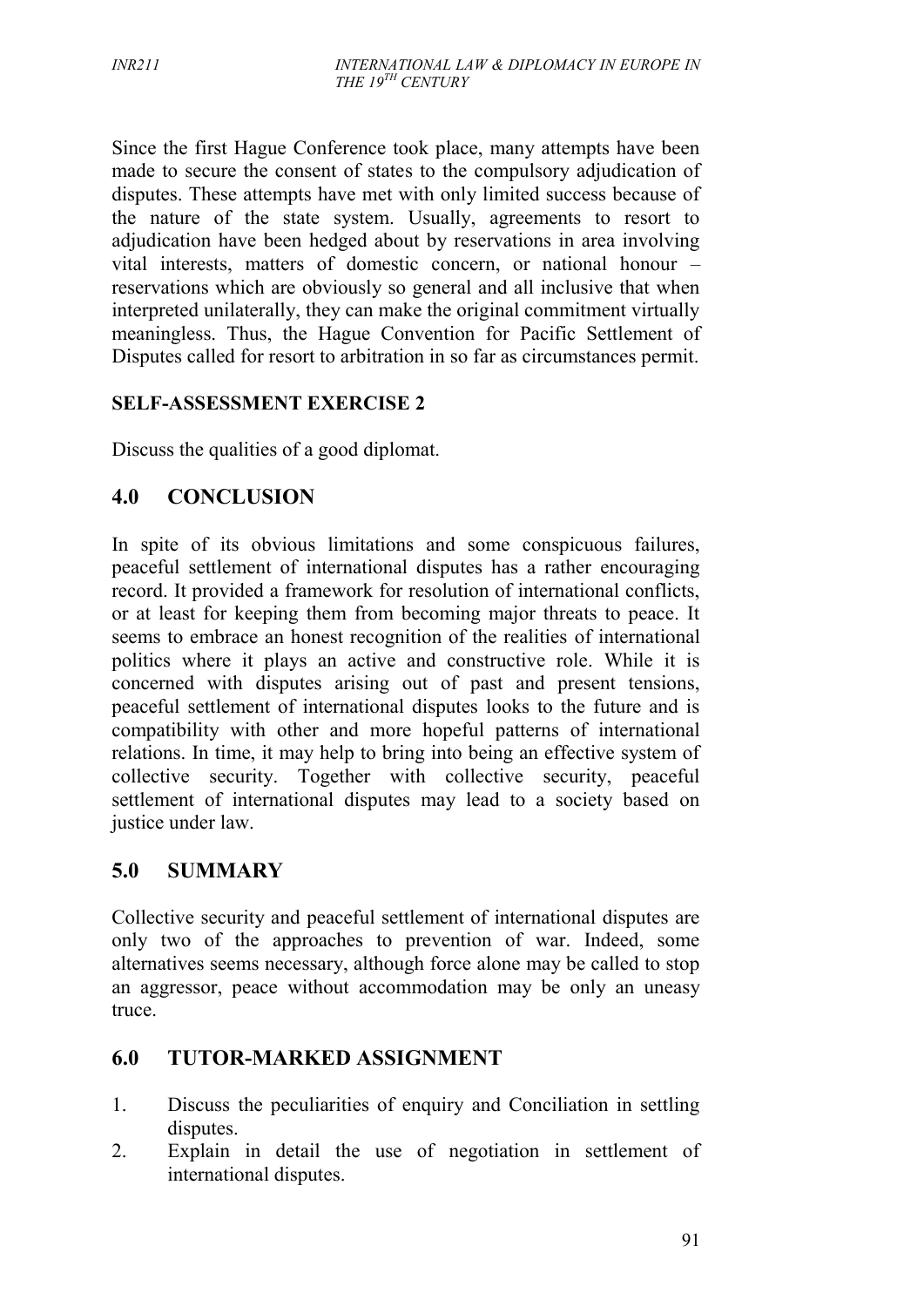Since the first Hague Conference took place, many attempts have been made to secure the consent of states to the compulsory adjudication of disputes. These attempts have met with only limited success because of the nature of the state system. Usually, agreements to resort to adjudication have been hedged about by reservations in area involving vital interests, matters of domestic concern, or national honour – reservations which are obviously so general and all inclusive that when interpreted unilaterally, they can make the original commitment virtually meaningless. Thus, the Hague Convention for Pacific Settlement of Disputes called for resort to arbitration in so far as circumstances permit.

**SELF-ASSESSMENT EXERCISE 2**

Discuss the qualities of a good diplomat.

## 4.0 CONCLUSION

In spite of its obvious limitations and some conspicuous failures, peaceful settlement of international disputes has a rather encouraging record. It provided a framework for resolution of international conflicts, or at least for keeping them from becoming major threats to peace. It seems to embrace an honest recognition of the realities of international politics where it plays an active and constructive role. While it is concerned with disputes arising out of past and present tensions, peaceful settlement of international disputes looks to the future and is compatibility with other and more hopeful patterns of international relations. In time, it may help to bring into being an effective system of collective security. Together with collective security, peaceful settlement of international disputes may lead to a society based on justice under law.

## 5.0 SUMMARY

Collective security and peaceful settlement of international disputes are only two of the approaches to prevention of war. Indeed, some alternatives seems necessary, although force alone may be called to stop an aggressor, peace without accommodation may be only an uneasy truce.

## 6.0 TUTOR-MARKED ASSIGNMENT

1. Discuss the peculiarities of enquiry and Conciliation in settling disputes.
2. Explain in detail the use of negotiation in settlement of international disputes.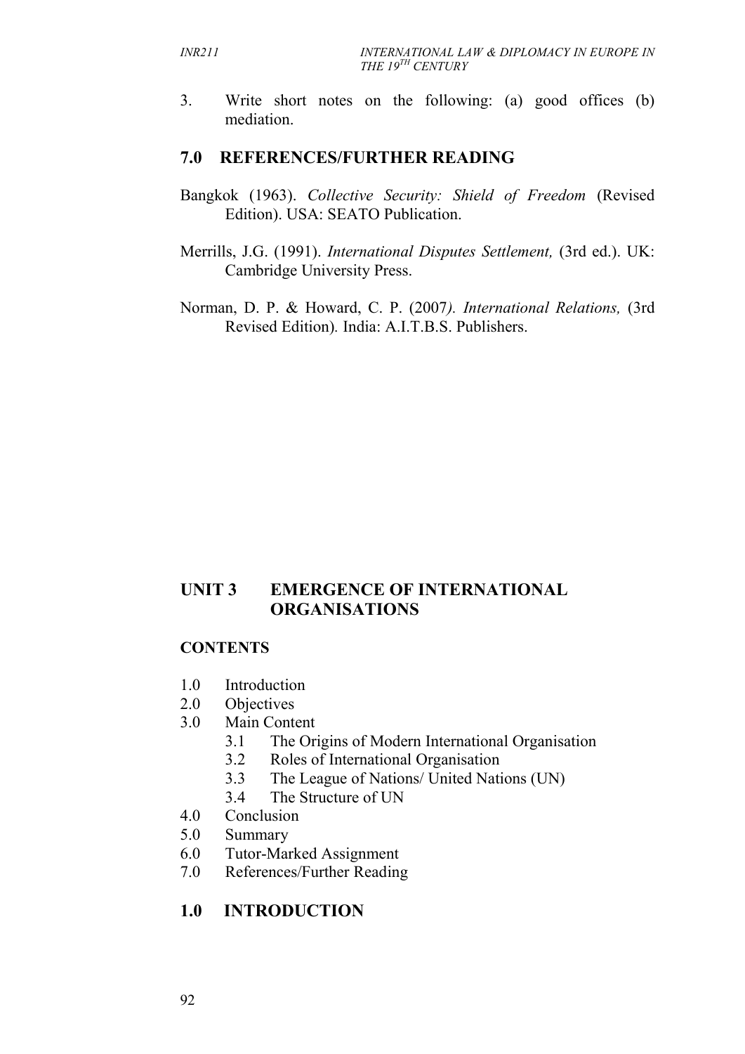3. Write short notes on the following: (a) good offices (b) mediation.

## 7.0 REFERENCES/FURTHER READING

Bangkok (1963). *Collective Security: Shield of Freedom* (Revised Edition). USA: SEATO Publication.

Merrills, J.G. (1991). *International Disputes Settlement,* (3rd ed.). UK: Cambridge University Press.

Norman, D. P. & Howard, C. P. (2007). *International Relations,* (3rd Revised Edition). India: A.I.T.B.S. Publishers.

# UNIT 3 EMERGENCE OF INTERNATIONAL ORGANISATIONS

**CONTENTS**

- 1.0 Introduction
- 2.0 Objectives
- 3.0 Main Content
  - 3.1 The Origins of Modern International Organisation
  - 3.2 Roles of International Organisation
  - 3.3 The League of Nations/ United Nations (UN)
  - 3.4 The Structure of UN
- 4.0 Conclusion
- 5.0 Summary
- 6.0 Tutor-Marked Assignment
- 7.0 References/Further Reading

## 1.0 INTRODUCTION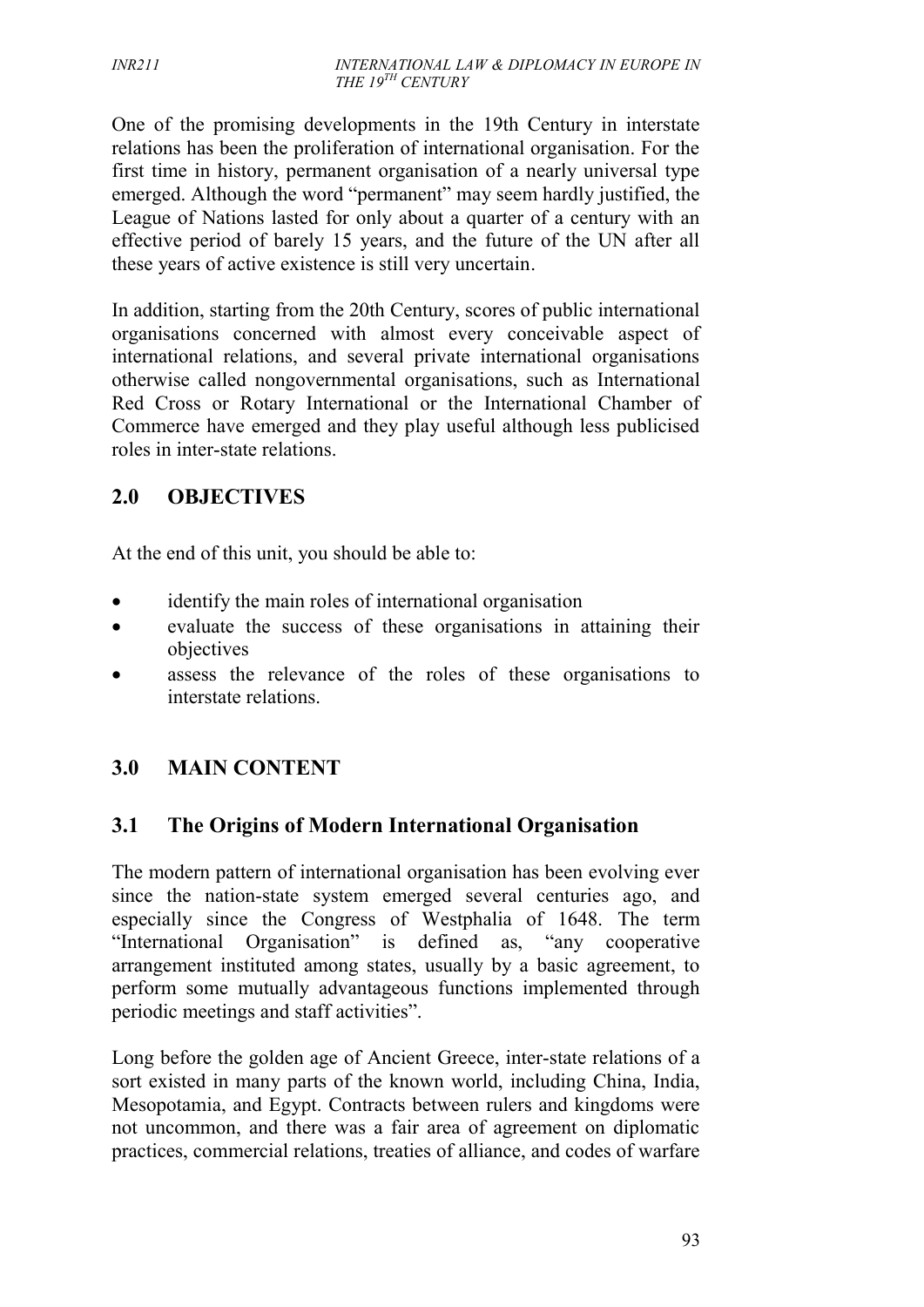One of the promising developments in the 19th Century in interstate relations has been the proliferation of international organisation. For the first time in history, permanent organisation of a nearly universal type emerged. Although the word "permanent" may seem hardly justified, the League of Nations lasted for only about a quarter of a century with an effective period of barely 15 years, and the future of the UN after all these years of active existence is still very uncertain.

In addition, starting from the 20th Century, scores of public international organisations concerned with almost every conceivable aspect of international relations, and several private international organisations otherwise called nongovernmental organisations, such as International Red Cross or Rotary International or the International Chamber of Commerce have emerged and they play useful although less publicised roles in inter-state relations.

## 2.0 OBJECTIVES

At the end of this unit, you should be able to:

- identify the main roles of international organisation
- evaluate the success of these organisations in attaining their objectives
- assess the relevance of the roles of these organisations to interstate relations.

## 3.0 MAIN CONTENT

### 3.1 The Origins of Modern International Organisation

The modern pattern of international organisation has been evolving ever since the nation-state system emerged several centuries ago, and especially since the Congress of Westphalia of 1648. The term "International Organisation" is defined as, "any cooperative arrangement instituted among states, usually by a basic agreement, to perform some mutually advantageous functions implemented through periodic meetings and staff activities".

Long before the golden age of Ancient Greece, inter-state relations of a sort existed in many parts of the known world, including China, India, Mesopotamia, and Egypt. Contracts between rulers and kingdoms were not uncommon, and there was a fair area of agreement on diplomatic practices, commercial relations, treaties of alliance, and codes of warfare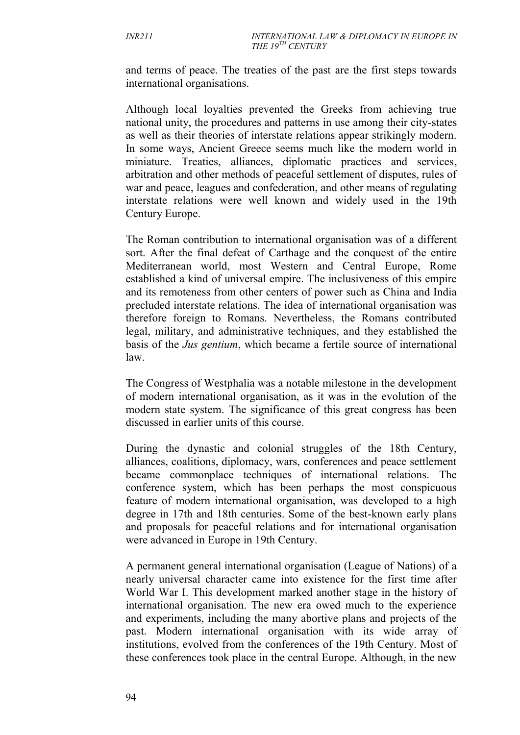and terms of peace. The treaties of the past are the first steps towards international organisations.

Although local loyalties prevented the Greeks from achieving true national unity, the procedures and patterns in use among their city-states as well as their theories of interstate relations appear strikingly modern. In some ways, Ancient Greece seems much like the modern world in miniature. Treaties, alliances, diplomatic practices and services, arbitration and other methods of peaceful settlement of disputes, rules of war and peace, leagues and confederation, and other means of regulating interstate relations were well known and widely used in the 19th Century Europe.

The Roman contribution to international organisation was of a different sort. After the final defeat of Carthage and the conquest of the entire Mediterranean world, most Western and Central Europe, Rome established a kind of universal empire. The inclusiveness of this empire and its remoteness from other centers of power such as China and India precluded interstate relations. The idea of international organisation was therefore foreign to Romans. Nevertheless, the Romans contributed legal, military, and administrative techniques, and they established the basis of the *Jus gentium*, which became a fertile source of international law.

The Congress of Westphalia was a notable milestone in the development of modern international organisation, as it was in the evolution of the modern state system. The significance of this great congress has been discussed in earlier units of this course.

During the dynastic and colonial struggles of the 18th Century, alliances, coalitions, diplomacy, wars, conferences and peace settlement became commonplace techniques of international relations. The conference system, which has been perhaps the most conspicuous feature of modern international organisation, was developed to a high degree in 17th and 18th centuries. Some of the best-known early plans and proposals for peaceful relations and for international organisation were advanced in Europe in 19th Century.

A permanent general international organisation (League of Nations) of a nearly universal character came into existence for the first time after World War I. This development marked another stage in the history of international organisation. The new era owed much to the experience and experiments, including the many abortive plans and projects of the past. Modern international organisation with its wide array of institutions, evolved from the conferences of the 19th Century. Most of these conferences took place in the central Europe. Although, in the new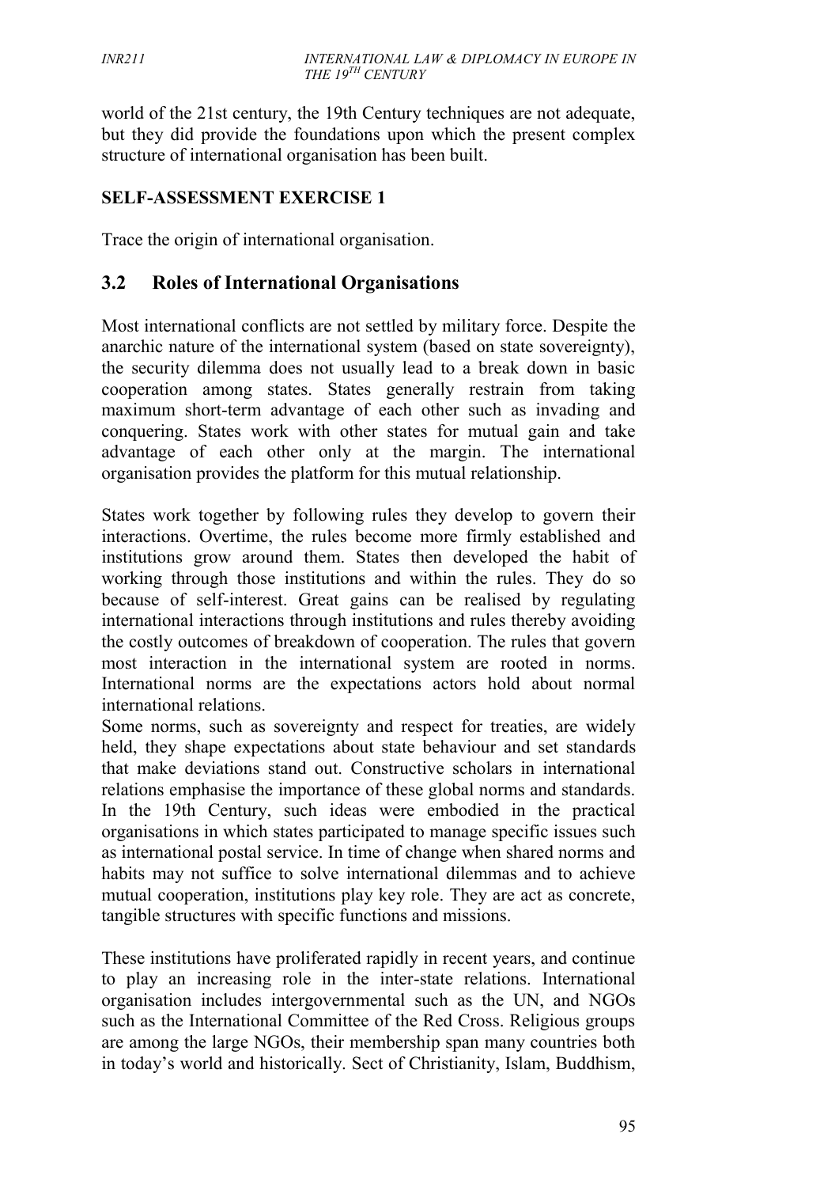world of the 21st century, the 19th Century techniques are not adequate, but they did provide the foundations upon which the present complex structure of international organisation has been built.

**SELF-ASSESSMENT EXERCISE 1**

Trace the origin of international organisation.

## 3.2 Roles of International Organisations

Most international conflicts are not settled by military force. Despite the anarchic nature of the international system (based on state sovereignty), the security dilemma does not usually lead to a break down in basic cooperation among states. States generally restrain from taking maximum short-term advantage of each other such as invading and conquering. States work with other states for mutual gain and take advantage of each other only at the margin. The international organisation provides the platform for this mutual relationship.

States work together by following rules they develop to govern their interactions. Overtime, the rules become more firmly established and institutions grow around them. States then developed the habit of working through those institutions and within the rules. They do so because of self-interest. Great gains can be realised by regulating international interactions through institutions and rules thereby avoiding the costly outcomes of breakdown of cooperation. The rules that govern most interaction in the international system are rooted in norms. International norms are the expectations actors hold about normal international relations.

Some norms, such as sovereignty and respect for treaties, are widely held, they shape expectations about state behaviour and set standards that make deviations stand out. Constructive scholars in international relations emphasise the importance of these global norms and standards. In the 19th Century, such ideas were embodied in the practical organisations in which states participated to manage specific issues such as international postal service. In time of change when shared norms and habits may not suffice to solve international dilemmas and to achieve mutual cooperation, institutions play key role. They are act as concrete, tangible structures with specific functions and missions.

These institutions have proliferated rapidly in recent years, and continue to play an increasing role in the inter-state relations. International organisation includes intergovernmental such as the UN, and NGOs such as the International Committee of the Red Cross. Religious groups are among the large NGOs, their membership span many countries both in today's world and historically. Sect of Christianity, Islam, Buddhism,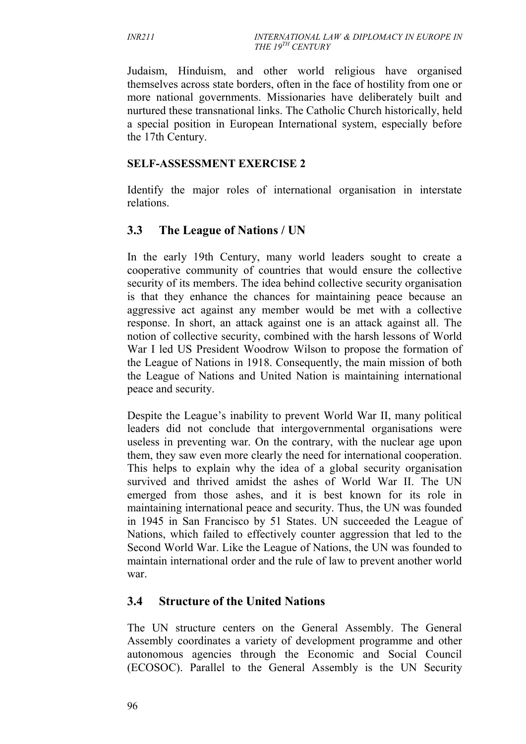Judaism, Hinduism, and other world religious have organised themselves across state borders, often in the face of hostility from one or more national governments. Missionaries have deliberately built and nurtured these transnational links. The Catholic Church historically, held a special position in European International system, especially before the 17th Century.

**SELF-ASSESSMENT EXERCISE 2**

Identify the major roles of international organisation in interstate relations.

## 3.3 The League of Nations / UN

In the early 19th Century, many world leaders sought to create a cooperative community of countries that would ensure the collective security of its members. The idea behind collective security organisation is that they enhance the chances for maintaining peace because an aggressive act against any member would be met with a collective response. In short, an attack against one is an attack against all. The notion of collective security, combined with the harsh lessons of World War I led US President Woodrow Wilson to propose the formation of the League of Nations in 1918. Consequently, the main mission of both the League of Nations and United Nation is maintaining international peace and security.

Despite the League's inability to prevent World War II, many political leaders did not conclude that intergovernmental organisations were useless in preventing war. On the contrary, with the nuclear age upon them, they saw even more clearly the need for international cooperation. This helps to explain why the idea of a global security organisation survived and thrived amidst the ashes of World War II. The UN emerged from those ashes, and it is best known for its role in maintaining international peace and security. Thus, the UN was founded in 1945 in San Francisco by 51 States. UN succeeded the League of Nations, which failed to effectively counter aggression that led to the Second World War. Like the League of Nations, the UN was founded to maintain international order and the rule of law to prevent another world war.

## 3.4 Structure of the United Nations

The UN structure centers on the General Assembly. The General Assembly coordinates a variety of development programme and other autonomous agencies through the Economic and Social Council (ECOSOC). Parallel to the General Assembly is the UN Security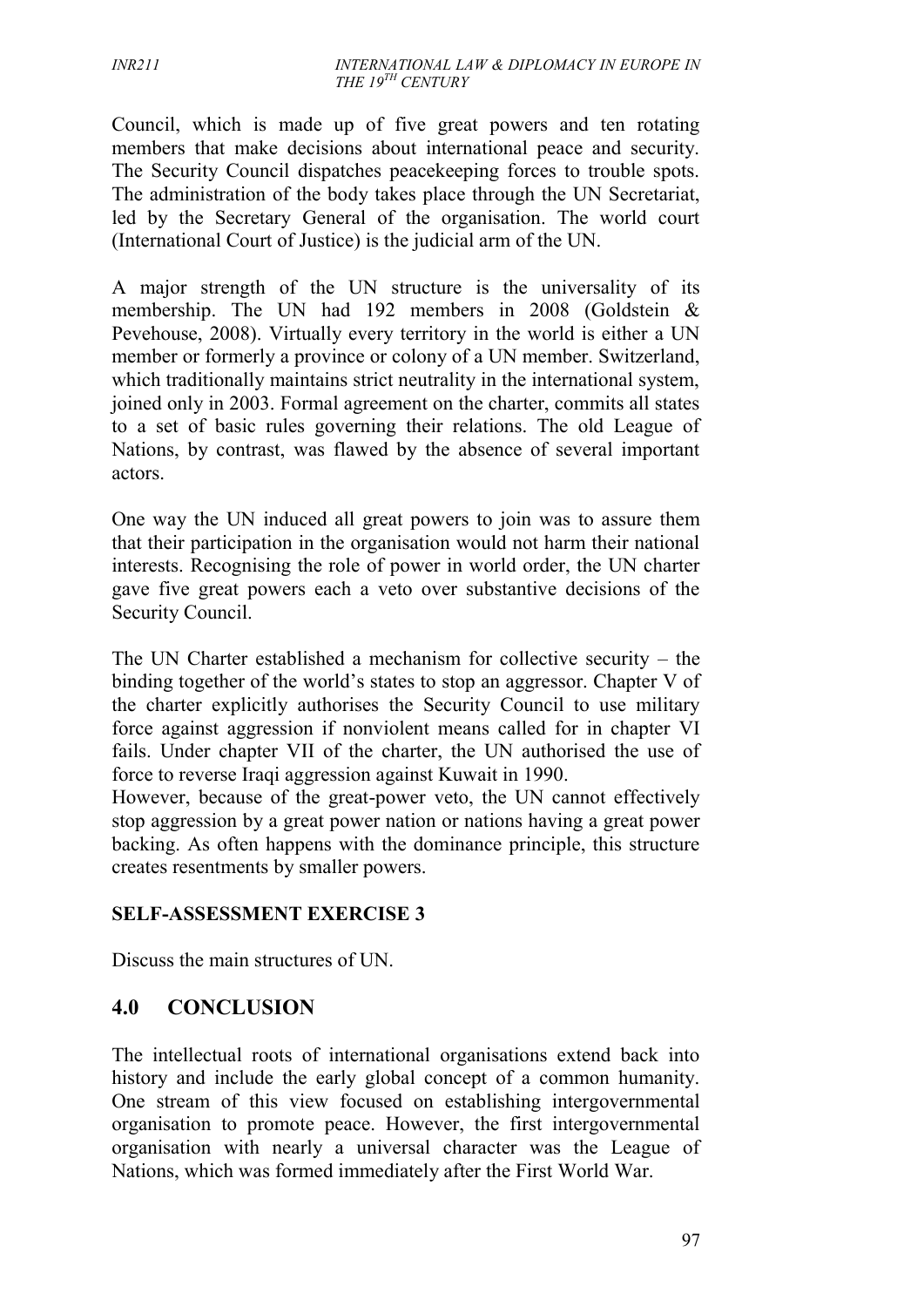Council, which is made up of five great powers and ten rotating members that make decisions about international peace and security. The Security Council dispatches peacekeeping forces to trouble spots. The administration of the body takes place through the UN Secretariat, led by the Secretary General of the organisation. The world court (International Court of Justice) is the judicial arm of the UN.

A major strength of the UN structure is the universality of its membership. The UN had 192 members in 2008 (Goldstein & Pevehouse, 2008). Virtually every territory in the world is either a UN member or formerly a province or colony of a UN member. Switzerland, which traditionally maintains strict neutrality in the international system, joined only in 2003. Formal agreement on the charter, commits all states to a set of basic rules governing their relations. The old League of Nations, by contrast, was flawed by the absence of several important actors.

One way the UN induced all great powers to join was to assure them that their participation in the organisation would not harm their national interests. Recognising the role of power in world order, the UN charter gave five great powers each a veto over substantive decisions of the Security Council.

The UN Charter established a mechanism for collective security – the binding together of the world's states to stop an aggressor. Chapter V of the charter explicitly authorises the Security Council to use military force against aggression if nonviolent means called for in chapter VI fails. Under chapter VII of the charter, the UN authorised the use of force to reverse Iraqi aggression against Kuwait in 1990.

However, because of the great-power veto, the UN cannot effectively stop aggression by a great power nation or nations having a great power backing. As often happens with the dominance principle, this structure creates resentments by smaller powers.

**SELF-ASSESSMENT EXERCISE 3**

Discuss the main structures of UN.

## 4.0 CONCLUSION

The intellectual roots of international organisations extend back into history and include the early global concept of a common humanity. One stream of this view focused on establishing intergovernmental organisation to promote peace. However, the first intergovernmental organisation with nearly a universal character was the League of Nations, which was formed immediately after the First World War.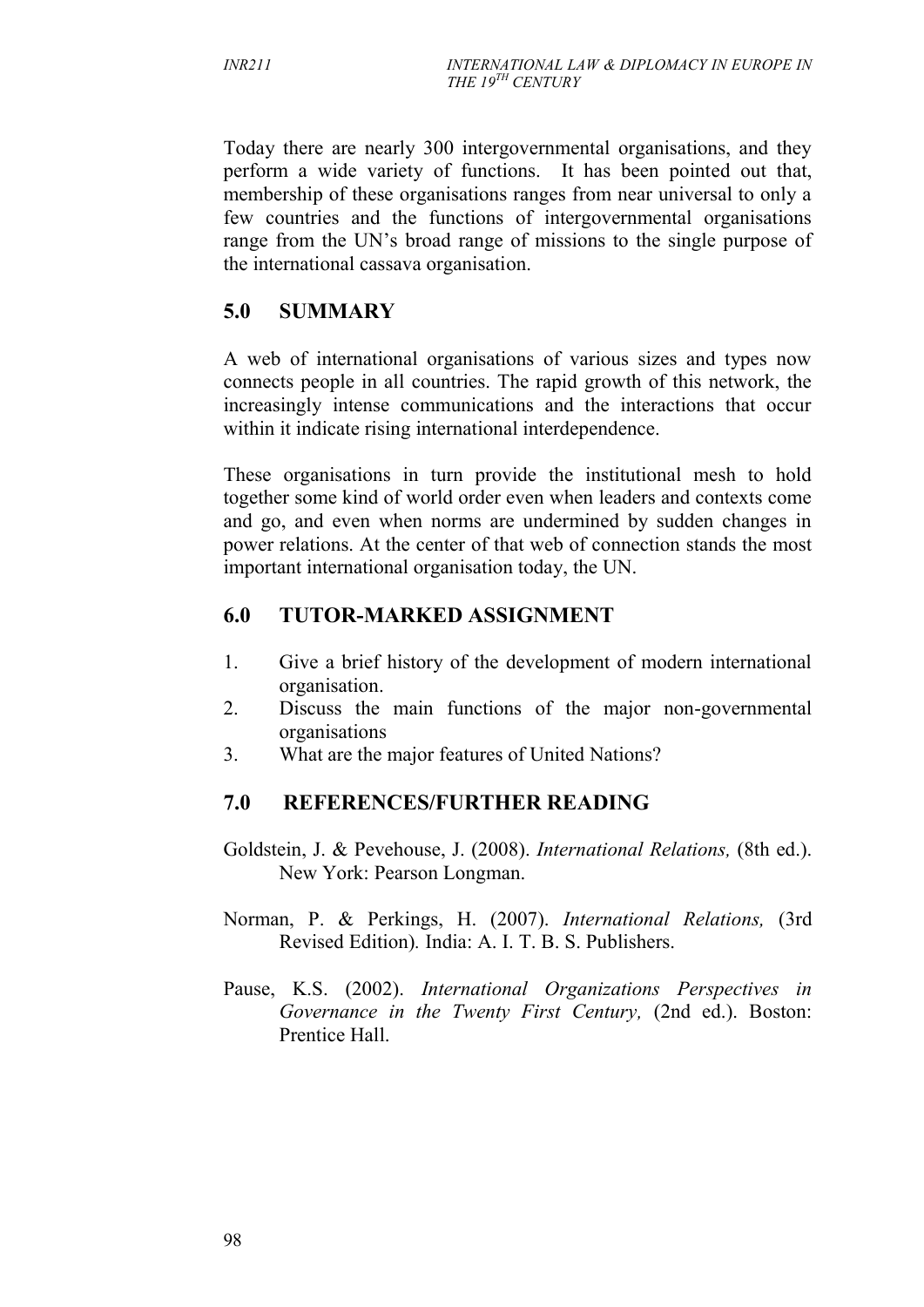Today there are nearly 300 intergovernmental organisations, and they perform a wide variety of functions. It has been pointed out that, membership of these organisations ranges from near universal to only a few countries and the functions of intergovernmental organisations range from the UN's broad range of missions to the single purpose of the international cassava organisation.

## 5.0 SUMMARY

A web of international organisations of various sizes and types now connects people in all countries. The rapid growth of this network, the increasingly intense communications and the interactions that occur within it indicate rising international interdependence.

These organisations in turn provide the institutional mesh to hold together some kind of world order even when leaders and contexts come and go, and even when norms are undermined by sudden changes in power relations. At the center of that web of connection stands the most important international organisation today, the UN.

## 6.0 TUTOR-MARKED ASSIGNMENT

1. Give a brief history of the development of modern international organisation.
2. Discuss the main functions of the major non-governmental organisations
3. What are the major features of United Nations?

## 7.0 REFERENCES/FURTHER READING

Goldstein, J. & Pevehouse, J. (2008). *International Relations,* (8th ed.). New York: Pearson Longman.

Norman, P. & Perkings, H. (2007). *International Relations,* (3rd Revised Edition). India: A. I. T. B. S. Publishers.

Pause, K.S. (2002). *International Organizations Perspectives in Governance in the Twenty First Century,* (2nd ed.). Boston: Prentice Hall.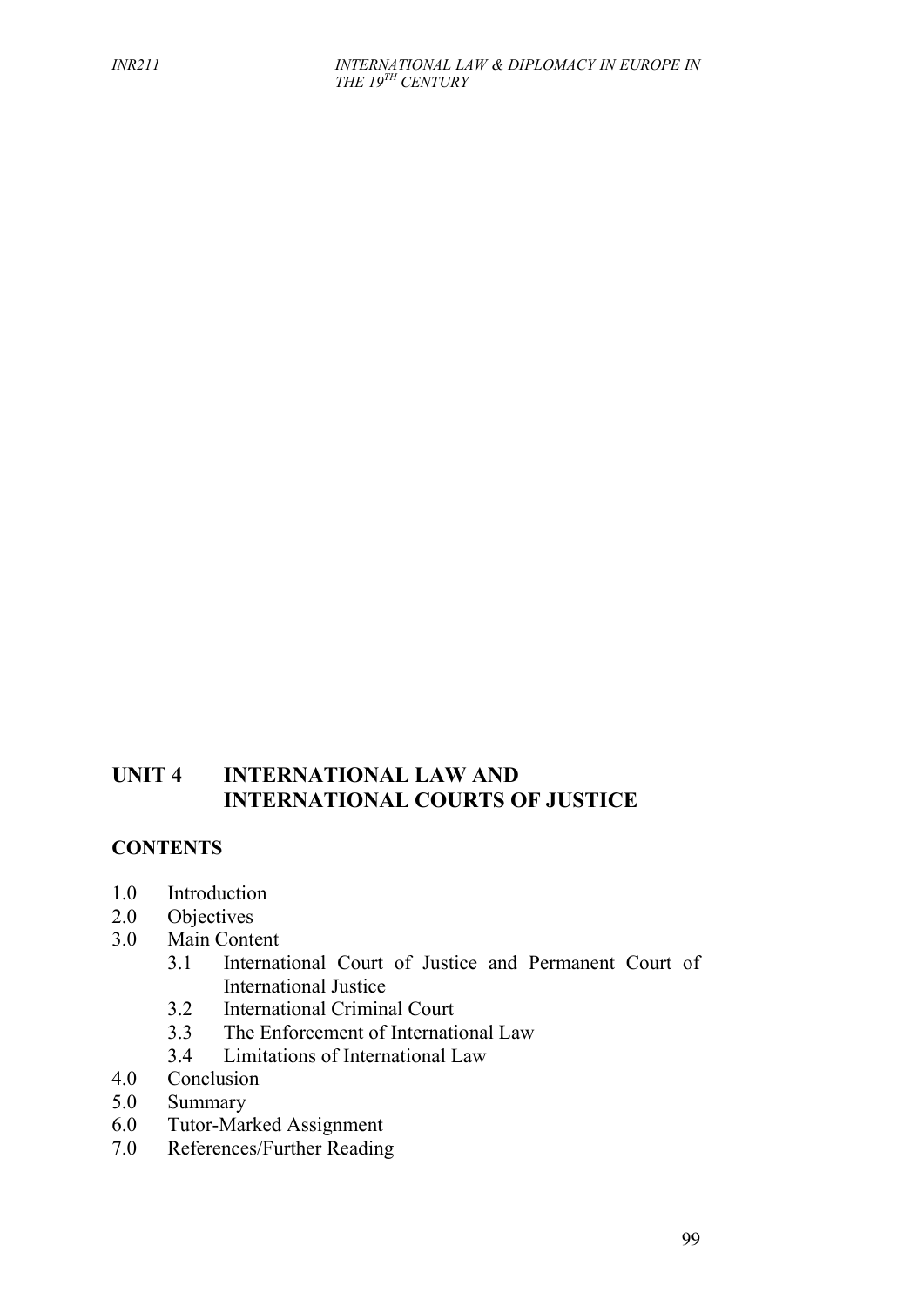# UNIT 4 INTERNATIONAL LAW AND INTERNATIONAL COURTS OF JUSTICE

**CONTENTS**

1.0 Introduction
2.0 Objectives
3.0 Main Content
   3.1 International Court of Justice and Permanent Court of International Justice
   3.2 International Criminal Court
   3.3 The Enforcement of International Law
   3.4 Limitations of International Law
4.0 Conclusion
5.0 Summary
6.0 Tutor-Marked Assignment
7.0 References/Further Reading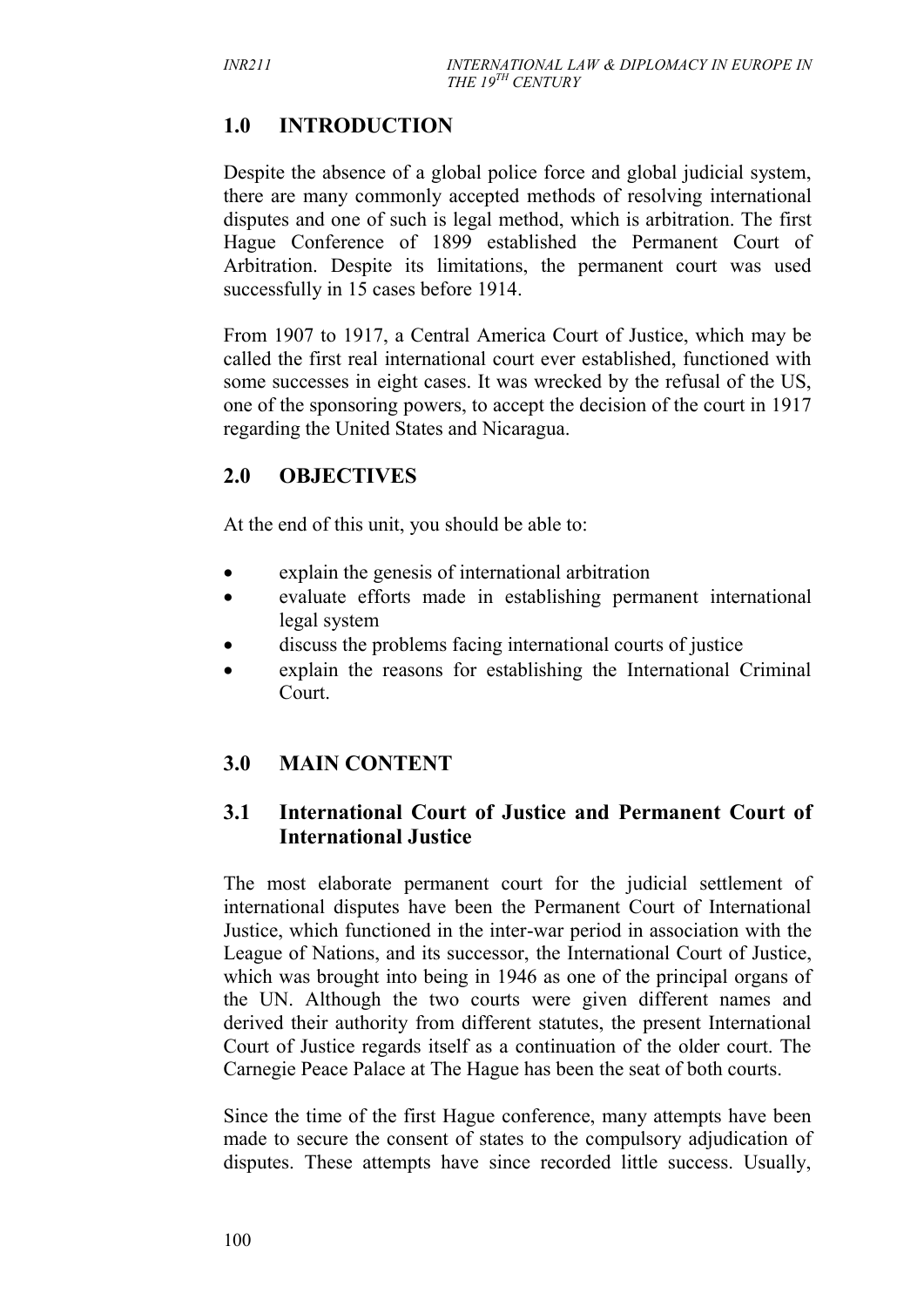## 1.0 INTRODUCTION

Despite the absence of a global police force and global judicial system, there are many commonly accepted methods of resolving international disputes and one of such is legal method, which is arbitration. The first Hague Conference of 1899 established the Permanent Court of Arbitration. Despite its limitations, the permanent court was used successfully in 15 cases before 1914.

From 1907 to 1917, a Central America Court of Justice, which may be called the first real international court ever established, functioned with some successes in eight cases. It was wrecked by the refusal of the US, one of the sponsoring powers, to accept the decision of the court in 1917 regarding the United States and Nicaragua.

## 2.0 OBJECTIVES

At the end of this unit, you should be able to:

- explain the genesis of international arbitration
- evaluate efforts made in establishing permanent international legal system
- discuss the problems facing international courts of justice
- explain the reasons for establishing the International Criminal Court.

## 3.0 MAIN CONTENT

### 3.1 International Court of Justice and Permanent Court of International Justice

The most elaborate permanent court for the judicial settlement of international disputes have been the Permanent Court of International Justice, which functioned in the inter-war period in association with the League of Nations, and its successor, the International Court of Justice, which was brought into being in 1946 as one of the principal organs of the UN. Although the two courts were given different names and derived their authority from different statutes, the present International Court of Justice regards itself as a continuation of the older court. The Carnegie Peace Palace at The Hague has been the seat of both courts.

Since the time of the first Hague conference, many attempts have been made to secure the consent of states to the compulsory adjudication of disputes. These attempts have since recorded little success. Usually,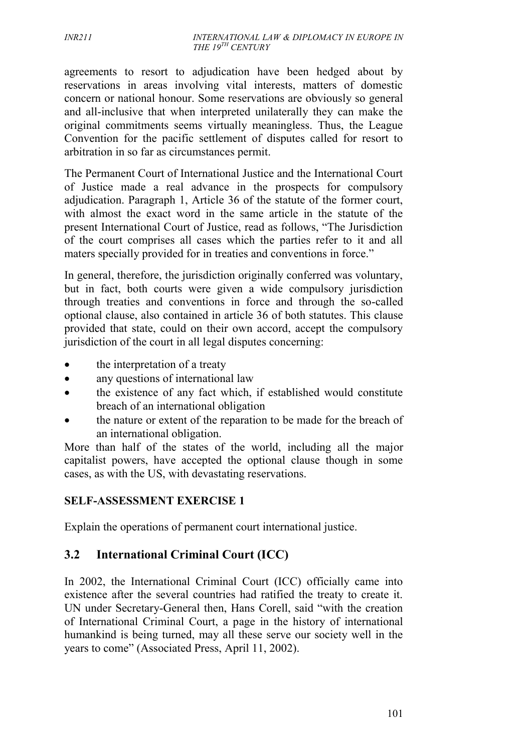agreements to resort to adjudication have been hedged about by reservations in areas involving vital interests, matters of domestic concern or national honour. Some reservations are obviously so general and all-inclusive that when interpreted unilaterally they can make the original commitments seems virtually meaningless. Thus, the League Convention for the pacific settlement of disputes called for resort to arbitration in so far as circumstances permit.

The Permanent Court of International Justice and the International Court of Justice made a real advance in the prospects for compulsory adjudication. Paragraph 1, Article 36 of the statute of the former court, with almost the exact word in the same article in the statute of the present International Court of Justice, read as follows, "The Jurisdiction of the court comprises all cases which the parties refer to it and all maters specially provided for in treaties and conventions in force."

In general, therefore, the jurisdiction originally conferred was voluntary, but in fact, both courts were given a wide compulsory jurisdiction through treaties and conventions in force and through the so-called optional clause, also contained in article 36 of both statutes. This clause provided that state, could on their own accord, accept the compulsory jurisdiction of the court in all legal disputes concerning:

- the interpretation of a treaty
- any questions of international law
- the existence of any fact which, if established would constitute breach of an international obligation
- the nature or extent of the reparation to be made for the breach of an international obligation.

More than half of the states of the world, including all the major capitalist powers, have accepted the optional clause though in some cases, as with the US, with devastating reservations.

**SELF-ASSESSMENT EXERCISE 1**

Explain the operations of permanent court international justice.

## 3.2 International Criminal Court (ICC)

In 2002, the International Criminal Court (ICC) officially came into existence after the several countries had ratified the treaty to create it. UN under Secretary-General then, Hans Corell, said "with the creation of International Criminal Court, a page in the history of international humankind is being turned, may all these serve our society well in the years to come" (Associated Press, April 11, 2002).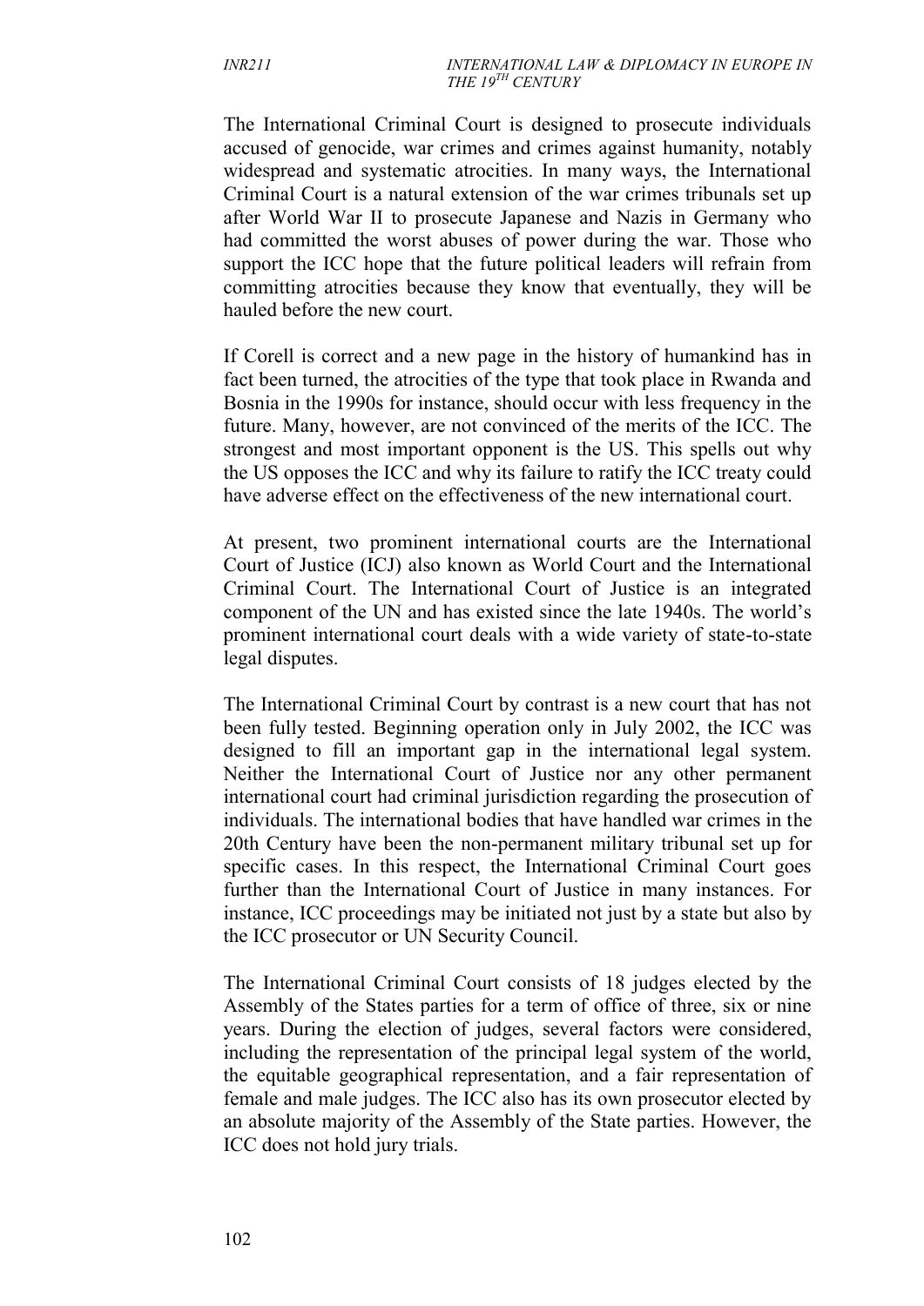The International Criminal Court is designed to prosecute individuals accused of genocide, war crimes and crimes against humanity, notably widespread and systematic atrocities. In many ways, the International Criminal Court is a natural extension of the war crimes tribunals set up after World War II to prosecute Japanese and Nazis in Germany who had committed the worst abuses of power during the war. Those who support the ICC hope that the future political leaders will refrain from committing atrocities because they know that eventually, they will be hauled before the new court.

If Corell is correct and a new page in the history of humankind has in fact been turned, the atrocities of the type that took place in Rwanda and Bosnia in the 1990s for instance, should occur with less frequency in the future. Many, however, are not convinced of the merits of the ICC. The strongest and most important opponent is the US. This spells out why the US opposes the ICC and why its failure to ratify the ICC treaty could have adverse effect on the effectiveness of the new international court.

At present, two prominent international courts are the International Court of Justice (ICJ) also known as World Court and the International Criminal Court. The International Court of Justice is an integrated component of the UN and has existed since the late 1940s. The world's prominent international court deals with a wide variety of state-to-state legal disputes.

The International Criminal Court by contrast is a new court that has not been fully tested. Beginning operation only in July 2002, the ICC was designed to fill an important gap in the international legal system. Neither the International Court of Justice nor any other permanent international court had criminal jurisdiction regarding the prosecution of individuals. The international bodies that have handled war crimes in the 20th Century have been the non-permanent military tribunal set up for specific cases. In this respect, the International Criminal Court goes further than the International Court of Justice in many instances. For instance, ICC proceedings may be initiated not just by a state but also by the ICC prosecutor or UN Security Council.

The International Criminal Court consists of 18 judges elected by the Assembly of the States parties for a term of office of three, six or nine years. During the election of judges, several factors were considered, including the representation of the principal legal system of the world, the equitable geographical representation, and a fair representation of female and male judges. The ICC also has its own prosecutor elected by an absolute majority of the Assembly of the State parties. However, the ICC does not hold jury trials.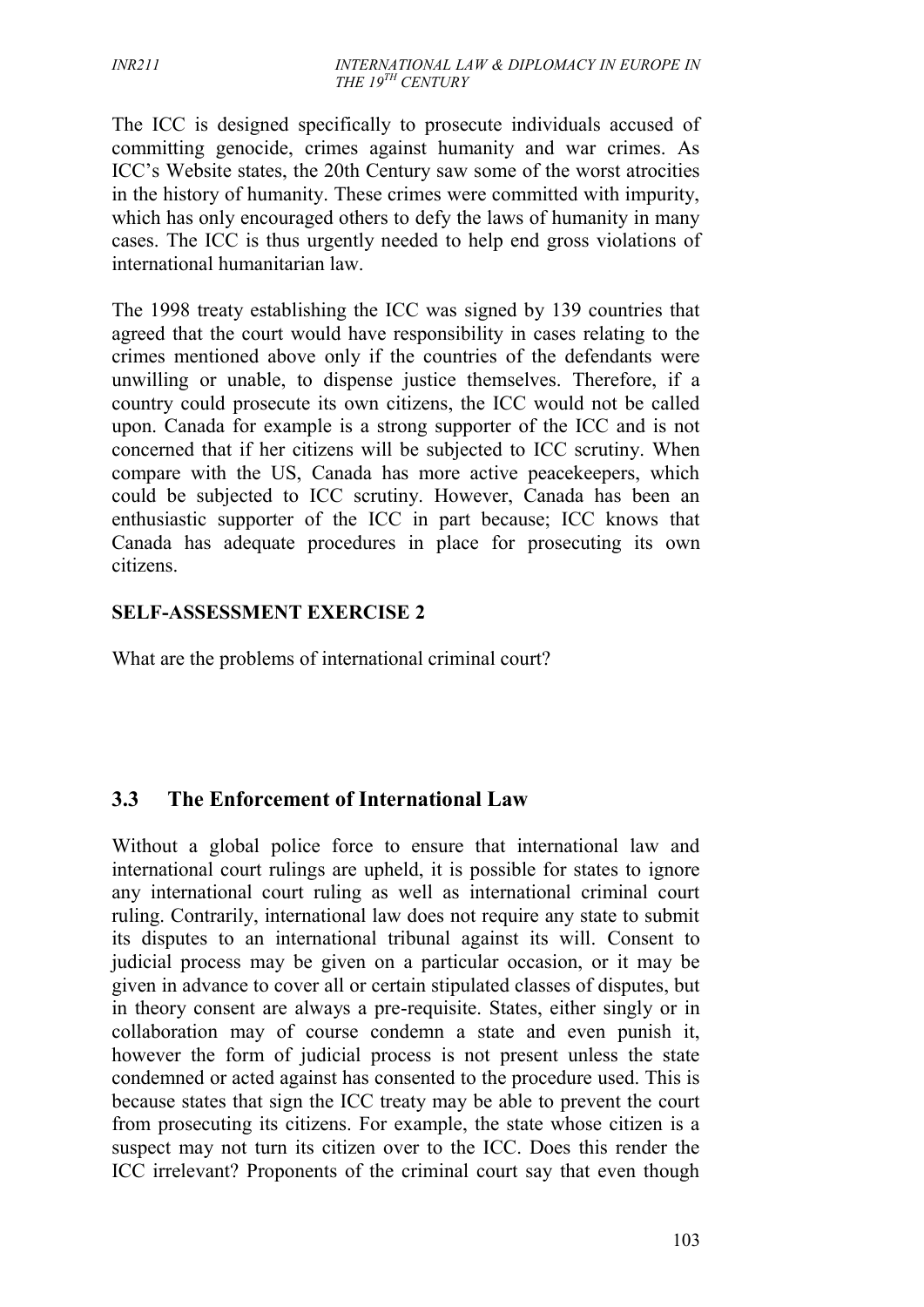The ICC is designed specifically to prosecute individuals accused of committing genocide, crimes against humanity and war crimes. As ICC's Website states, the 20th Century saw some of the worst atrocities in the history of humanity. These crimes were committed with impurity, which has only encouraged others to defy the laws of humanity in many cases. The ICC is thus urgently needed to help end gross violations of international humanitarian law.

The 1998 treaty establishing the ICC was signed by 139 countries that agreed that the court would have responsibility in cases relating to the crimes mentioned above only if the countries of the defendants were unwilling or unable, to dispense justice themselves. Therefore, if a country could prosecute its own citizens, the ICC would not be called upon. Canada for example is a strong supporter of the ICC and is not concerned that if her citizens will be subjected to ICC scrutiny. When compare with the US, Canada has more active peacekeepers, which could be subjected to ICC scrutiny. However, Canada has been an enthusiastic supporter of the ICC in part because; ICC knows that Canada has adequate procedures in place for prosecuting its own citizens.

**SELF-ASSESSMENT EXERCISE 2**

What are the problems of international criminal court?

## 3.3 The Enforcement of International Law

Without a global police force to ensure that international law and international court rulings are upheld, it is possible for states to ignore any international court ruling as well as international criminal court ruling. Contrarily, international law does not require any state to submit its disputes to an international tribunal against its will. Consent to judicial process may be given on a particular occasion, or it may be given in advance to cover all or certain stipulated classes of disputes, but in theory consent are always a pre-requisite. States, either singly or in collaboration may of course condemn a state and even punish it, however the form of judicial process is not present unless the state condemned or acted against has consented to the procedure used. This is because states that sign the ICC treaty may be able to prevent the court from prosecuting its citizens. For example, the state whose citizen is a suspect may not turn its citizen over to the ICC. Does this render the ICC irrelevant? Proponents of the criminal court say that even though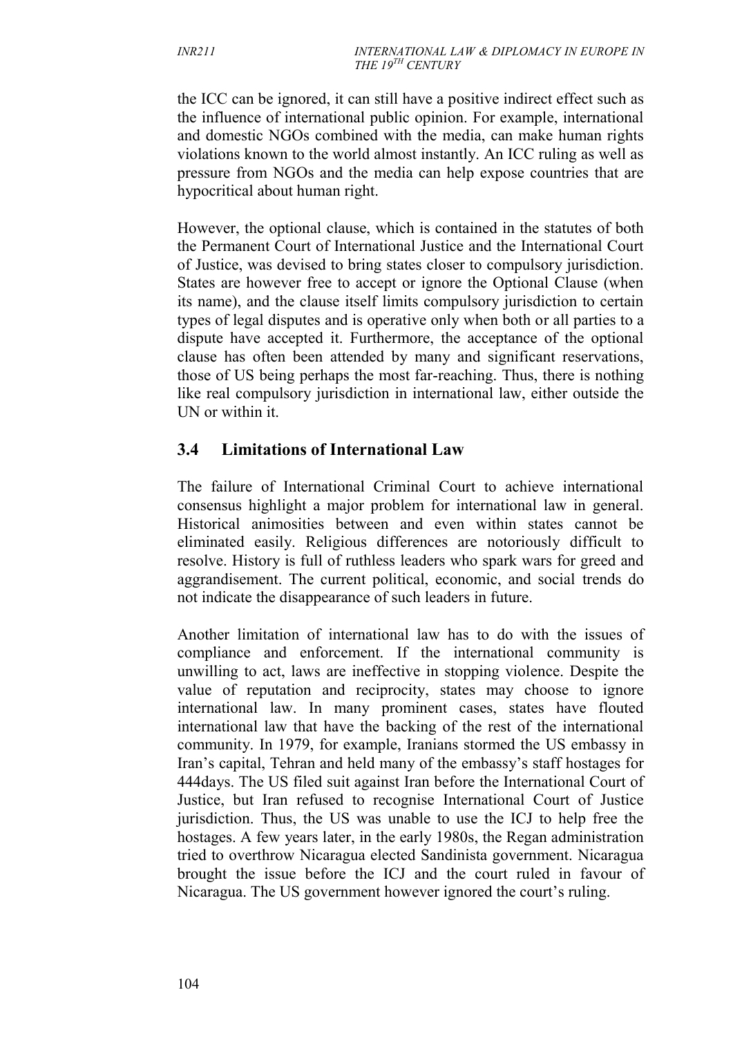the ICC can be ignored, it can still have a positive indirect effect such as the influence of international public opinion. For example, international and domestic NGOs combined with the media, can make human rights violations known to the world almost instantly. An ICC ruling as well as pressure from NGOs and the media can help expose countries that are hypocritical about human right.

However, the optional clause, which is contained in the statutes of both the Permanent Court of International Justice and the International Court of Justice, was devised to bring states closer to compulsory jurisdiction. States are however free to accept or ignore the Optional Clause (when its name), and the clause itself limits compulsory jurisdiction to certain types of legal disputes and is operative only when both or all parties to a dispute have accepted it. Furthermore, the acceptance of the optional clause has often been attended by many and significant reservations, those of US being perhaps the most far-reaching. Thus, there is nothing like real compulsory jurisdiction in international law, either outside the UN or within it.

## 3.4 Limitations of International Law

The failure of International Criminal Court to achieve international consensus highlight a major problem for international law in general. Historical animosities between and even within states cannot be eliminated easily. Religious differences are notoriously difficult to resolve. History is full of ruthless leaders who spark wars for greed and aggrandisement. The current political, economic, and social trends do not indicate the disappearance of such leaders in future.

Another limitation of international law has to do with the issues of compliance and enforcement. If the international community is unwilling to act, laws are ineffective in stopping violence. Despite the value of reputation and reciprocity, states may choose to ignore international law. In many prominent cases, states have flouted international law that have the backing of the rest of the international community. In 1979, for example, Iranians stormed the US embassy in Iran's capital, Tehran and held many of the embassy's staff hostages for 444days. The US filed suit against Iran before the International Court of Justice, but Iran refused to recognise International Court of Justice jurisdiction. Thus, the US was unable to use the ICJ to help free the hostages. A few years later, in the early 1980s, the Regan administration tried to overthrow Nicaragua elected Sandinista government. Nicaragua brought the issue before the ICJ and the court ruled in favour of Nicaragua. The US government however ignored the court's ruling.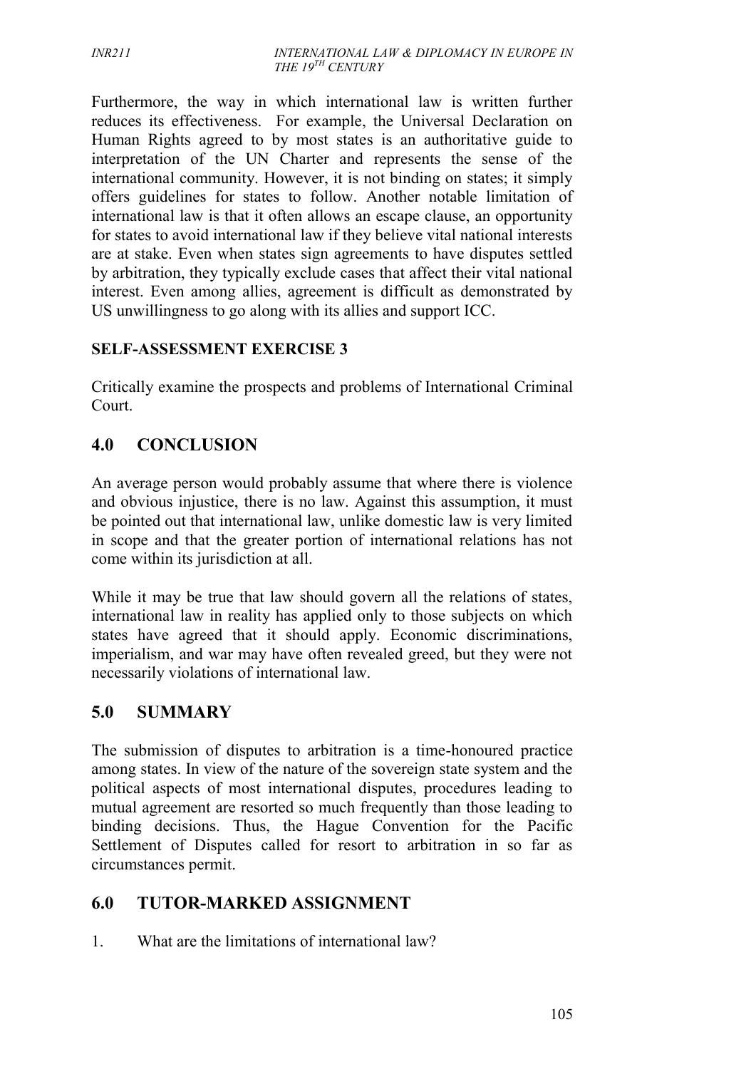Furthermore, the way in which international law is written further reduces its effectiveness. For example, the Universal Declaration on Human Rights agreed to by most states is an authoritative guide to interpretation of the UN Charter and represents the sense of the international community. However, it is not binding on states; it simply offers guidelines for states to follow. Another notable limitation of international law is that it often allows an escape clause, an opportunity for states to avoid international law if they believe vital national interests are at stake. Even when states sign agreements to have disputes settled by arbitration, they typically exclude cases that affect their vital national interest. Even among allies, agreement is difficult as demonstrated by US unwillingness to go along with its allies and support ICC.

**SELF-ASSESSMENT EXERCISE 3**

Critically examine the prospects and problems of International Criminal Court.

## 4.0 CONCLUSION

An average person would probably assume that where there is violence and obvious injustice, there is no law. Against this assumption, it must be pointed out that international law, unlike domestic law is very limited in scope and that the greater portion of international relations has not come within its jurisdiction at all.

While it may be true that law should govern all the relations of states, international law in reality has applied only to those subjects on which states have agreed that it should apply. Economic discriminations, imperialism, and war may have often revealed greed, but they were not necessarily violations of international law.

## 5.0 SUMMARY

The submission of disputes to arbitration is a time-honoured practice among states. In view of the nature of the sovereign state system and the political aspects of most international disputes, procedures leading to mutual agreement are resorted so much frequently than those leading to binding decisions. Thus, the Hague Convention for the Pacific Settlement of Disputes called for resort to arbitration in so far as circumstances permit.

## 6.0 TUTOR-MARKED ASSIGNMENT

1. What are the limitations of international law?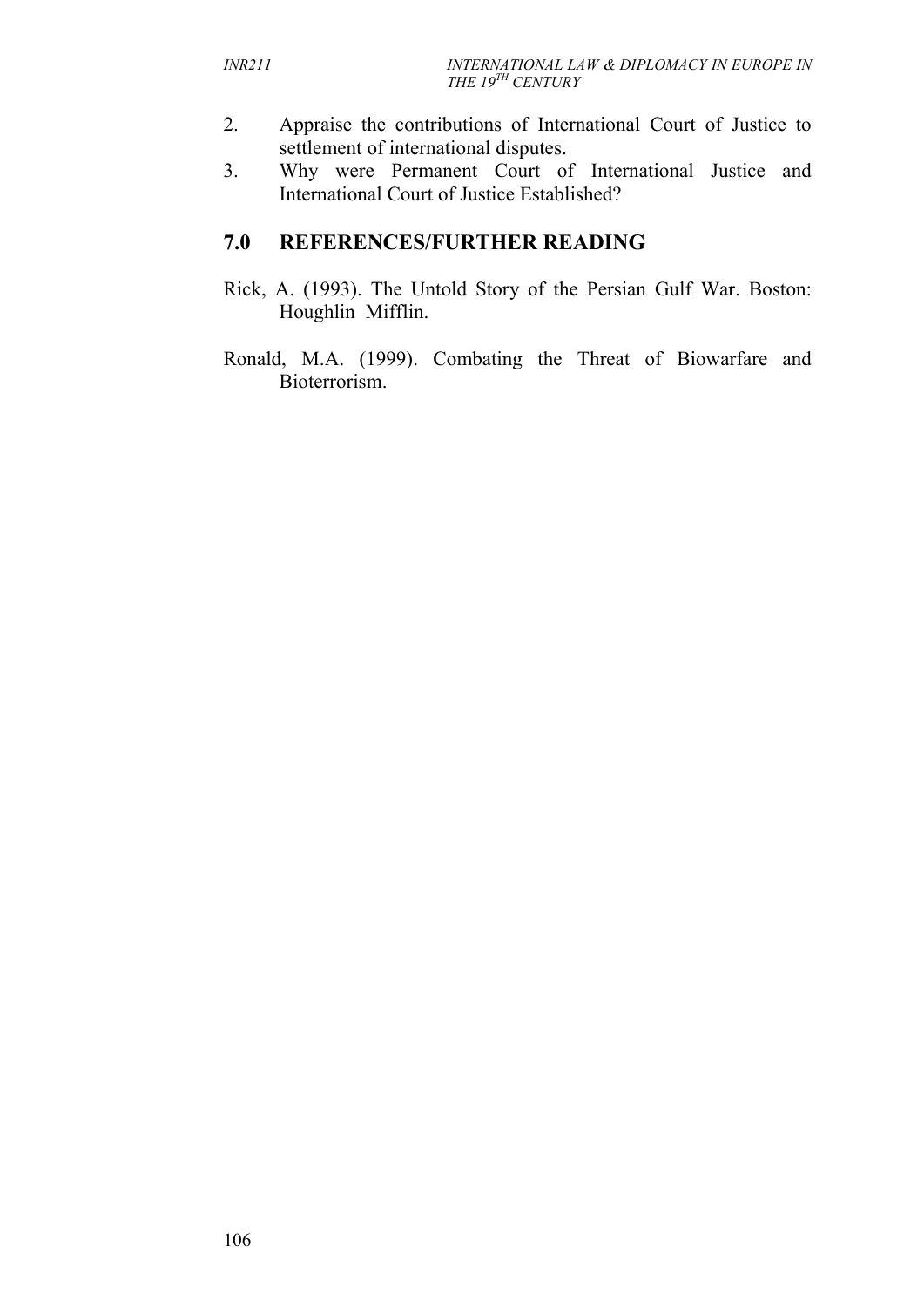2. Appraise the contributions of International Court of Justice to settlement of international disputes.
3. Why were Permanent Court of International Justice and International Court of Justice Established?

## 7.0 REFERENCES/FURTHER READING

Rick, A. (1993). The Untold Story of the Persian Gulf War. Boston: Houghlin Mifflin.

Ronald, M.A. (1999). Combating the Threat of Biowarfare and Bioterrorism.